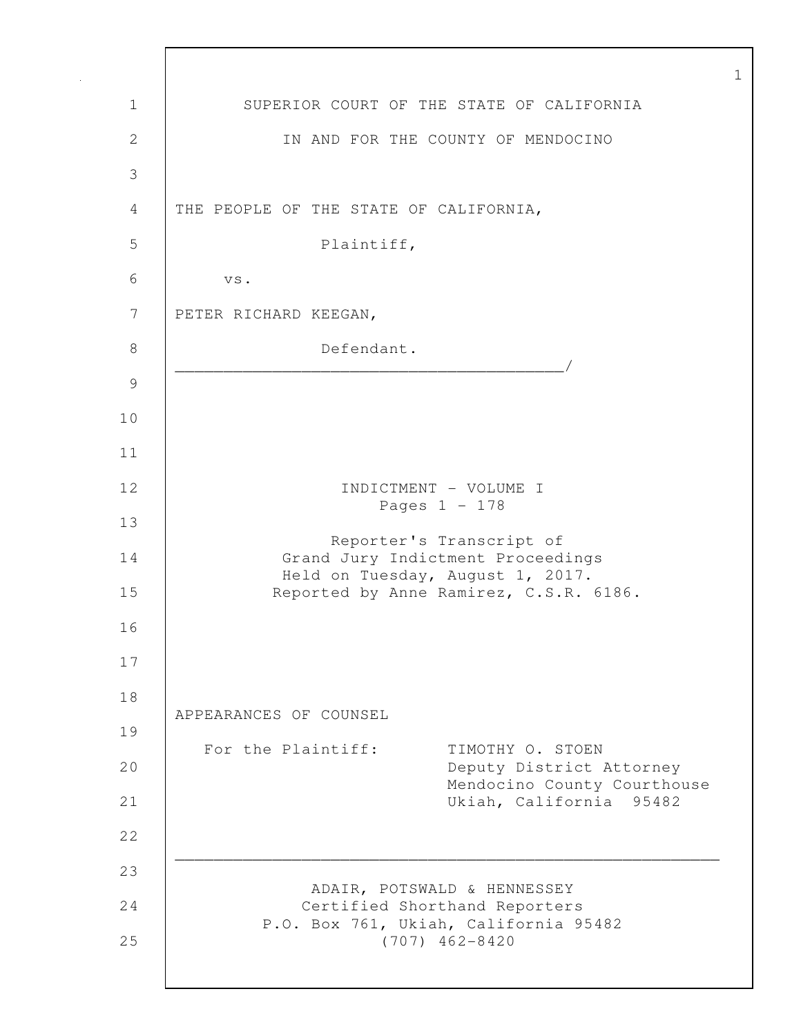SUPERIOR COURT OF THE STATE OF CALIFORNIA

IN AND FOR THE COUNTY OF MENDOCINO

THE PEOPLE OF THE STATE OF CALIFORNIA,

Plaintiff,

vs.

PETER RICHARD KEEGAN,

Defendant.

_______________________________________/

INDICTMENT - VOLUME I
Pages 1 - 178

Reporter's Transcript of
Grand Jury Indictment Proceedings
Held on Tuesday, August 1, 2017.
Reported by Anne Ramirez, C.S.R. 6186.

APPEARANCES OF COUNSEL

For the Plaintiff: TIMOTHY O. STOEN
Deputy District Attorney
Mendocino County Courthouse
Ukiah, California 95482

---

ADAIR, POTSWALD & HENNESSEY
Certified Shorthand Reporters
P.O. Box 761, Ukiah, California 95482
(707) 462-8420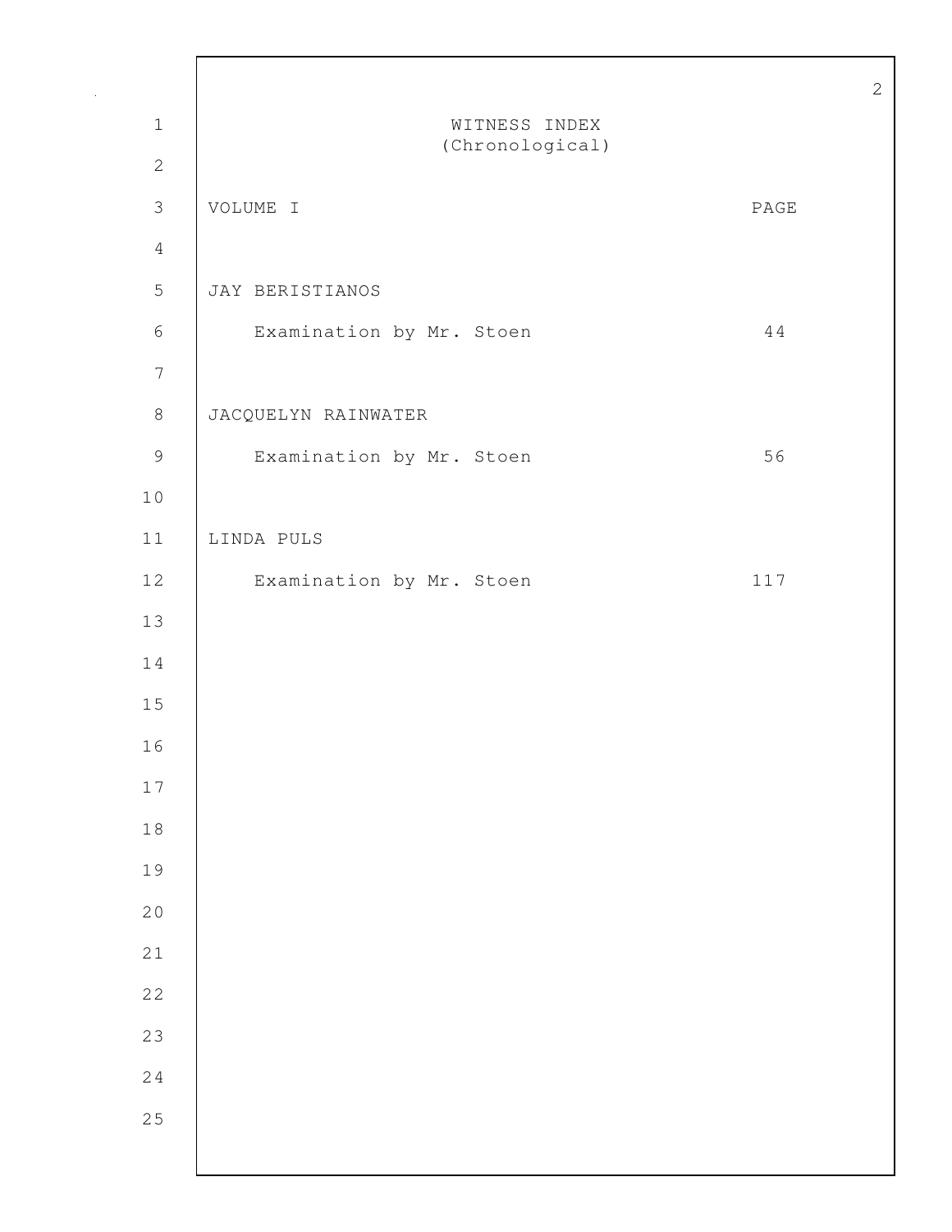# WITNESS INDEX
(Chronological)

| VOLUME I | PAGE |
|---|---|
| JAY BERISTIANOS | |
| Examination by Mr. Stoen | 44 |
| JACQUELYN RAINWATER | |
| Examination by Mr. Stoen | 56 |
| LINDA PULS | |
| Examination by Mr. Stoen | 117 |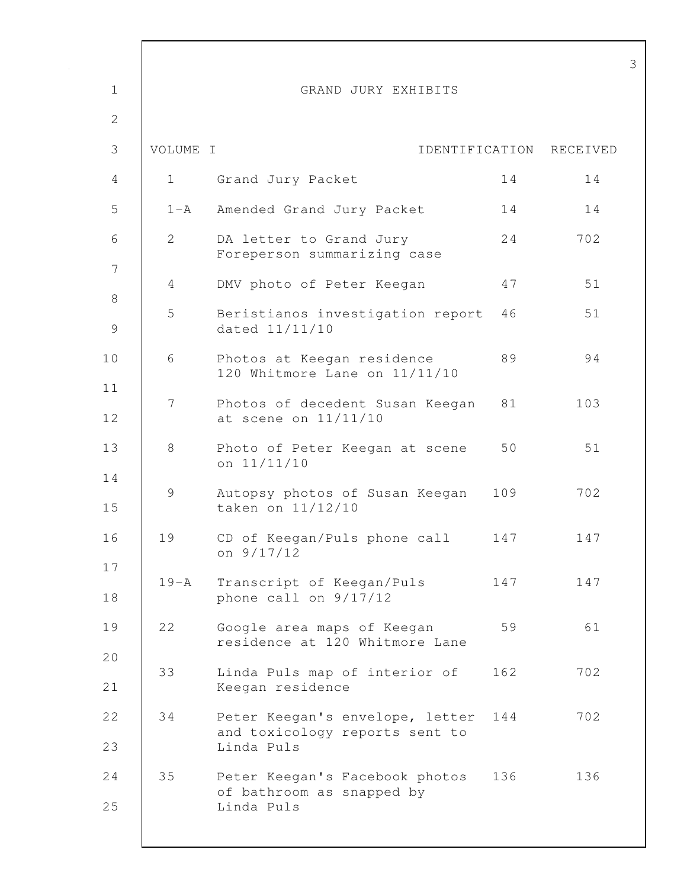# GRAND JURY EXHIBITS

| VOLUME I | | IDENTIFICATION | RECEIVED |
|---|---|---|---|
| 1 | Grand Jury Packet | 14 | 14 |
| 1-A | Amended Grand Jury Packet | 14 | 14 |
| 2 | DA letter to Grand Jury Foreperson summarizing case | 24 | 702 |
| 4 | DMV photo of Peter Keegan | 47 | 51 |
| 5 | Beristianos investigation report dated 11/11/10 | 46 | 51 |
| 6 | Photos at Keegan residence 120 Whitmore Lane on 11/11/10 | 89 | 94 |
| 7 | Photos of decedent Susan Keegan at scene on 11/11/10 | 81 | 103 |
| 8 | Photo of Peter Keegan at scene on 11/11/10 | 50 | 51 |
| 9 | Autopsy photos of Susan Keegan taken on 11/12/10 | 109 | 702 |
| 19 | CD of Keegan/Puls phone call on 9/17/12 | 147 | 147 |
| 19-A | Transcript of Keegan/Puls phone call on 9/17/12 | 147 | 147 |
| 22 | Google area maps of Keegan residence at 120 Whitmore Lane | 59 | 61 |
| 33 | Linda Puls map of interior of Keegan residence | 162 | 702 |
| 34 | Peter Keegan's envelope, letter and toxicology reports sent to Linda Puls | 144 | 702 |
| 35 | Peter Keegan's Facebook photos of bathroom as snapped by Linda Puls | 136 | 136 |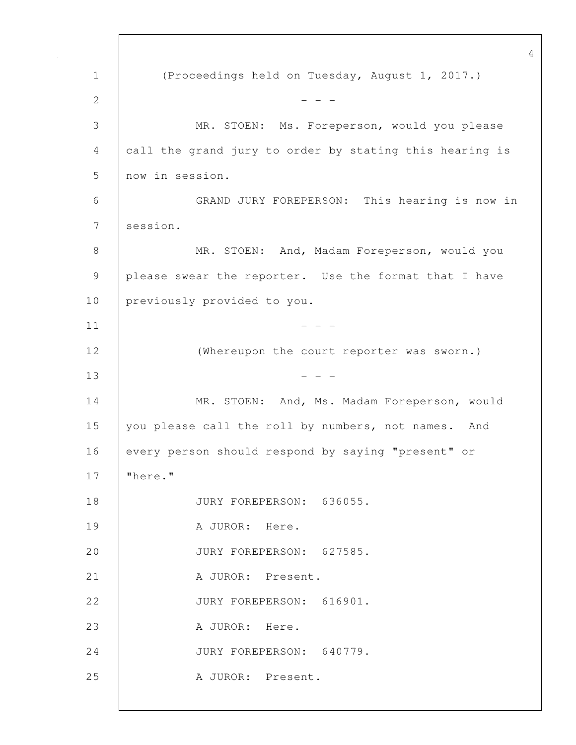(Proceedings held on Tuesday, August 1, 2017.)

- - -

MR. STOEN: Ms. Foreperson, would you please call the grand jury to order by stating this hearing is now in session.

GRAND JURY FOREPERSON: This hearing is now in session.

MR. STOEN: And, Madam Foreperson, would you please swear the reporter. Use the format that I have previously provided to you.

- - -

(Whereupon the court reporter was sworn.)

- - -

MR. STOEN: And, Ms. Madam Foreperson, would you please call the roll by numbers, not names. And every person should respond by saying "present" or "here."

JURY FOREPERSON: 636055.

A JUROR: Here.

JURY FOREPERSON: 627585.

A JUROR: Present.

JURY FOREPERSON: 616901.

A JUROR: Here.

JURY FOREPERSON: 640779.

A JUROR: Present.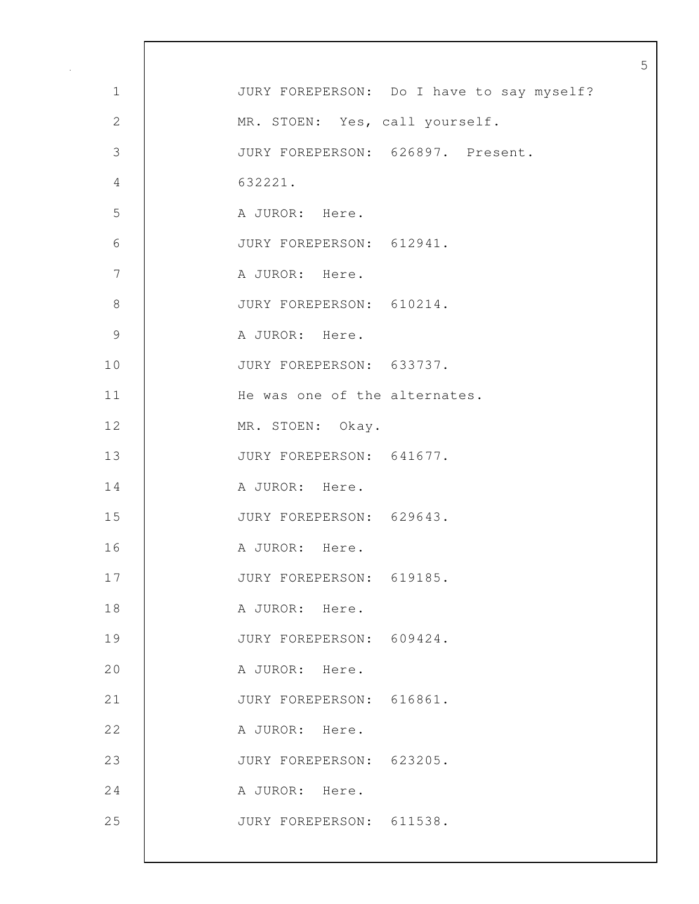JURY FOREPERSON: Do I have to say myself?

MR. STOEN: Yes, call yourself.

JURY FOREPERSON: 626897. Present.

632221.

A JUROR: Here.

JURY FOREPERSON: 612941.

A JUROR: Here.

JURY FOREPERSON: 610214.

A JUROR: Here.

JURY FOREPERSON: 633737.

He was one of the alternates.

MR. STOEN: Okay.

JURY FOREPERSON: 641677.

A JUROR: Here.

JURY FOREPERSON: 629643.

A JUROR: Here.

JURY FOREPERSON: 619185.

A JUROR: Here.

JURY FOREPERSON: 609424.

A JUROR: Here.

JURY FOREPERSON: 616861.

A JUROR: Here.

JURY FOREPERSON: 623205.

A JUROR: Here.

JURY FOREPERSON: 611538.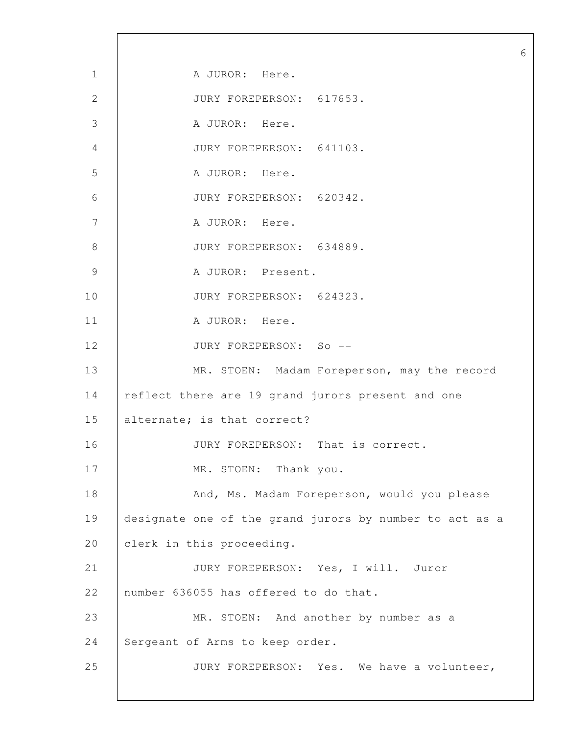A JUROR: Here.

JURY FOREPERSON: 617653.

A JUROR: Here.

JURY FOREPERSON: 641103.

A JUROR: Here.

JURY FOREPERSON: 620342.

A JUROR: Here.

JURY FOREPERSON: 634889.

A JUROR: Present.

JURY FOREPERSON: 624323.

A JUROR: Here.

JURY FOREPERSON: So --

MR. STOEN: Madam Foreperson, may the record reflect there are 19 grand jurors present and one alternate; is that correct?

JURY FOREPERSON: That is correct.

MR. STOEN: Thank you.

And, Ms. Madam Foreperson, would you please designate one of the grand jurors by number to act as a clerk in this proceeding.

JURY FOREPERSON: Yes, I will. Juror number 636055 has offered to do that.

MR. STOEN: And another by number as a Sergeant of Arms to keep order.

JURY FOREPERSON: Yes. We have a volunteer,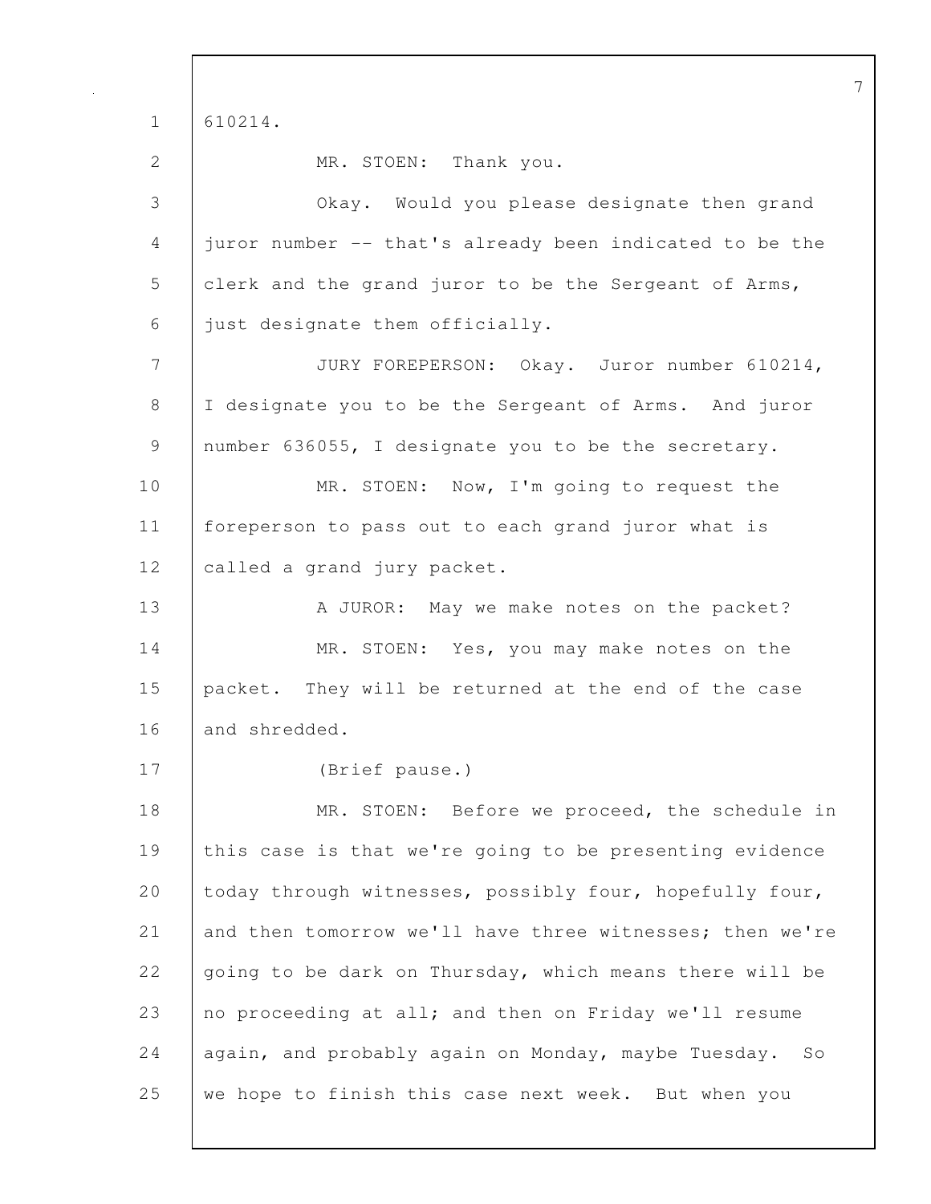610214.

MR. STOEN: Thank you.

Okay. Would you please designate then grand juror number -- that's already been indicated to be the clerk and the grand juror to be the Sergeant of Arms, just designate them officially.

JURY FOREPERSON: Okay. Juror number 610214, I designate you to be the Sergeant of Arms. And juror number 636055, I designate you to be the secretary.

MR. STOEN: Now, I'm going to request the foreperson to pass out to each grand juror what is called a grand jury packet.

A JUROR: May we make notes on the packet?

MR. STOEN: Yes, you may make notes on the packet. They will be returned at the end of the case and shredded.

(Brief pause.)

MR. STOEN: Before we proceed, the schedule in this case is that we're going to be presenting evidence today through witnesses, possibly four, hopefully four, and then tomorrow we'll have three witnesses; then we're going to be dark on Thursday, which means there will be no proceeding at all; and then on Friday we'll resume again, and probably again on Monday, maybe Tuesday. So we hope to finish this case next week. But when you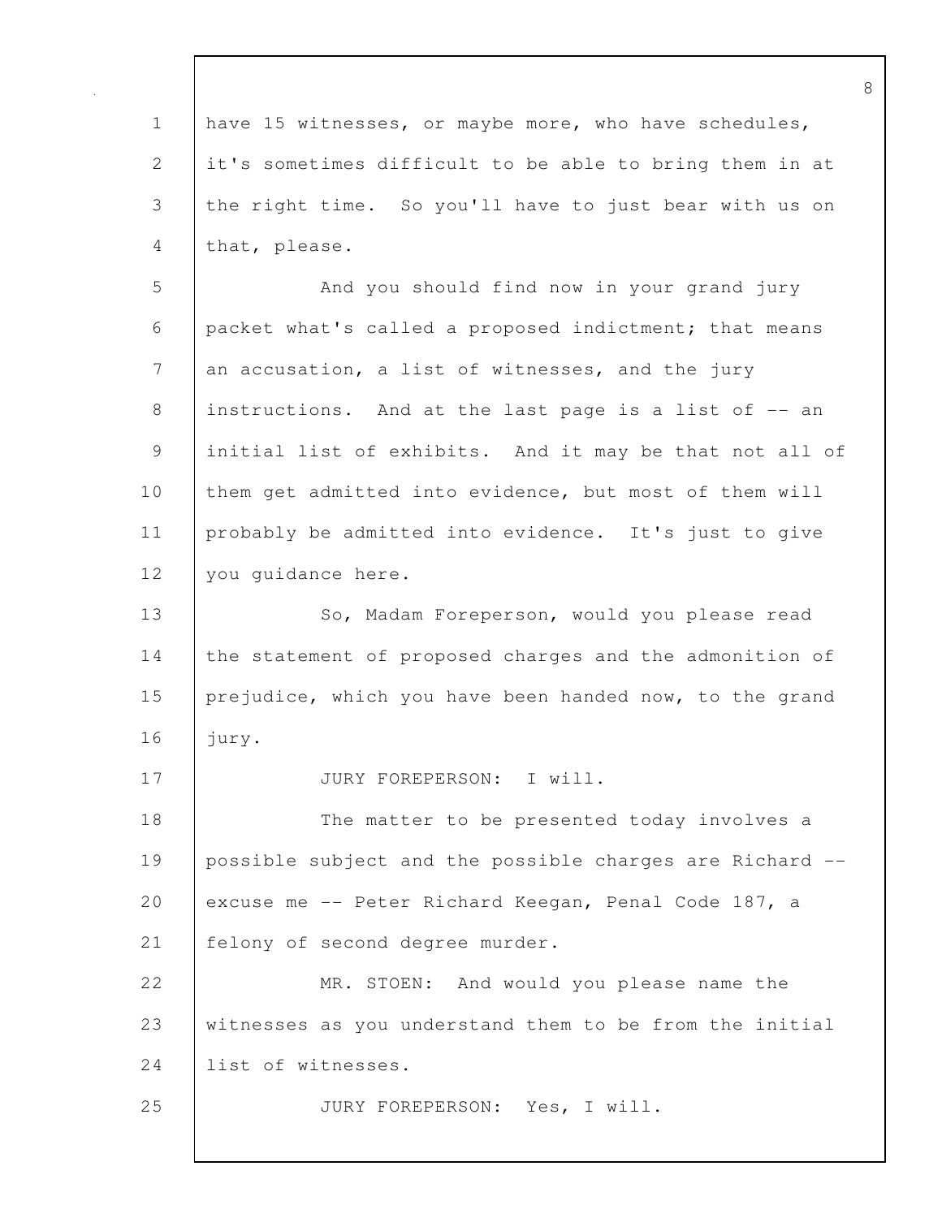have 15 witnesses, or maybe more, who have schedules, it's sometimes difficult to be able to bring them in at the right time. So you'll have to just bear with us on that, please.

And you should find now in your grand jury packet what's called a proposed indictment; that means an accusation, a list of witnesses, and the jury instructions. And at the last page is a list of -- an initial list of exhibits. And it may be that not all of them get admitted into evidence, but most of them will probably be admitted into evidence. It's just to give you guidance here.

So, Madam Foreperson, would you please read the statement of proposed charges and the admonition of prejudice, which you have been handed now, to the grand jury.

JURY FOREPERSON: I will.

The matter to be presented today involves a possible subject and the possible charges are Richard -- excuse me -- Peter Richard Keegan, Penal Code 187, a felony of second degree murder.

MR. STOEN: And would you please name the witnesses as you understand them to be from the initial list of witnesses.

JURY FOREPERSON: Yes, I will.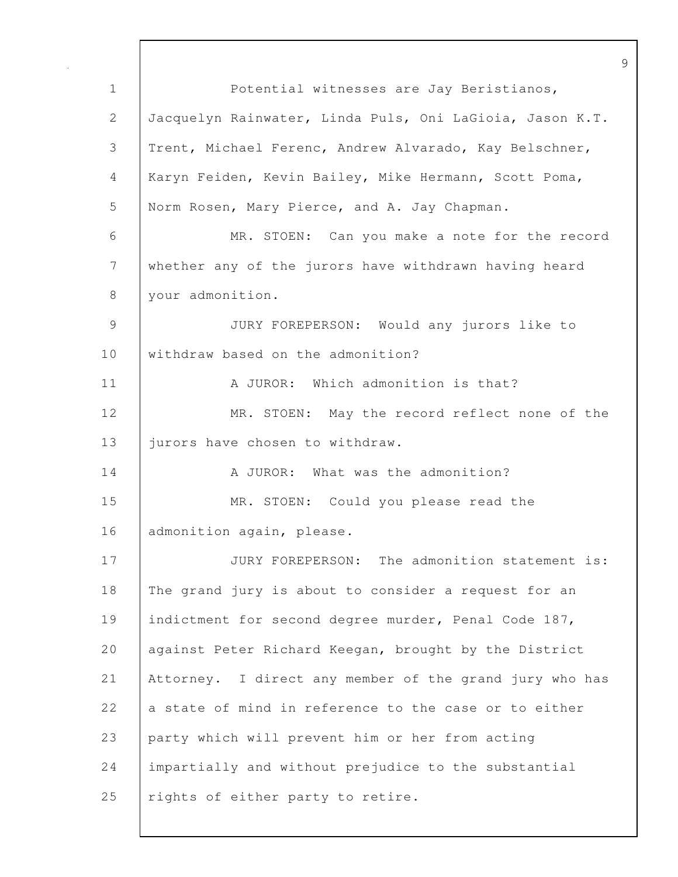Potential witnesses are Jay Beristianos, Jacquelyn Rainwater, Linda Puls, Oni LaGioia, Jason K.T. Trent, Michael Ferenc, Andrew Alvarado, Kay Belschner, Karyn Feiden, Kevin Bailey, Mike Hermann, Scott Poma, Norm Rosen, Mary Pierce, and A. Jay Chapman.

MR. STOEN: Can you make a note for the record whether any of the jurors have withdrawn having heard your admonition.

JURY FOREPERSON: Would any jurors like to withdraw based on the admonition?

A JUROR: Which admonition is that?

MR. STOEN: May the record reflect none of the jurors have chosen to withdraw.

A JUROR: What was the admonition?

MR. STOEN: Could you please read the admonition again, please.

JURY FOREPERSON: The admonition statement is: The grand jury is about to consider a request for an indictment for second degree murder, Penal Code 187, against Peter Richard Keegan, brought by the District Attorney. I direct any member of the grand jury who has a state of mind in reference to the case or to either party which will prevent him or her from acting impartially and without prejudice to the substantial rights of either party to retire.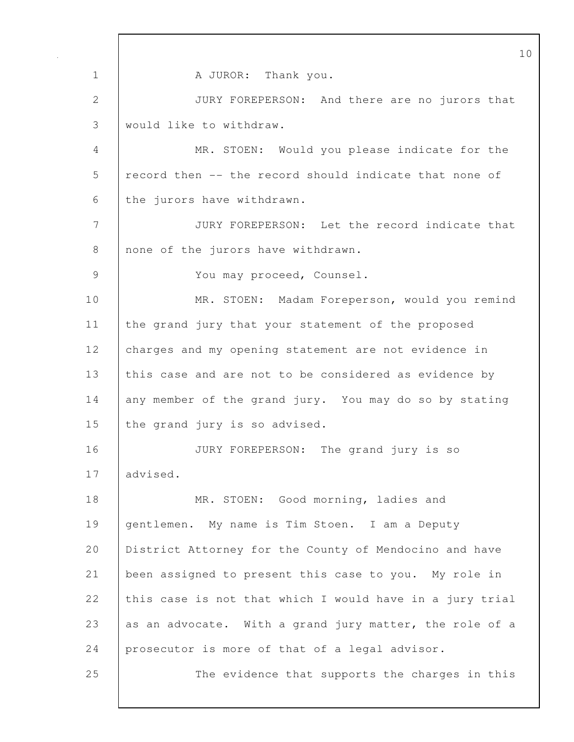A JUROR: Thank you.

JURY FOREPERSON: And there are no jurors that would like to withdraw.

MR. STOEN: Would you please indicate for the record then -- the record should indicate that none of the jurors have withdrawn.

JURY FOREPERSON: Let the record indicate that none of the jurors have withdrawn.

You may proceed, Counsel.

MR. STOEN: Madam Foreperson, would you remind the grand jury that your statement of the proposed charges and my opening statement are not evidence in this case and are not to be considered as evidence by any member of the grand jury. You may do so by stating the grand jury is so advised.

JURY FOREPERSON: The grand jury is so advised.

MR. STOEN: Good morning, ladies and gentlemen. My name is Tim Stoen. I am a Deputy District Attorney for the County of Mendocino and have been assigned to present this case to you. My role in this case is not that which I would have in a jury trial as an advocate. With a grand jury matter, the role of a prosecutor is more of that of a legal advisor.

The evidence that supports the charges in this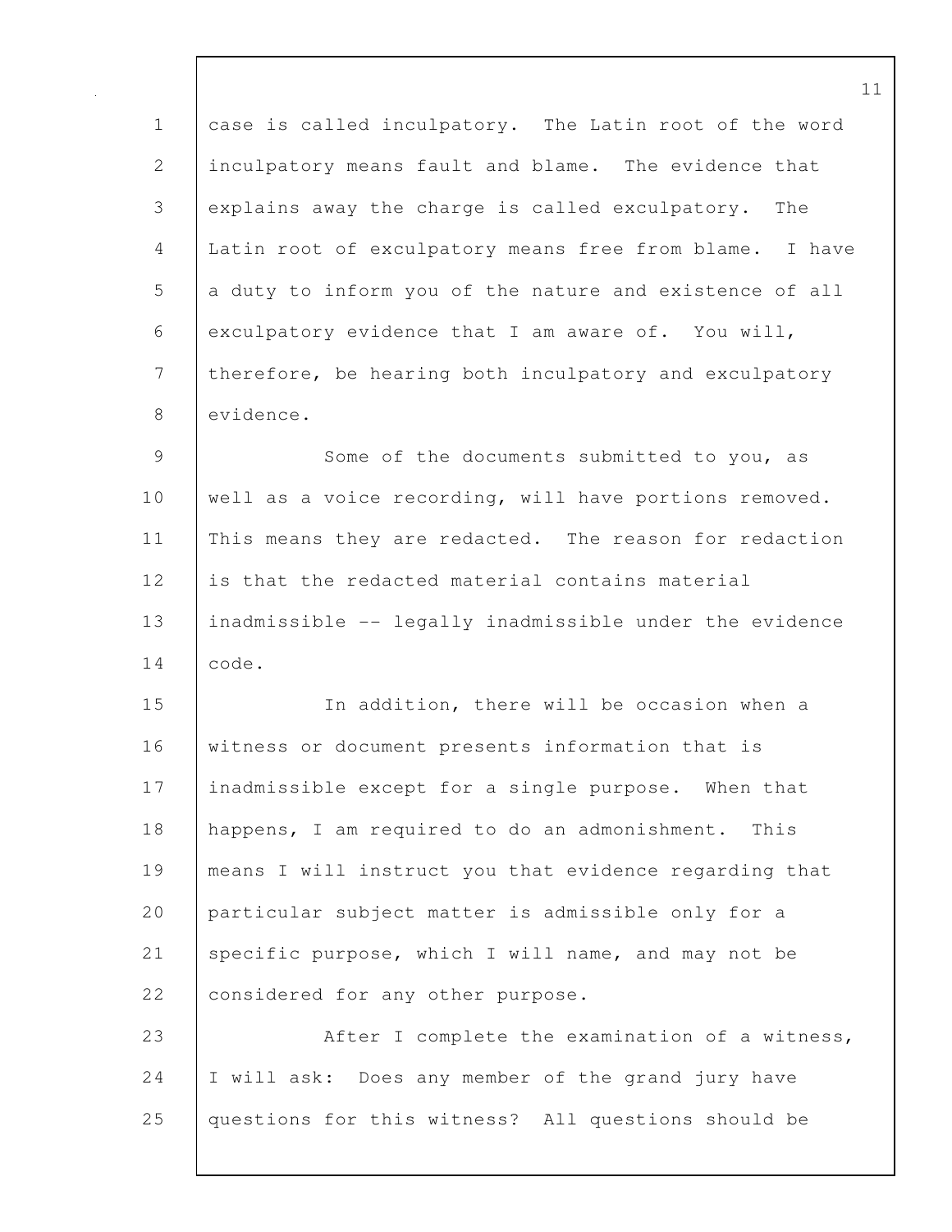case is called inculpatory. The Latin root of the word inculpatory means fault and blame. The evidence that explains away the charge is called exculpatory. The Latin root of exculpatory means free from blame. I have a duty to inform you of the nature and existence of all exculpatory evidence that I am aware of. You will, therefore, be hearing both inculpatory and exculpatory evidence.

Some of the documents submitted to you, as well as a voice recording, will have portions removed. This means they are redacted. The reason for redaction is that the redacted material contains material inadmissible -- legally inadmissible under the evidence code.

In addition, there will be occasion when a witness or document presents information that is inadmissible except for a single purpose. When that happens, I am required to do an admonishment. This means I will instruct you that evidence regarding that particular subject matter is admissible only for a specific purpose, which I will name, and may not be considered for any other purpose.

After I complete the examination of a witness, I will ask: Does any member of the grand jury have questions for this witness? All questions should be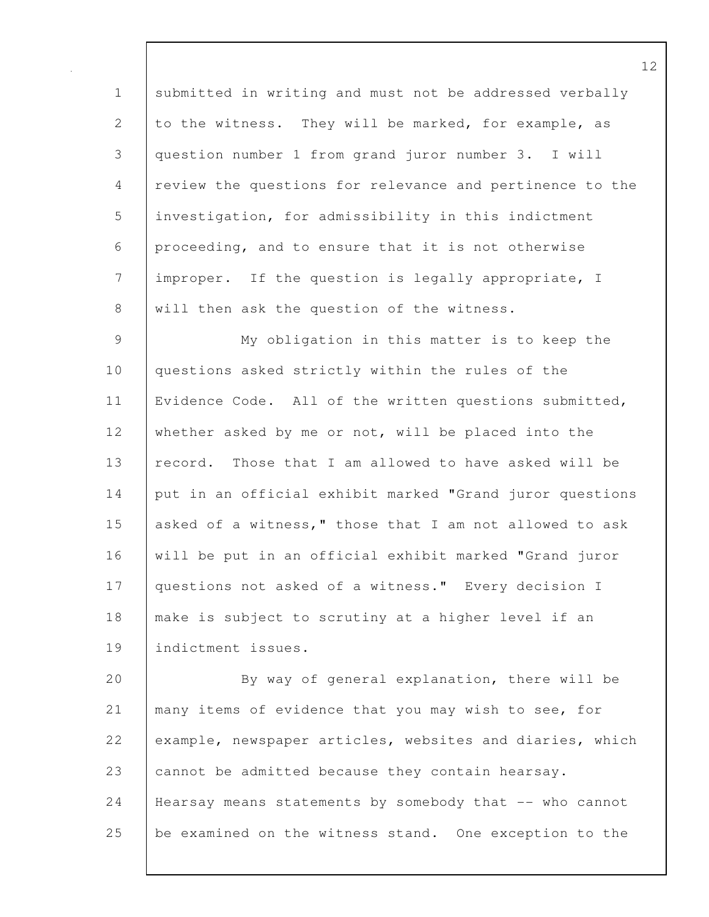submitted in writing and must not be addressed verbally to the witness. They will be marked, for example, as question number 1 from grand juror number 3. I will review the questions for relevance and pertinence to the investigation, for admissibility in this indictment proceeding, and to ensure that it is not otherwise improper. If the question is legally appropriate, I will then ask the question of the witness.

My obligation in this matter is to keep the questions asked strictly within the rules of the Evidence Code. All of the written questions submitted, whether asked by me or not, will be placed into the record. Those that I am allowed to have asked will be put in an official exhibit marked "Grand juror questions asked of a witness," those that I am not allowed to ask will be put in an official exhibit marked "Grand juror questions not asked of a witness." Every decision I make is subject to scrutiny at a higher level if an indictment issues.

By way of general explanation, there will be many items of evidence that you may wish to see, for example, newspaper articles, websites and diaries, which cannot be admitted because they contain hearsay. Hearsay means statements by somebody that -- who cannot be examined on the witness stand. One exception to the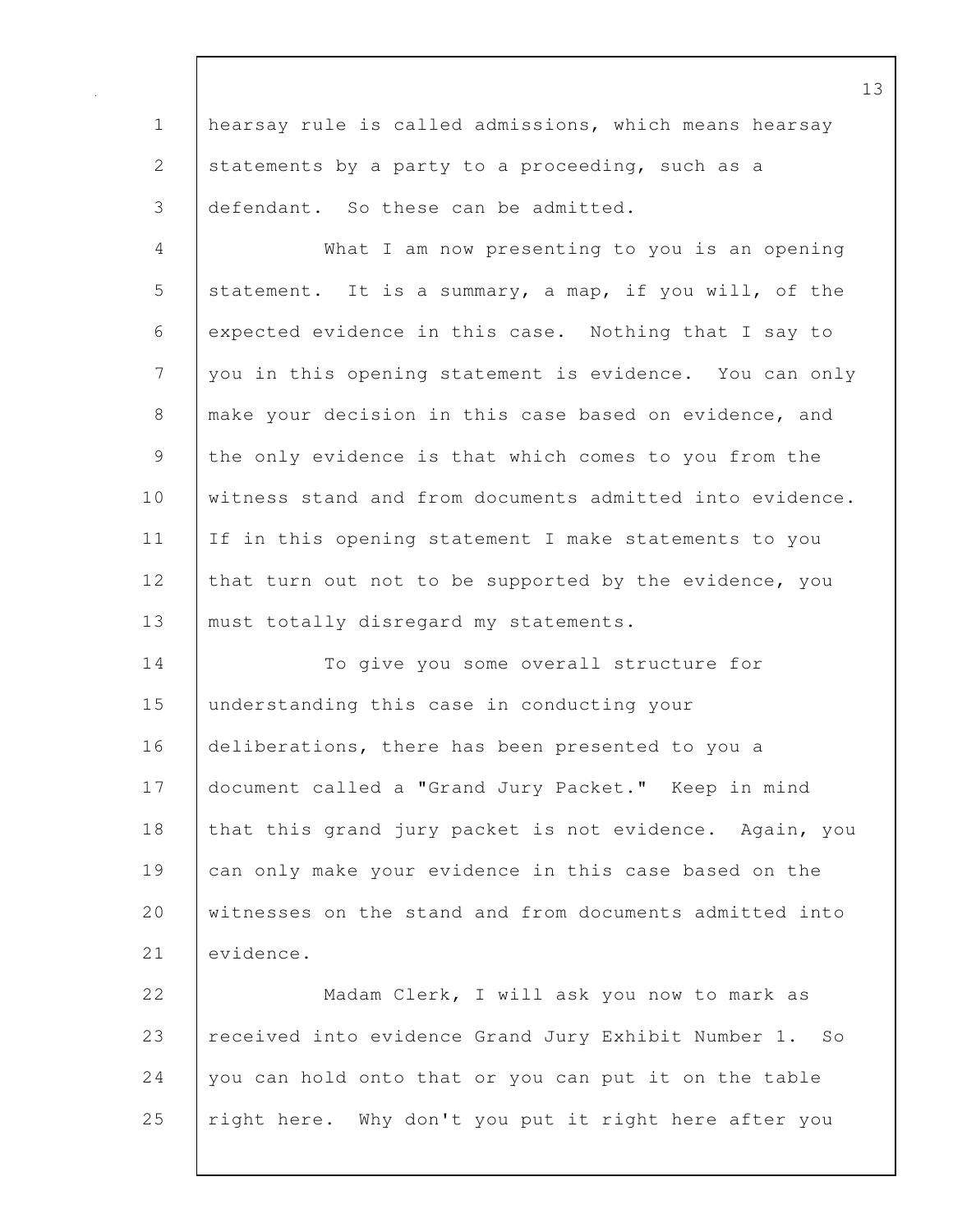hearsay rule is called admissions, which means hearsay statements by a party to a proceeding, such as a defendant. So these can be admitted.

What I am now presenting to you is an opening statement. It is a summary, a map, if you will, of the expected evidence in this case. Nothing that I say to you in this opening statement is evidence. You can only make your decision in this case based on evidence, and the only evidence is that which comes to you from the witness stand and from documents admitted into evidence. If in this opening statement I make statements to you that turn out not to be supported by the evidence, you must totally disregard my statements.

To give you some overall structure for understanding this case in conducting your deliberations, there has been presented to you a document called a "Grand Jury Packet." Keep in mind that this grand jury packet is not evidence. Again, you can only make your evidence in this case based on the witnesses on the stand and from documents admitted into evidence.

Madam Clerk, I will ask you now to mark as received into evidence Grand Jury Exhibit Number 1. So you can hold onto that or you can put it on the table right here. Why don't you put it right here after you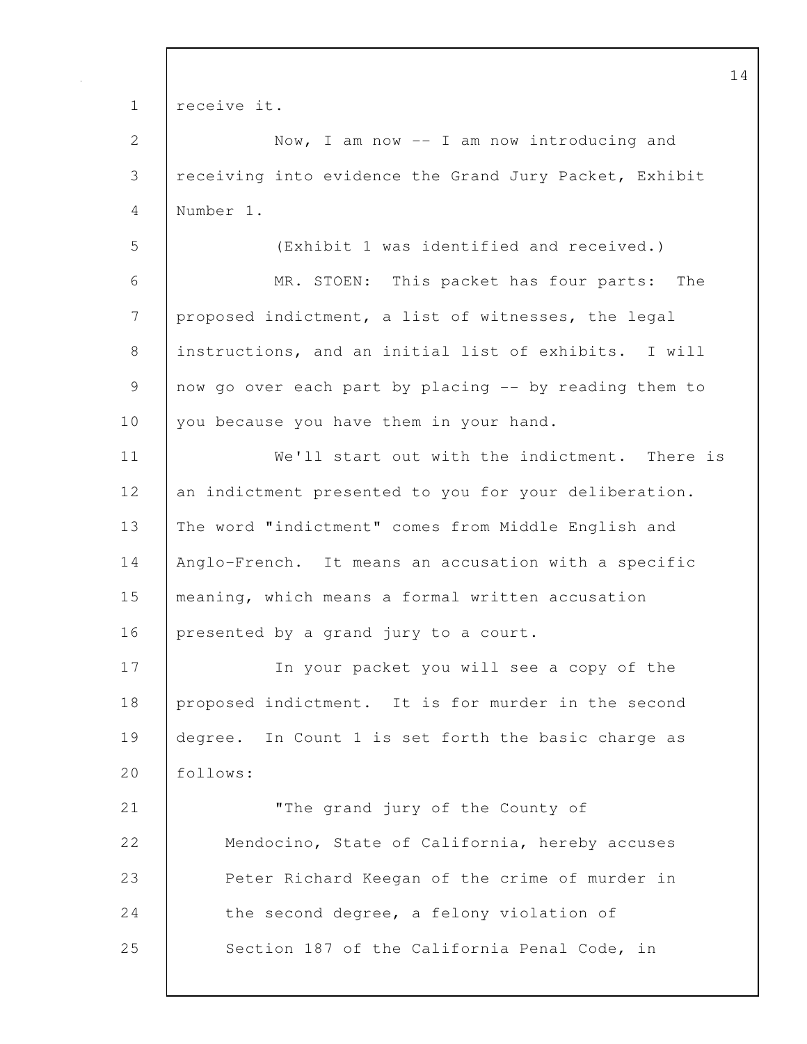receive it.

Now, I am now -- I am now introducing and receiving into evidence the Grand Jury Packet, Exhibit Number 1.

(Exhibit 1 was identified and received.)

MR. STOEN: This packet has four parts: The proposed indictment, a list of witnesses, the legal instructions, and an initial list of exhibits. I will now go over each part by placing -- by reading them to you because you have them in your hand.

We'll start out with the indictment. There is an indictment presented to you for your deliberation. The word "indictment" comes from Middle English and Anglo-French. It means an accusation with a specific meaning, which means a formal written accusation presented by a grand jury to a court.

In your packet you will see a copy of the proposed indictment. It is for murder in the second degree. In Count 1 is set forth the basic charge as follows:

> "The grand jury of the County of Mendocino, State of California, hereby accuses Peter Richard Keegan of the crime of murder in the second degree, a felony violation of Section 187 of the California Penal Code, in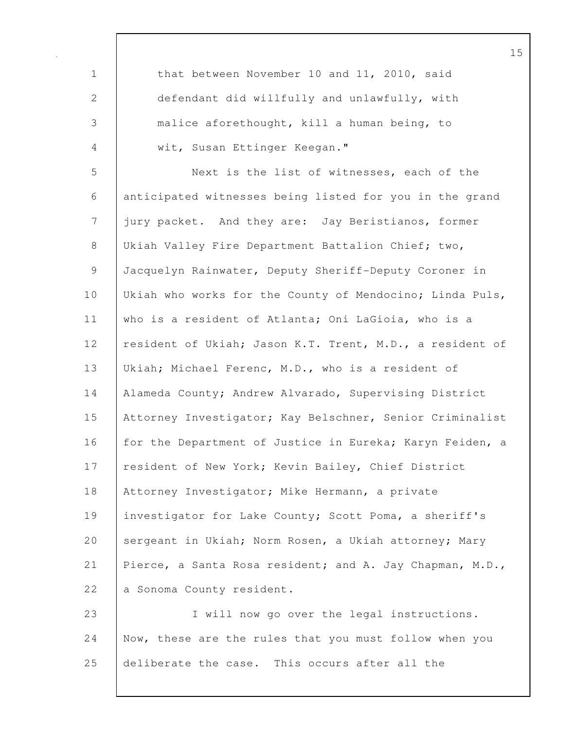that between November 10 and 11, 2010, said defendant did willfully and unlawfully, with malice aforethought, kill a human being, to wit, Susan Ettinger Keegan."

Next is the list of witnesses, each of the anticipated witnesses being listed for you in the grand jury packet. And they are: Jay Beristianos, former Ukiah Valley Fire Department Battalion Chief; two, Jacquelyn Rainwater, Deputy Sheriff-Deputy Coroner in Ukiah who works for the County of Mendocino; Linda Puls, who is a resident of Atlanta; Oni LaGioia, who is a resident of Ukiah; Jason K.T. Trent, M.D., a resident of Ukiah; Michael Ferenc, M.D., who is a resident of Alameda County; Andrew Alvarado, Supervising District Attorney Investigator; Kay Belschner, Senior Criminalist for the Department of Justice in Eureka; Karyn Feiden, a resident of New York; Kevin Bailey, Chief District Attorney Investigator; Mike Hermann, a private investigator for Lake County; Scott Poma, a sheriff's sergeant in Ukiah; Norm Rosen, a Ukiah attorney; Mary Pierce, a Santa Rosa resident; and A. Jay Chapman, M.D., a Sonoma County resident.

I will now go over the legal instructions. Now, these are the rules that you must follow when you deliberate the case. This occurs after all the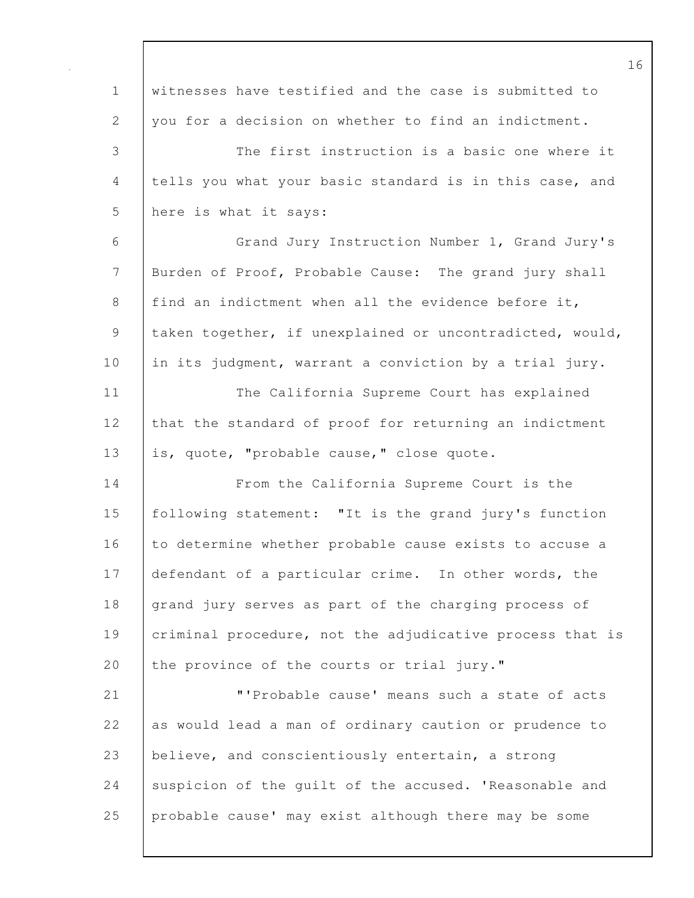witnesses have testified and the case is submitted to you for a decision on whether to find an indictment.

The first instruction is a basic one where it tells you what your basic standard is in this case, and here is what it says:

Grand Jury Instruction Number 1, Grand Jury's Burden of Proof, Probable Cause: The grand jury shall find an indictment when all the evidence before it, taken together, if unexplained or uncontradicted, would, in its judgment, warrant a conviction by a trial jury.

The California Supreme Court has explained that the standard of proof for returning an indictment is, quote, "probable cause," close quote.

From the California Supreme Court is the following statement: "It is the grand jury's function to determine whether probable cause exists to accuse a defendant of a particular crime. In other words, the grand jury serves as part of the charging process of criminal procedure, not the adjudicative process that is the province of the courts or trial jury."

"'Probable cause' means such a state of acts as would lead a man of ordinary caution or prudence to believe, and conscientiously entertain, a strong suspicion of the guilt of the accused. 'Reasonable and probable cause' may exist although there may be some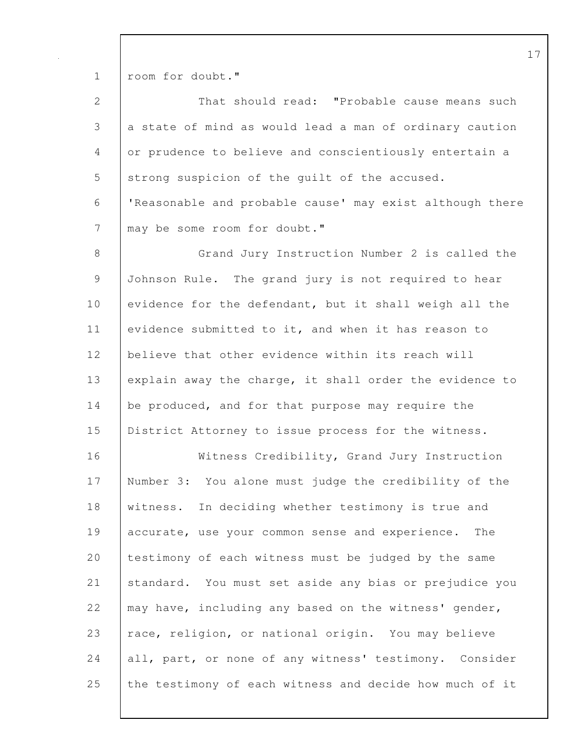room for doubt."

That should read: "Probable cause means such a state of mind as would lead a man of ordinary caution or prudence to believe and conscientiously entertain a strong suspicion of the guilt of the accused. 'Reasonable and probable cause' may exist although there may be some room for doubt."

Grand Jury Instruction Number 2 is called the Johnson Rule. The grand jury is not required to hear evidence for the defendant, but it shall weigh all the evidence submitted to it, and when it has reason to believe that other evidence within its reach will explain away the charge, it shall order the evidence to be produced, and for that purpose may require the District Attorney to issue process for the witness.

Witness Credibility, Grand Jury Instruction Number 3: You alone must judge the credibility of the witness. In deciding whether testimony is true and accurate, use your common sense and experience. The testimony of each witness must be judged by the same standard. You must set aside any bias or prejudice you may have, including any based on the witness' gender, race, religion, or national origin. You may believe all, part, or none of any witness' testimony. Consider the testimony of each witness and decide how much of it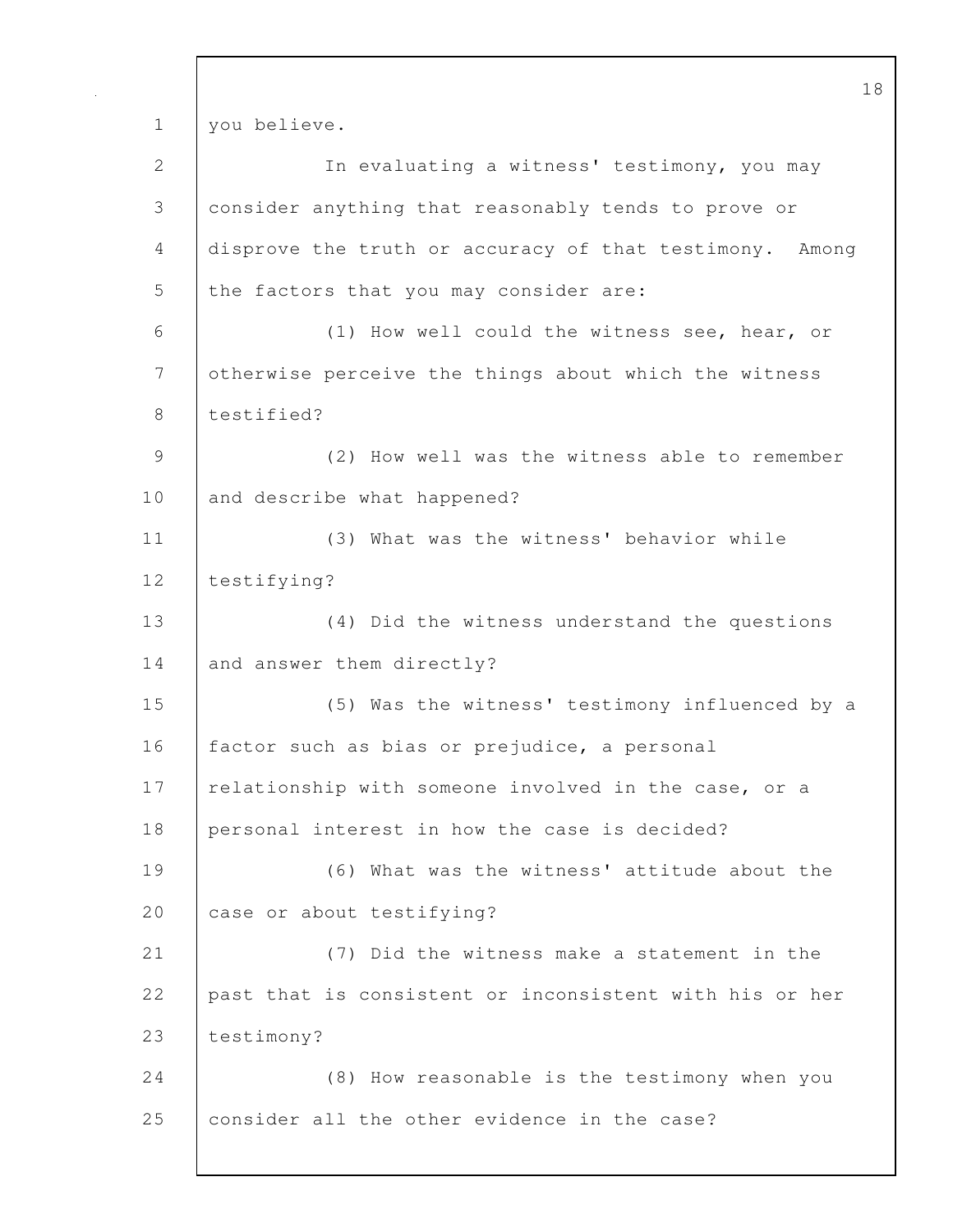you believe.

In evaluating a witness' testimony, you may consider anything that reasonably tends to prove or disprove the truth or accuracy of that testimony. Among the factors that you may consider are:

(1) How well could the witness see, hear, or otherwise perceive the things about which the witness testified?

(2) How well was the witness able to remember and describe what happened?

(3) What was the witness' behavior while testifying?

(4) Did the witness understand the questions and answer them directly?

(5) Was the witness' testimony influenced by a factor such as bias or prejudice, a personal relationship with someone involved in the case, or a personal interest in how the case is decided?

(6) What was the witness' attitude about the case or about testifying?

(7) Did the witness make a statement in the past that is consistent or inconsistent with his or her testimony?

(8) How reasonable is the testimony when you consider all the other evidence in the case?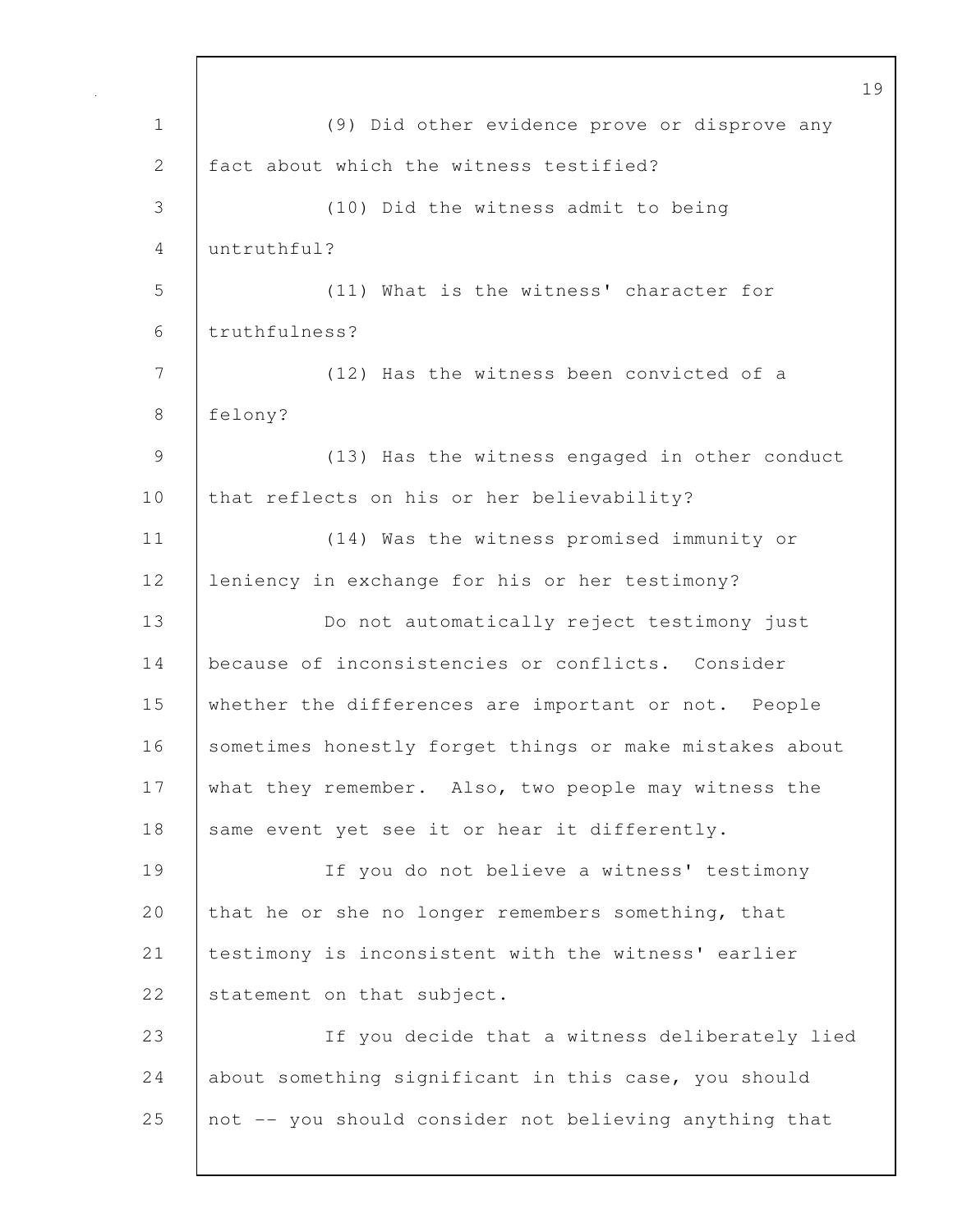(9) Did other evidence prove or disprove any fact about which the witness testified?

(10) Did the witness admit to being untruthful?

(11) What is the witness' character for truthfulness?

(12) Has the witness been convicted of a felony?

(13) Has the witness engaged in other conduct that reflects on his or her believability?

(14) Was the witness promised immunity or leniency in exchange for his or her testimony?

Do not automatically reject testimony just because of inconsistencies or conflicts. Consider whether the differences are important or not. People sometimes honestly forget things or make mistakes about what they remember. Also, two people may witness the same event yet see it or hear it differently.

If you do not believe a witness' testimony that he or she no longer remembers something, that testimony is inconsistent with the witness' earlier statement on that subject.

If you decide that a witness deliberately lied about something significant in this case, you should not -- you should consider not believing anything that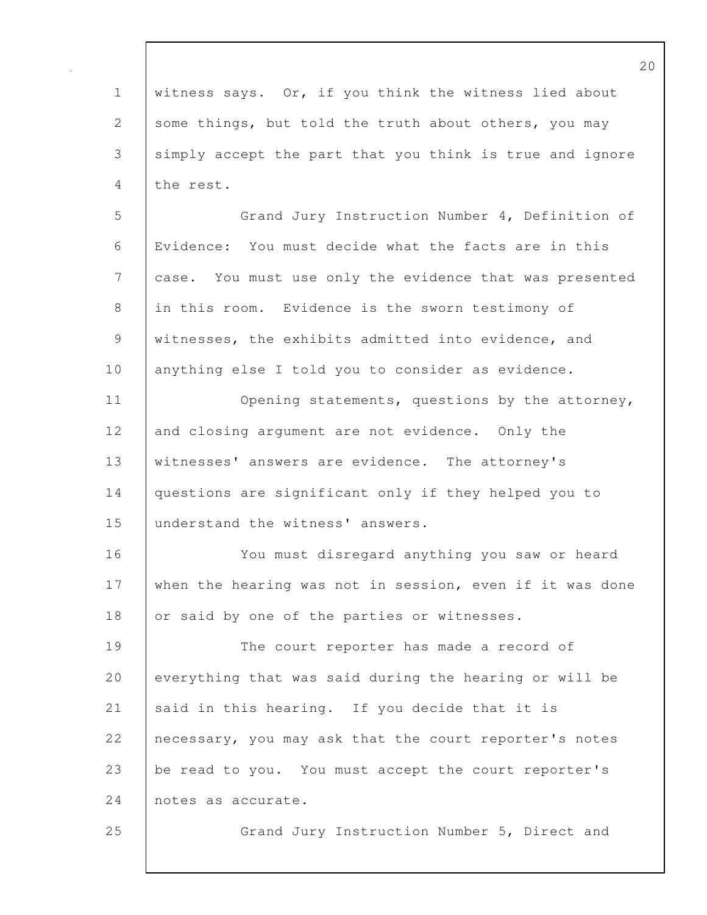witness says. Or, if you think the witness lied about some things, but told the truth about others, you may simply accept the part that you think is true and ignore the rest.

Grand Jury Instruction Number 4, Definition of Evidence: You must decide what the facts are in this case. You must use only the evidence that was presented in this room. Evidence is the sworn testimony of witnesses, the exhibits admitted into evidence, and anything else I told you to consider as evidence.

Opening statements, questions by the attorney, and closing argument are not evidence. Only the witnesses' answers are evidence. The attorney's questions are significant only if they helped you to understand the witness' answers.

You must disregard anything you saw or heard when the hearing was not in session, even if it was done or said by one of the parties or witnesses.

The court reporter has made a record of everything that was said during the hearing or will be said in this hearing. If you decide that it is necessary, you may ask that the court reporter's notes be read to you. You must accept the court reporter's notes as accurate.

Grand Jury Instruction Number 5, Direct and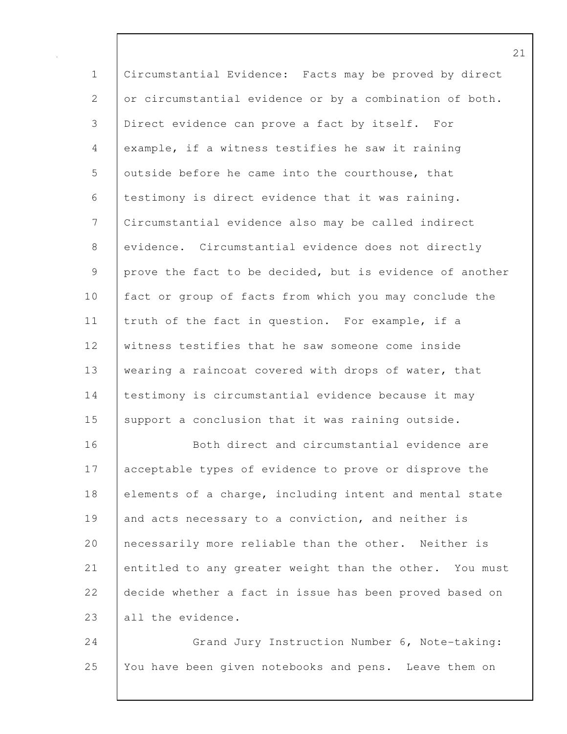Circumstantial Evidence: Facts may be proved by direct or circumstantial evidence or by a combination of both. Direct evidence can prove a fact by itself. For example, if a witness testifies he saw it raining outside before he came into the courthouse, that testimony is direct evidence that it was raining. Circumstantial evidence also may be called indirect evidence. Circumstantial evidence does not directly prove the fact to be decided, but is evidence of another fact or group of facts from which you may conclude the truth of the fact in question. For example, if a witness testifies that he saw someone come inside wearing a raincoat covered with drops of water, that testimony is circumstantial evidence because it may support a conclusion that it was raining outside.

Both direct and circumstantial evidence are acceptable types of evidence to prove or disprove the elements of a charge, including intent and mental state and acts necessary to a conviction, and neither is necessarily more reliable than the other. Neither is entitled to any greater weight than the other. You must decide whether a fact in issue has been proved based on all the evidence.

Grand Jury Instruction Number 6, Note-taking: You have been given notebooks and pens. Leave them on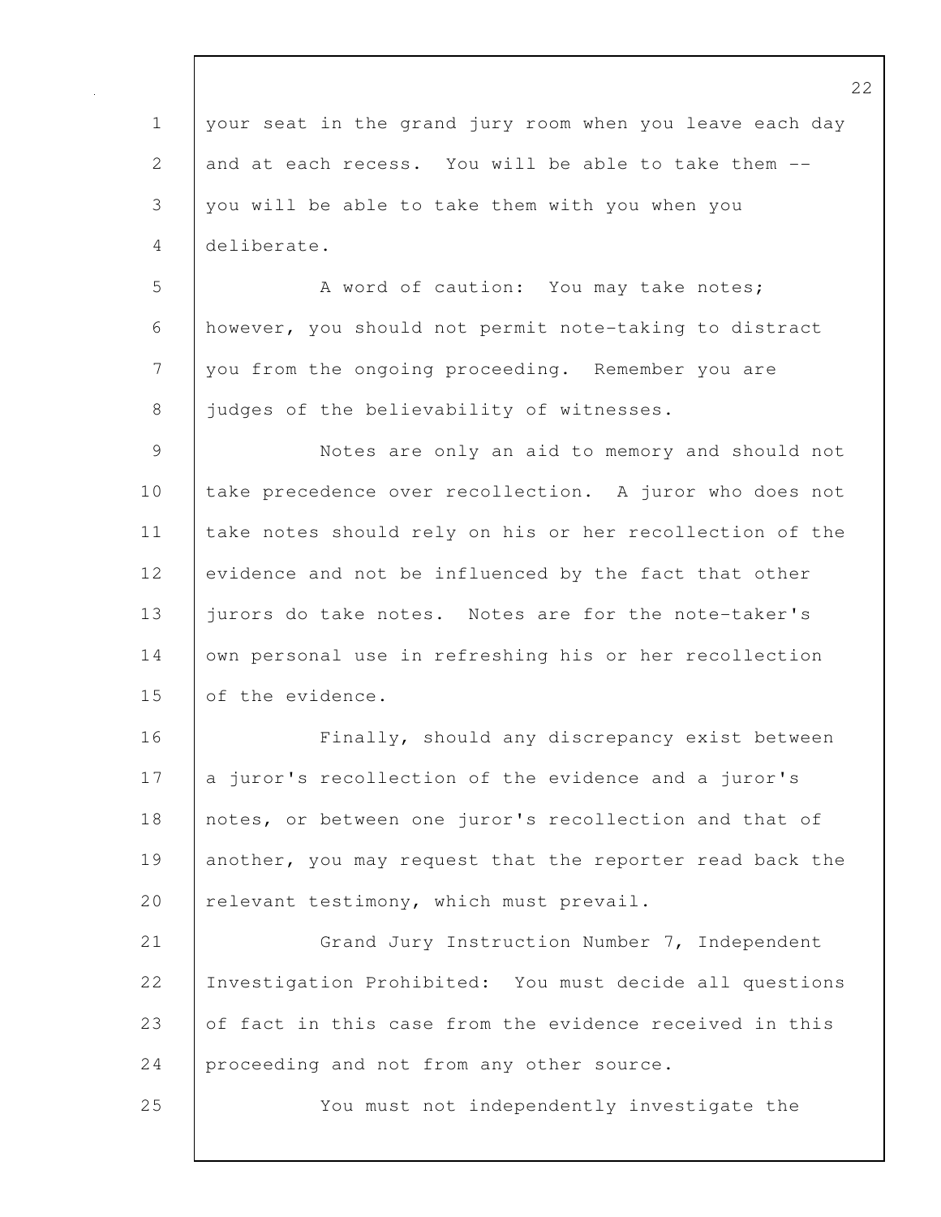your seat in the grand jury room when you leave each day and at each recess. You will be able to take them -- you will be able to take them with you when you deliberate.

A word of caution: You may take notes; however, you should not permit note-taking to distract you from the ongoing proceeding. Remember you are judges of the believability of witnesses.

Notes are only an aid to memory and should not take precedence over recollection. A juror who does not take notes should rely on his or her recollection of the evidence and not be influenced by the fact that other jurors do take notes. Notes are for the note-taker's own personal use in refreshing his or her recollection of the evidence.

Finally, should any discrepancy exist between a juror's recollection of the evidence and a juror's notes, or between one juror's recollection and that of another, you may request that the reporter read back the relevant testimony, which must prevail.

Grand Jury Instruction Number 7, Independent Investigation Prohibited: You must decide all questions of fact in this case from the evidence received in this proceeding and not from any other source.

You must not independently investigate the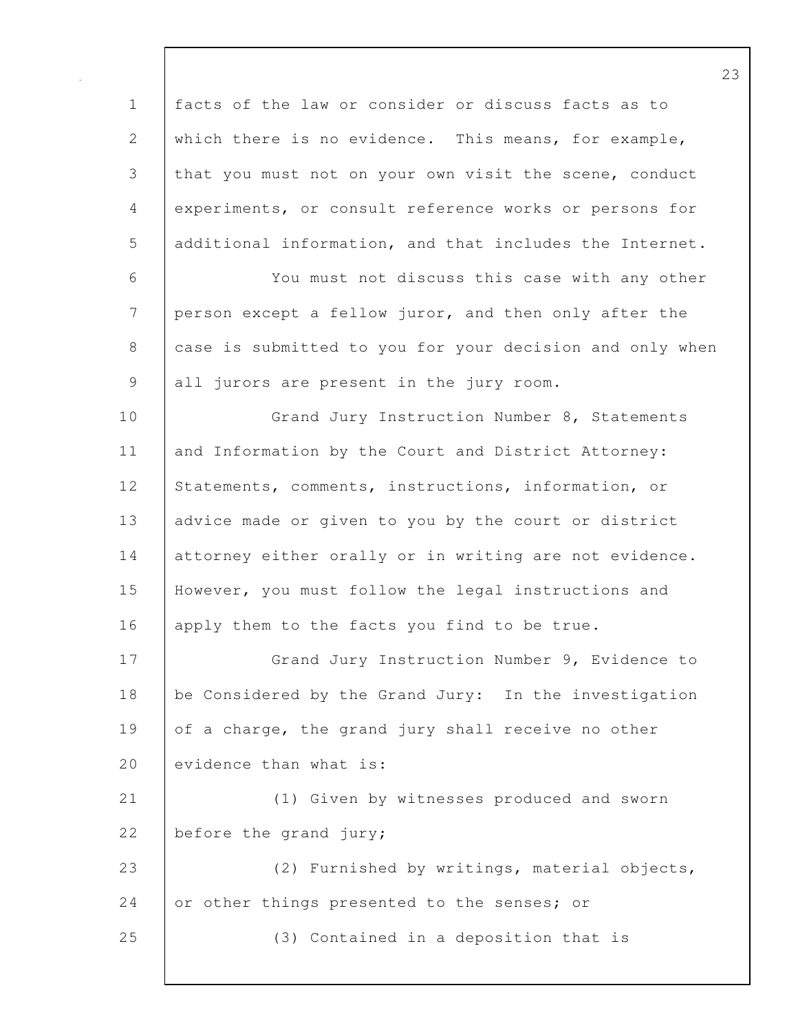facts of the law or consider or discuss facts as to which there is no evidence. This means, for example, that you must not on your own visit the scene, conduct experiments, or consult reference works or persons for additional information, and that includes the Internet.

You must not discuss this case with any other person except a fellow juror, and then only after the case is submitted to you for your decision and only when all jurors are present in the jury room.

Grand Jury Instruction Number 8, Statements and Information by the Court and District Attorney: Statements, comments, instructions, information, or advice made or given to you by the court or district attorney either orally or in writing are not evidence. However, you must follow the legal instructions and apply them to the facts you find to be true.

Grand Jury Instruction Number 9, Evidence to be Considered by the Grand Jury: In the investigation of a charge, the grand jury shall receive no other evidence than what is:

(1) Given by witnesses produced and sworn before the grand jury;

(2) Furnished by writings, material objects, or other things presented to the senses; or

(3) Contained in a deposition that is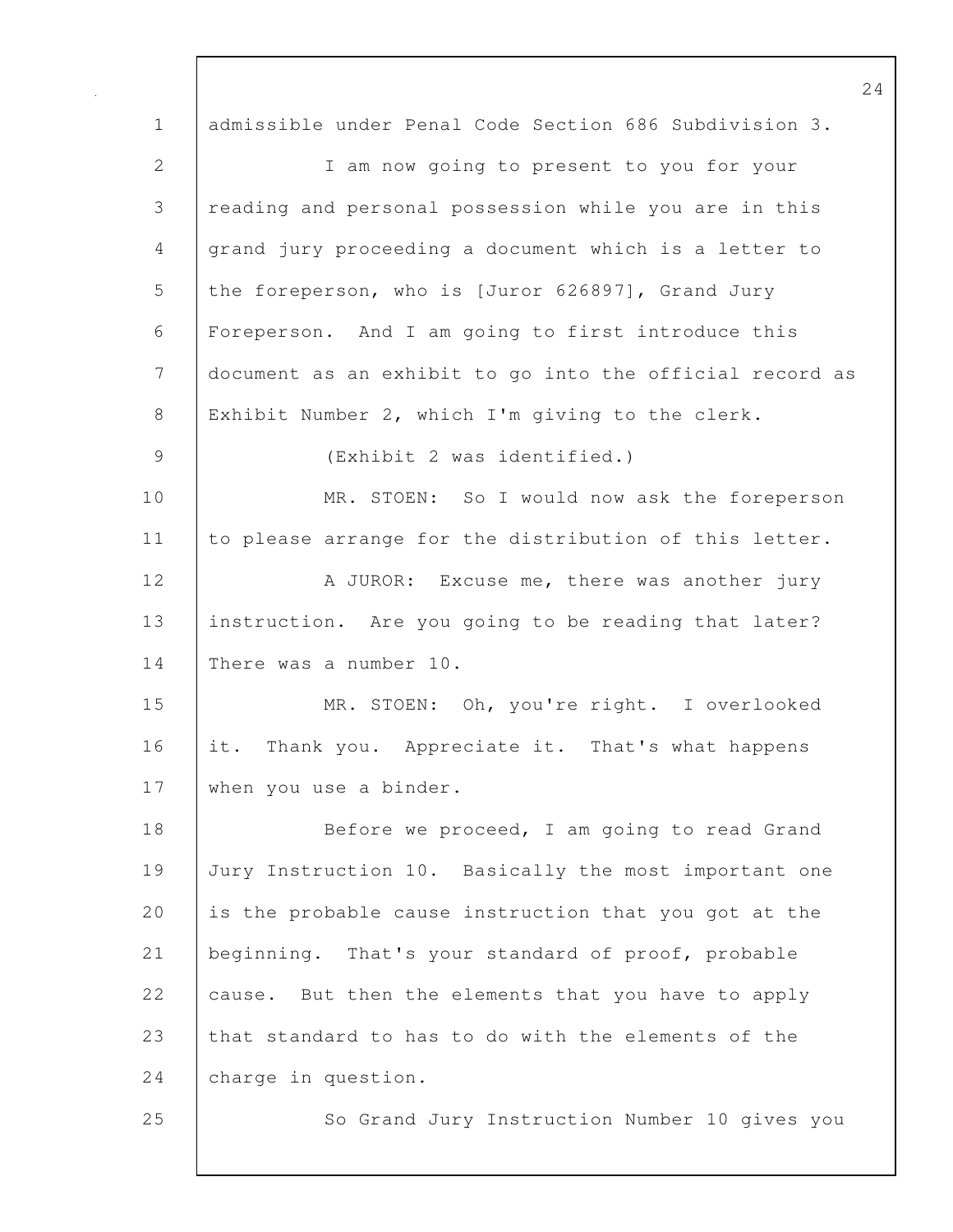admissible under Penal Code Section 686 Subdivision 3.

I am now going to present to you for your reading and personal possession while you are in this grand jury proceeding a document which is a letter to the foreperson, who is [Juror 626897], Grand Jury Foreperson. And I am going to first introduce this document as an exhibit to go into the official record as Exhibit Number 2, which I'm giving to the clerk.

(Exhibit 2 was identified.)

MR. STOEN: So I would now ask the foreperson to please arrange for the distribution of this letter.

A JUROR: Excuse me, there was another jury instruction. Are you going to be reading that later? There was a number 10.

MR. STOEN: Oh, you're right. I overlooked it. Thank you. Appreciate it. That's what happens when you use a binder.

Before we proceed, I am going to read Grand Jury Instruction 10. Basically the most important one is the probable cause instruction that you got at the beginning. That's your standard of proof, probable cause. But then the elements that you have to apply that standard to has to do with the elements of the charge in question.

So Grand Jury Instruction Number 10 gives you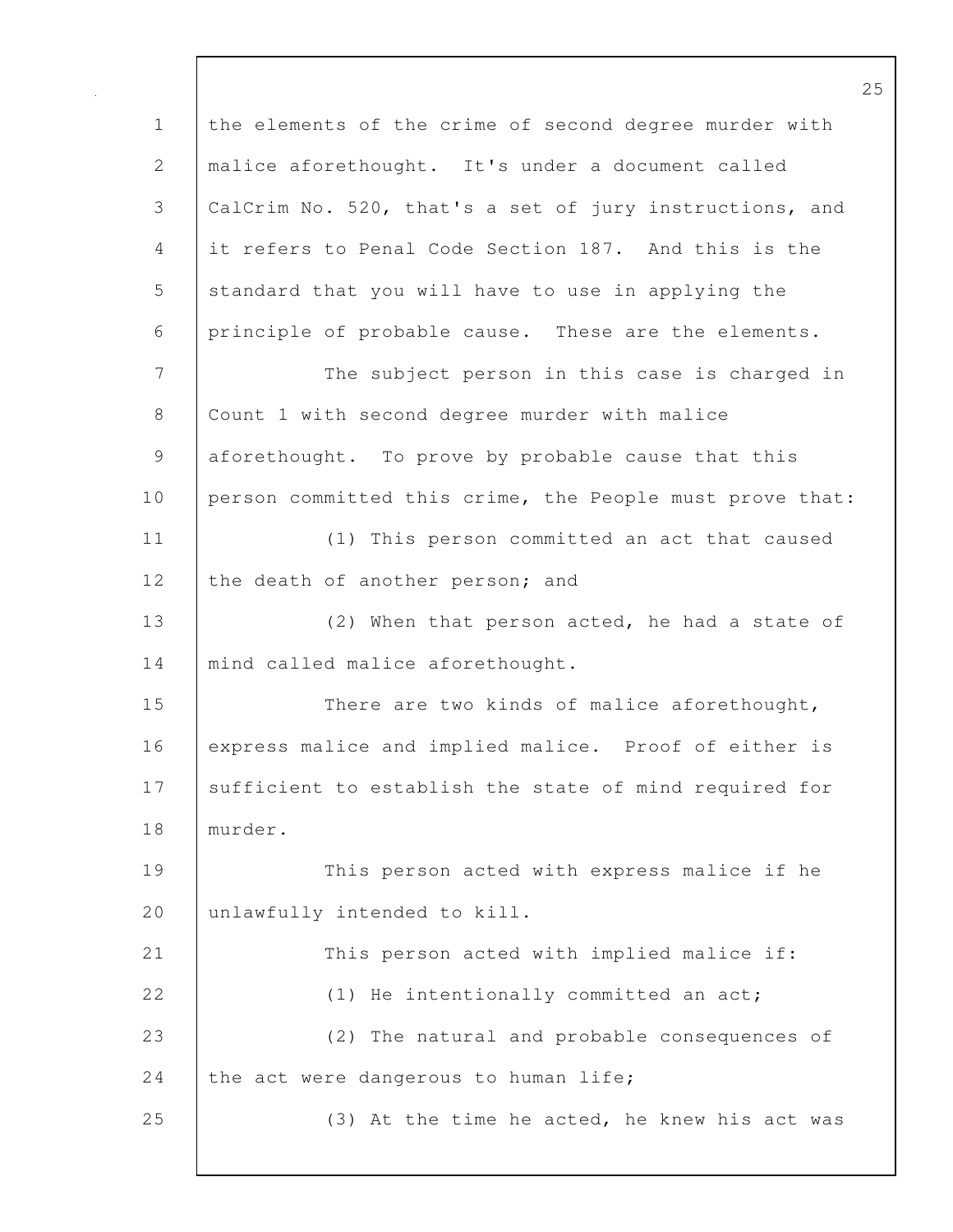the elements of the crime of second degree murder with malice aforethought. It's under a document called CalCrim No. 520, that's a set of jury instructions, and it refers to Penal Code Section 187. And this is the standard that you will have to use in applying the principle of probable cause. These are the elements.

The subject person in this case is charged in Count 1 with second degree murder with malice aforethought. To prove by probable cause that this person committed this crime, the People must prove that:

(1) This person committed an act that caused the death of another person; and

(2) When that person acted, he had a state of mind called malice aforethought.

There are two kinds of malice aforethought, express malice and implied malice. Proof of either is sufficient to establish the state of mind required for murder.

This person acted with express malice if he unlawfully intended to kill.

This person acted with implied malice if:

(1) He intentionally committed an act;

(2) The natural and probable consequences of the act were dangerous to human life;

(3) At the time he acted, he knew his act was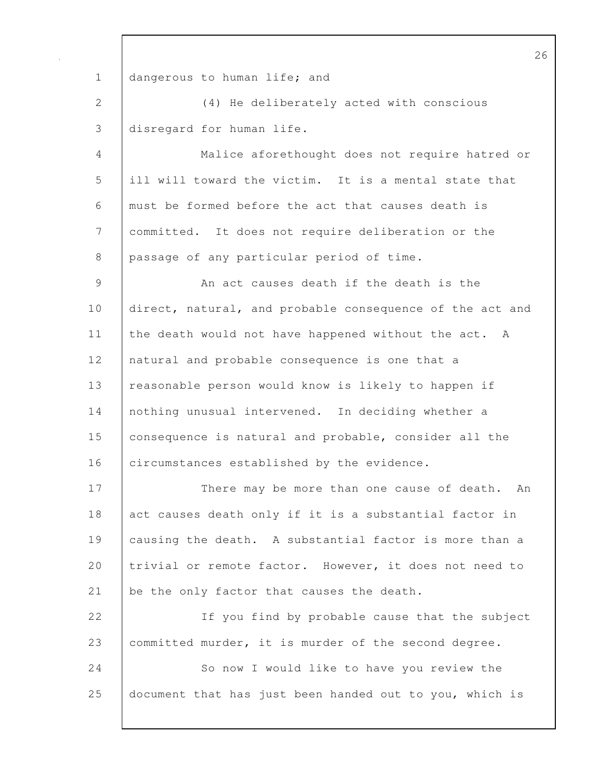dangerous to human life; and

(4) He deliberately acted with conscious disregard for human life.

Malice aforethought does not require hatred or ill will toward the victim. It is a mental state that must be formed before the act that causes death is committed. It does not require deliberation or the passage of any particular period of time.

An act causes death if the death is the direct, natural, and probable consequence of the act and the death would not have happened without the act. A natural and probable consequence is one that a reasonable person would know is likely to happen if nothing unusual intervened. In deciding whether a consequence is natural and probable, consider all the circumstances established by the evidence.

There may be more than one cause of death. An act causes death only if it is a substantial factor in causing the death. A substantial factor is more than a trivial or remote factor. However, it does not need to be the only factor that causes the death.

If you find by probable cause that the subject committed murder, it is murder of the second degree.

So now I would like to have you review the document that has just been handed out to you, which is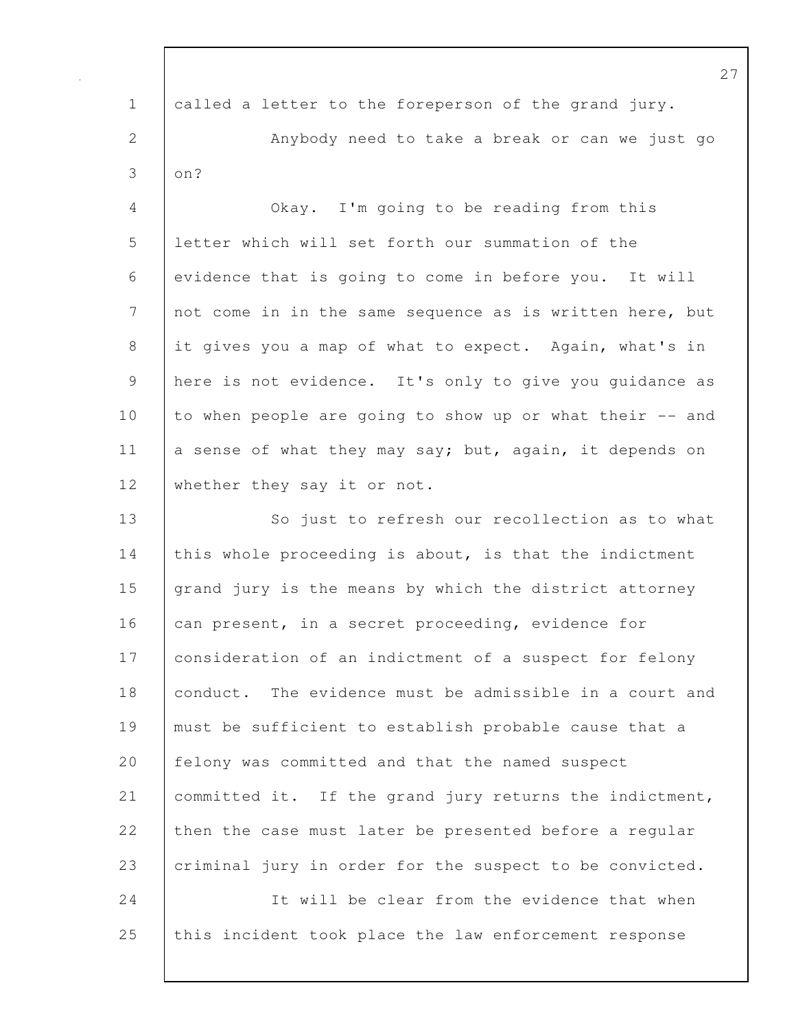called a letter to the foreperson of the grand jury.

Anybody need to take a break or can we just go on?

Okay. I'm going to be reading from this letter which will set forth our summation of the evidence that is going to come in before you. It will not come in in the same sequence as is written here, but it gives you a map of what to expect. Again, what's in here is not evidence. It's only to give you guidance as to when people are going to show up or what their -- and a sense of what they may say; but, again, it depends on whether they say it or not.

So just to refresh our recollection as to what this whole proceeding is about, is that the indictment grand jury is the means by which the district attorney can present, in a secret proceeding, evidence for consideration of an indictment of a suspect for felony conduct. The evidence must be admissible in a court and must be sufficient to establish probable cause that a felony was committed and that the named suspect committed it. If the grand jury returns the indictment, then the case must later be presented before a regular criminal jury in order for the suspect to be convicted.

It will be clear from the evidence that when this incident took place the law enforcement response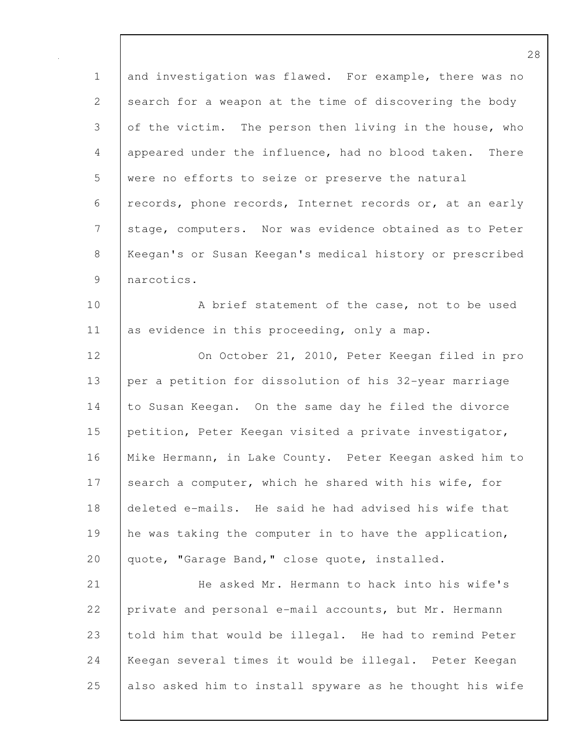and investigation was flawed. For example, there was no search for a weapon at the time of discovering the body of the victim. The person then living in the house, who appeared under the influence, had no blood taken. There were no efforts to seize or preserve the natural records, phone records, Internet records or, at an early stage, computers. Nor was evidence obtained as to Peter Keegan's or Susan Keegan's medical history or prescribed narcotics.

A brief statement of the case, not to be used as evidence in this proceeding, only a map.

On October 21, 2010, Peter Keegan filed in pro per a petition for dissolution of his 32-year marriage to Susan Keegan. On the same day he filed the divorce petition, Peter Keegan visited a private investigator, Mike Hermann, in Lake County. Peter Keegan asked him to search a computer, which he shared with his wife, for deleted e-mails. He said he had advised his wife that he was taking the computer in to have the application, quote, "Garage Band," close quote, installed.

He asked Mr. Hermann to hack into his wife's private and personal e-mail accounts, but Mr. Hermann told him that would be illegal. He had to remind Peter Keegan several times it would be illegal. Peter Keegan also asked him to install spyware as he thought his wife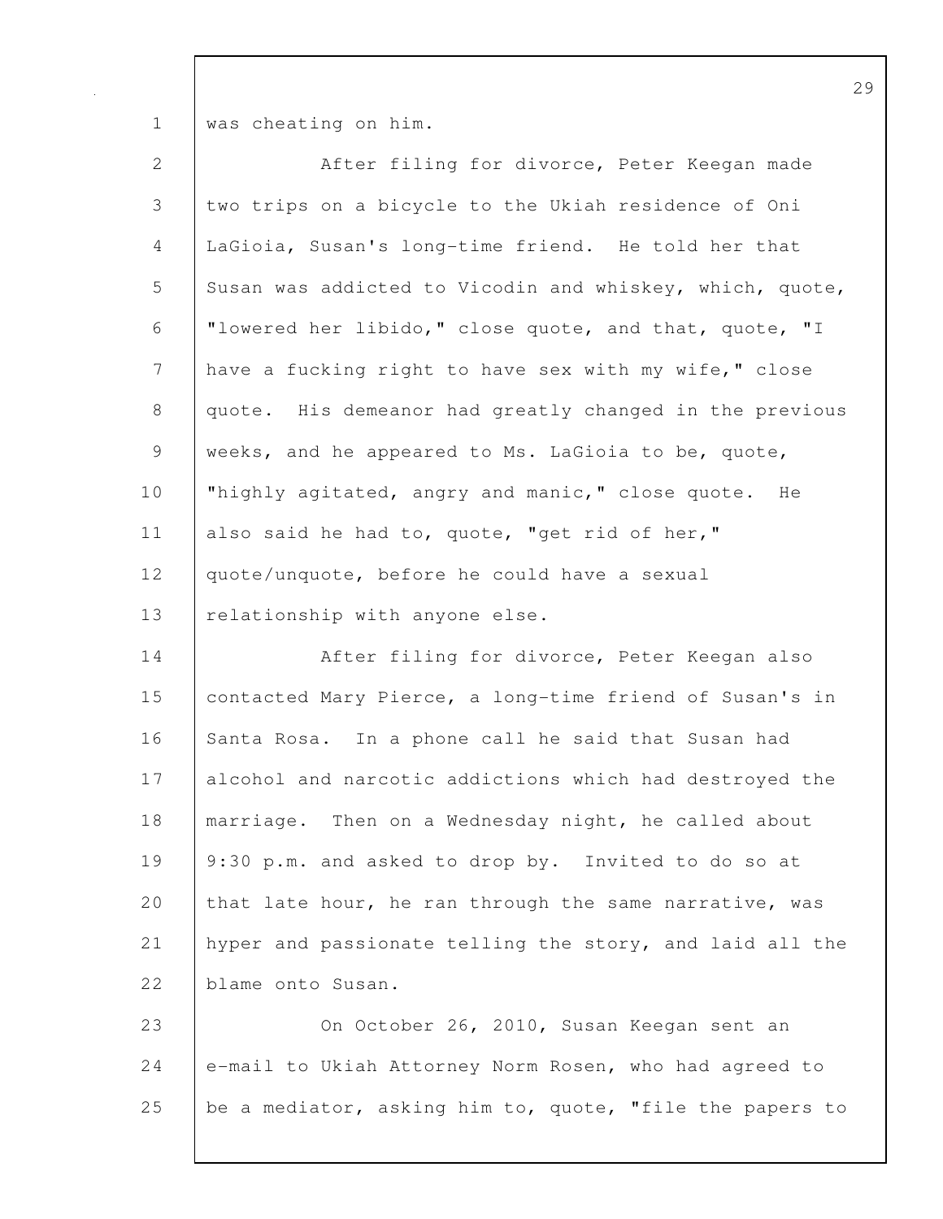was cheating on him.

After filing for divorce, Peter Keegan made two trips on a bicycle to the Ukiah residence of Oni LaGioia, Susan's long-time friend. He told her that Susan was addicted to Vicodin and whiskey, which, quote, "lowered her libido," close quote, and that, quote, "I have a fucking right to have sex with my wife," close quote. His demeanor had greatly changed in the previous weeks, and he appeared to Ms. LaGioia to be, quote, "highly agitated, angry and manic," close quote. He also said he had to, quote, "get rid of her," quote/unquote, before he could have a sexual relationship with anyone else.

After filing for divorce, Peter Keegan also contacted Mary Pierce, a long-time friend of Susan's in Santa Rosa. In a phone call he said that Susan had alcohol and narcotic addictions which had destroyed the marriage. Then on a Wednesday night, he called about 9:30 p.m. and asked to drop by. Invited to do so at that late hour, he ran through the same narrative, was hyper and passionate telling the story, and laid all the blame onto Susan.

On October 26, 2010, Susan Keegan sent an e-mail to Ukiah Attorney Norm Rosen, who had agreed to be a mediator, asking him to, quote, "file the papers to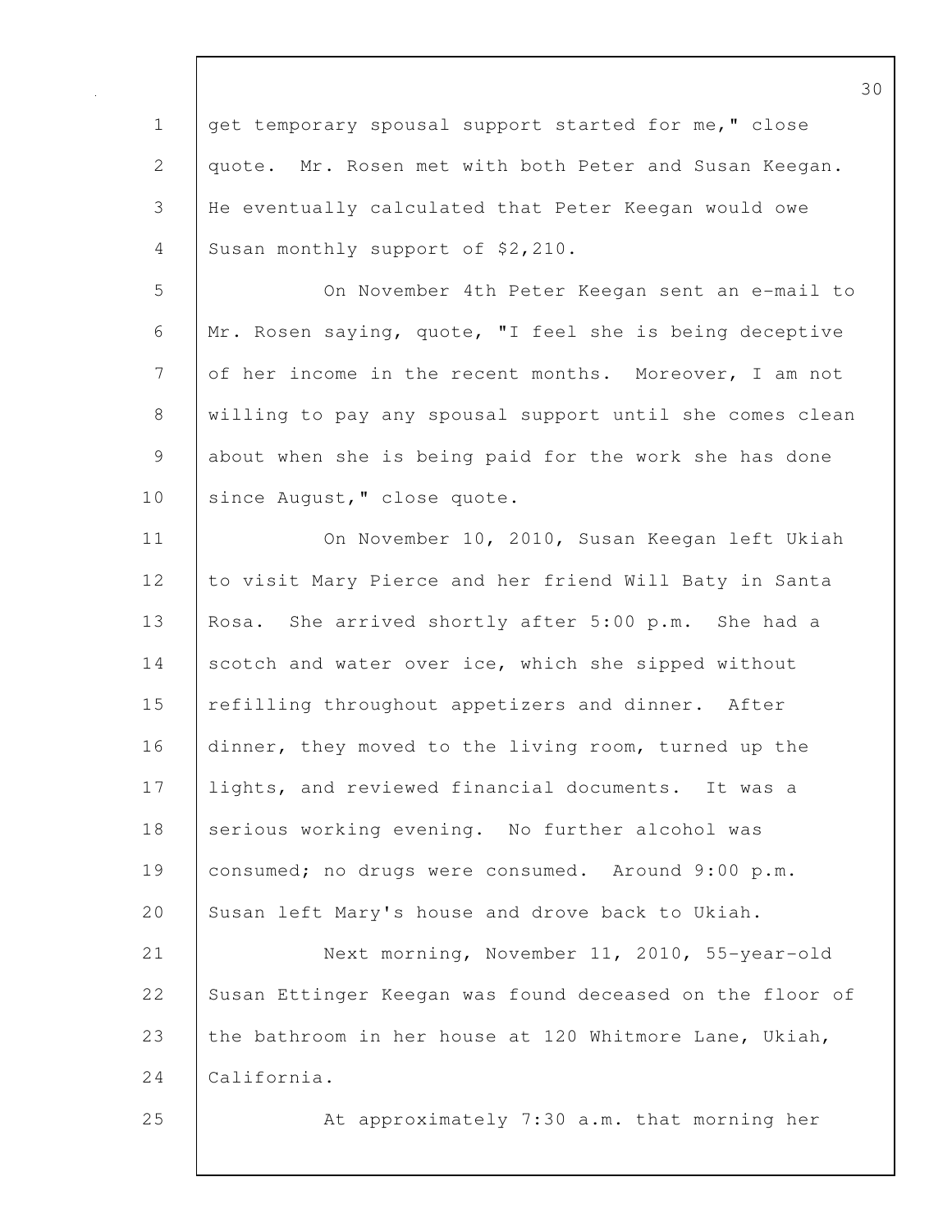get temporary spousal support started for me," close quote. Mr. Rosen met with both Peter and Susan Keegan. He eventually calculated that Peter Keegan would owe Susan monthly support of $2,210.

On November 4th Peter Keegan sent an e-mail to Mr. Rosen saying, quote, "I feel she is being deceptive of her income in the recent months. Moreover, I am not willing to pay any spousal support until she comes clean about when she is being paid for the work she has done since August," close quote.

On November 10, 2010, Susan Keegan left Ukiah to visit Mary Pierce and her friend Will Baty in Santa Rosa. She arrived shortly after 5:00 p.m. She had a scotch and water over ice, which she sipped without refilling throughout appetizers and dinner. After dinner, they moved to the living room, turned up the lights, and reviewed financial documents. It was a serious working evening. No further alcohol was consumed; no drugs were consumed. Around 9:00 p.m. Susan left Mary's house and drove back to Ukiah.

Next morning, November 11, 2010, 55-year-old Susan Ettinger Keegan was found deceased on the floor of the bathroom in her house at 120 Whitmore Lane, Ukiah, California.

At approximately 7:30 a.m. that morning her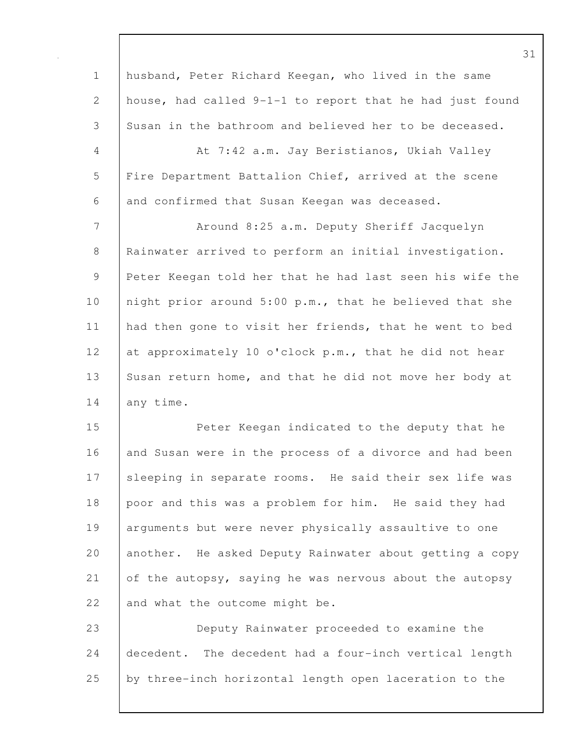husband, Peter Richard Keegan, who lived in the same house, had called 9-1-1 to report that he had just found Susan in the bathroom and believed her to be deceased.

At 7:42 a.m. Jay Beristianos, Ukiah Valley Fire Department Battalion Chief, arrived at the scene and confirmed that Susan Keegan was deceased.

Around 8:25 a.m. Deputy Sheriff Jacquelyn Rainwater arrived to perform an initial investigation. Peter Keegan told her that he had last seen his wife the night prior around 5:00 p.m., that he believed that she had then gone to visit her friends, that he went to bed at approximately 10 o'clock p.m., that he did not hear Susan return home, and that he did not move her body at any time.

Peter Keegan indicated to the deputy that he and Susan were in the process of a divorce and had been sleeping in separate rooms. He said their sex life was poor and this was a problem for him. He said they had arguments but were never physically assaultive to one another. He asked Deputy Rainwater about getting a copy of the autopsy, saying he was nervous about the autopsy and what the outcome might be.

Deputy Rainwater proceeded to examine the decedent. The decedent had a four-inch vertical length by three-inch horizontal length open laceration to the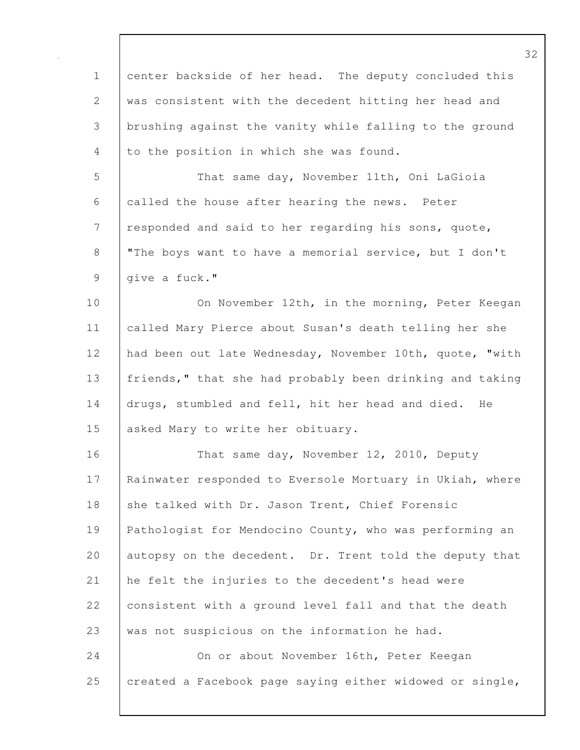center backside of her head. The deputy concluded this was consistent with the decedent hitting her head and brushing against the vanity while falling to the ground to the position in which she was found.

That same day, November 11th, Oni LaGioia called the house after hearing the news. Peter responded and said to her regarding his sons, quote, "The boys want to have a memorial service, but I don't give a fuck."

On November 12th, in the morning, Peter Keegan called Mary Pierce about Susan's death telling her she had been out late Wednesday, November 10th, quote, "with friends," that she had probably been drinking and taking drugs, stumbled and fell, hit her head and died. He asked Mary to write her obituary.

That same day, November 12, 2010, Deputy Rainwater responded to Eversole Mortuary in Ukiah, where she talked with Dr. Jason Trent, Chief Forensic Pathologist for Mendocino County, who was performing an autopsy on the decedent. Dr. Trent told the deputy that he felt the injuries to the decedent's head were consistent with a ground level fall and that the death was not suspicious on the information he had.

On or about November 16th, Peter Keegan created a Facebook page saying either widowed or single,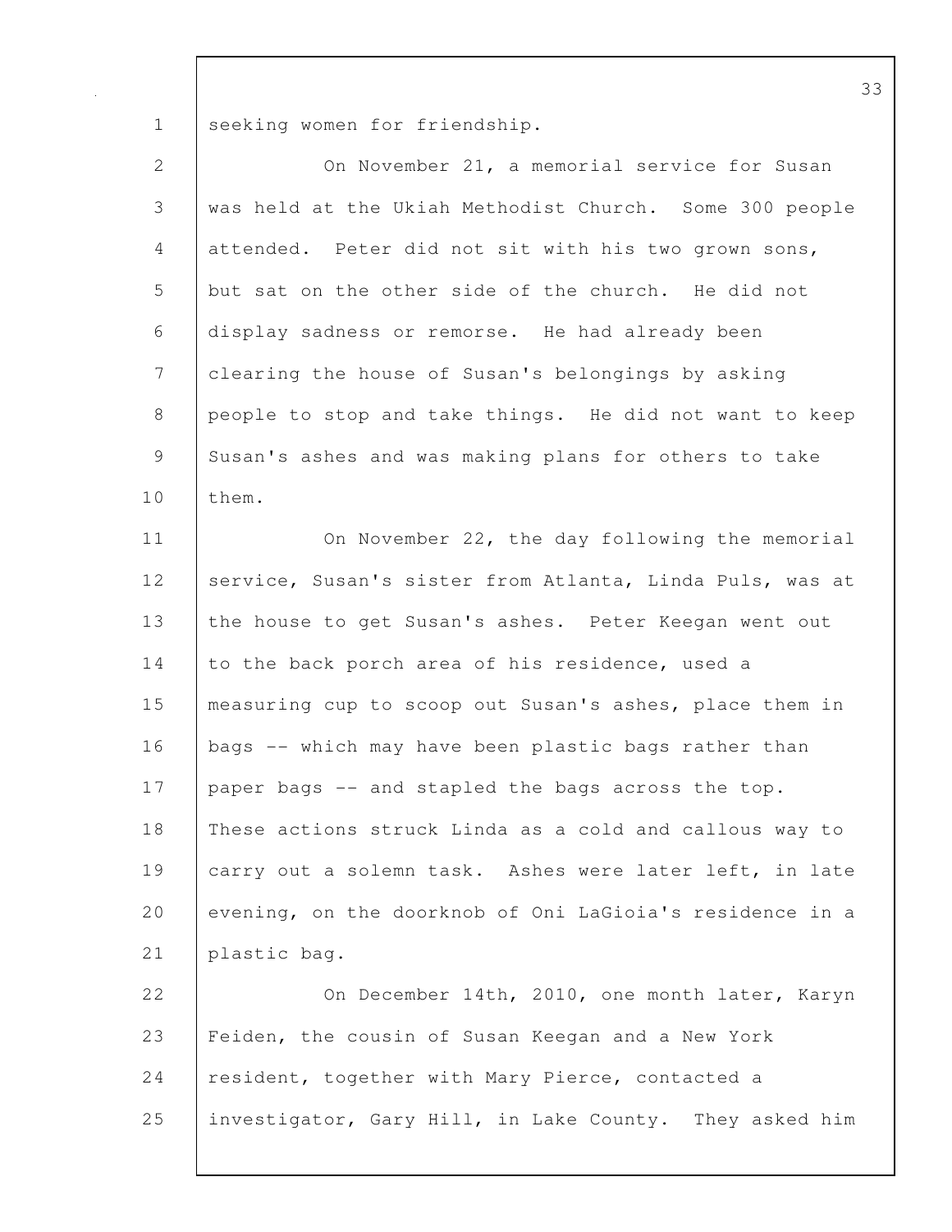seeking women for friendship.

On November 21, a memorial service for Susan was held at the Ukiah Methodist Church. Some 300 people attended. Peter did not sit with his two grown sons, but sat on the other side of the church. He did not display sadness or remorse. He had already been clearing the house of Susan's belongings by asking people to stop and take things. He did not want to keep Susan's ashes and was making plans for others to take them.

On November 22, the day following the memorial service, Susan's sister from Atlanta, Linda Puls, was at the house to get Susan's ashes. Peter Keegan went out to the back porch area of his residence, used a measuring cup to scoop out Susan's ashes, place them in bags -- which may have been plastic bags rather than paper bags -- and stapled the bags across the top. These actions struck Linda as a cold and callous way to carry out a solemn task. Ashes were later left, in late evening, on the doorknob of Oni LaGioia's residence in a plastic bag.

On December 14th, 2010, one month later, Karyn Feiden, the cousin of Susan Keegan and a New York resident, together with Mary Pierce, contacted a investigator, Gary Hill, in Lake County. They asked him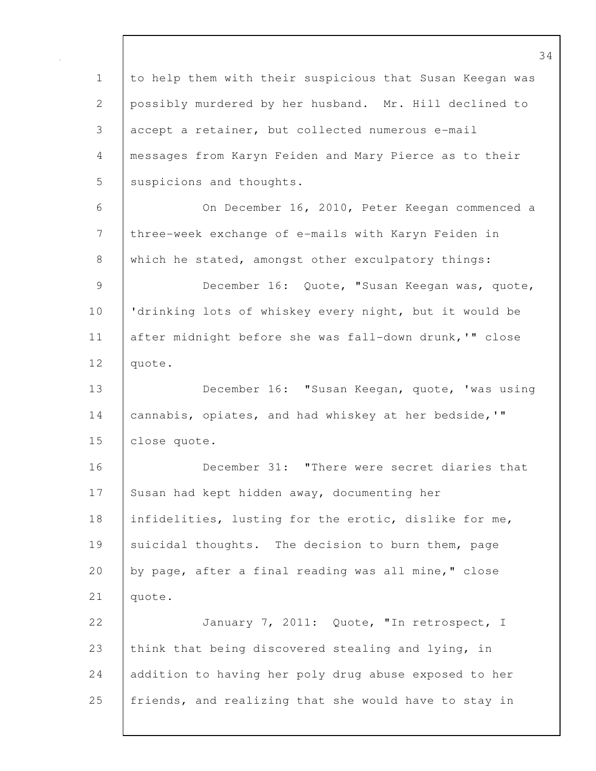to help them with their suspicious that Susan Keegan was possibly murdered by her husband. Mr. Hill declined to accept a retainer, but collected numerous e-mail messages from Karyn Feiden and Mary Pierce as to their suspicions and thoughts.

On December 16, 2010, Peter Keegan commenced a three-week exchange of e-mails with Karyn Feiden in which he stated, amongst other exculpatory things:

December 16: Quote, "Susan Keegan was, quote, 'drinking lots of whiskey every night, but it would be after midnight before she was fall-down drunk,'" close quote.

December 16: "Susan Keegan, quote, 'was using cannabis, opiates, and had whiskey at her bedside,'" close quote.

December 31: "There were secret diaries that Susan had kept hidden away, documenting her infidelities, lusting for the erotic, dislike for me, suicidal thoughts. The decision to burn them, page by page, after a final reading was all mine," close quote.

January 7, 2011: Quote, "In retrospect, I think that being discovered stealing and lying, in addition to having her poly drug abuse exposed to her friends, and realizing that she would have to stay in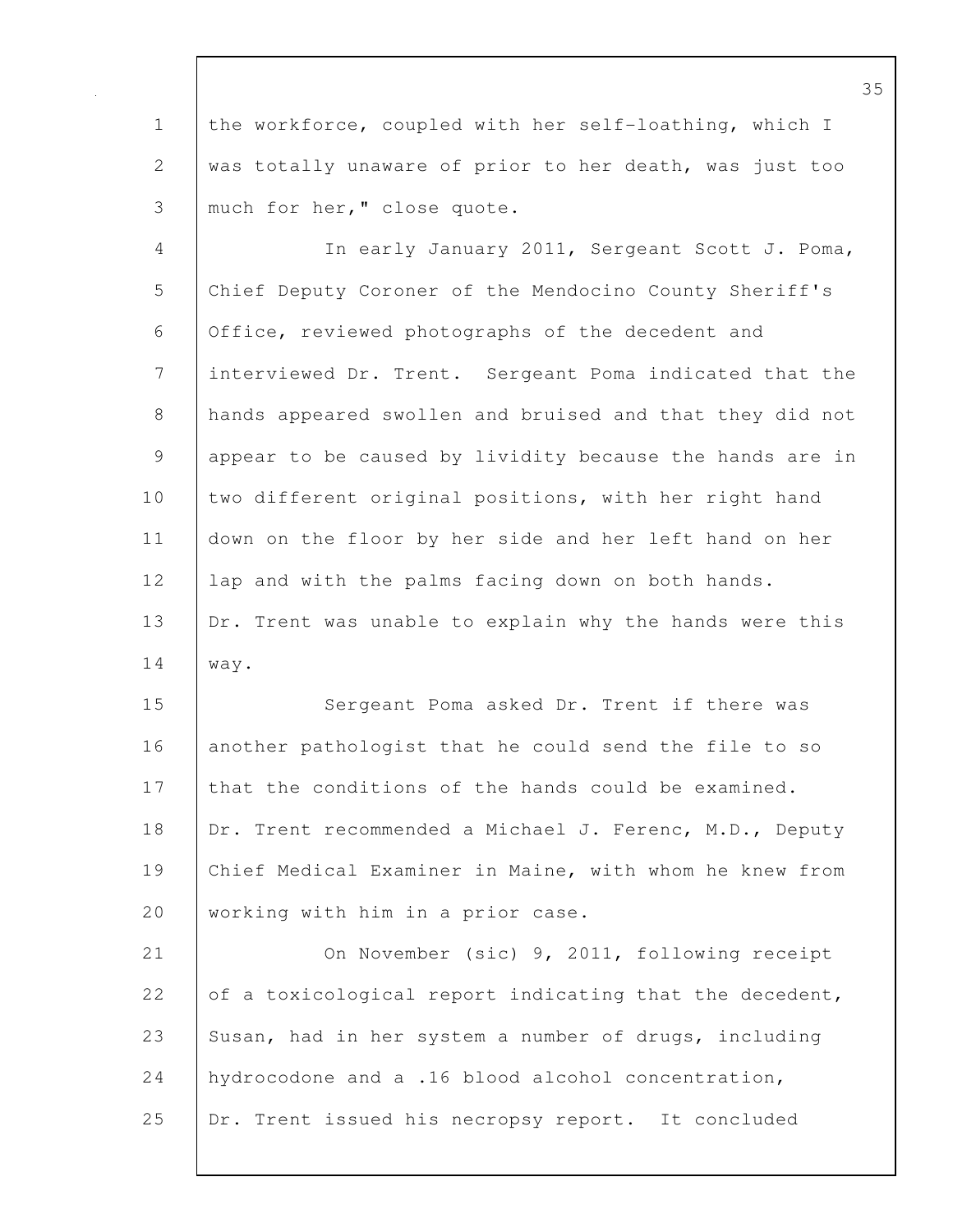the workforce, coupled with her self-loathing, which I was totally unaware of prior to her death, was just too much for her," close quote.

In early January 2011, Sergeant Scott J. Poma, Chief Deputy Coroner of the Mendocino County Sheriff's Office, reviewed photographs of the decedent and interviewed Dr. Trent. Sergeant Poma indicated that the hands appeared swollen and bruised and that they did not appear to be caused by lividity because the hands are in two different original positions, with her right hand down on the floor by her side and her left hand on her lap and with the palms facing down on both hands. Dr. Trent was unable to explain why the hands were this way.

Sergeant Poma asked Dr. Trent if there was another pathologist that he could send the file to so that the conditions of the hands could be examined. Dr. Trent recommended a Michael J. Ferenc, M.D., Deputy Chief Medical Examiner in Maine, with whom he knew from working with him in a prior case.

On November (sic) 9, 2011, following receipt of a toxicological report indicating that the decedent, Susan, had in her system a number of drugs, including hydrocodone and a .16 blood alcohol concentration, Dr. Trent issued his necropsy report. It concluded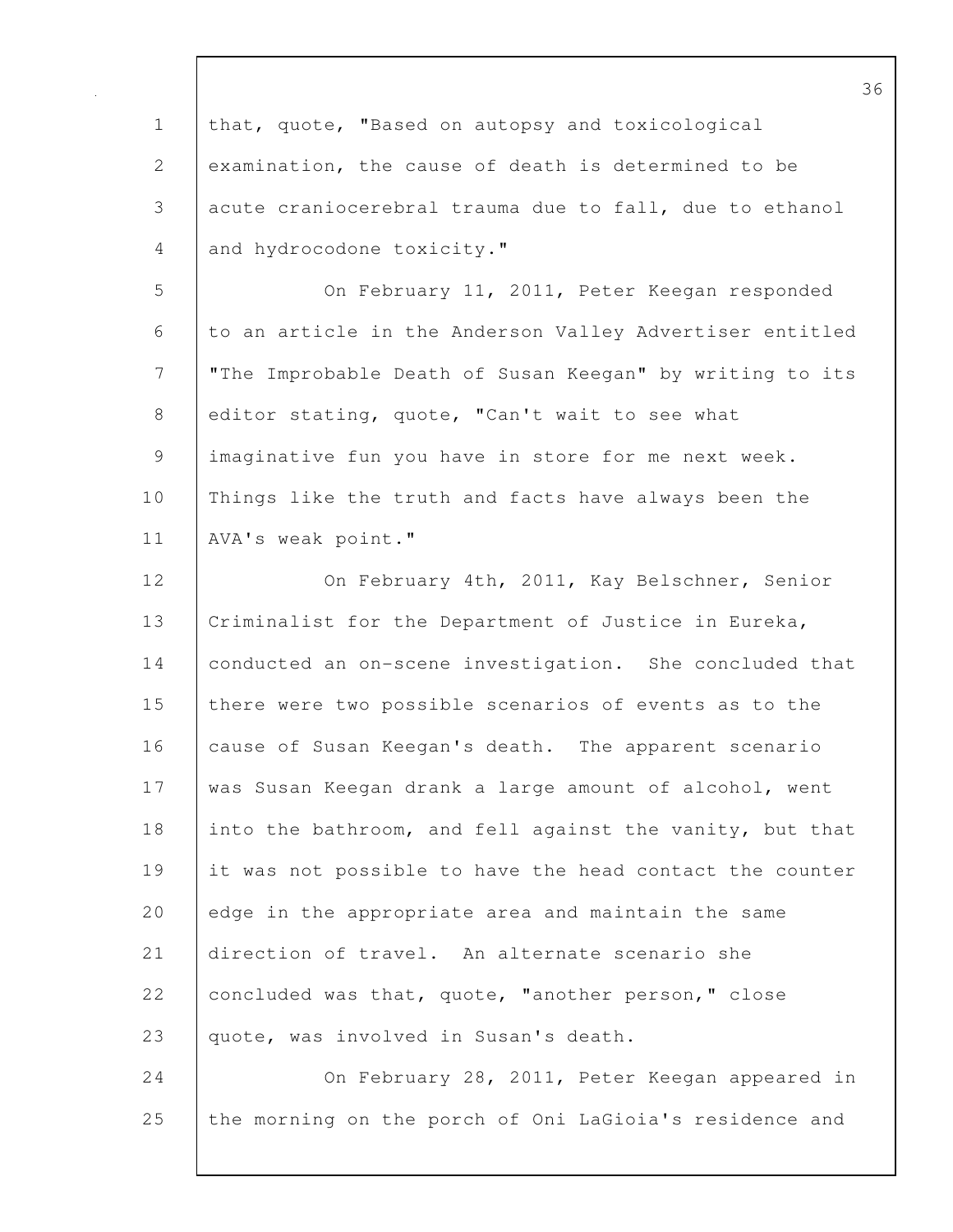that, quote, "Based on autopsy and toxicological examination, the cause of death is determined to be acute craniocerebral trauma due to fall, due to ethanol and hydrocodone toxicity."

On February 11, 2011, Peter Keegan responded to an article in the Anderson Valley Advertiser entitled "The Improbable Death of Susan Keegan" by writing to its editor stating, quote, "Can't wait to see what imaginative fun you have in store for me next week. Things like the truth and facts have always been the AVA's weak point."

On February 4th, 2011, Kay Belschner, Senior Criminalist for the Department of Justice in Eureka, conducted an on-scene investigation. She concluded that there were two possible scenarios of events as to the cause of Susan Keegan's death. The apparent scenario was Susan Keegan drank a large amount of alcohol, went into the bathroom, and fell against the vanity, but that it was not possible to have the head contact the counter edge in the appropriate area and maintain the same direction of travel. An alternate scenario she concluded was that, quote, "another person," close quote, was involved in Susan's death.

On February 28, 2011, Peter Keegan appeared in the morning on the porch of Oni LaGioia's residence and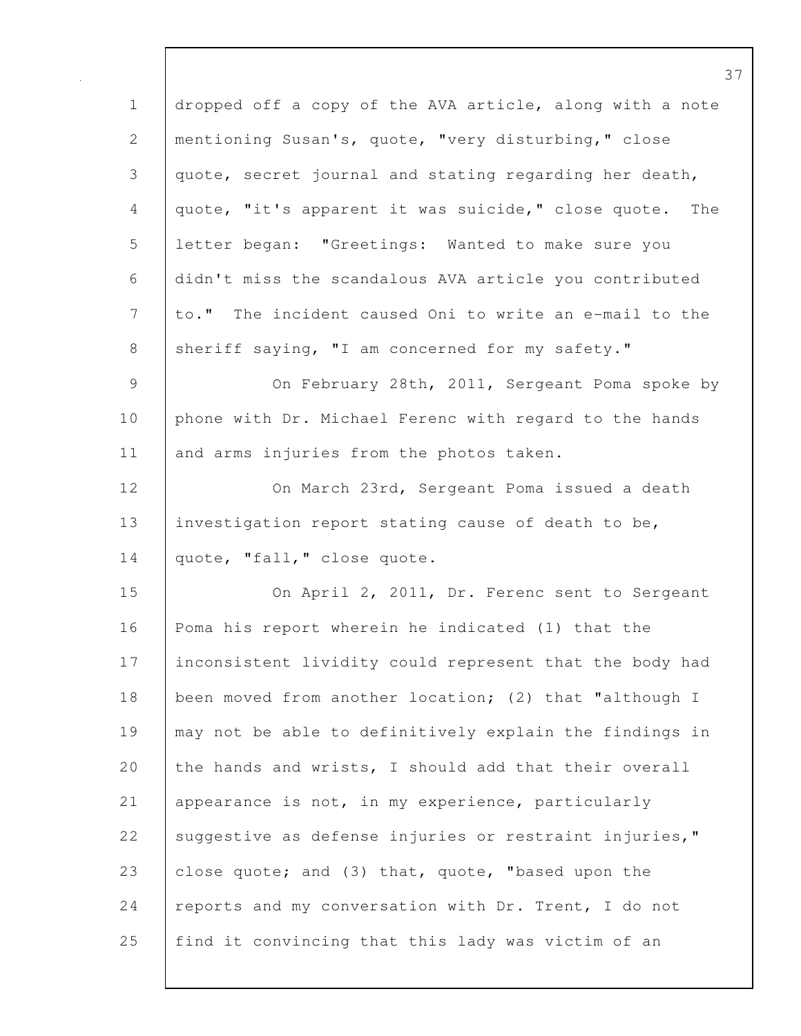dropped off a copy of the AVA article, along with a note mentioning Susan's, quote, "very disturbing," close quote, secret journal and stating regarding her death, quote, "it's apparent it was suicide," close quote. The letter began: "Greetings: Wanted to make sure you didn't miss the scandalous AVA article you contributed to." The incident caused Oni to write an e-mail to the sheriff saying, "I am concerned for my safety."

On February 28th, 2011, Sergeant Poma spoke by phone with Dr. Michael Ferenc with regard to the hands and arms injuries from the photos taken.

On March 23rd, Sergeant Poma issued a death investigation report stating cause of death to be, quote, "fall," close quote.

On April 2, 2011, Dr. Ferenc sent to Sergeant Poma his report wherein he indicated (1) that the inconsistent lividity could represent that the body had been moved from another location; (2) that "although I may not be able to definitively explain the findings in the hands and wrists, I should add that their overall appearance is not, in my experience, particularly suggestive as defense injuries or restraint injuries," close quote; and (3) that, quote, "based upon the reports and my conversation with Dr. Trent, I do not find it convincing that this lady was victim of an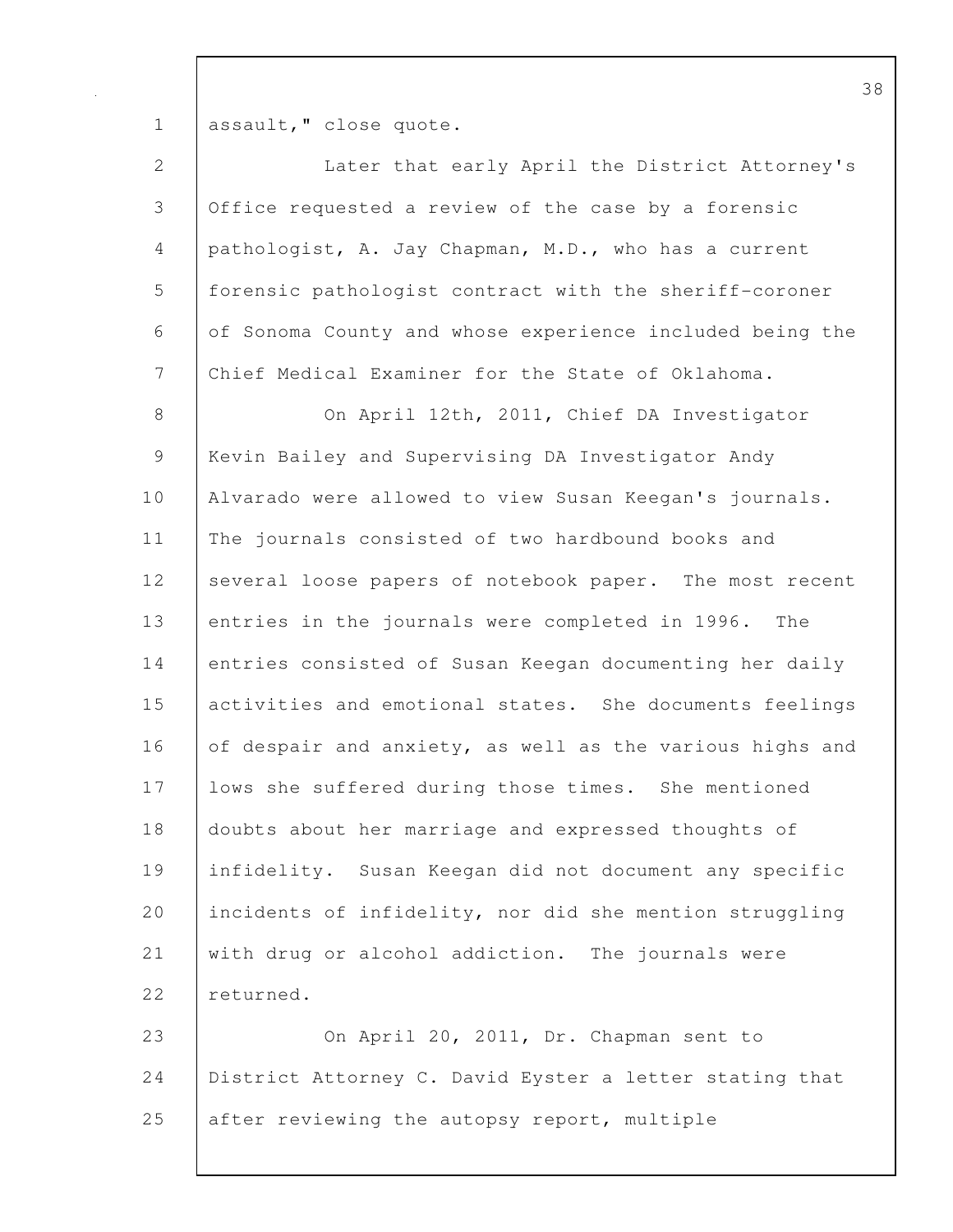assault," close quote.

Later that early April the District Attorney's Office requested a review of the case by a forensic pathologist, A. Jay Chapman, M.D., who has a current forensic pathologist contract with the sheriff-coroner of Sonoma County and whose experience included being the Chief Medical Examiner for the State of Oklahoma.

On April 12th, 2011, Chief DA Investigator Kevin Bailey and Supervising DA Investigator Andy Alvarado were allowed to view Susan Keegan's journals. The journals consisted of two hardbound books and several loose papers of notebook paper. The most recent entries in the journals were completed in 1996. The entries consisted of Susan Keegan documenting her daily activities and emotional states. She documents feelings of despair and anxiety, as well as the various highs and lows she suffered during those times. She mentioned doubts about her marriage and expressed thoughts of infidelity. Susan Keegan did not document any specific incidents of infidelity, nor did she mention struggling with drug or alcohol addiction. The journals were returned.

On April 20, 2011, Dr. Chapman sent to District Attorney C. David Eyster a letter stating that after reviewing the autopsy report, multiple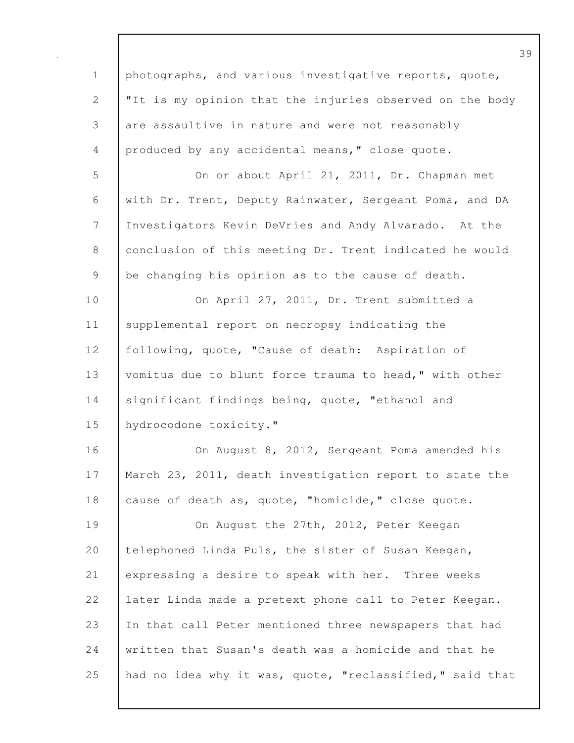photographs, and various investigative reports, quote, "It is my opinion that the injuries observed on the body are assaultive in nature and were not reasonably produced by any accidental means," close quote.

On or about April 21, 2011, Dr. Chapman met with Dr. Trent, Deputy Rainwater, Sergeant Poma, and DA Investigators Kevin DeVries and Andy Alvarado. At the conclusion of this meeting Dr. Trent indicated he would be changing his opinion as to the cause of death.

On April 27, 2011, Dr. Trent submitted a supplemental report on necropsy indicating the following, quote, "Cause of death: Aspiration of vomitus due to blunt force trauma to head," with other significant findings being, quote, "ethanol and hydrocodone toxicity."

On August 8, 2012, Sergeant Poma amended his March 23, 2011, death investigation report to state the cause of death as, quote, "homicide," close quote.

On August the 27th, 2012, Peter Keegan telephoned Linda Puls, the sister of Susan Keegan, expressing a desire to speak with her. Three weeks later Linda made a pretext phone call to Peter Keegan. In that call Peter mentioned three newspapers that had written that Susan's death was a homicide and that he had no idea why it was, quote, "reclassified," said that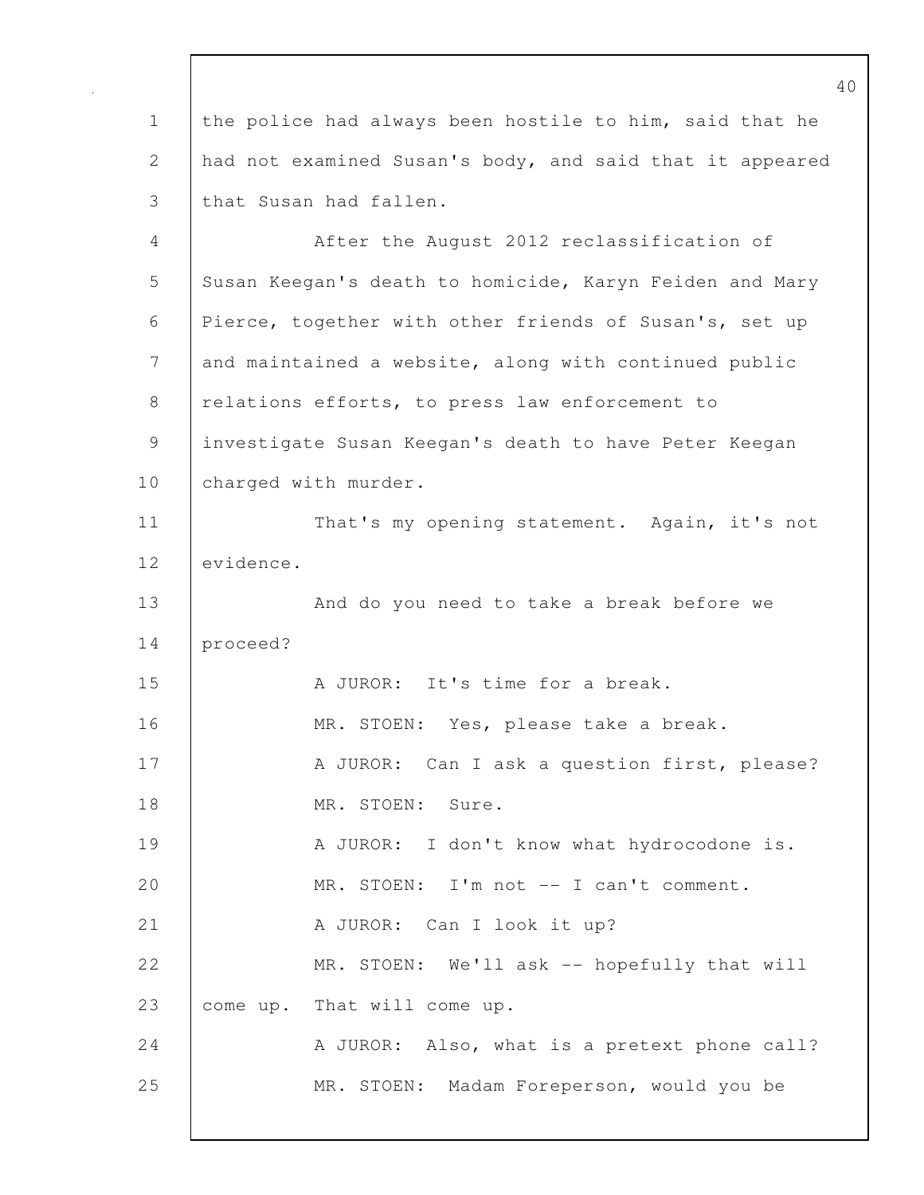the police had always been hostile to him, said that he had not examined Susan's body, and said that it appeared that Susan had fallen.

After the August 2012 reclassification of Susan Keegan's death to homicide, Karyn Feiden and Mary Pierce, together with other friends of Susan's, set up and maintained a website, along with continued public relations efforts, to press law enforcement to investigate Susan Keegan's death to have Peter Keegan charged with murder.

That's my opening statement. Again, it's not evidence.

And do you need to take a break before we proceed?

A JUROR: It's time for a break.

MR. STOEN: Yes, please take a break.

A JUROR: Can I ask a question first, please?

MR. STOEN: Sure.

A JUROR: I don't know what hydrocodone is.

MR. STOEN: I'm not -- I can't comment.

A JUROR: Can I look it up?

MR. STOEN: We'll ask -- hopefully that will come up. That will come up.

A JUROR: Also, what is a pretext phone call?

MR. STOEN: Madam Foreperson, would you be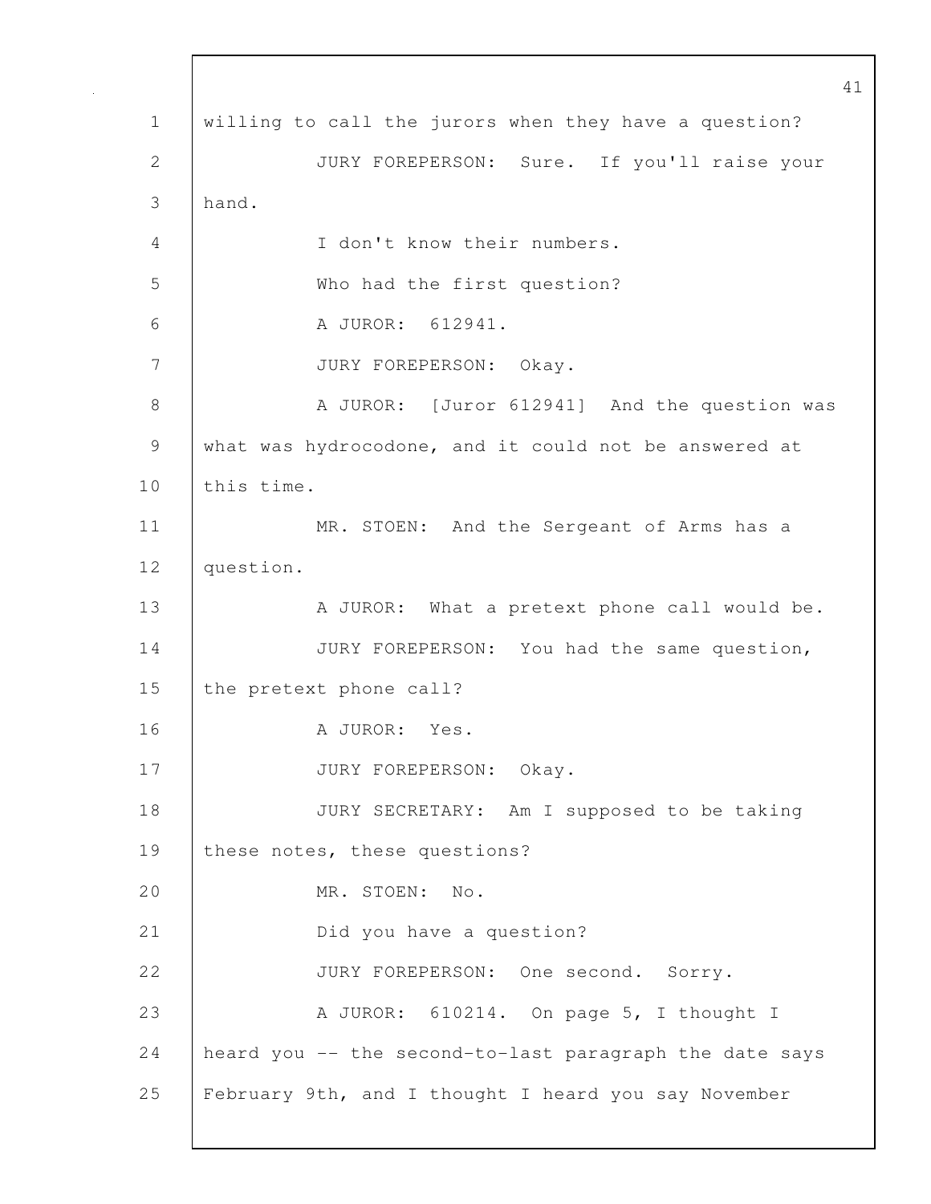willing to call the jurors when they have a question?

JURY FOREPERSON: Sure. If you'll raise your hand.

I don't know their numbers.

Who had the first question?

A JUROR: 612941.

JURY FOREPERSON: Okay.

A JUROR: [Juror 612941] And the question was what was hydrocodone, and it could not be answered at this time.

MR. STOEN: And the Sergeant of Arms has a question.

A JUROR: What a pretext phone call would be.

JURY FOREPERSON: You had the same question, the pretext phone call?

A JUROR: Yes.

JURY FOREPERSON: Okay.

JURY SECRETARY: Am I supposed to be taking these notes, these questions?

MR. STOEN: No.

Did you have a question?

JURY FOREPERSON: One second. Sorry.

A JUROR: 610214. On page 5, I thought I heard you -- the second-to-last paragraph the date says February 9th, and I thought I heard you say November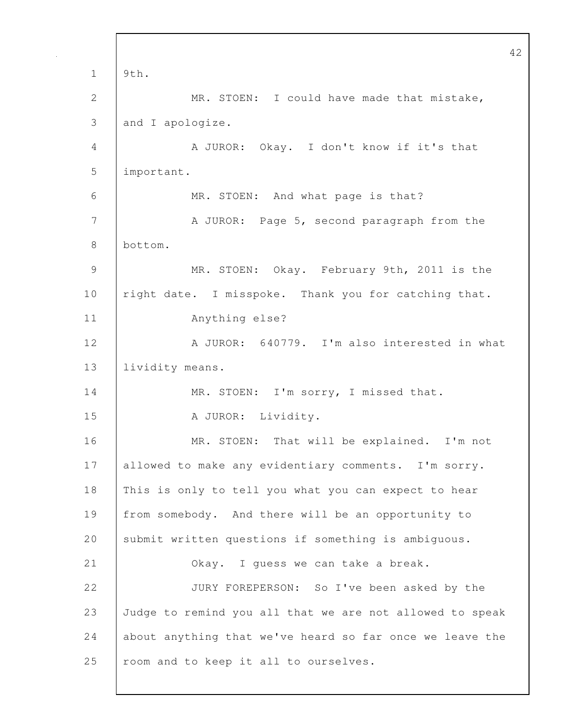9th.

MR. STOEN: I could have made that mistake, and I apologize.

A JUROR: Okay. I don't know if it's that important.

MR. STOEN: And what page is that?

A JUROR: Page 5, second paragraph from the bottom.

MR. STOEN: Okay. February 9th, 2011 is the right date. I misspoke. Thank you for catching that.

Anything else?

A JUROR: 640779. I'm also interested in what lividity means.

MR. STOEN: I'm sorry, I missed that.

A JUROR: Lividity.

MR. STOEN: That will be explained. I'm not allowed to make any evidentiary comments. I'm sorry. This is only to tell you what you can expect to hear from somebody. And there will be an opportunity to submit written questions if something is ambiguous.

Okay. I guess we can take a break.

JURY FOREPERSON: So I've been asked by the Judge to remind you all that we are not allowed to speak about anything that we've heard so far once we leave the room and to keep it all to ourselves.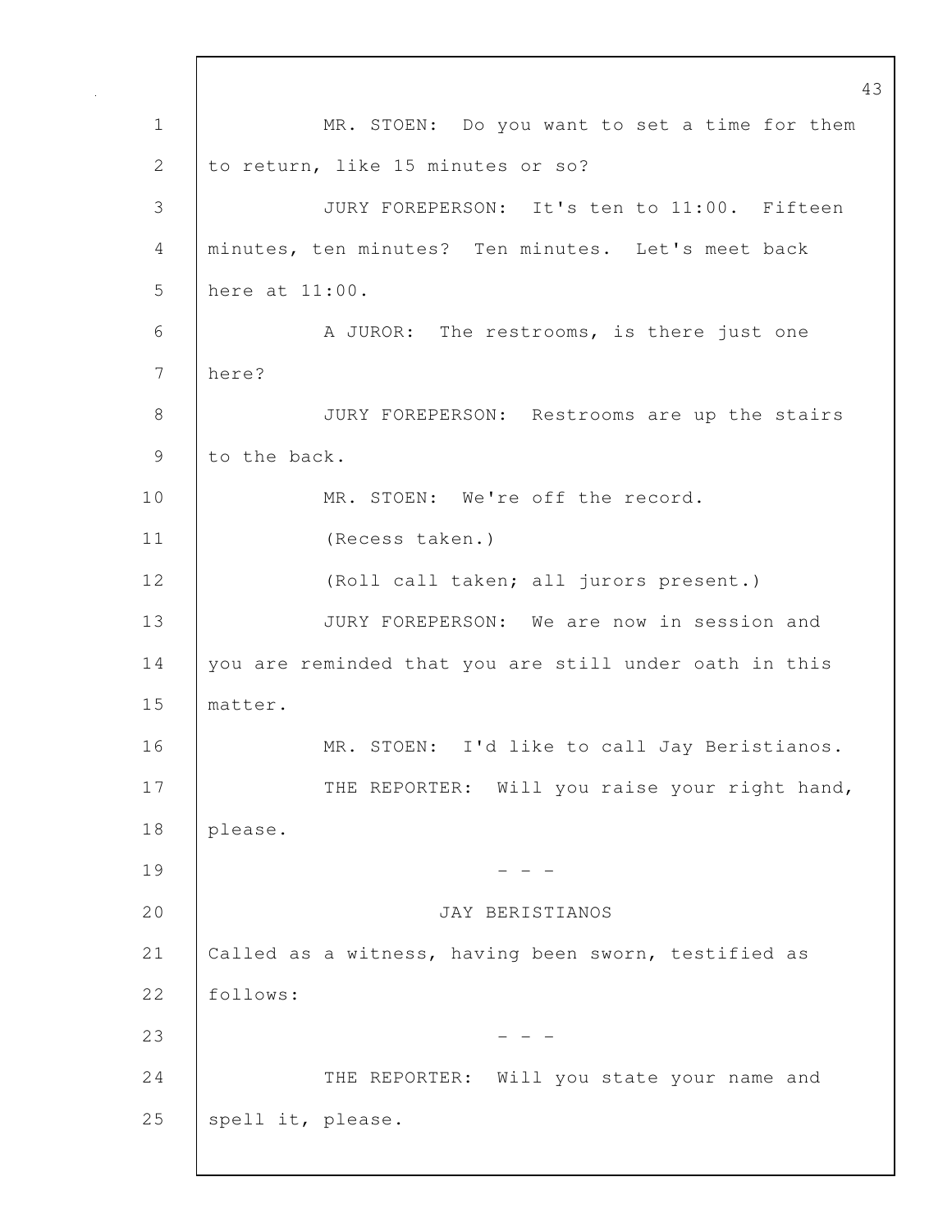MR. STOEN: Do you want to set a time for them to return, like 15 minutes or so?

JURY FOREPERSON: It's ten to 11:00. Fifteen minutes, ten minutes? Ten minutes. Let's meet back here at 11:00.

A JUROR: The restrooms, is there just one here?

JURY FOREPERSON: Restrooms are up the stairs to the back.

MR. STOEN: We're off the record.

(Recess taken.)

(Roll call taken; all jurors present.)

JURY FOREPERSON: We are now in session and you are reminded that you are still under oath in this matter.

MR. STOEN: I'd like to call Jay Beristianos.

THE REPORTER: Will you raise your right hand, please.

\- - -

JAY BERISTIANOS

Called as a witness, having been sworn, testified as follows:

\- - -

THE REPORTER: Will you state your name and spell it, please.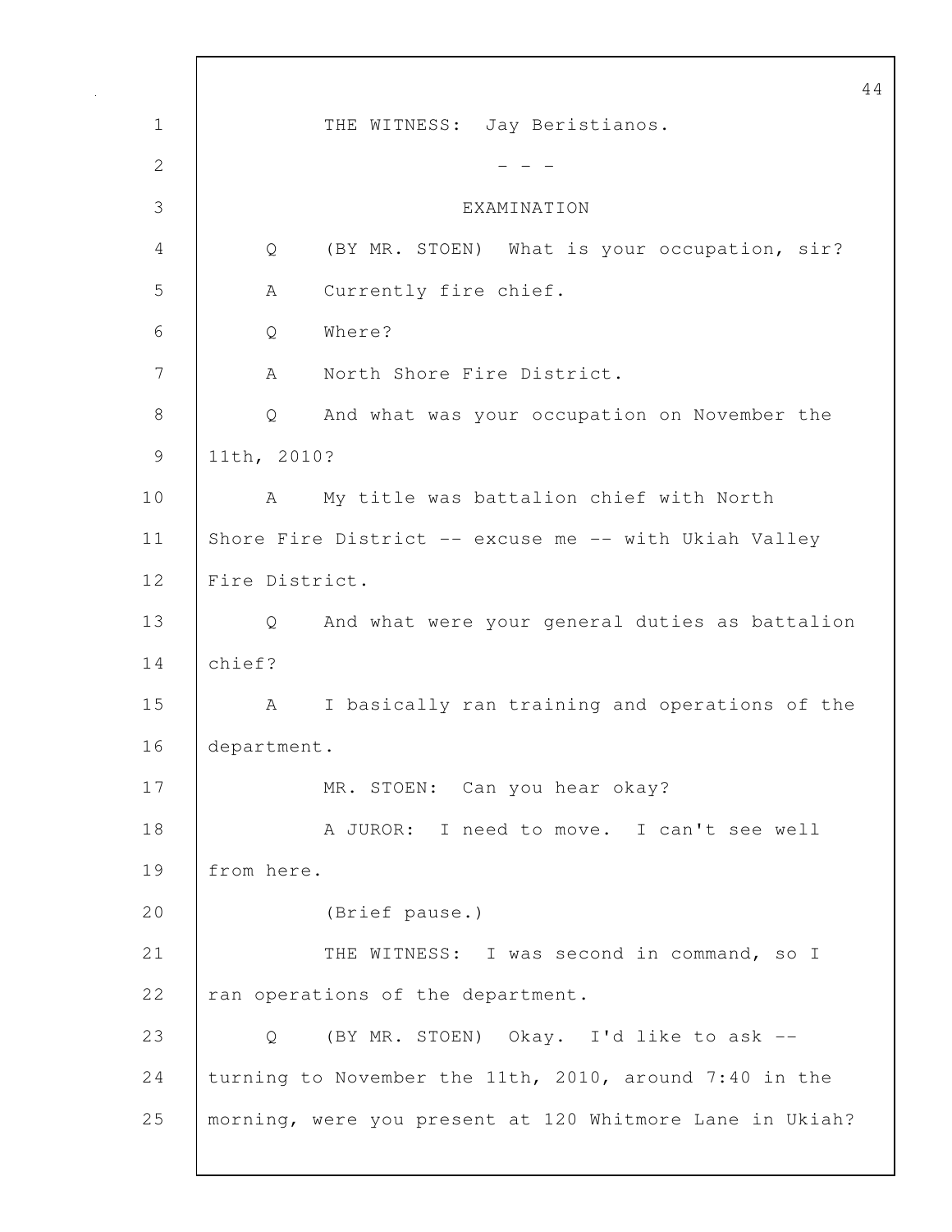THE WITNESS: Jay Beristianos.

\- - -

EXAMINATION

Q (BY MR. STOEN) What is your occupation, sir?

A Currently fire chief.

Q Where?

A North Shore Fire District.

Q And what was your occupation on November the 11th, 2010?

A My title was battalion chief with North Shore Fire District -- excuse me -- with Ukiah Valley Fire District.

Q And what were your general duties as battalion chief?

A I basically ran training and operations of the department.

MR. STOEN: Can you hear okay?

A JUROR: I need to move. I can't see well from here.

(Brief pause.)

THE WITNESS: I was second in command, so I ran operations of the department.

Q (BY MR. STOEN) Okay. I'd like to ask -- turning to November the 11th, 2010, around 7:40 in the morning, were you present at 120 Whitmore Lane in Ukiah?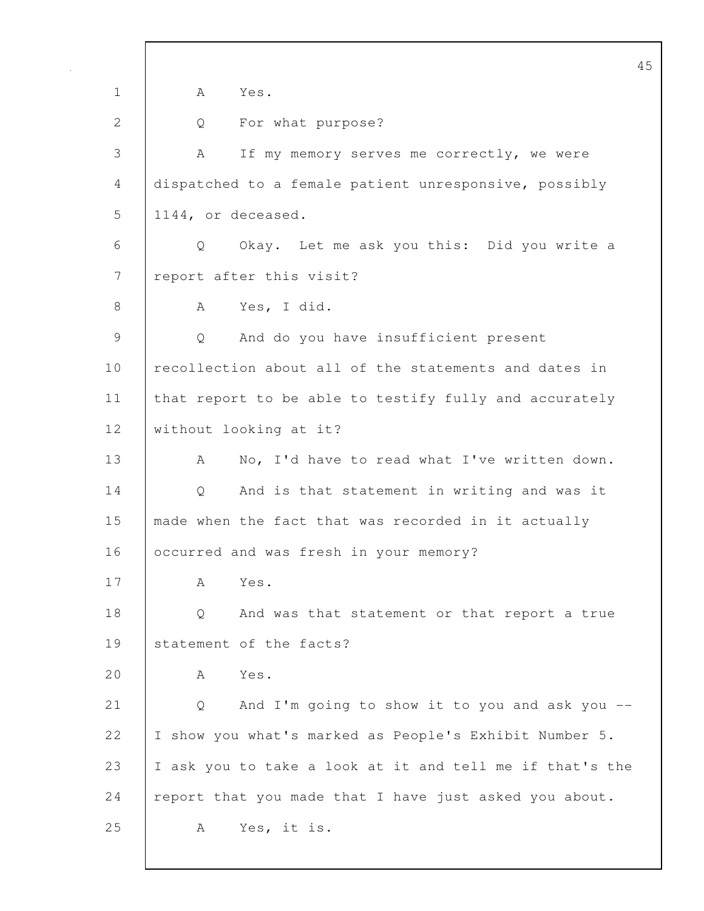A Yes.

Q For what purpose?

A If my memory serves me correctly, we were dispatched to a female patient unresponsive, possibly 1144, or deceased.

Q Okay. Let me ask you this: Did you write a report after this visit?

A Yes, I did.

Q And do you have insufficient present recollection about all of the statements and dates in that report to be able to testify fully and accurately without looking at it?

A No, I'd have to read what I've written down.

Q And is that statement in writing and was it made when the fact that was recorded in it actually occurred and was fresh in your memory?

A Yes.

Q And was that statement or that report a true statement of the facts?

A Yes.

Q And I'm going to show it to you and ask you -- I show you what's marked as People's Exhibit Number 5. I ask you to take a look at it and tell me if that's the report that you made that I have just asked you about.

A Yes, it is.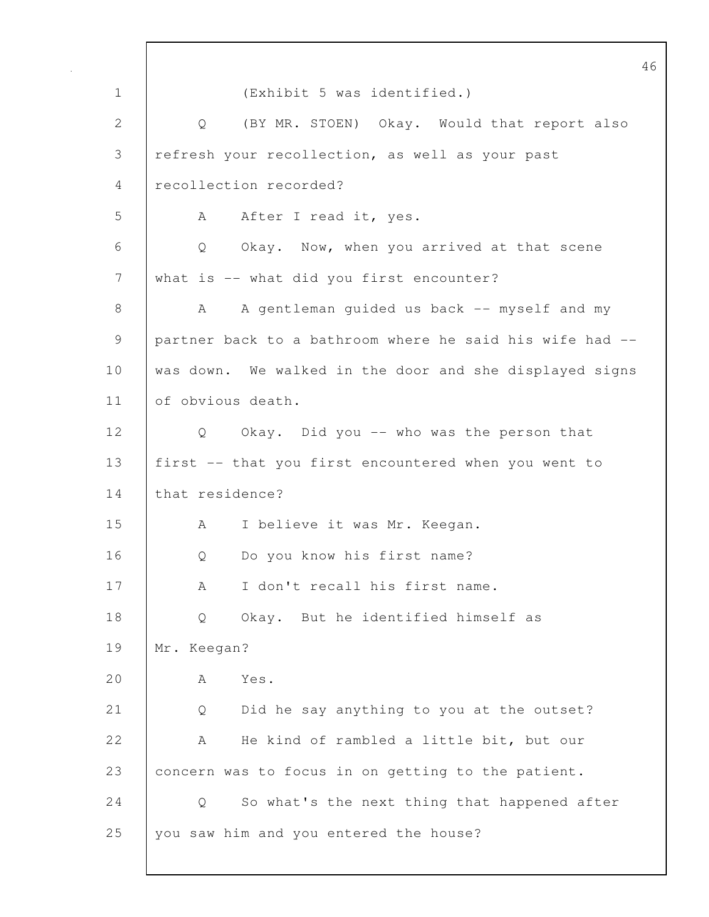(Exhibit 5 was identified.)

Q (BY MR. STOEN) Okay. Would that report also refresh your recollection, as well as your past recollection recorded?

A After I read it, yes.

Q Okay. Now, when you arrived at that scene what is -- what did you first encounter?

A A gentleman guided us back -- myself and my partner back to a bathroom where he said his wife had -- was down. We walked in the door and she displayed signs of obvious death.

Q Okay. Did you -- who was the person that first -- that you first encountered when you went to that residence?

A I believe it was Mr. Keegan.

Q Do you know his first name?

A I don't recall his first name.

Q Okay. But he identified himself as Mr. Keegan?

A Yes.

Q Did he say anything to you at the outset?

A He kind of rambled a little bit, but our concern was to focus in on getting to the patient.

Q So what's the next thing that happened after you saw him and you entered the house?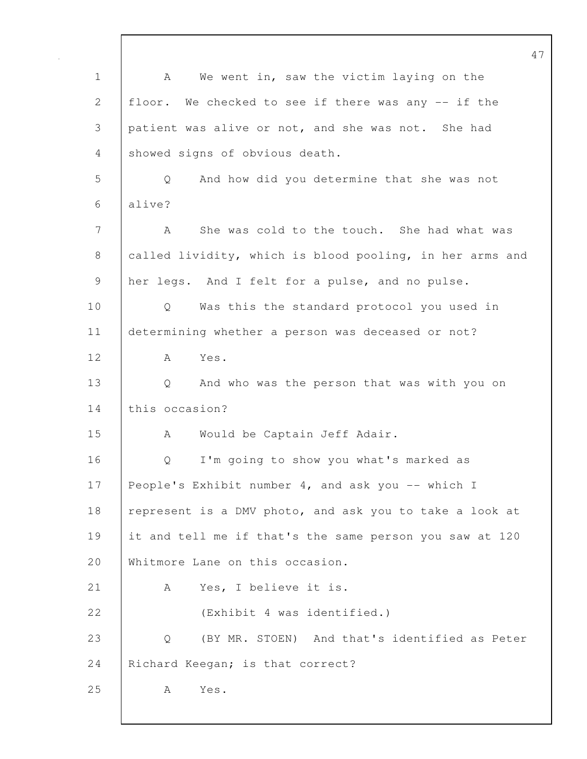1 A We went in, saw the victim laying on the
2 floor. We checked to see if there was any -- if the
3 patient was alive or not, and she was not. She had
4 showed signs of obvious death.
5 Q And how did you determine that she was not
6 alive?
7 A She was cold to the touch. She had what was
8 called lividity, which is blood pooling, in her arms and
9 her legs. And I felt for a pulse, and no pulse.
10 Q Was this the standard protocol you used in
11 determining whether a person was deceased or not?
12 A Yes.
13 Q And who was the person that was with you on
14 this occasion?
15 A Would be Captain Jeff Adair.
16 Q I'm going to show you what's marked as
17 People's Exhibit number 4, and ask you -- which I
18 represent is a DMV photo, and ask you to take a look at
19 it and tell me if that's the same person you saw at 120
20 Whitmore Lane on this occasion.
21 A Yes, I believe it is.
22 (Exhibit 4 was identified.)
23 Q (BY MR. STOEN) And that's identified as Peter
24 Richard Keegan; is that correct?
25 A Yes.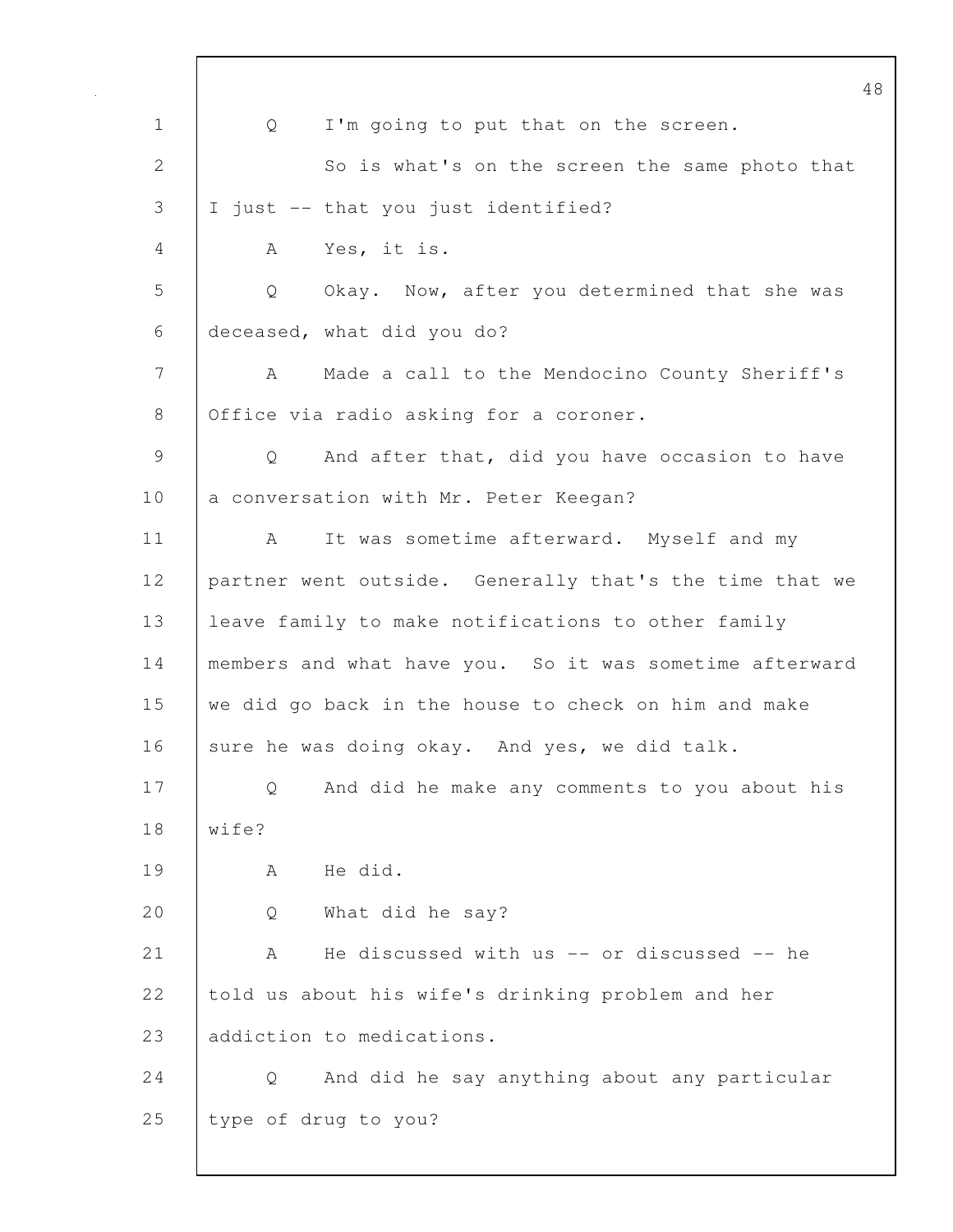Q I'm going to put that on the screen.

So is what's on the screen the same photo that I just -- that you just identified?

A Yes, it is.

Q Okay. Now, after you determined that she was deceased, what did you do?

A Made a call to the Mendocino County Sheriff's Office via radio asking for a coroner.

Q And after that, did you have occasion to have a conversation with Mr. Peter Keegan?

A It was sometime afterward. Myself and my partner went outside. Generally that's the time that we leave family to make notifications to other family members and what have you. So it was sometime afterward we did go back in the house to check on him and make sure he was doing okay. And yes, we did talk.

Q And did he make any comments to you about his wife?

A He did.

Q What did he say?

A He discussed with us -- or discussed -- he told us about his wife's drinking problem and her addiction to medications.

Q And did he say anything about any particular type of drug to you?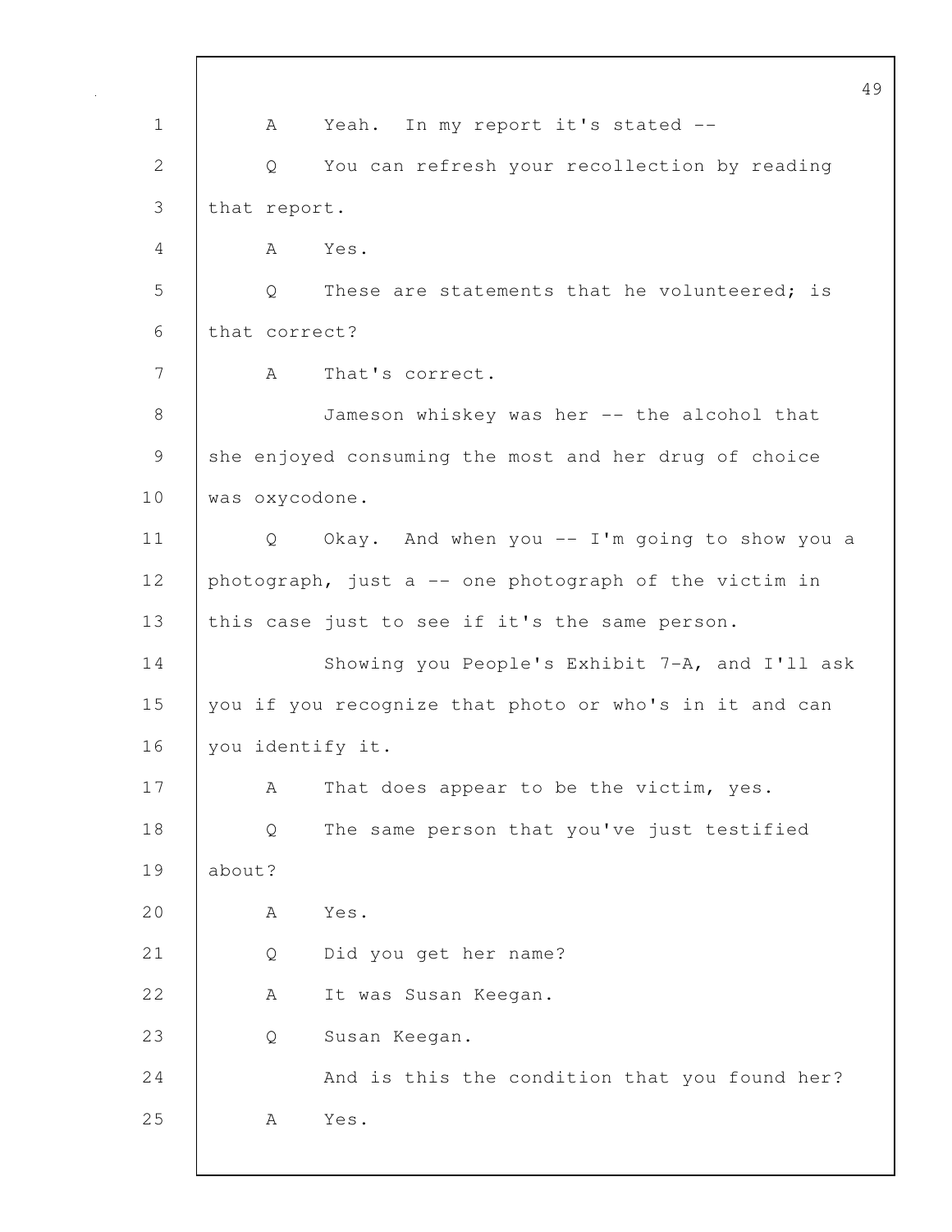1 A Yeah. In my report it's stated --

2 Q You can refresh your recollection by reading

3 that report.

4 A Yes.

5 Q These are statements that he volunteered; is

6 that correct?

7 A That's correct.

8 Jameson whiskey was her -- the alcohol that

9 she enjoyed consuming the most and her drug of choice

10 was oxycodone.

11 Q Okay. And when you -- I'm going to show you a

12 photograph, just a -- one photograph of the victim in

13 this case just to see if it's the same person.

14 Showing you People's Exhibit 7-A, and I'll ask

15 you if you recognize that photo or who's in it and can

16 you identify it.

17 A That does appear to be the victim, yes.

18 Q The same person that you've just testified

19 about?

20 A Yes.

21 Q Did you get her name?

22 A It was Susan Keegan.

23 Q Susan Keegan.

24 And is this the condition that you found her?

25 A Yes.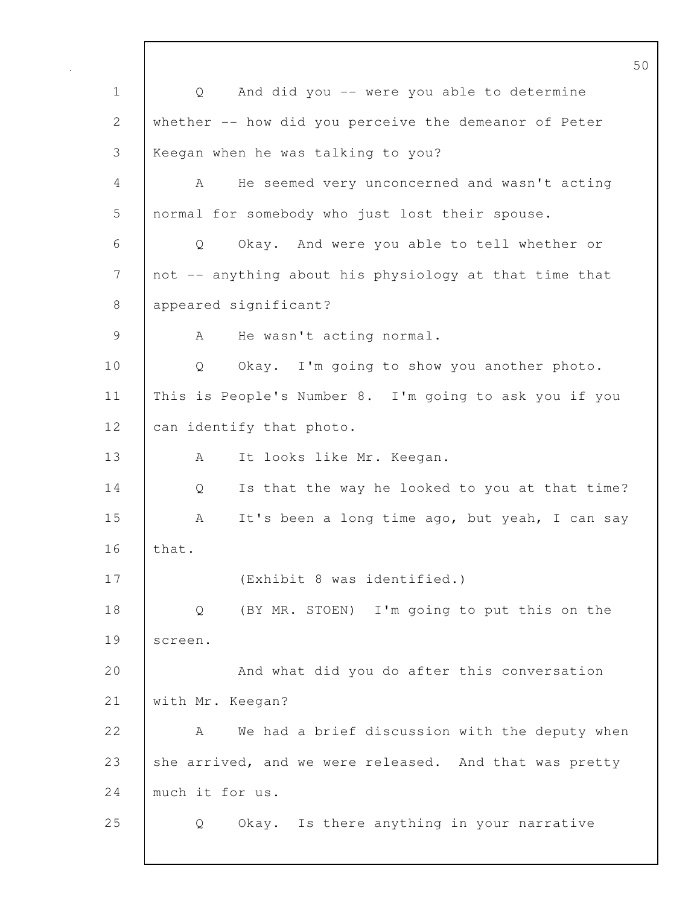Q And did you -- were you able to determine whether -- how did you perceive the demeanor of Peter Keegan when he was talking to you?

A He seemed very unconcerned and wasn't acting normal for somebody who just lost their spouse.

Q Okay. And were you able to tell whether or not -- anything about his physiology at that time that appeared significant?

A He wasn't acting normal.

Q Okay. I'm going to show you another photo. This is People's Number 8. I'm going to ask you if you can identify that photo.

A It looks like Mr. Keegan.

Q Is that the way he looked to you at that time?

A It's been a long time ago, but yeah, I can say that.

(Exhibit 8 was identified.)

Q (BY MR. STOEN) I'm going to put this on the screen.

And what did you do after this conversation with Mr. Keegan?

A We had a brief discussion with the deputy when she arrived, and we were released. And that was pretty much it for us.

Q Okay. Is there anything in your narrative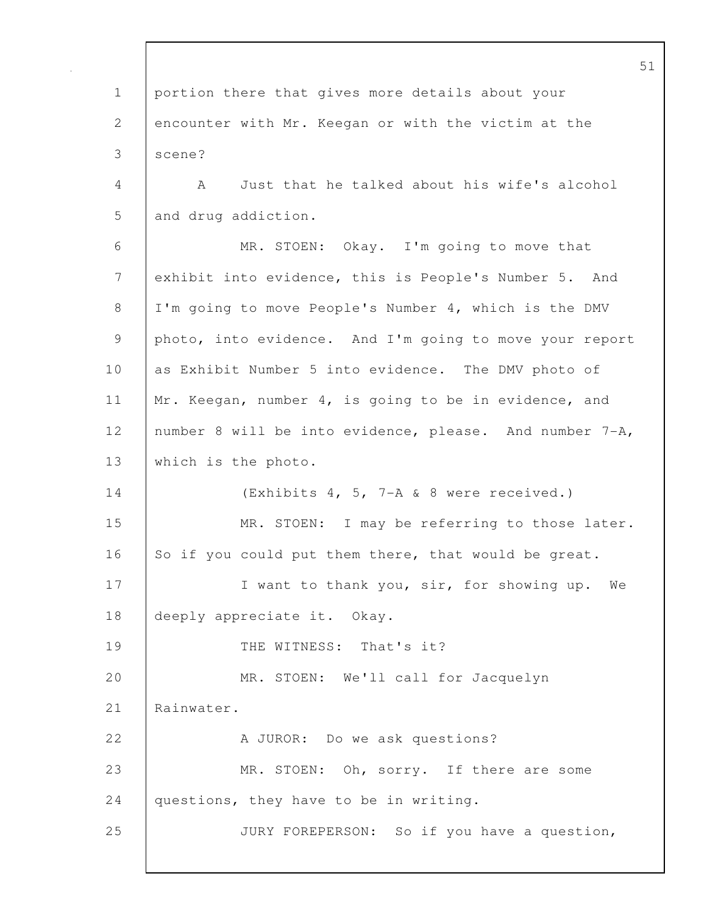portion there that gives more details about your encounter with Mr. Keegan or with the victim at the scene?

A Just that he talked about his wife's alcohol and drug addiction.

MR. STOEN: Okay. I'm going to move that exhibit into evidence, this is People's Number 5. And I'm going to move People's Number 4, which is the DMV photo, into evidence. And I'm going to move your report as Exhibit Number 5 into evidence. The DMV photo of Mr. Keegan, number 4, is going to be in evidence, and number 8 will be into evidence, please. And number 7-A, which is the photo.

(Exhibits 4, 5, 7-A & 8 were received.)

MR. STOEN: I may be referring to those later. So if you could put them there, that would be great.

I want to thank you, sir, for showing up. We deeply appreciate it. Okay.

THE WITNESS: That's it?

MR. STOEN: We'll call for Jacquelyn Rainwater.

A JUROR: Do we ask questions?

MR. STOEN: Oh, sorry. If there are some questions, they have to be in writing.

JURY FOREPERSON: So if you have a question,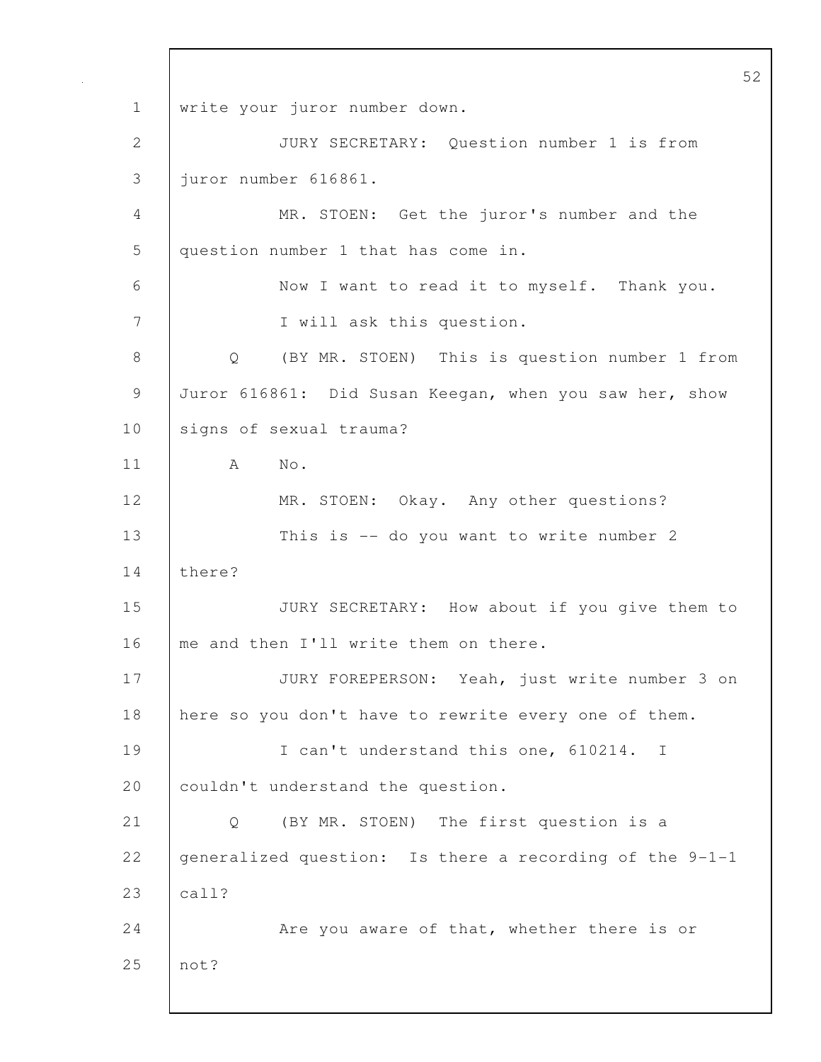write your juror number down.

JURY SECRETARY: Question number 1 is from juror number 616861.

MR. STOEN: Get the juror's number and the question number 1 that has come in.

Now I want to read it to myself. Thank you.

I will ask this question.

Q (BY MR. STOEN) This is question number 1 from Juror 616861: Did Susan Keegan, when you saw her, show signs of sexual trauma?

A No.

MR. STOEN: Okay. Any other questions?

This is -- do you want to write number 2 there?

JURY SECRETARY: How about if you give them to me and then I'll write them on there.

JURY FOREPERSON: Yeah, just write number 3 on here so you don't have to rewrite every one of them.

I can't understand this one, 610214. I couldn't understand the question.

Q (BY MR. STOEN) The first question is a generalized question: Is there a recording of the 9-1-1 call?

Are you aware of that, whether there is or not?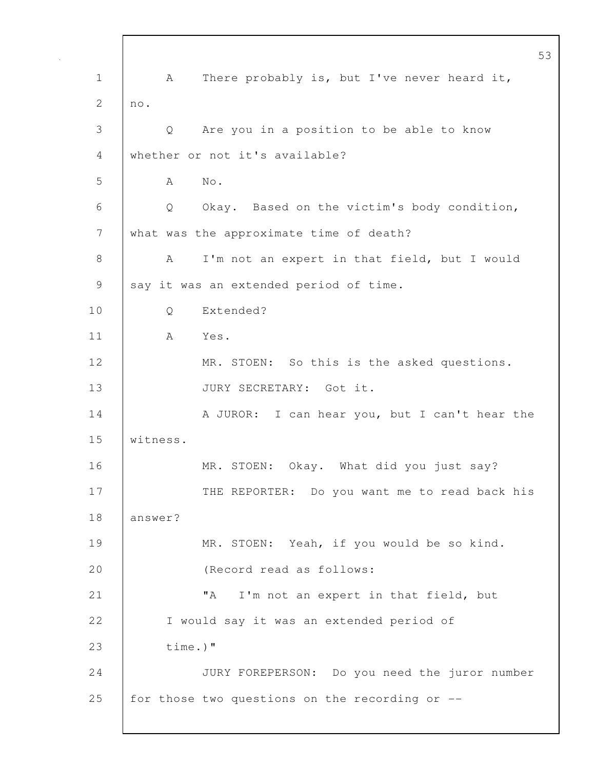A There probably is, but I've never heard it, no.

Q Are you in a position to be able to know whether or not it's available?

A No.

Q Okay. Based on the victim's body condition, what was the approximate time of death?

A I'm not an expert in that field, but I would say it was an extended period of time.

Q Extended?

A Yes.

MR. STOEN: So this is the asked questions.

JURY SECRETARY: Got it.

A JUROR: I can hear you, but I can't hear the witness.

MR. STOEN: Okay. What did you just say?

THE REPORTER: Do you want me to read back his answer?

MR. STOEN: Yeah, if you would be so kind.

(Record read as follows:

"A I'm not an expert in that field, but I would say it was an extended period of time.)"

JURY FOREPERSON: Do you need the juror number for those two questions on the recording or --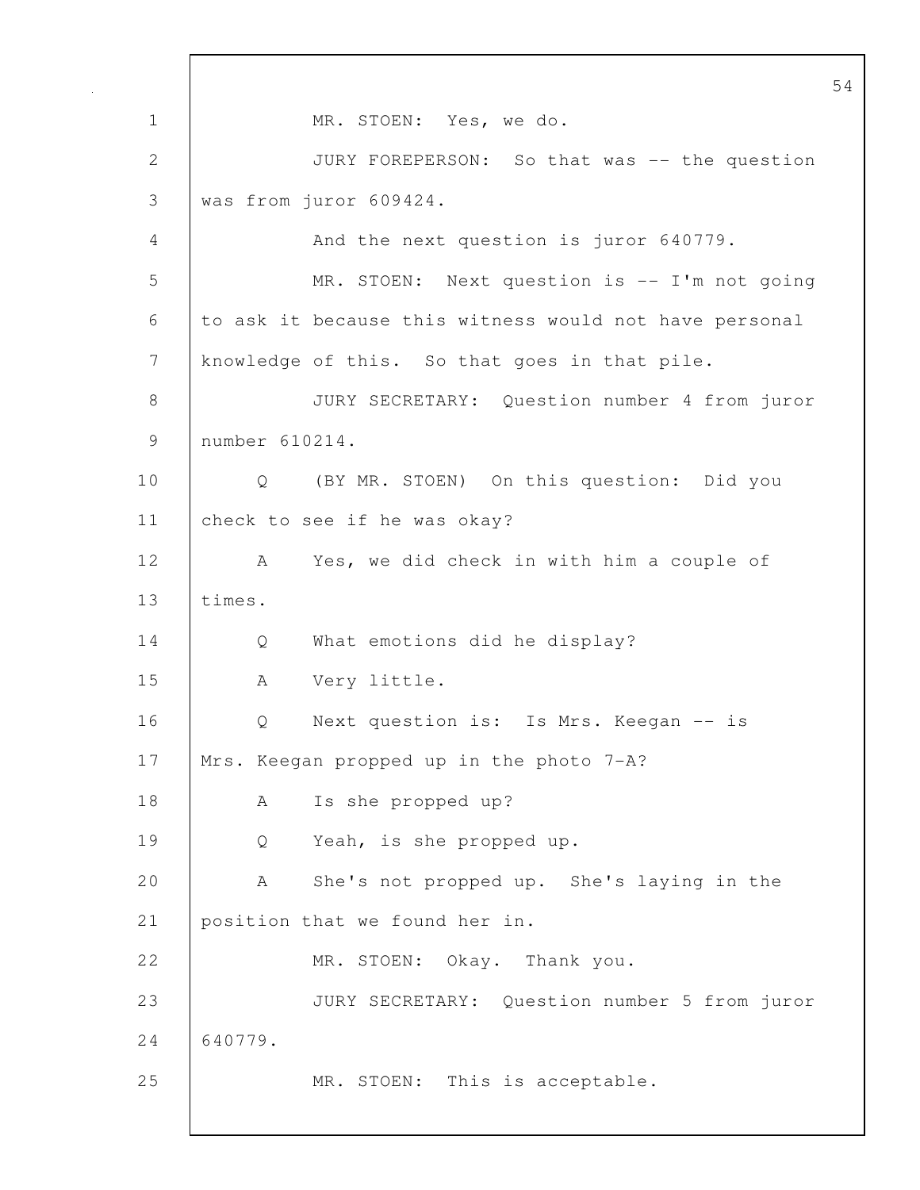MR. STOEN: Yes, we do.

JURY FOREPERSON: So that was -- the question was from juror 609424.

And the next question is juror 640779.

MR. STOEN: Next question is -- I'm not going to ask it because this witness would not have personal knowledge of this. So that goes in that pile.

JURY SECRETARY: Question number 4 from juror number 610214.

Q (BY MR. STOEN) On this question: Did you check to see if he was okay?

A Yes, we did check in with him a couple of times.

Q What emotions did he display?

A Very little.

Q Next question is: Is Mrs. Keegan -- is Mrs. Keegan propped up in the photo 7-A?

A Is she propped up?

Q Yeah, is she propped up.

A She's not propped up. She's laying in the position that we found her in.

MR. STOEN: Okay. Thank you.

JURY SECRETARY: Question number 5 from juror 640779.

MR. STOEN: This is acceptable.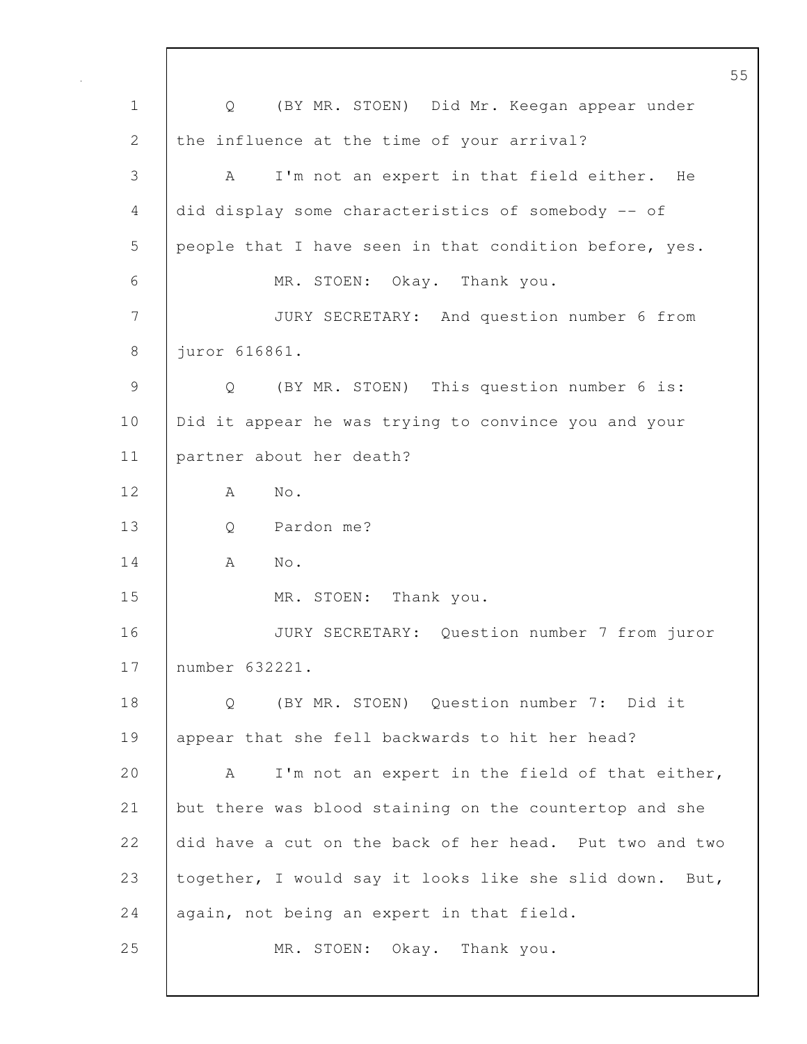Q (BY MR. STOEN) Did Mr. Keegan appear under the influence at the time of your arrival?

A I'm not an expert in that field either. He did display some characteristics of somebody -- of people that I have seen in that condition before, yes.

MR. STOEN: Okay. Thank you.

JURY SECRETARY: And question number 6 from juror 616861.

Q (BY MR. STOEN) This question number 6 is: Did it appear he was trying to convince you and your partner about her death?

A No.

Q Pardon me?

A No.

MR. STOEN: Thank you.

JURY SECRETARY: Question number 7 from juror number 632221.

Q (BY MR. STOEN) Question number 7: Did it appear that she fell backwards to hit her head?

A I'm not an expert in the field of that either, but there was blood staining on the countertop and she did have a cut on the back of her head. Put two and two together, I would say it looks like she slid down. But, again, not being an expert in that field.

MR. STOEN: Okay. Thank you.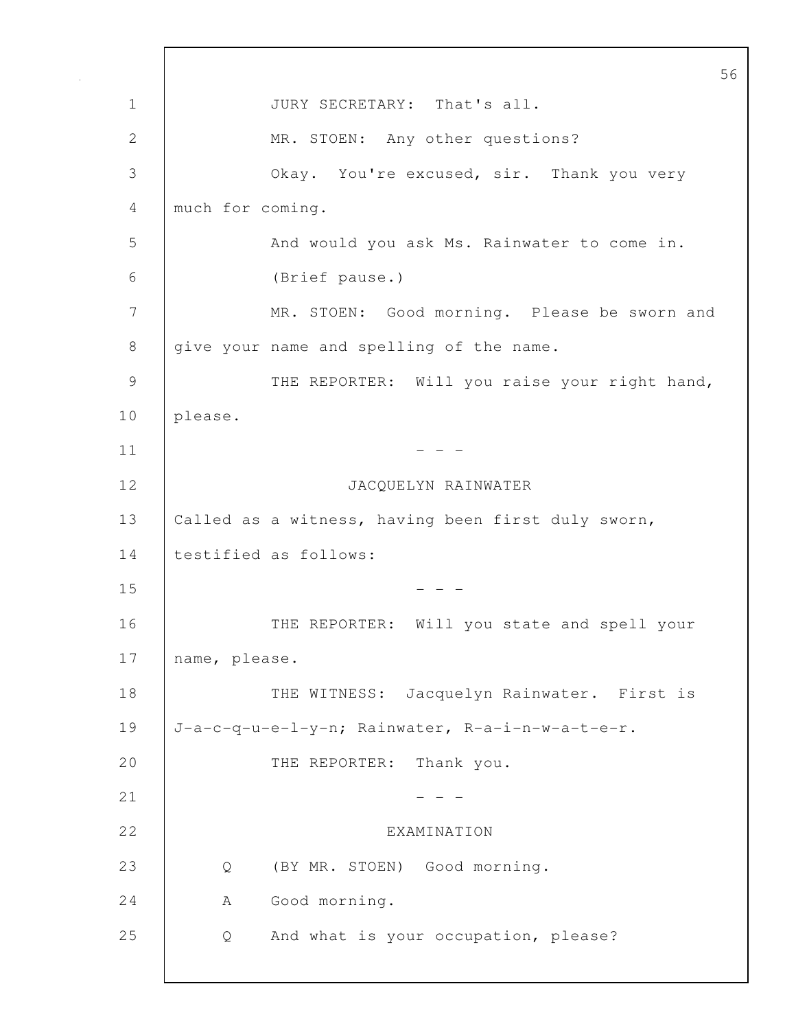JURY SECRETARY: That's all.

MR. STOEN: Any other questions?

Okay. You're excused, sir. Thank you very much for coming.

And would you ask Ms. Rainwater to come in.

(Brief pause.)

MR. STOEN: Good morning. Please be sworn and give your name and spelling of the name.

THE REPORTER: Will you raise your right hand, please.

\- - -

JACQUELYN RAINWATER

Called as a witness, having been first duly sworn, testified as follows:

\- - -

THE REPORTER: Will you state and spell your name, please.

THE WITNESS: Jacquelyn Rainwater. First is J-a-c-q-u-e-l-y-n; Rainwater, R-a-i-n-w-a-t-e-r.

THE REPORTER: Thank you.

\- - -

EXAMINATION

Q (BY MR. STOEN) Good morning.

A Good morning.

Q And what is your occupation, please?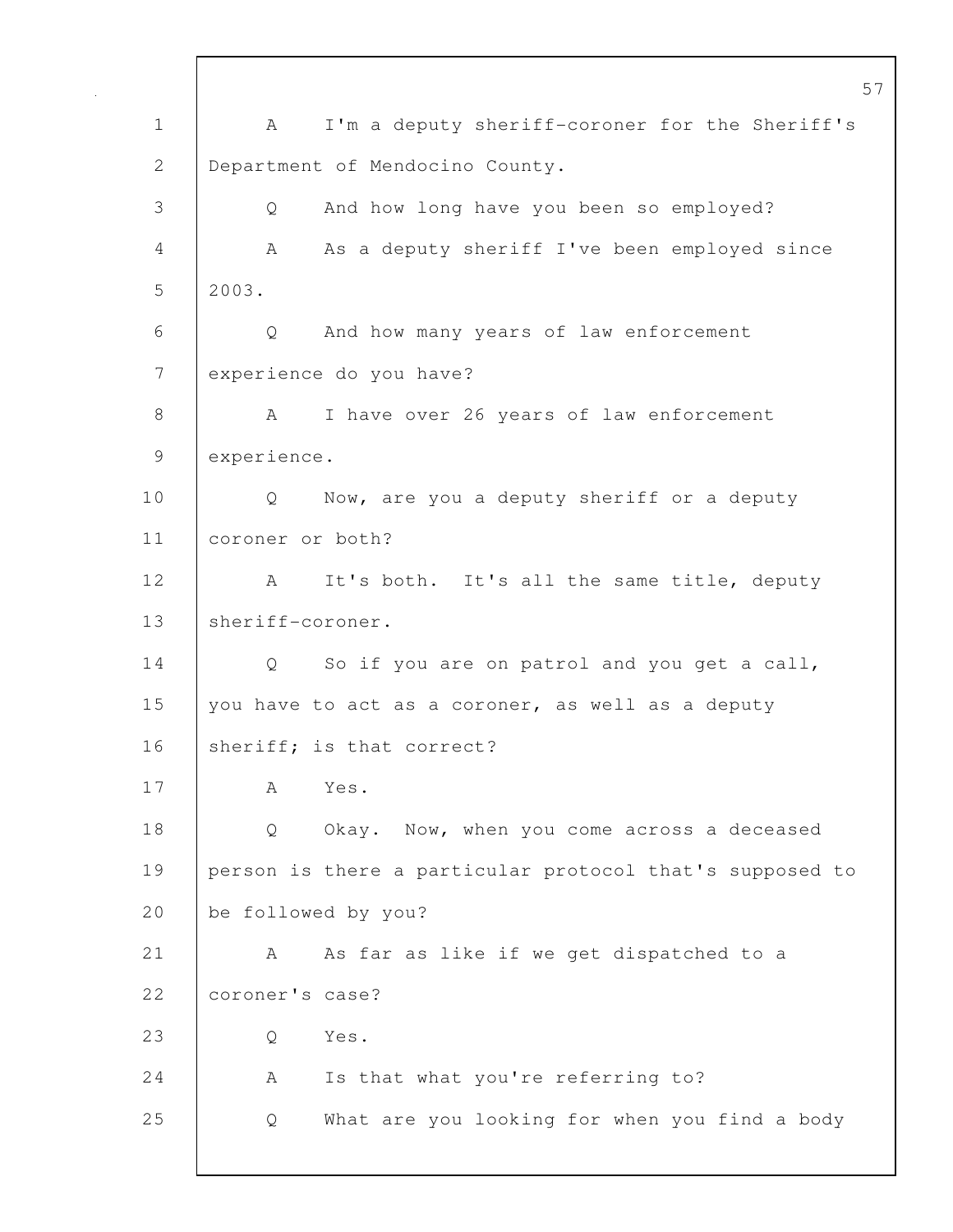A I'm a deputy sheriff-coroner for the Sheriff's Department of Mendocino County.

Q And how long have you been so employed?

A As a deputy sheriff I've been employed since 2003.

Q And how many years of law enforcement experience do you have?

A I have over 26 years of law enforcement experience.

Q Now, are you a deputy sheriff or a deputy coroner or both?

A It's both. It's all the same title, deputy sheriff-coroner.

Q So if you are on patrol and you get a call, you have to act as a coroner, as well as a deputy sheriff; is that correct?

A Yes.

Q Okay. Now, when you come across a deceased person is there a particular protocol that's supposed to be followed by you?

A As far as like if we get dispatched to a coroner's case?

Q Yes.

A Is that what you're referring to?

Q What are you looking for when you find a body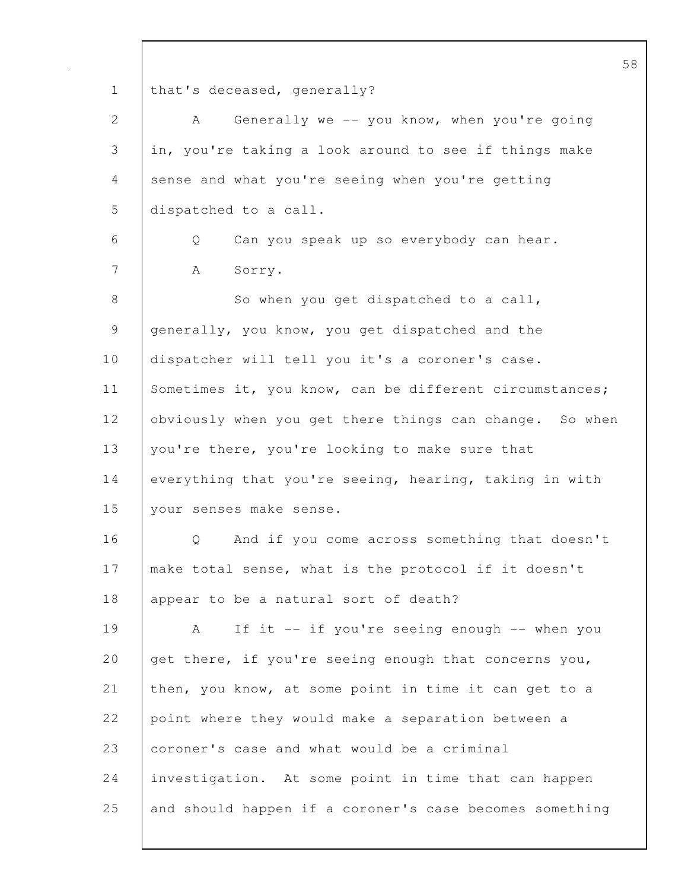that's deceased, generally?

A Generally we -- you know, when you're going in, you're taking a look around to see if things make sense and what you're seeing when you're getting dispatched to a call.

Q Can you speak up so everybody can hear.

A Sorry.

So when you get dispatched to a call, generally, you know, you get dispatched and the dispatcher will tell you it's a coroner's case. Sometimes it, you know, can be different circumstances; obviously when you get there things can change. So when you're there, you're looking to make sure that everything that you're seeing, hearing, taking in with your senses make sense.

Q And if you come across something that doesn't make total sense, what is the protocol if it doesn't appear to be a natural sort of death?

A If it -- if you're seeing enough -- when you get there, if you're seeing enough that concerns you, then, you know, at some point in time it can get to a point where they would make a separation between a coroner's case and what would be a criminal investigation. At some point in time that can happen and should happen if a coroner's case becomes something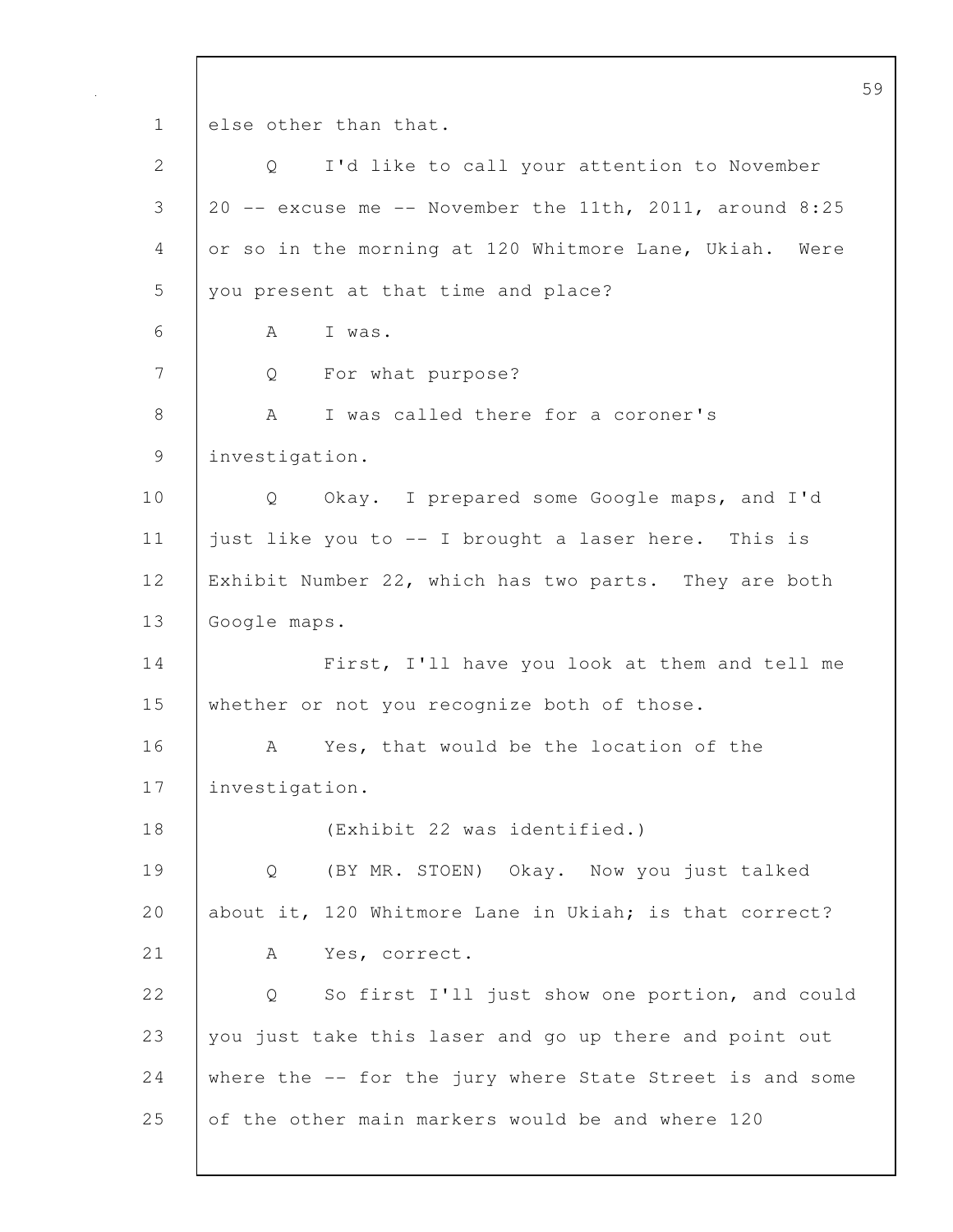else other than that.

Q I'd like to call your attention to November 20 -- excuse me -- November the 11th, 2011, around 8:25 or so in the morning at 120 Whitmore Lane, Ukiah. Were you present at that time and place?

A I was.

Q For what purpose?

A I was called there for a coroner's investigation.

Q Okay. I prepared some Google maps, and I'd just like you to -- I brought a laser here. This is Exhibit Number 22, which has two parts. They are both Google maps.

First, I'll have you look at them and tell me whether or not you recognize both of those.

A Yes, that would be the location of the investigation.

(Exhibit 22 was identified.)

Q (BY MR. STOEN) Okay. Now you just talked about it, 120 Whitmore Lane in Ukiah; is that correct?

A Yes, correct.

Q So first I'll just show one portion, and could you just take this laser and go up there and point out where the -- for the jury where State Street is and some of the other main markers would be and where 120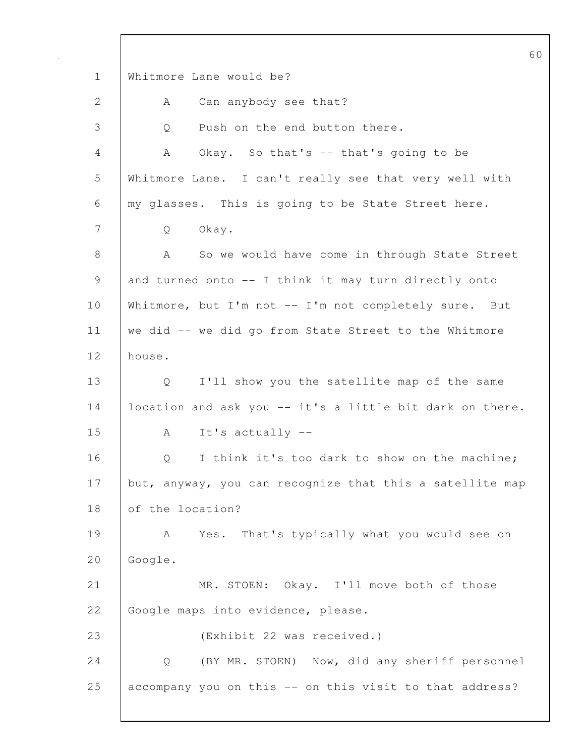Whitmore Lane would be?

A Can anybody see that?

Q Push on the end button there.

A Okay. So that's -- that's going to be Whitmore Lane. I can't really see that very well with my glasses. This is going to be State Street here.

Q Okay.

A So we would have come in through State Street and turned onto -- I think it may turn directly onto Whitmore, but I'm not -- I'm not completely sure. But we did -- we did go from State Street to the Whitmore house.

Q I'll show you the satellite map of the same location and ask you -- it's a little bit dark on there.

A It's actually --

Q I think it's too dark to show on the machine; but, anyway, you can recognize that this a satellite map of the location?

A Yes. That's typically what you would see on Google.

MR. STOEN: Okay. I'll move both of those Google maps into evidence, please.

(Exhibit 22 was received.)

Q (BY MR. STOEN) Now, did any sheriff personnel accompany you on this -- on this visit to that address?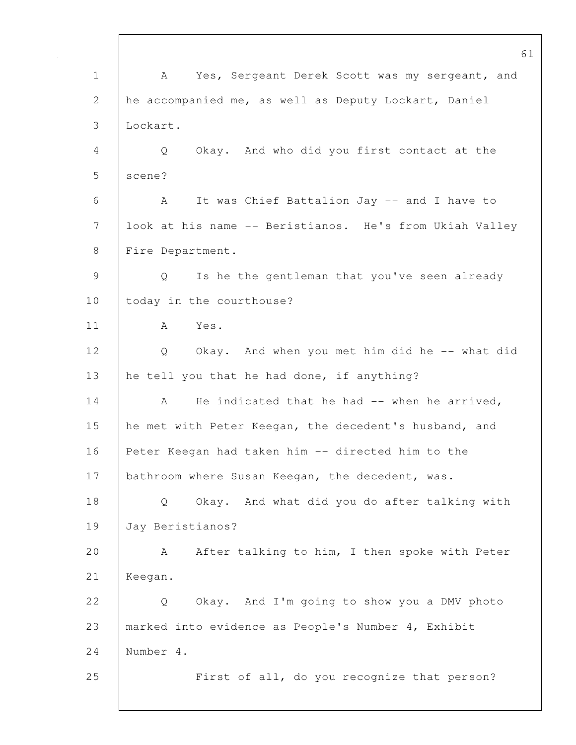A Yes, Sergeant Derek Scott was my sergeant, and he accompanied me, as well as Deputy Lockart, Daniel Lockart.

Q Okay. And who did you first contact at the scene?

A It was Chief Battalion Jay -- and I have to look at his name -- Beristianos. He's from Ukiah Valley Fire Department.

Q Is he the gentleman that you've seen already today in the courthouse?

A Yes.

Q Okay. And when you met him did he -- what did he tell you that he had done, if anything?

A He indicated that he had -- when he arrived, he met with Peter Keegan, the decedent's husband, and Peter Keegan had taken him -- directed him to the bathroom where Susan Keegan, the decedent, was.

Q Okay. And what did you do after talking with Jay Beristianos?

A After talking to him, I then spoke with Peter Keegan.

Q Okay. And I'm going to show you a DMV photo marked into evidence as People's Number 4, Exhibit Number 4.

First of all, do you recognize that person?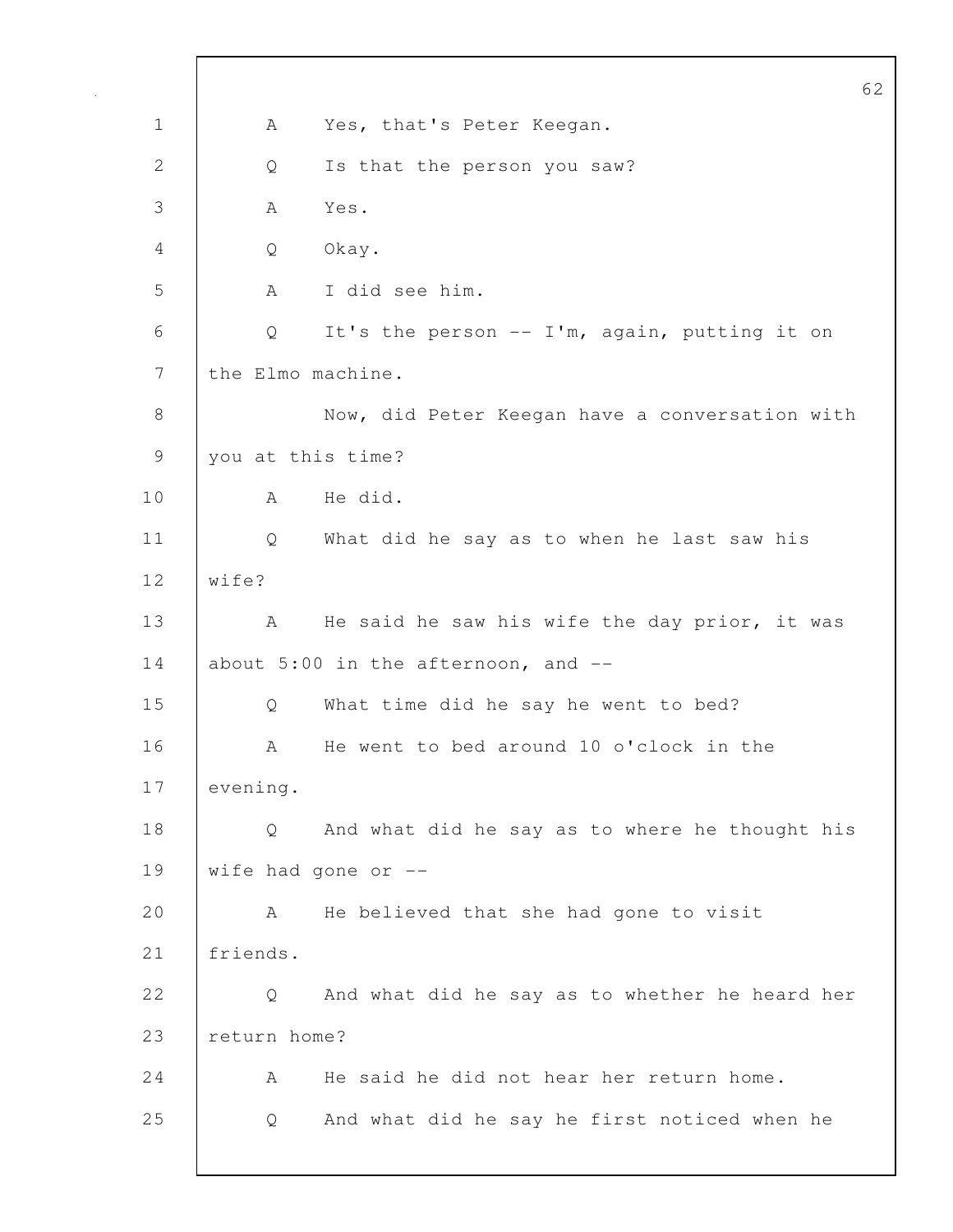A Yes, that's Peter Keegan.

Q Is that the person you saw?

A Yes.

Q Okay.

A I did see him.

Q It's the person -- I'm, again, putting it on the Elmo machine.

Now, did Peter Keegan have a conversation with you at this time?

A He did.

Q What did he say as to when he last saw his wife?

A He said he saw his wife the day prior, it was about 5:00 in the afternoon, and --

Q What time did he say he went to bed?

A He went to bed around 10 o'clock in the evening.

Q And what did he say as to where he thought his wife had gone or --

A He believed that she had gone to visit friends.

Q And what did he say as to whether he heard her return home?

A He said he did not hear her return home.

Q And what did he say he first noticed when he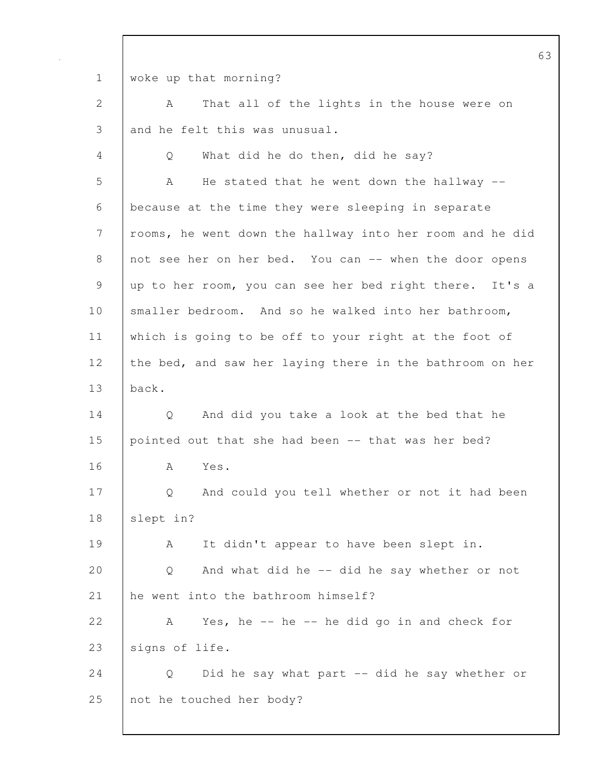woke up that morning?

A That all of the lights in the house were on and he felt this was unusual.

Q What did he do then, did he say?

A He stated that he went down the hallway -- because at the time they were sleeping in separate rooms, he went down the hallway into her room and he did not see her on her bed. You can -- when the door opens up to her room, you can see her bed right there. It's a smaller bedroom. And so he walked into her bathroom, which is going to be off to your right at the foot of the bed, and saw her laying there in the bathroom on her back.

Q And did you take a look at the bed that he pointed out that she had been -- that was her bed?

A Yes.

Q And could you tell whether or not it had been slept in?

A It didn't appear to have been slept in.

Q And what did he -- did he say whether or not he went into the bathroom himself?

A Yes, he -- he -- he did go in and check for signs of life.

Q Did he say what part -- did he say whether or not he touched her body?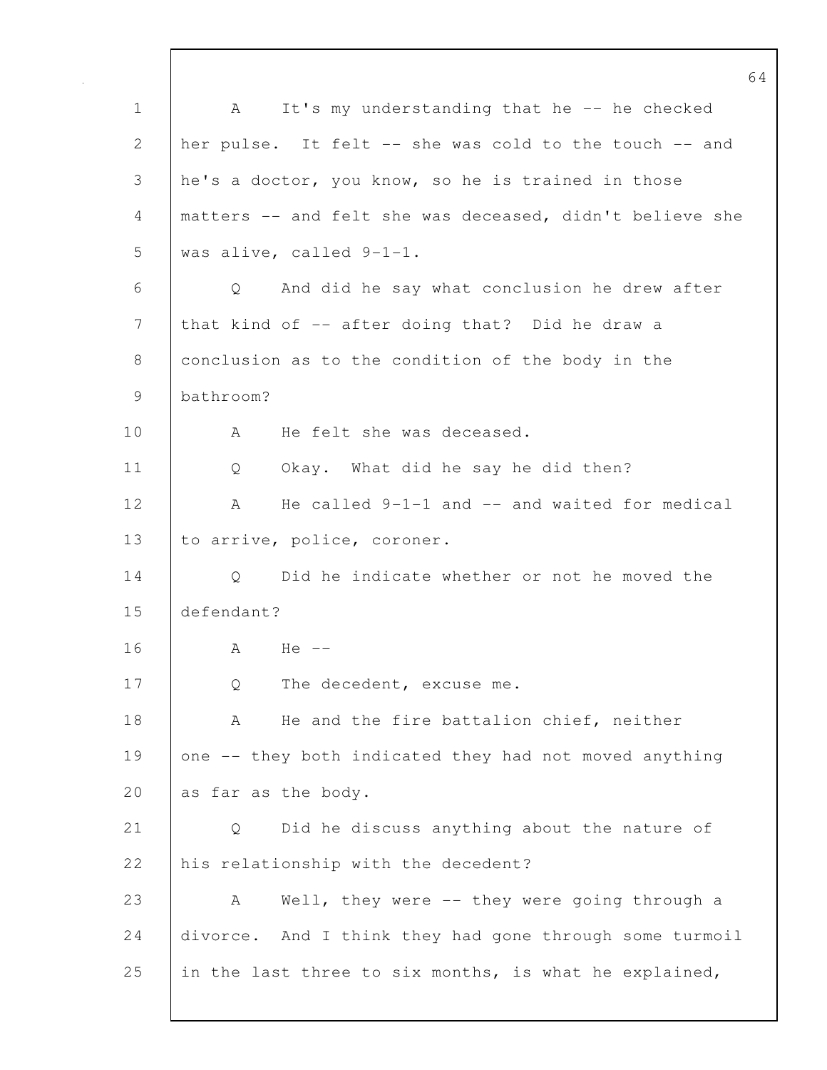A It's my understanding that he -- he checked her pulse. It felt -- she was cold to the touch -- and he's a doctor, you know, so he is trained in those matters -- and felt she was deceased, didn't believe she was alive, called 9-1-1.

Q And did he say what conclusion he drew after that kind of -- after doing that? Did he draw a conclusion as to the condition of the body in the bathroom?

A He felt she was deceased.

Q Okay. What did he say he did then?

A He called 9-1-1 and -- and waited for medical to arrive, police, coroner.

Q Did he indicate whether or not he moved the defendant?

A He --

Q The decedent, excuse me.

A He and the fire battalion chief, neither one -- they both indicated they had not moved anything as far as the body.

Q Did he discuss anything about the nature of his relationship with the decedent?

A Well, they were -- they were going through a divorce. And I think they had gone through some turmoil in the last three to six months, is what he explained,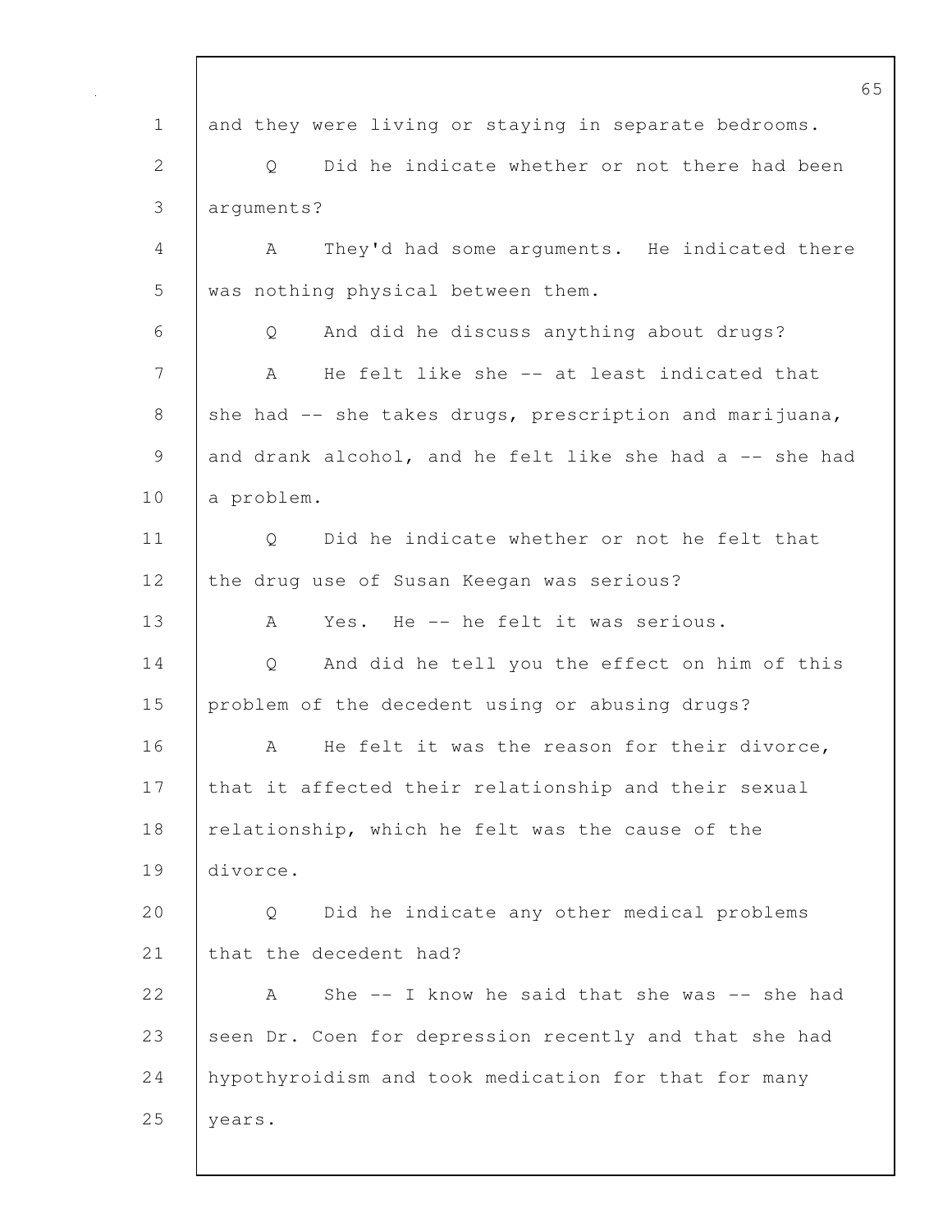and they were living or staying in separate bedrooms.

Q Did he indicate whether or not there had been arguments?

A They'd had some arguments. He indicated there was nothing physical between them.

Q And did he discuss anything about drugs?

A He felt like she -- at least indicated that she had -- she takes drugs, prescription and marijuana, and drank alcohol, and he felt like she had a -- she had a problem.

Q Did he indicate whether or not he felt that the drug use of Susan Keegan was serious?

A Yes. He -- he felt it was serious.

Q And did he tell you the effect on him of this problem of the decedent using or abusing drugs?

A He felt it was the reason for their divorce, that it affected their relationship and their sexual relationship, which he felt was the cause of the divorce.

Q Did he indicate any other medical problems that the decedent had?

A She -- I know he said that she was -- she had seen Dr. Coen for depression recently and that she had hypothyroidism and took medication for that for many years.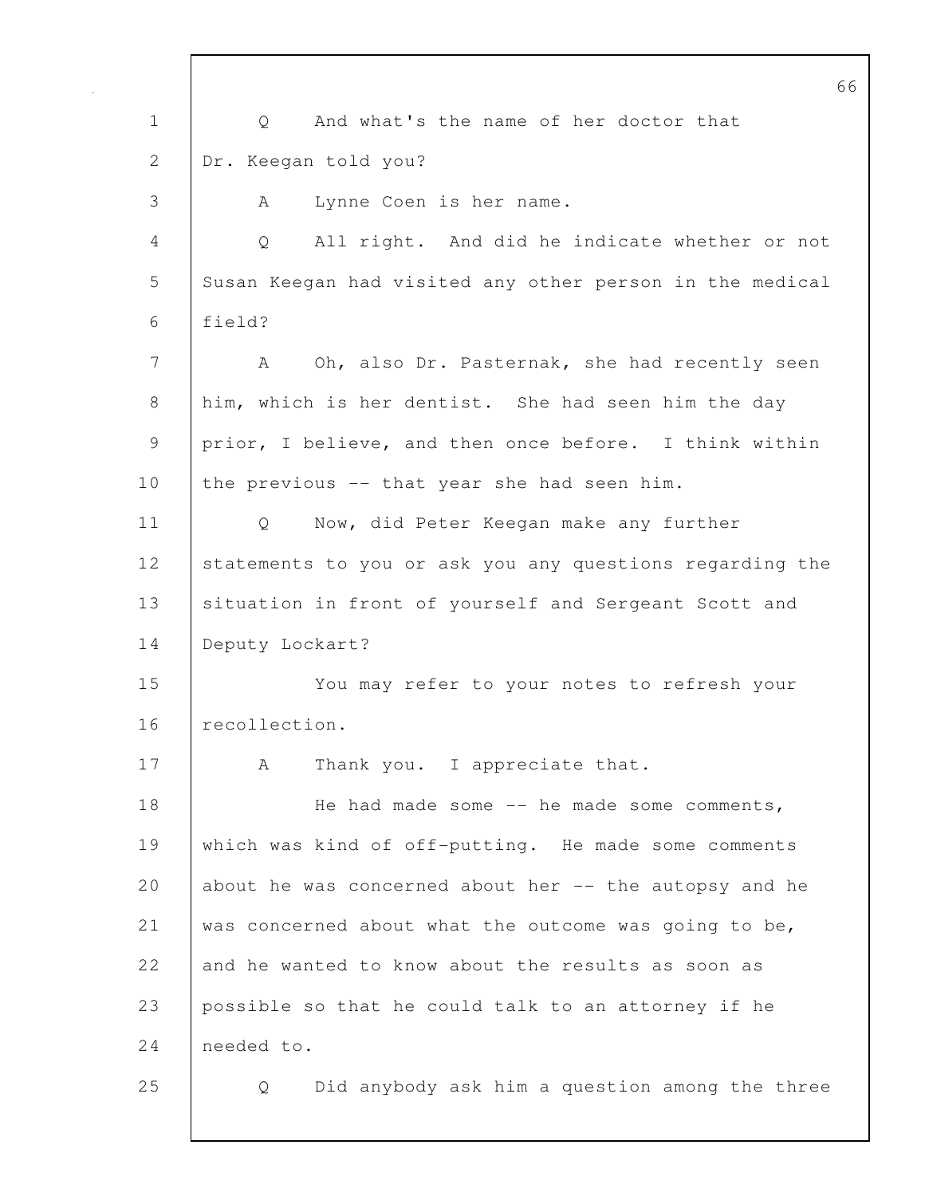Q And what's the name of her doctor that Dr. Keegan told you?

A Lynne Coen is her name.

Q All right. And did he indicate whether or not Susan Keegan had visited any other person in the medical field?

A Oh, also Dr. Pasternak, she had recently seen him, which is her dentist. She had seen him the day prior, I believe, and then once before. I think within the previous -- that year she had seen him.

Q Now, did Peter Keegan make any further statements to you or ask you any questions regarding the situation in front of yourself and Sergeant Scott and Deputy Lockart?

You may refer to your notes to refresh your recollection.

A Thank you. I appreciate that.

He had made some -- he made some comments, which was kind of off-putting. He made some comments about he was concerned about her -- the autopsy and he was concerned about what the outcome was going to be, and he wanted to know about the results as soon as possible so that he could talk to an attorney if he needed to.

Q Did anybody ask him a question among the three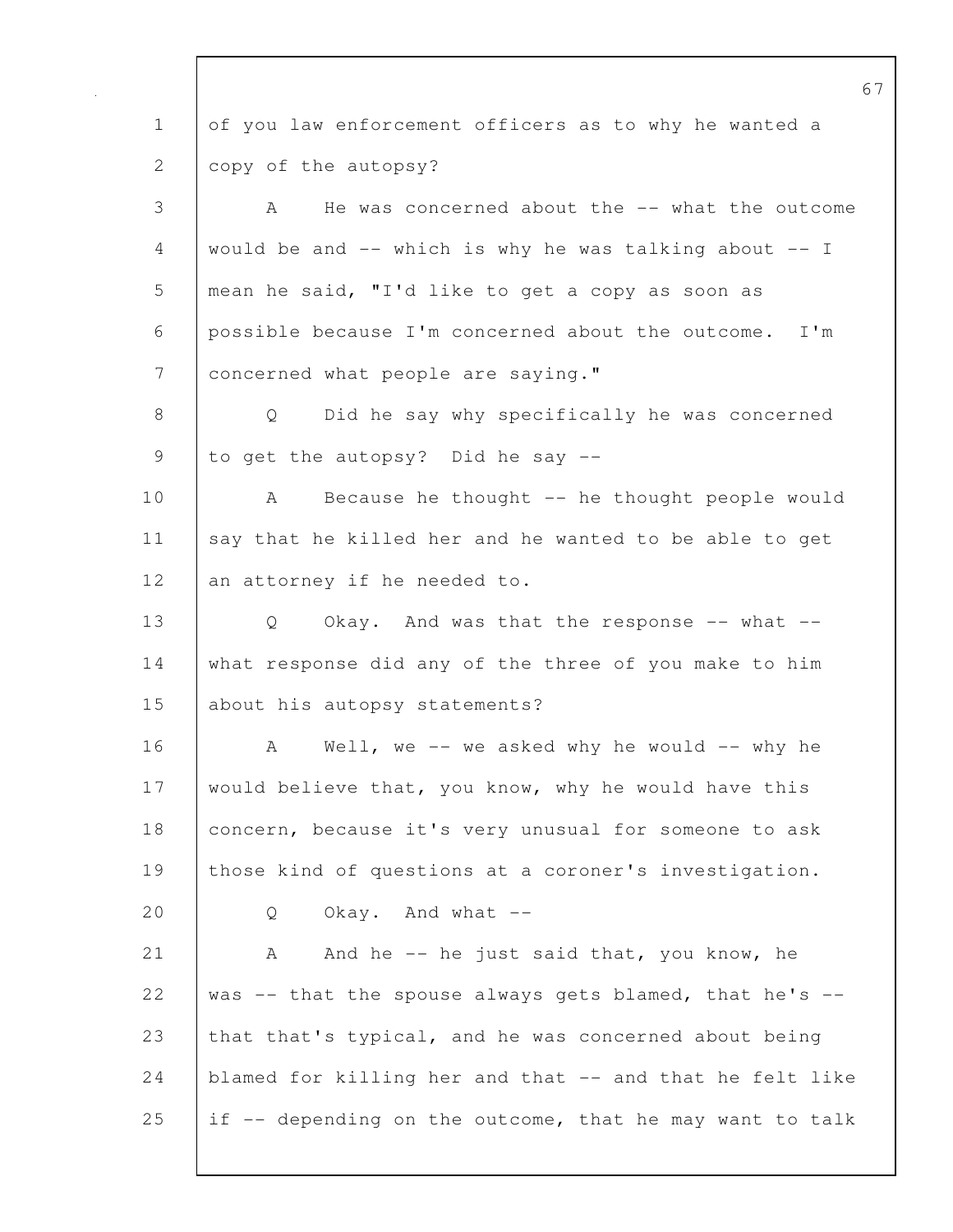of you law enforcement officers as to why he wanted a copy of the autopsy?

A He was concerned about the -- what the outcome would be and -- which is why he was talking about -- I mean he said, "I'd like to get a copy as soon as possible because I'm concerned about the outcome. I'm concerned what people are saying."

Q Did he say why specifically he was concerned to get the autopsy? Did he say --

A Because he thought -- he thought people would say that he killed her and he wanted to be able to get an attorney if he needed to.

Q Okay. And was that the response -- what -- what response did any of the three of you make to him about his autopsy statements?

A Well, we -- we asked why he would -- why he would believe that, you know, why he would have this concern, because it's very unusual for someone to ask those kind of questions at a coroner's investigation.

Q Okay. And what --

A And he -- he just said that, you know, he was -- that the spouse always gets blamed, that he's -- that that's typical, and he was concerned about being blamed for killing her and that -- and that he felt like if -- depending on the outcome, that he may want to talk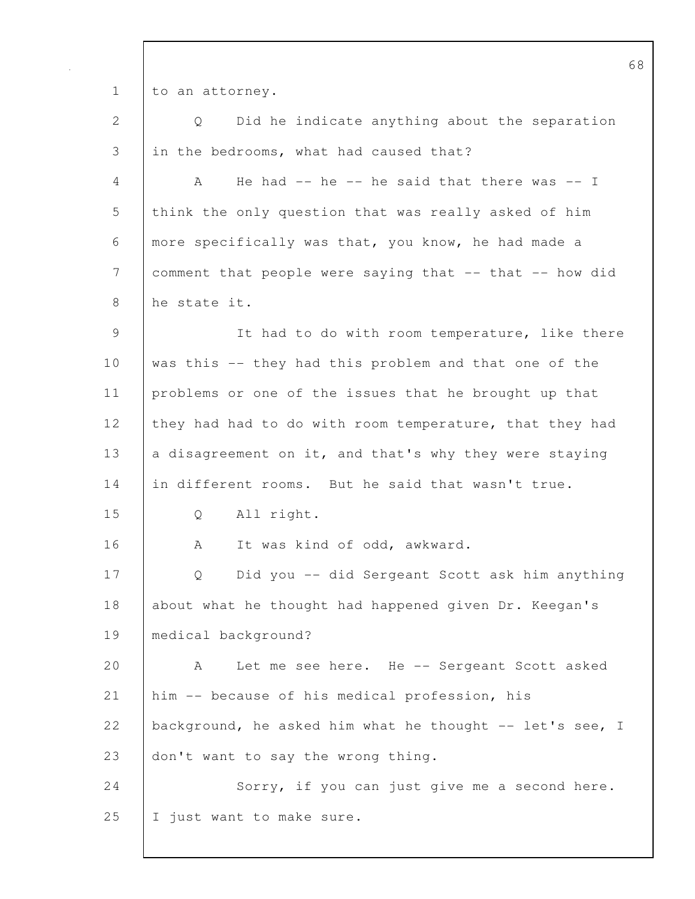to an attorney.

Q Did he indicate anything about the separation in the bedrooms, what had caused that?

A He had -- he -- he said that there was -- I think the only question that was really asked of him more specifically was that, you know, he had made a comment that people were saying that -- that -- how did he state it.

It had to do with room temperature, like there was this -- they had this problem and that one of the problems or one of the issues that he brought up that they had had to do with room temperature, that they had a disagreement on it, and that's why they were staying in different rooms. But he said that wasn't true.

Q All right.

A It was kind of odd, awkward.

Q Did you -- did Sergeant Scott ask him anything about what he thought had happened given Dr. Keegan's medical background?

A Let me see here. He -- Sergeant Scott asked him -- because of his medical profession, his background, he asked him what he thought -- let's see, I don't want to say the wrong thing.

Sorry, if you can just give me a second here. I just want to make sure.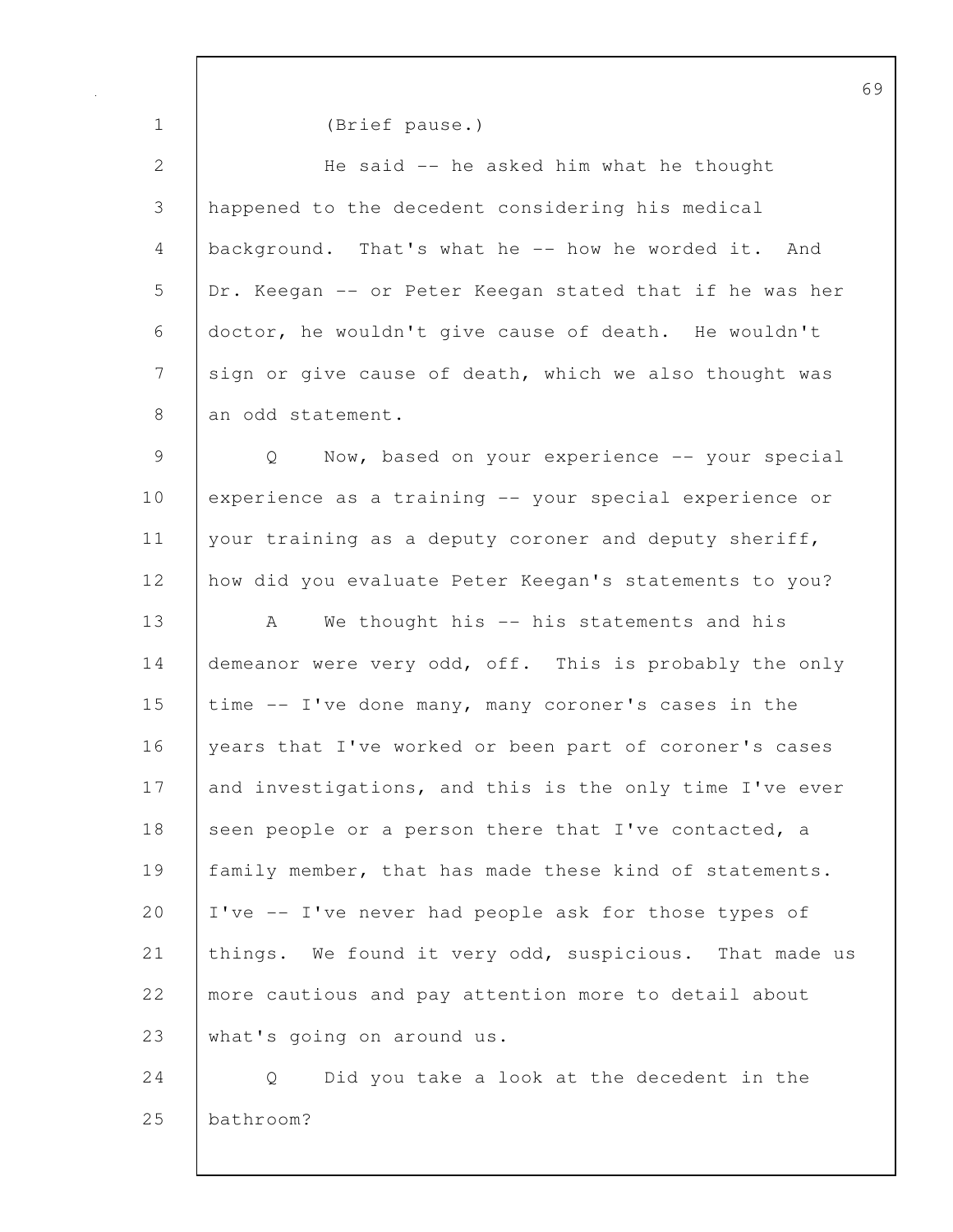(Brief pause.)

He said -- he asked him what he thought happened to the decedent considering his medical background. That's what he -- how he worded it. And Dr. Keegan -- or Peter Keegan stated that if he was her doctor, he wouldn't give cause of death. He wouldn't sign or give cause of death, which we also thought was an odd statement.

Q Now, based on your experience -- your special experience as a training -- your special experience or your training as a deputy coroner and deputy sheriff, how did you evaluate Peter Keegan's statements to you?

A We thought his -- his statements and his demeanor were very odd, off. This is probably the only time -- I've done many, many coroner's cases in the years that I've worked or been part of coroner's cases and investigations, and this is the only time I've ever seen people or a person there that I've contacted, a family member, that has made these kind of statements. I've -- I've never had people ask for those types of things. We found it very odd, suspicious. That made us more cautious and pay attention more to detail about what's going on around us.

Q Did you take a look at the decedent in the bathroom?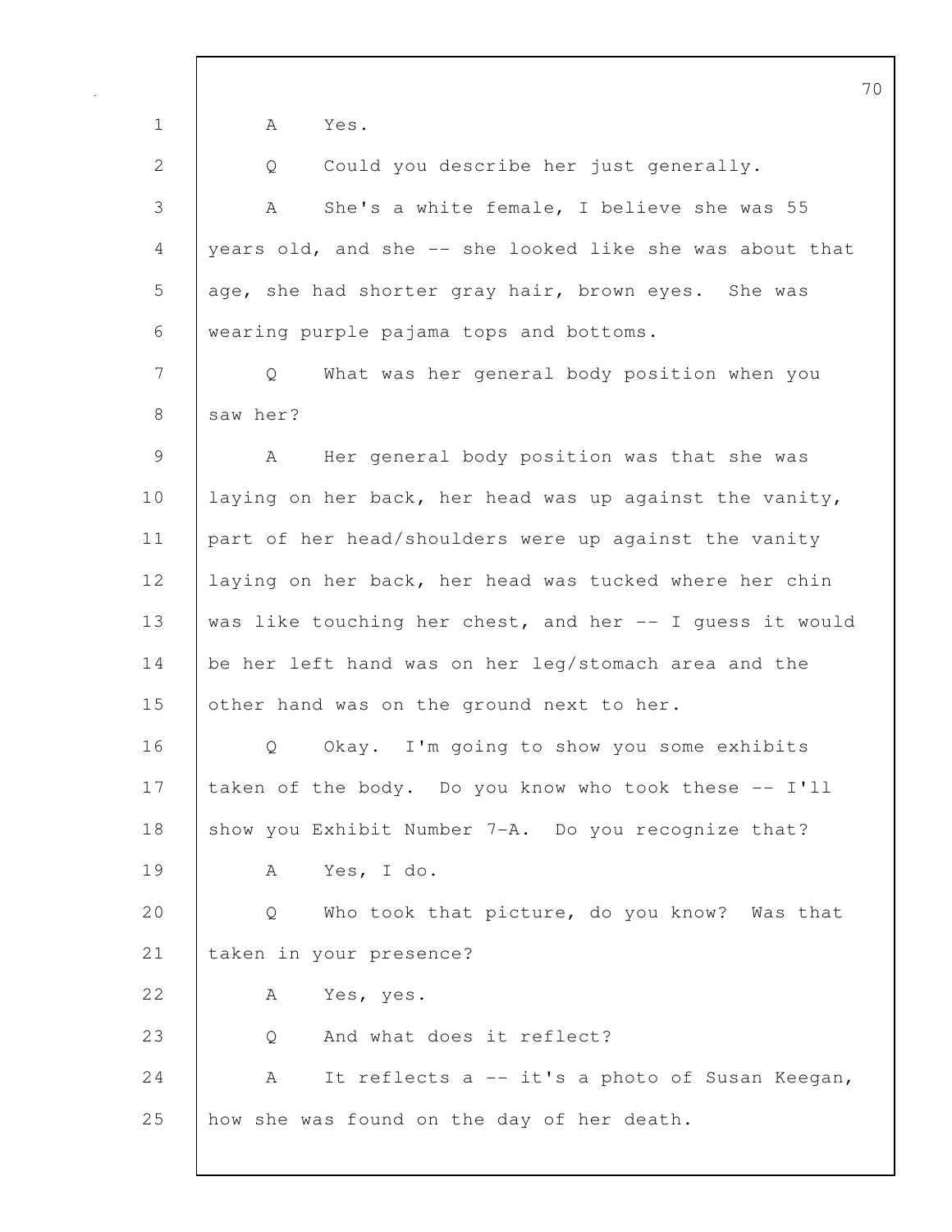1 A Yes.

2 Q Could you describe her just generally.

3 A She's a white female, I believe she was 55

4 years old, and she -- she looked like she was about that

5 age, she had shorter gray hair, brown eyes. She was

6 wearing purple pajama tops and bottoms.

7 Q What was her general body position when you

8 saw her?

9 A Her general body position was that she was

10 laying on her back, her head was up against the vanity,

11 part of her head/shoulders were up against the vanity

12 laying on her back, her head was tucked where her chin

13 was like touching her chest, and her -- I guess it would

14 be her left hand was on her leg/stomach area and the

15 other hand was on the ground next to her.

16 Q Okay. I'm going to show you some exhibits

17 taken of the body. Do you know who took these -- I'll

18 show you Exhibit Number 7-A. Do you recognize that?

19 A Yes, I do.

20 Q Who took that picture, do you know? Was that

21 taken in your presence?

22 A Yes, yes.

23 Q And what does it reflect?

24 A It reflects a -- it's a photo of Susan Keegan,

25 how she was found on the day of her death.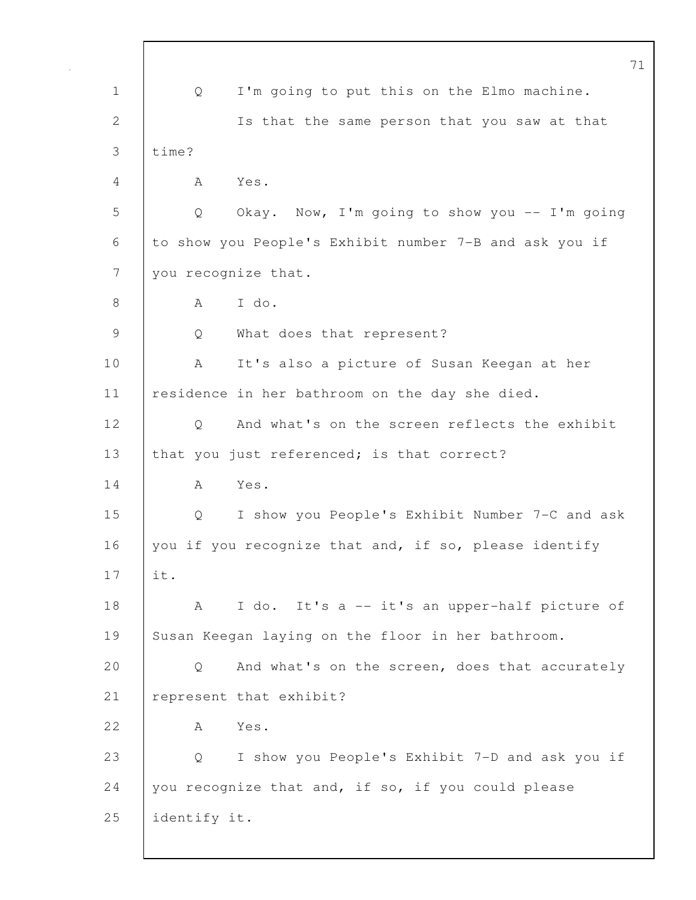1 Q I'm going to put this on the Elmo machine.

2 Is that the same person that you saw at that

3 time?

4 A Yes.

5 Q Okay. Now, I'm going to show you -- I'm going

6 to show you People's Exhibit number 7-B and ask you if

7 you recognize that.

8 A I do.

9 Q What does that represent?

10 A It's also a picture of Susan Keegan at her

11 residence in her bathroom on the day she died.

12 Q And what's on the screen reflects the exhibit

13 that you just referenced; is that correct?

14 A Yes.

15 Q I show you People's Exhibit Number 7-C and ask

16 you if you recognize that and, if so, please identify

17 it.

18 A I do. It's a -- it's an upper-half picture of

19 Susan Keegan laying on the floor in her bathroom.

20 Q And what's on the screen, does that accurately

21 represent that exhibit?

22 A Yes.

23 Q I show you People's Exhibit 7-D and ask you if

24 you recognize that and, if so, if you could please

25 identify it.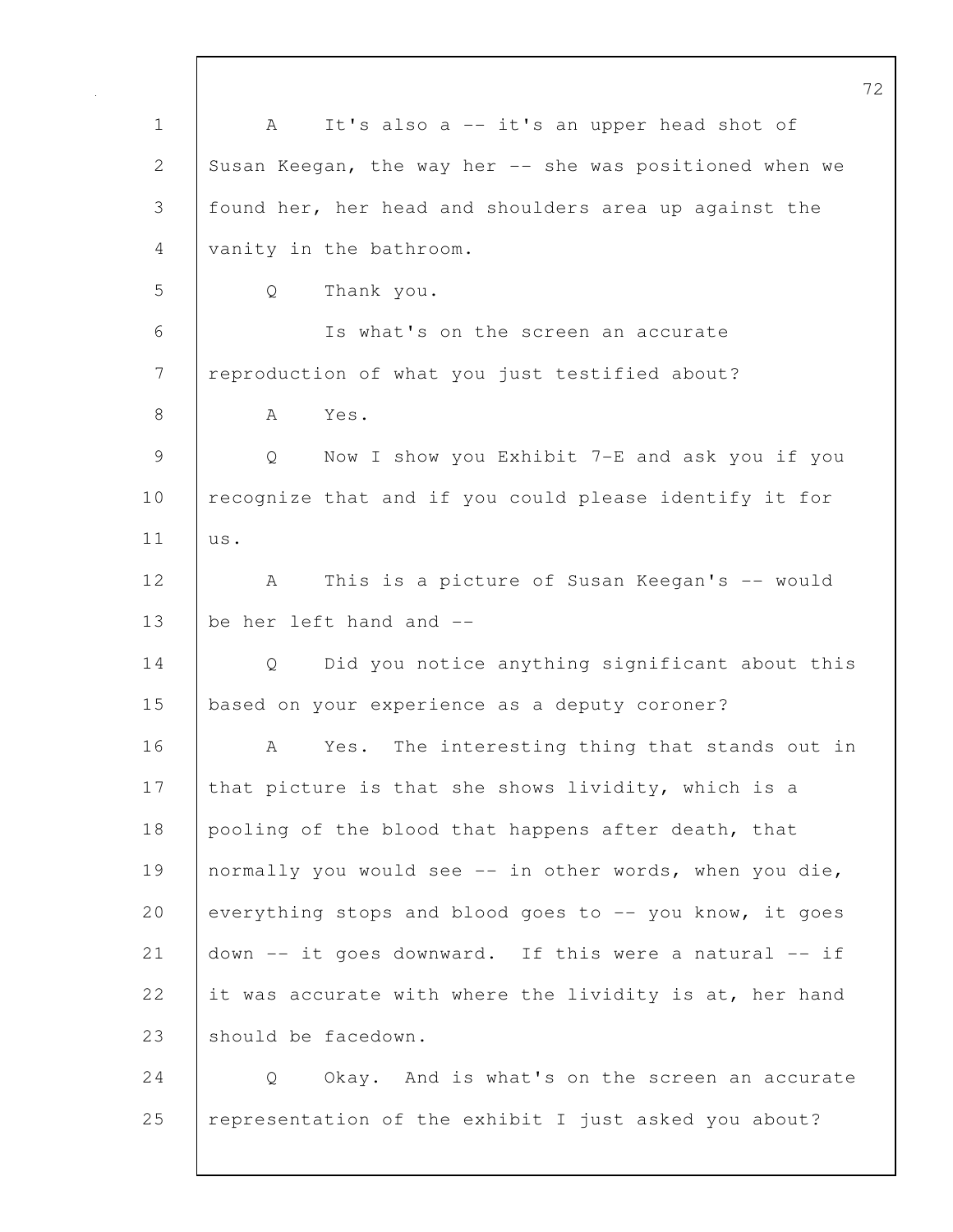A It's also a -- it's an upper head shot of Susan Keegan, the way her -- she was positioned when we found her, her head and shoulders area up against the vanity in the bathroom.

Q Thank you.

Is what's on the screen an accurate reproduction of what you just testified about?

A Yes.

Q Now I show you Exhibit 7-E and ask you if you recognize that and if you could please identify it for us.

A This is a picture of Susan Keegan's -- would be her left hand and --

Q Did you notice anything significant about this based on your experience as a deputy coroner?

A Yes. The interesting thing that stands out in that picture is that she shows lividity, which is a pooling of the blood that happens after death, that normally you would see -- in other words, when you die, everything stops and blood goes to -- you know, it goes down -- it goes downward. If this were a natural -- if it was accurate with where the lividity is at, her hand should be facedown.

Q Okay. And is what's on the screen an accurate representation of the exhibit I just asked you about?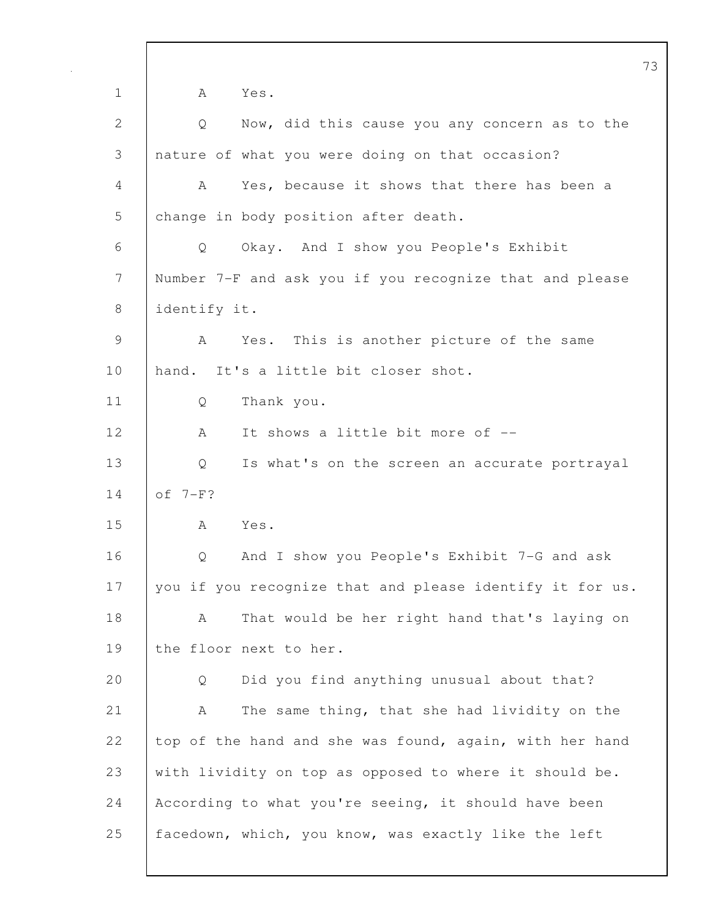A Yes.

Q Now, did this cause you any concern as to the nature of what you were doing on that occasion?

A Yes, because it shows that there has been a change in body position after death.

Q Okay. And I show you People's Exhibit Number 7-F and ask you if you recognize that and please identify it.

A Yes. This is another picture of the same hand. It's a little bit closer shot.

Q Thank you.

A It shows a little bit more of --

Q Is what's on the screen an accurate portrayal of 7-F?

A Yes.

Q And I show you People's Exhibit 7-G and ask you if you recognize that and please identify it for us.

A That would be her right hand that's laying on the floor next to her.

Q Did you find anything unusual about that?

A The same thing, that she had lividity on the top of the hand and she was found, again, with her hand with lividity on top as opposed to where it should be. According to what you're seeing, it should have been facedown, which, you know, was exactly like the left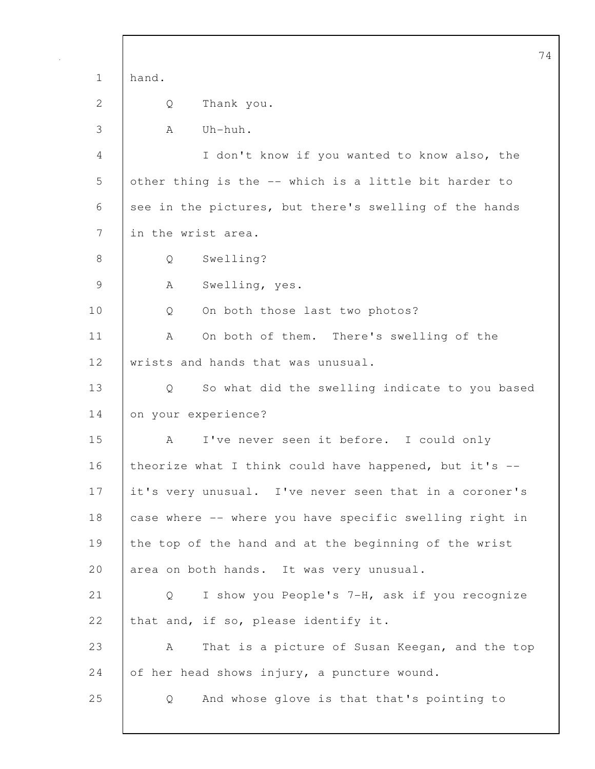hand.

Q Thank you.

A Uh-huh.

I don't know if you wanted to know also, the other thing is the -- which is a little bit harder to see in the pictures, but there's swelling of the hands in the wrist area.

Q Swelling?

A Swelling, yes.

Q On both those last two photos?

A On both of them. There's swelling of the wrists and hands that was unusual.

Q So what did the swelling indicate to you based on your experience?

A I've never seen it before. I could only theorize what I think could have happened, but it's -- it's very unusual. I've never seen that in a coroner's case where -- where you have specific swelling right in the top of the hand and at the beginning of the wrist area on both hands. It was very unusual.

Q I show you People's 7-H, ask if you recognize that and, if so, please identify it.

A That is a picture of Susan Keegan, and the top of her head shows injury, a puncture wound.

Q And whose glove is that that's pointing to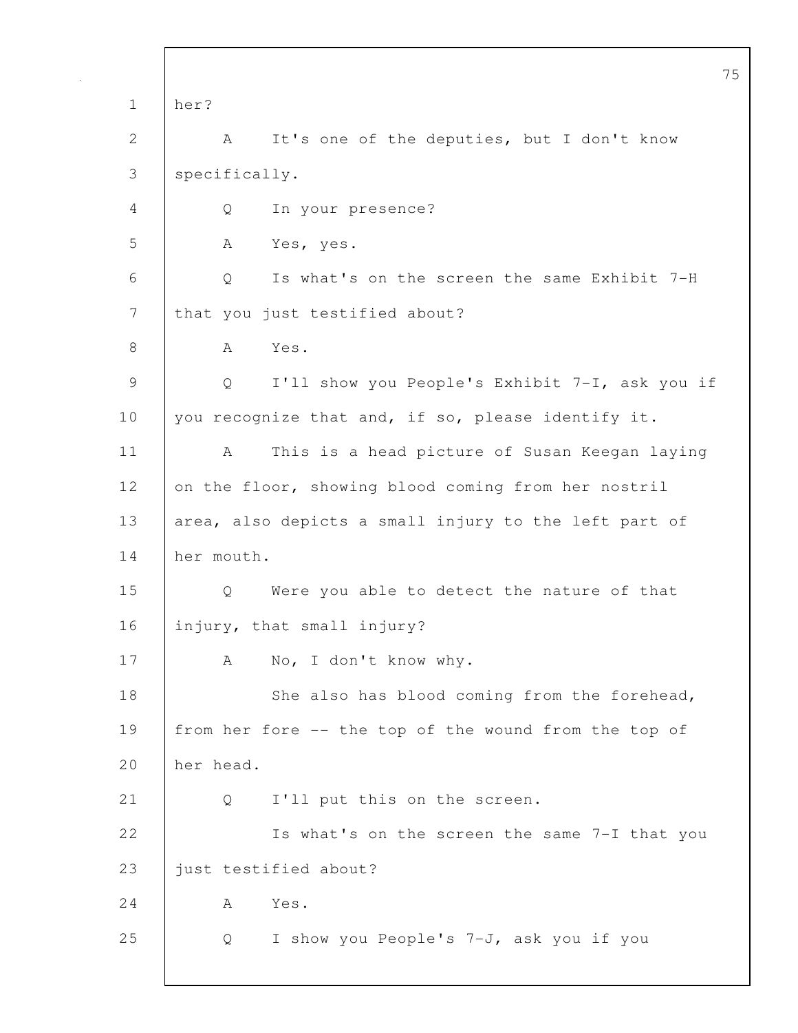1 her?

2 A It's one of the deputies, but I don't know

3 specifically.

4 Q In your presence?

5 A Yes, yes.

6 Q Is what's on the screen the same Exhibit 7-H

7 that you just testified about?

8 A Yes.

9 Q I'll show you People's Exhibit 7-I, ask you if

10 you recognize that and, if so, please identify it.

11 A This is a head picture of Susan Keegan laying

12 on the floor, showing blood coming from her nostril

13 area, also depicts a small injury to the left part of

14 her mouth.

15 Q Were you able to detect the nature of that

16 injury, that small injury?

17 A No, I don't know why.

18 She also has blood coming from the forehead,

19 from her fore -- the top of the wound from the top of

20 her head.

21 Q I'll put this on the screen.

22 Is what's on the screen the same 7-I that you

23 just testified about?

24 A Yes.

25 Q I show you People's 7-J, ask you if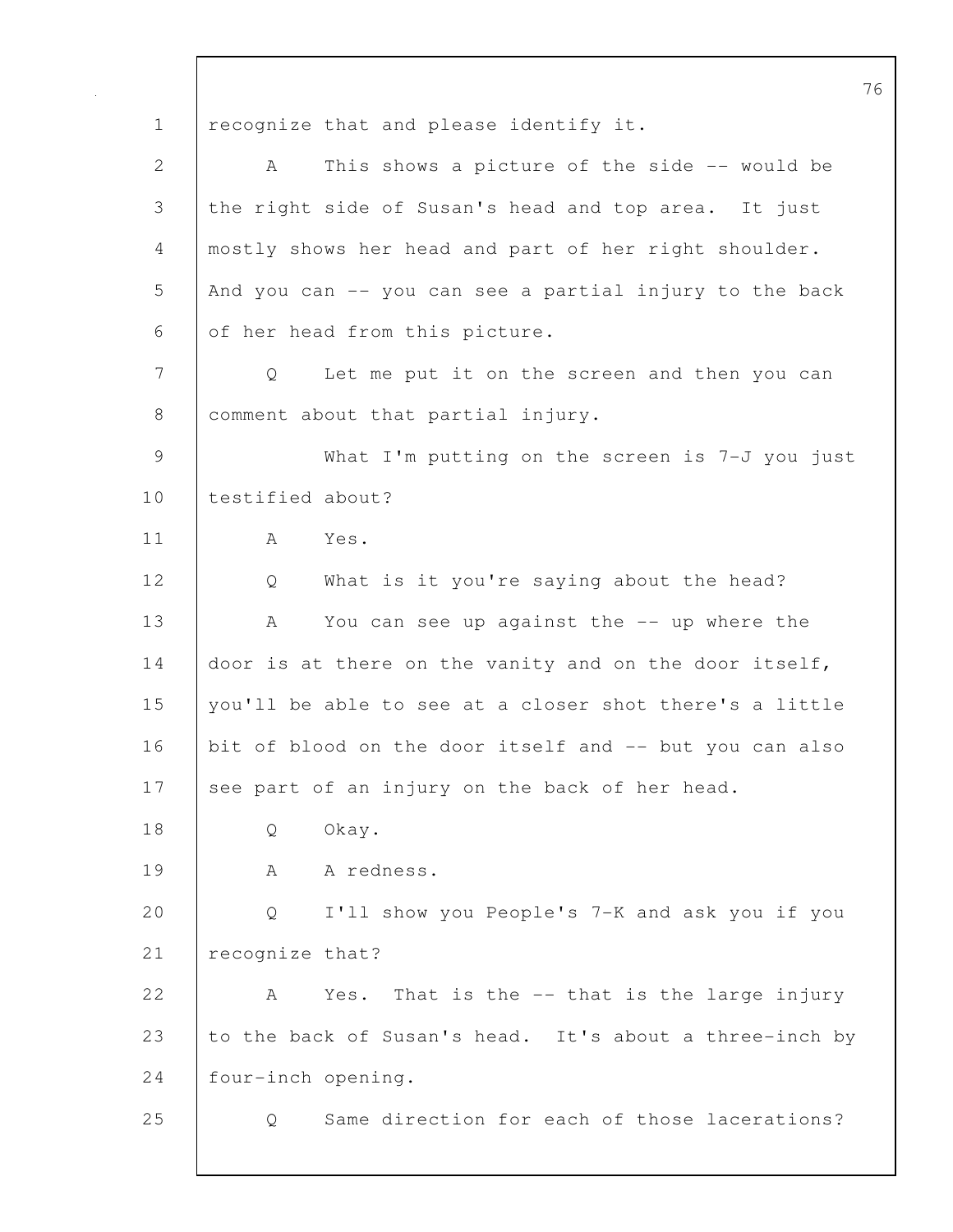recognize that and please identify it.

A This shows a picture of the side -- would be the right side of Susan's head and top area. It just mostly shows her head and part of her right shoulder. And you can -- you can see a partial injury to the back of her head from this picture.

Q Let me put it on the screen and then you can comment about that partial injury.

What I'm putting on the screen is 7-J you just testified about?

A Yes.

Q What is it you're saying about the head?

A You can see up against the -- up where the door is at there on the vanity and on the door itself, you'll be able to see at a closer shot there's a little bit of blood on the door itself and -- but you can also see part of an injury on the back of her head.

Q Okay.

A A redness.

Q I'll show you People's 7-K and ask you if you recognize that?

A Yes. That is the -- that is the large injury to the back of Susan's head. It's about a three-inch by four-inch opening.

Q Same direction for each of those lacerations?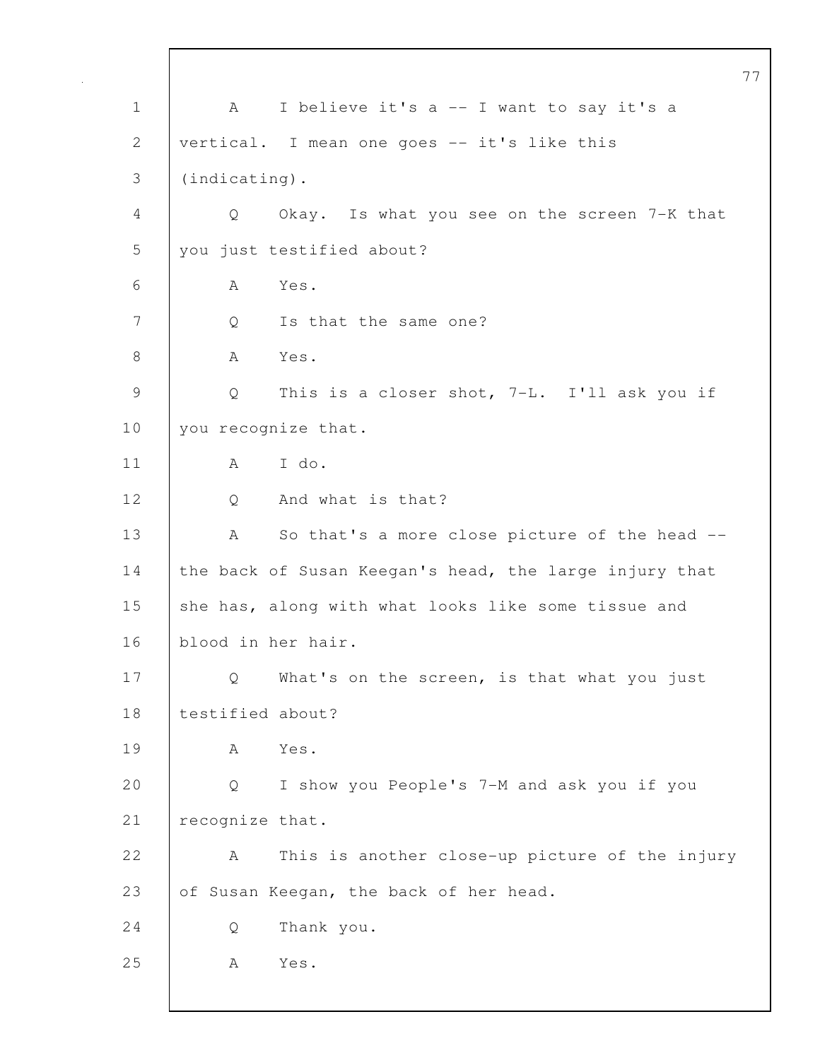1 A I believe it's a -- I want to say it's a
2 vertical. I mean one goes -- it's like this
3 (indicating).
4 Q Okay. Is what you see on the screen 7-K that
5 you just testified about?
6 A Yes.
7 Q Is that the same one?
8 A Yes.
9 Q This is a closer shot, 7-L. I'll ask you if
10 you recognize that.
11 A I do.
12 Q And what is that?
13 A So that's a more close picture of the head --
14 the back of Susan Keegan's head, the large injury that
15 she has, along with what looks like some tissue and
16 blood in her hair.
17 Q What's on the screen, is that what you just
18 testified about?
19 A Yes.
20 Q I show you People's 7-M and ask you if you
21 recognize that.
22 A This is another close-up picture of the injury
23 of Susan Keegan, the back of her head.
24 Q Thank you.
25 A Yes.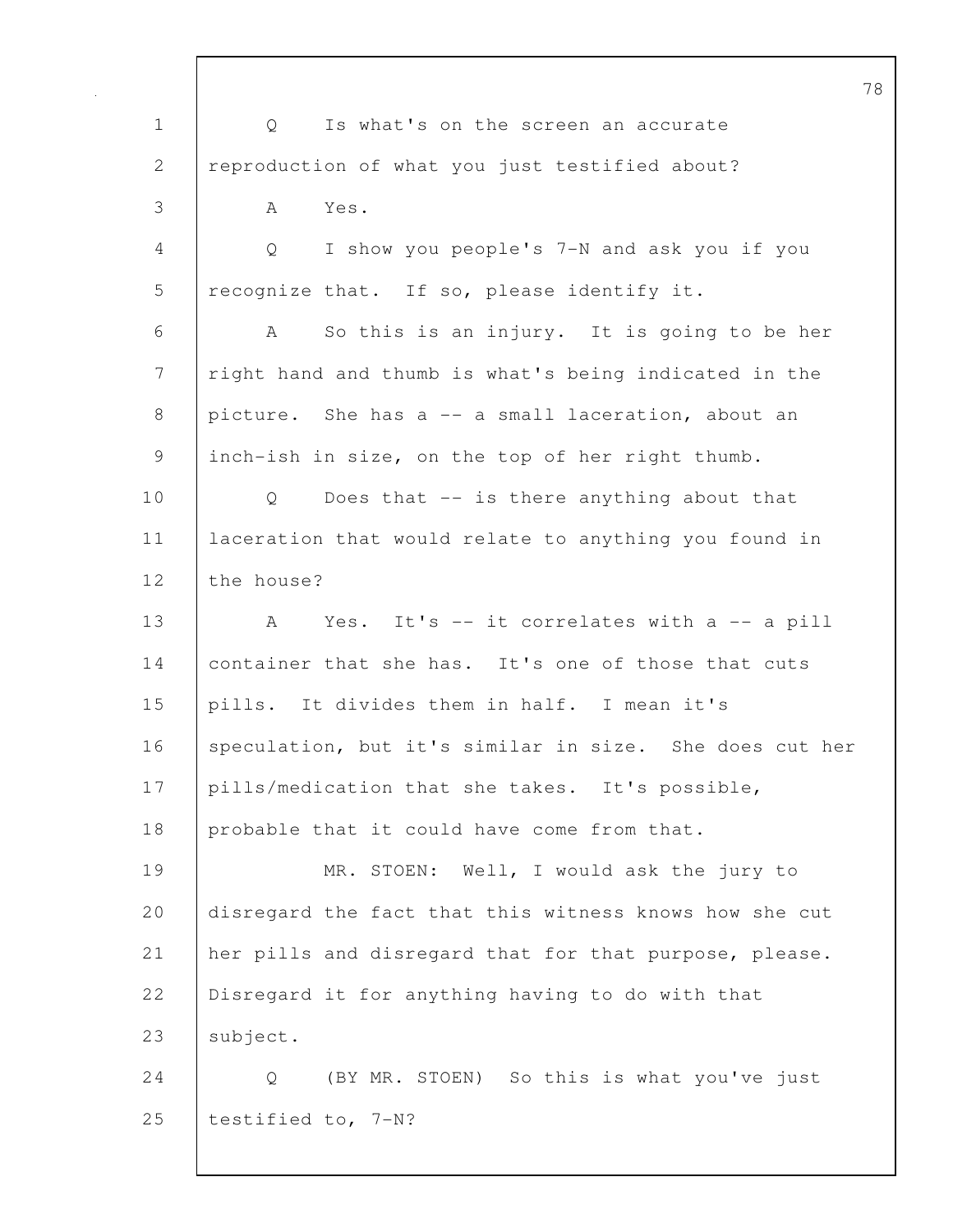Q Is what's on the screen an accurate reproduction of what you just testified about?

A Yes.

Q I show you people's 7-N and ask you if you recognize that. If so, please identify it.

A So this is an injury. It is going to be her right hand and thumb is what's being indicated in the picture. She has a -- a small laceration, about an inch-ish in size, on the top of her right thumb.

Q Does that -- is there anything about that laceration that would relate to anything you found in the house?

A Yes. It's -- it correlates with a -- a pill container that she has. It's one of those that cuts pills. It divides them in half. I mean it's speculation, but it's similar in size. She does cut her pills/medication that she takes. It's possible, probable that it could have come from that.

MR. STOEN: Well, I would ask the jury to disregard the fact that this witness knows how she cut her pills and disregard that for that purpose, please. Disregard it for anything having to do with that subject.

Q (BY MR. STOEN) So this is what you've just testified to, 7-N?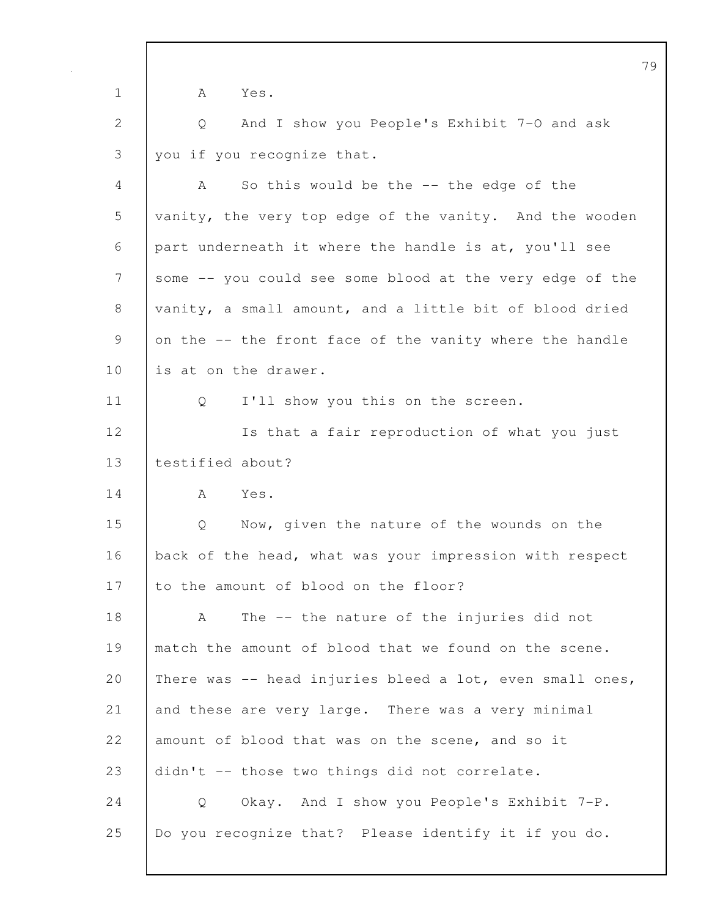A Yes.

Q And I show you People's Exhibit 7-O and ask you if you recognize that.

A So this would be the -- the edge of the vanity, the very top edge of the vanity. And the wooden part underneath it where the handle is at, you'll see some -- you could see some blood at the very edge of the vanity, a small amount, and a little bit of blood dried on the -- the front face of the vanity where the handle is at on the drawer.

Q I'll show you this on the screen.

Is that a fair reproduction of what you just testified about?

A Yes.

Q Now, given the nature of the wounds on the back of the head, what was your impression with respect to the amount of blood on the floor?

A The -- the nature of the injuries did not match the amount of blood that we found on the scene. There was -- head injuries bleed a lot, even small ones, and these are very large. There was a very minimal amount of blood that was on the scene, and so it didn't -- those two things did not correlate.

Q Okay. And I show you People's Exhibit 7-P. Do you recognize that? Please identify it if you do.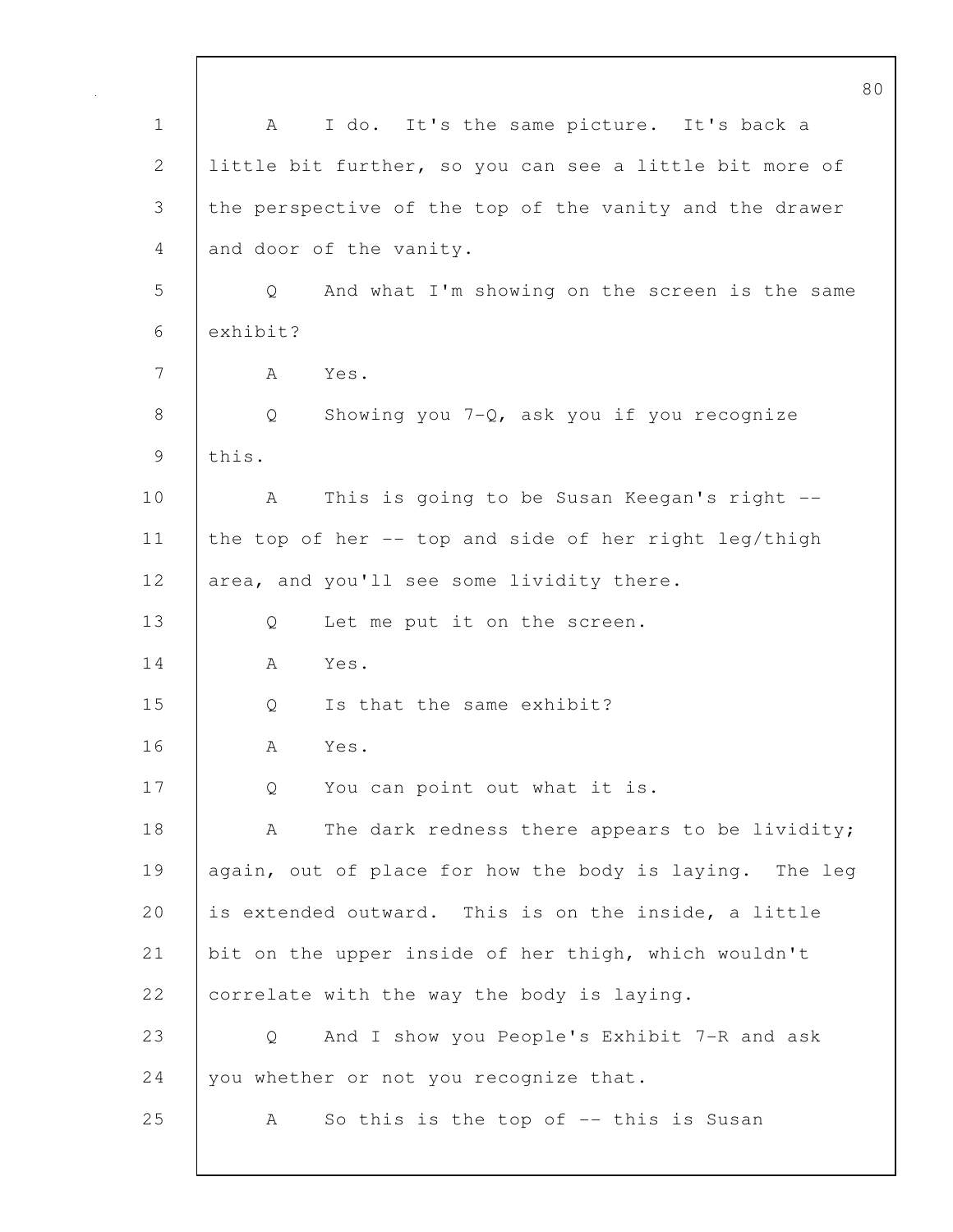A I do. It's the same picture. It's back a little bit further, so you can see a little bit more of the perspective of the top of the vanity and the drawer and door of the vanity.

Q And what I'm showing on the screen is the same exhibit?

A Yes.

Q Showing you 7-Q, ask you if you recognize this.

A This is going to be Susan Keegan's right -- the top of her -- top and side of her right leg/thigh area, and you'll see some lividity there.

Q Let me put it on the screen.

A Yes.

Q Is that the same exhibit?

A Yes.

Q You can point out what it is.

A The dark redness there appears to be lividity; again, out of place for how the body is laying. The leg is extended outward. This is on the inside, a little bit on the upper inside of her thigh, which wouldn't correlate with the way the body is laying.

Q And I show you People's Exhibit 7-R and ask you whether or not you recognize that.

A So this is the top of -- this is Susan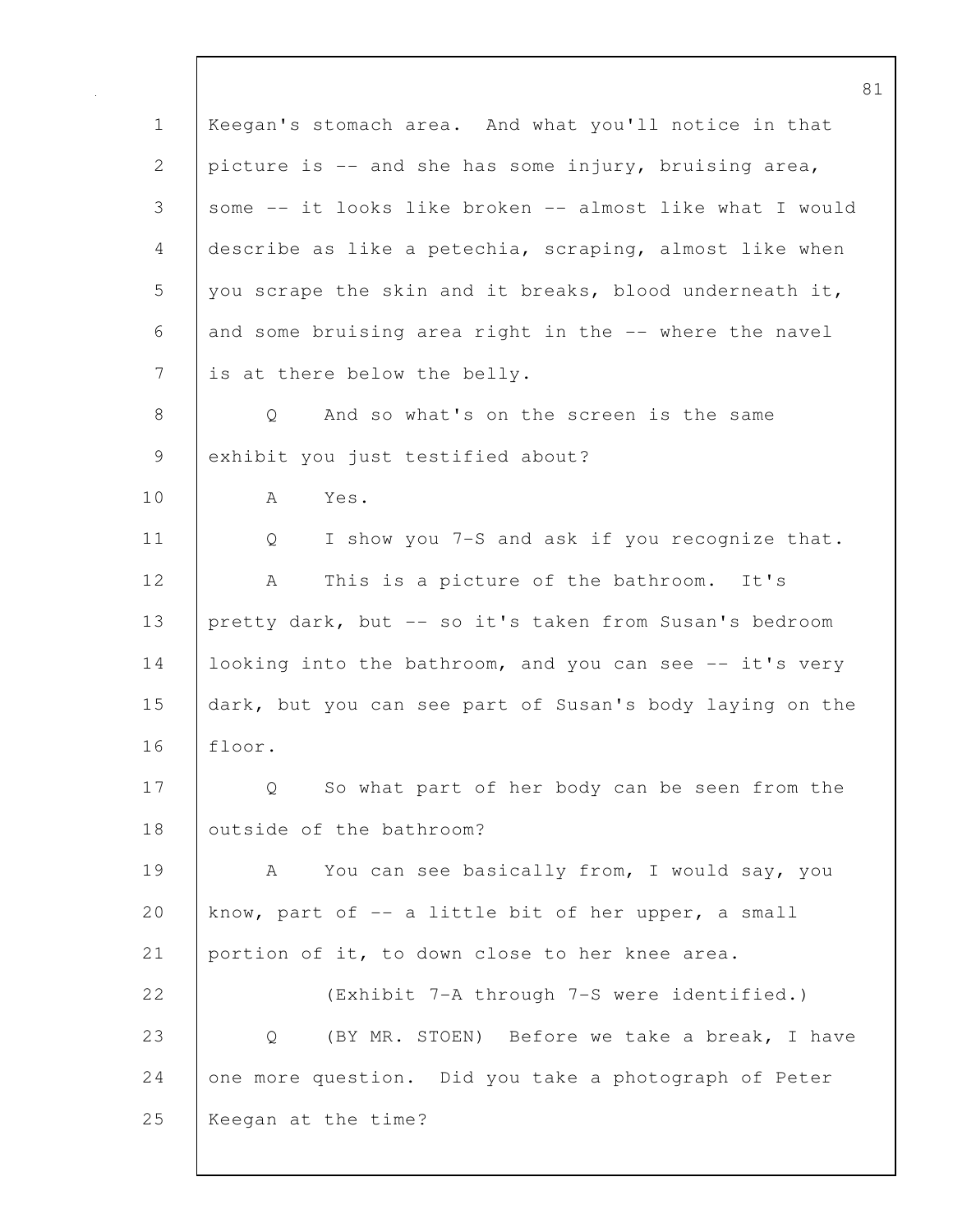Keegan's stomach area. And what you'll notice in that picture is -- and she has some injury, bruising area, some -- it looks like broken -- almost like what I would describe as like a petechia, scraping, almost like when you scrape the skin and it breaks, blood underneath it, and some bruising area right in the -- where the navel is at there below the belly.

Q And so what's on the screen is the same exhibit you just testified about?

A Yes.

Q I show you 7-S and ask if you recognize that.

A This is a picture of the bathroom. It's pretty dark, but -- so it's taken from Susan's bedroom looking into the bathroom, and you can see -- it's very dark, but you can see part of Susan's body laying on the floor.

Q So what part of her body can be seen from the outside of the bathroom?

A You can see basically from, I would say, you know, part of -- a little bit of her upper, a small portion of it, to down close to her knee area.

(Exhibit 7-A through 7-S were identified.)

Q (BY MR. STOEN) Before we take a break, I have one more question. Did you take a photograph of Peter Keegan at the time?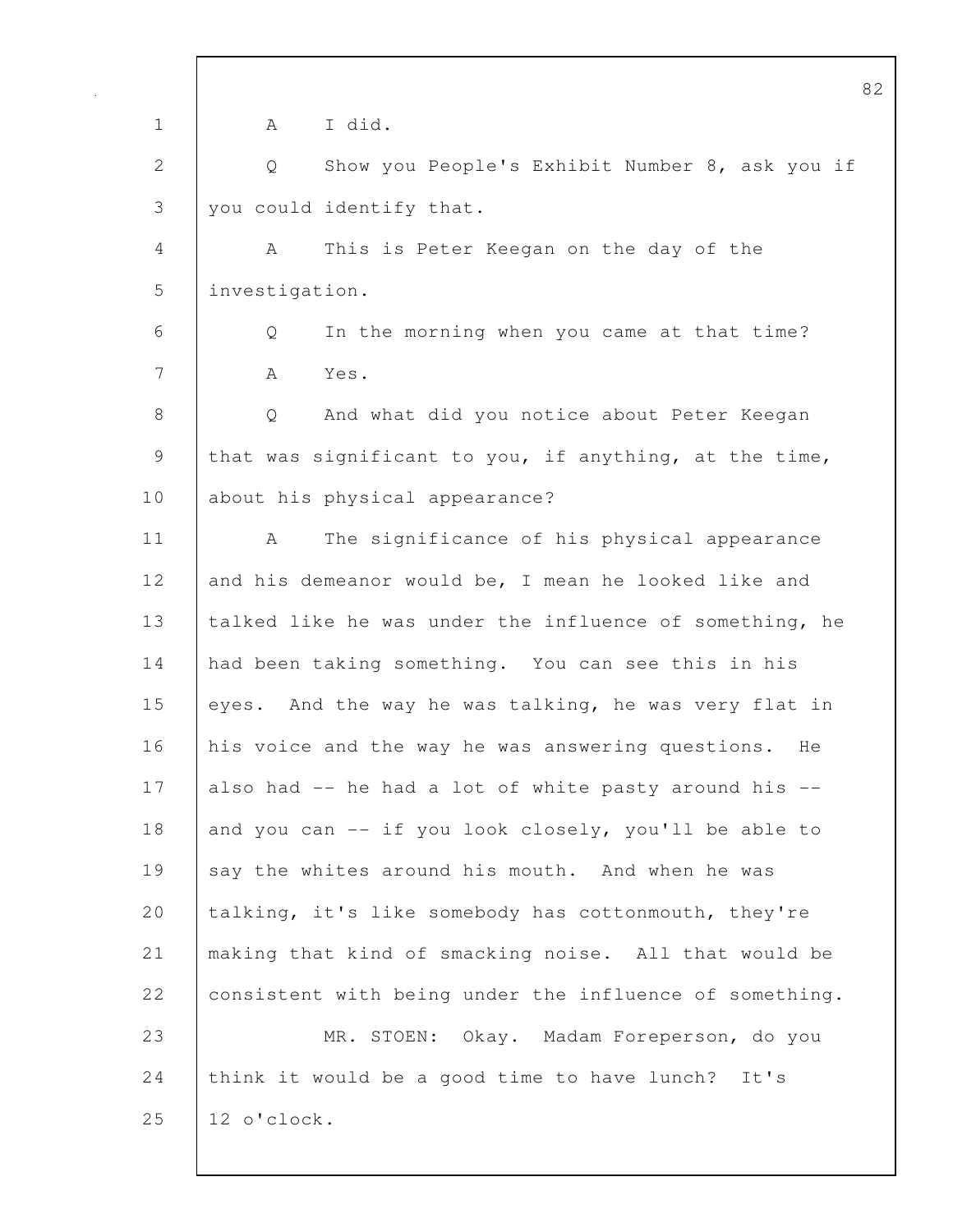A I did.

Q Show you People's Exhibit Number 8, ask you if you could identify that.

A This is Peter Keegan on the day of the investigation.

Q In the morning when you came at that time?

A Yes.

Q And what did you notice about Peter Keegan that was significant to you, if anything, at the time, about his physical appearance?

A The significance of his physical appearance and his demeanor would be, I mean he looked like and talked like he was under the influence of something, he had been taking something. You can see this in his eyes. And the way he was talking, he was very flat in his voice and the way he was answering questions. He also had -- he had a lot of white pasty around his -- and you can -- if you look closely, you'll be able to say the whites around his mouth. And when he was talking, it's like somebody has cottonmouth, they're making that kind of smacking noise. All that would be consistent with being under the influence of something.

MR. STOEN: Okay. Madam Foreperson, do you think it would be a good time to have lunch? It's 12 o'clock.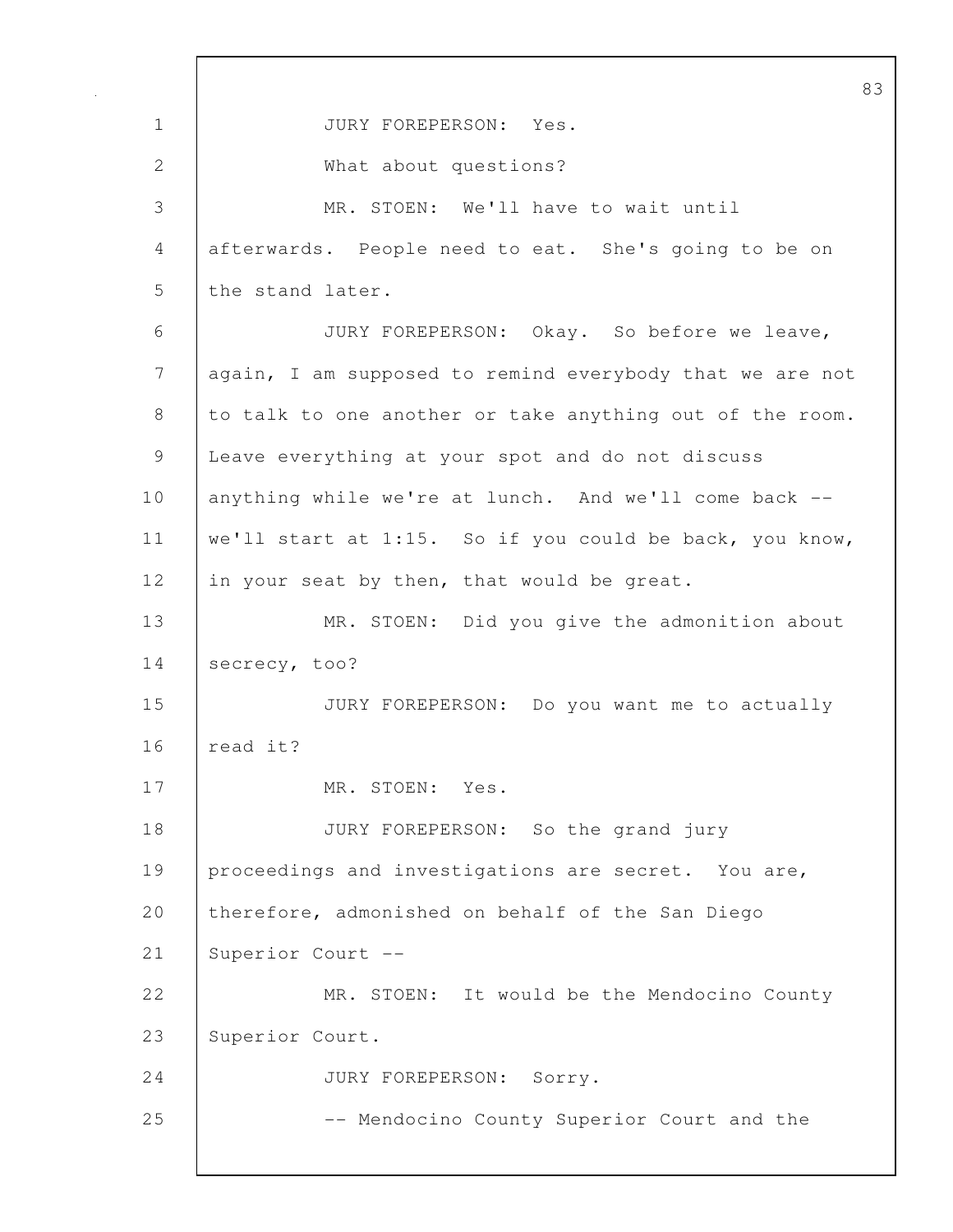JURY FOREPERSON: Yes.

What about questions?

MR. STOEN: We'll have to wait until afterwards. People need to eat. She's going to be on the stand later.

JURY FOREPERSON: Okay. So before we leave, again, I am supposed to remind everybody that we are not to talk to one another or take anything out of the room. Leave everything at your spot and do not discuss anything while we're at lunch. And we'll come back -- we'll start at 1:15. So if you could be back, you know, in your seat by then, that would be great.

MR. STOEN: Did you give the admonition about secrecy, too?

JURY FOREPERSON: Do you want me to actually read it?

MR. STOEN: Yes.

JURY FOREPERSON: So the grand jury proceedings and investigations are secret. You are, therefore, admonished on behalf of the San Diego Superior Court --

MR. STOEN: It would be the Mendocino County Superior Court.

JURY FOREPERSON: Sorry.

-- Mendocino County Superior Court and the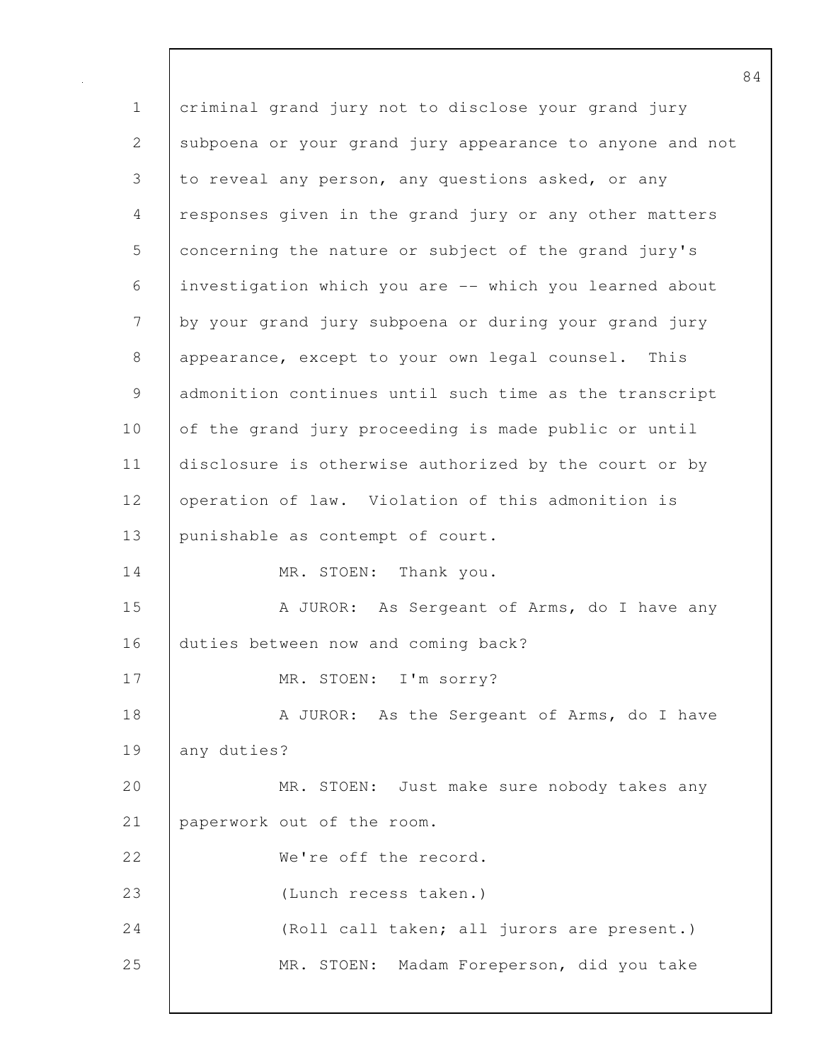criminal grand jury not to disclose your grand jury subpoena or your grand jury appearance to anyone and not to reveal any person, any questions asked, or any responses given in the grand jury or any other matters concerning the nature or subject of the grand jury's investigation which you are -- which you learned about by your grand jury subpoena or during your grand jury appearance, except to your own legal counsel. This admonition continues until such time as the transcript of the grand jury proceeding is made public or until disclosure is otherwise authorized by the court or by operation of law. Violation of this admonition is punishable as contempt of court.

MR. STOEN: Thank you.

A JUROR: As Sergeant of Arms, do I have any duties between now and coming back?

MR. STOEN: I'm sorry?

A JUROR: As the Sergeant of Arms, do I have any duties?

MR. STOEN: Just make sure nobody takes any paperwork out of the room.

We're off the record.

(Lunch recess taken.)

(Roll call taken; all jurors are present.)

MR. STOEN: Madam Foreperson, did you take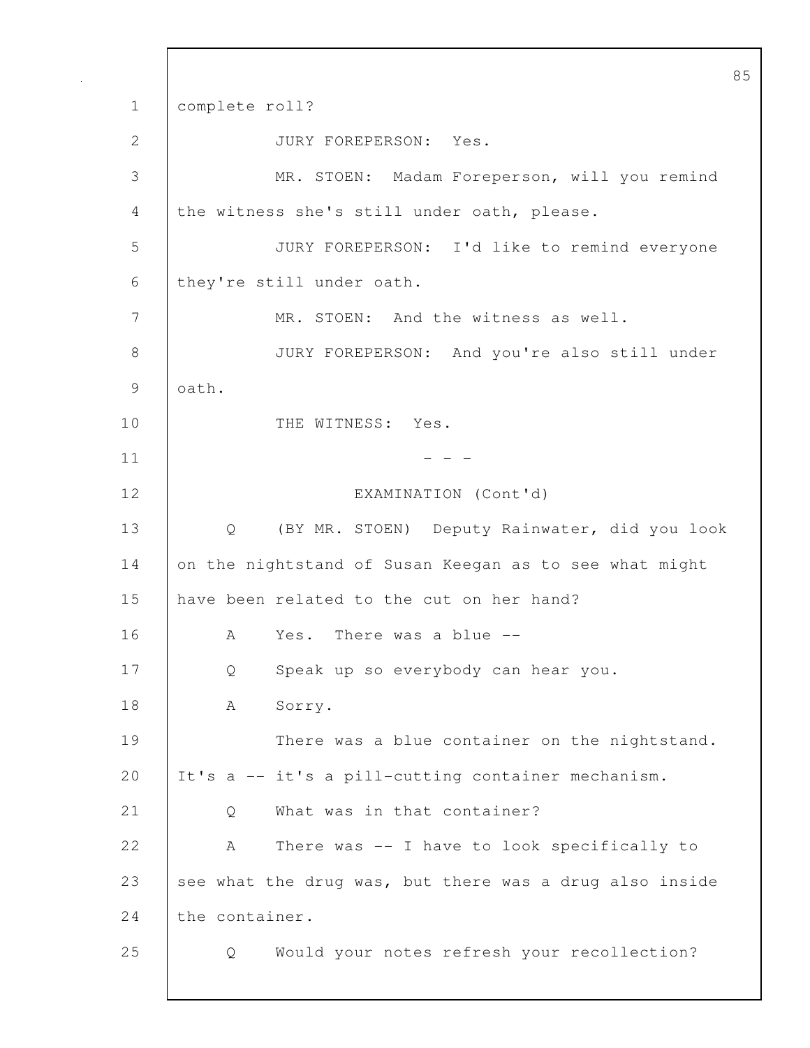complete roll?

JURY FOREPERSON: Yes.

MR. STOEN: Madam Foreperson, will you remind the witness she's still under oath, please.

JURY FOREPERSON: I'd like to remind everyone they're still under oath.

MR. STOEN: And the witness as well.

JURY FOREPERSON: And you're also still under oath.

THE WITNESS: Yes.

- - -

EXAMINATION (Cont'd)

Q (BY MR. STOEN) Deputy Rainwater, did you look on the nightstand of Susan Keegan as to see what might have been related to the cut on her hand?

A Yes. There was a blue --

Q Speak up so everybody can hear you.

A Sorry.

There was a blue container on the nightstand. It's a -- it's a pill-cutting container mechanism.

Q What was in that container?

A There was -- I have to look specifically to see what the drug was, but there was a drug also inside the container.

Q Would your notes refresh your recollection?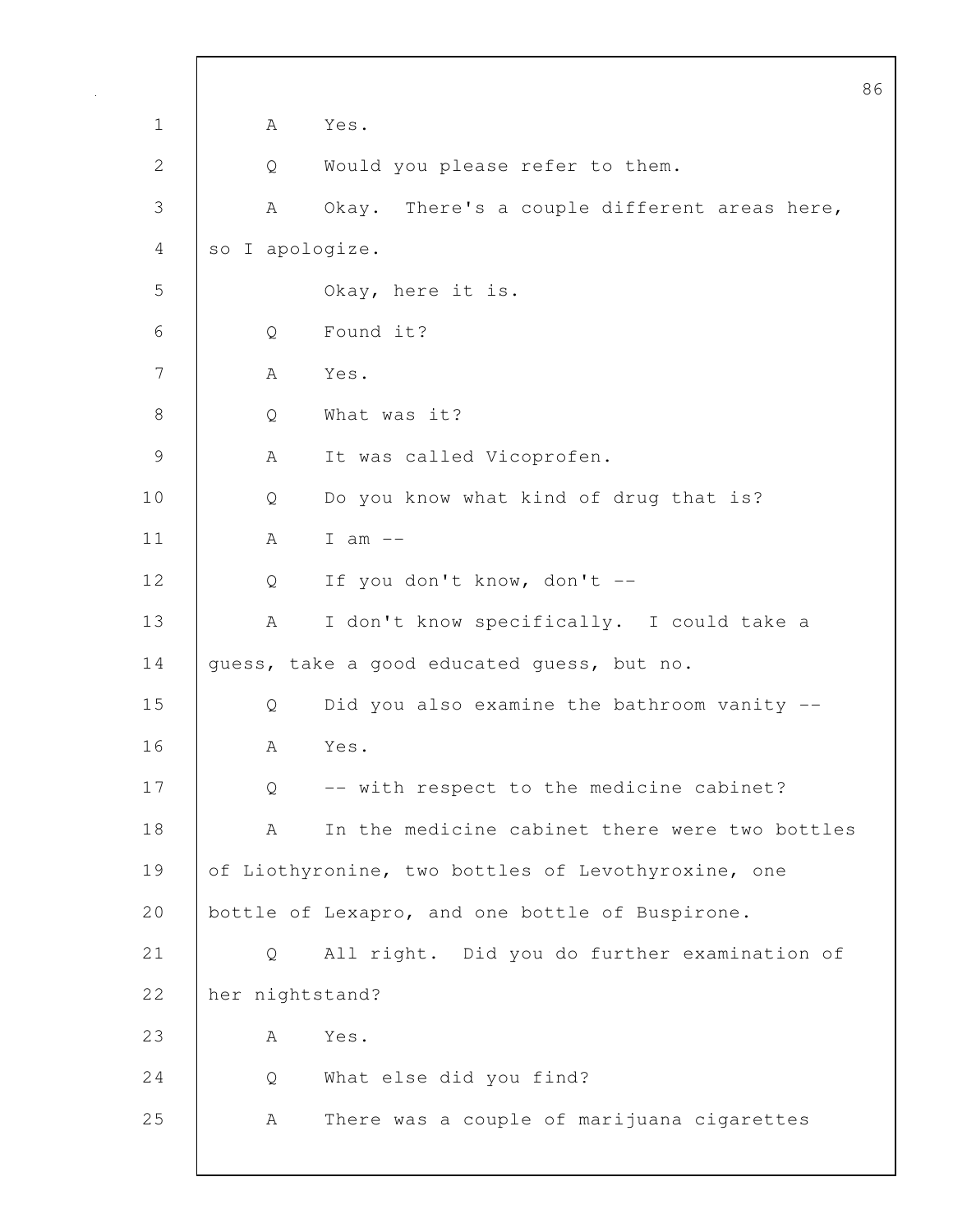1 A Yes.

2 Q Would you please refer to them.

3 A Okay. There's a couple different areas here,

4 so I apologize.

5 Okay, here it is.

6 Q Found it?

7 A Yes.

8 Q What was it?

9 A It was called Vicoprofen.

10 Q Do you know what kind of drug that is?

11 A I am --

12 Q If you don't know, don't --

13 A I don't know specifically. I could take a

14 guess, take a good educated guess, but no.

15 Q Did you also examine the bathroom vanity --

16 A Yes.

17 Q -- with respect to the medicine cabinet?

18 A In the medicine cabinet there were two bottles

19 of Liothyronine, two bottles of Levothyroxine, one

20 bottle of Lexapro, and one bottle of Buspirone.

21 Q All right. Did you do further examination of

22 her nightstand?

23 A Yes.

24 Q What else did you find?

25 A There was a couple of marijuana cigarettes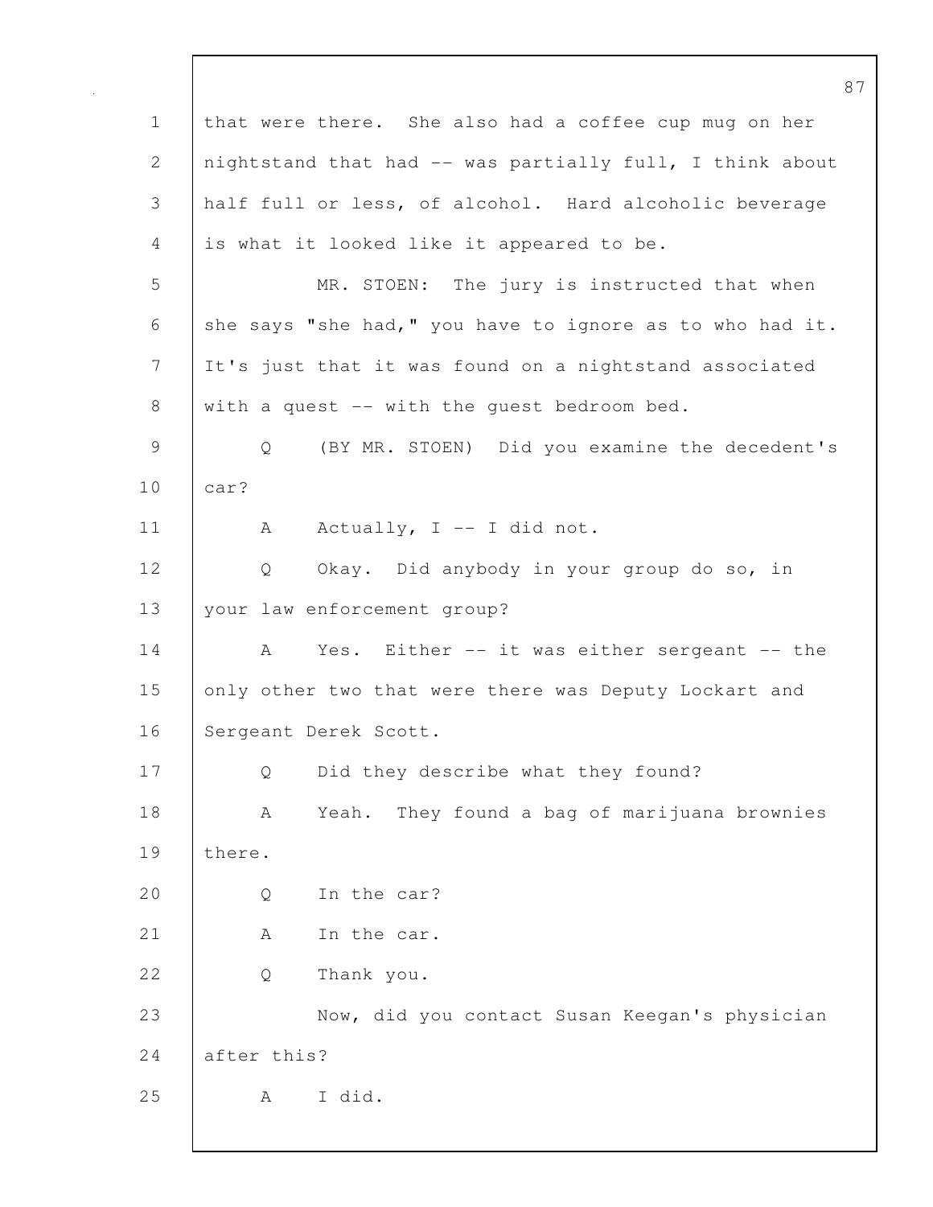that were there. She also had a coffee cup mug on her nightstand that had -- was partially full, I think about half full or less, of alcohol. Hard alcoholic beverage is what it looked like it appeared to be.

MR. STOEN: The jury is instructed that when she says "she had," you have to ignore as to who had it. It's just that it was found on a nightstand associated with a quest -- with the guest bedroom bed.

Q (BY MR. STOEN) Did you examine the decedent's car?

A Actually, I -- I did not.

Q Okay. Did anybody in your group do so, in your law enforcement group?

A Yes. Either -- it was either sergeant -- the only other two that were there was Deputy Lockart and Sergeant Derek Scott.

Q Did they describe what they found?

A Yeah. They found a bag of marijuana brownies there.

Q In the car?

A In the car.

Q Thank you.

Now, did you contact Susan Keegan's physician after this?

A I did.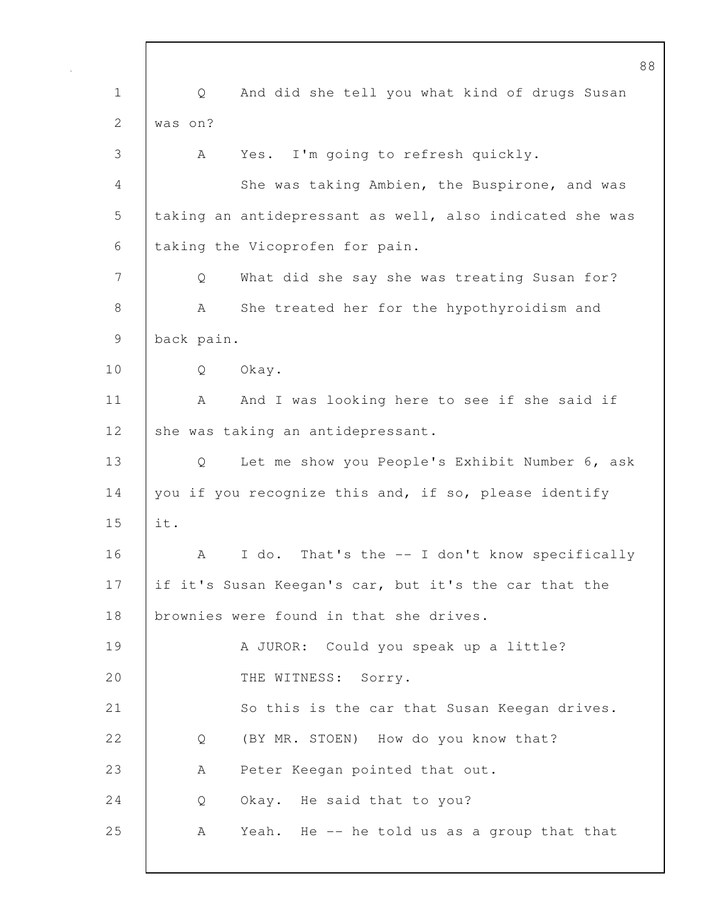Q And did she tell you what kind of drugs Susan was on?

A Yes. I'm going to refresh quickly.

She was taking Ambien, the Buspirone, and was taking an antidepressant as well, also indicated she was taking the Vicoprofen for pain.

Q What did she say she was treating Susan for?

A She treated her for the hypothyroidism and back pain.

Q Okay.

A And I was looking here to see if she said if she was taking an antidepressant.

Q Let me show you People's Exhibit Number 6, ask you if you recognize this and, if so, please identify it.

A I do. That's the -- I don't know specifically if it's Susan Keegan's car, but it's the car that the brownies were found in that she drives.

A JUROR: Could you speak up a little?

THE WITNESS: Sorry.

So this is the car that Susan Keegan drives.

Q (BY MR. STOEN) How do you know that?

A Peter Keegan pointed that out.

Q Okay. He said that to you?

A Yeah. He -- he told us as a group that that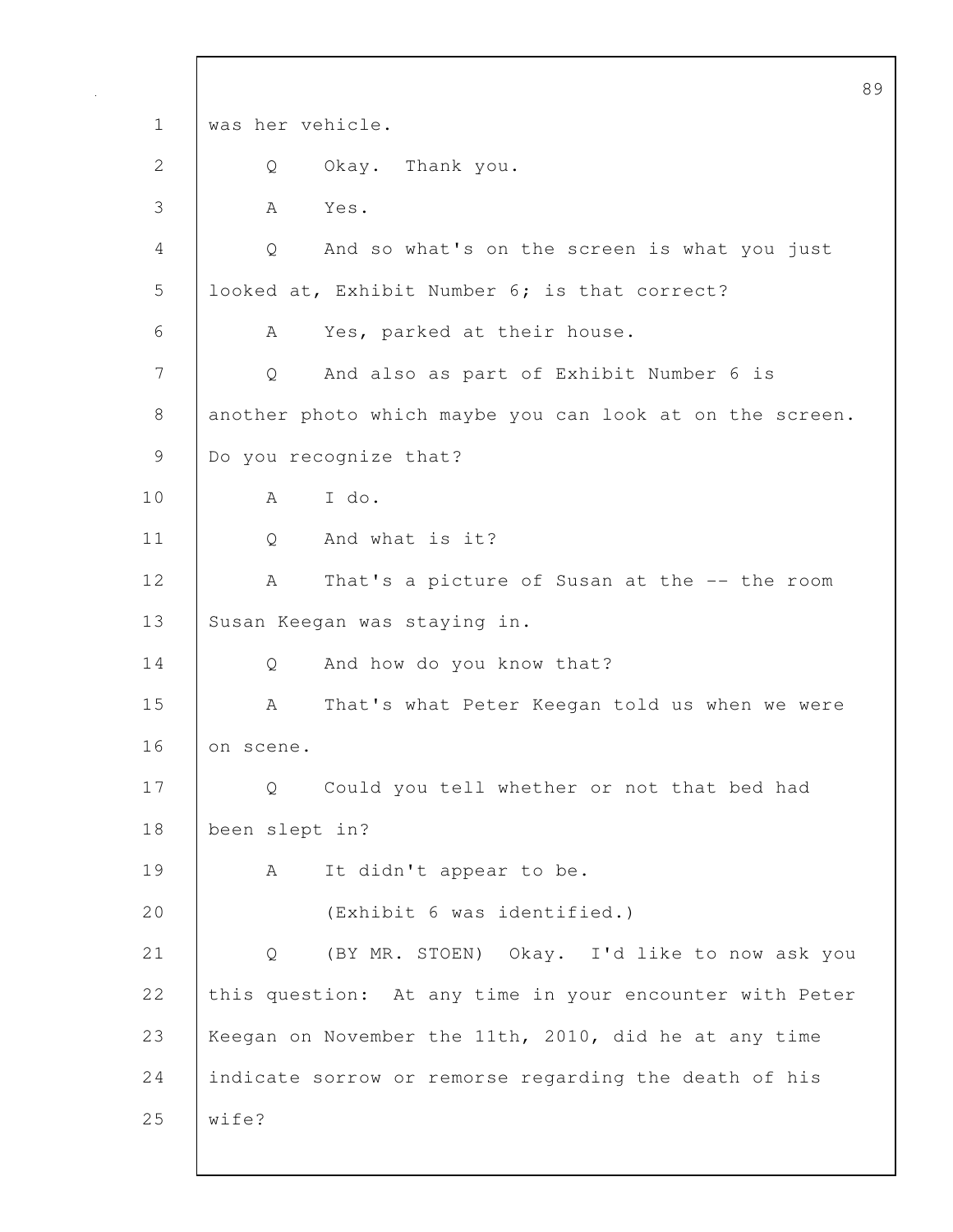1 was her vehicle.

2 Q Okay. Thank you.

3 A Yes.

4 Q And so what's on the screen is what you just

5 looked at, Exhibit Number 6; is that correct?

6 A Yes, parked at their house.

7 Q And also as part of Exhibit Number 6 is

8 another photo which maybe you can look at on the screen.

9 Do you recognize that?

10 A I do.

11 Q And what is it?

12 A That's a picture of Susan at the -- the room

13 Susan Keegan was staying in.

14 Q And how do you know that?

15 A That's what Peter Keegan told us when we were

16 on scene.

17 Q Could you tell whether or not that bed had

18 been slept in?

19 A It didn't appear to be.

20 (Exhibit 6 was identified.)

21 Q (BY MR. STOEN) Okay. I'd like to now ask you

22 this question: At any time in your encounter with Peter

23 Keegan on November the 11th, 2010, did he at any time

24 indicate sorrow or remorse regarding the death of his

25 wife?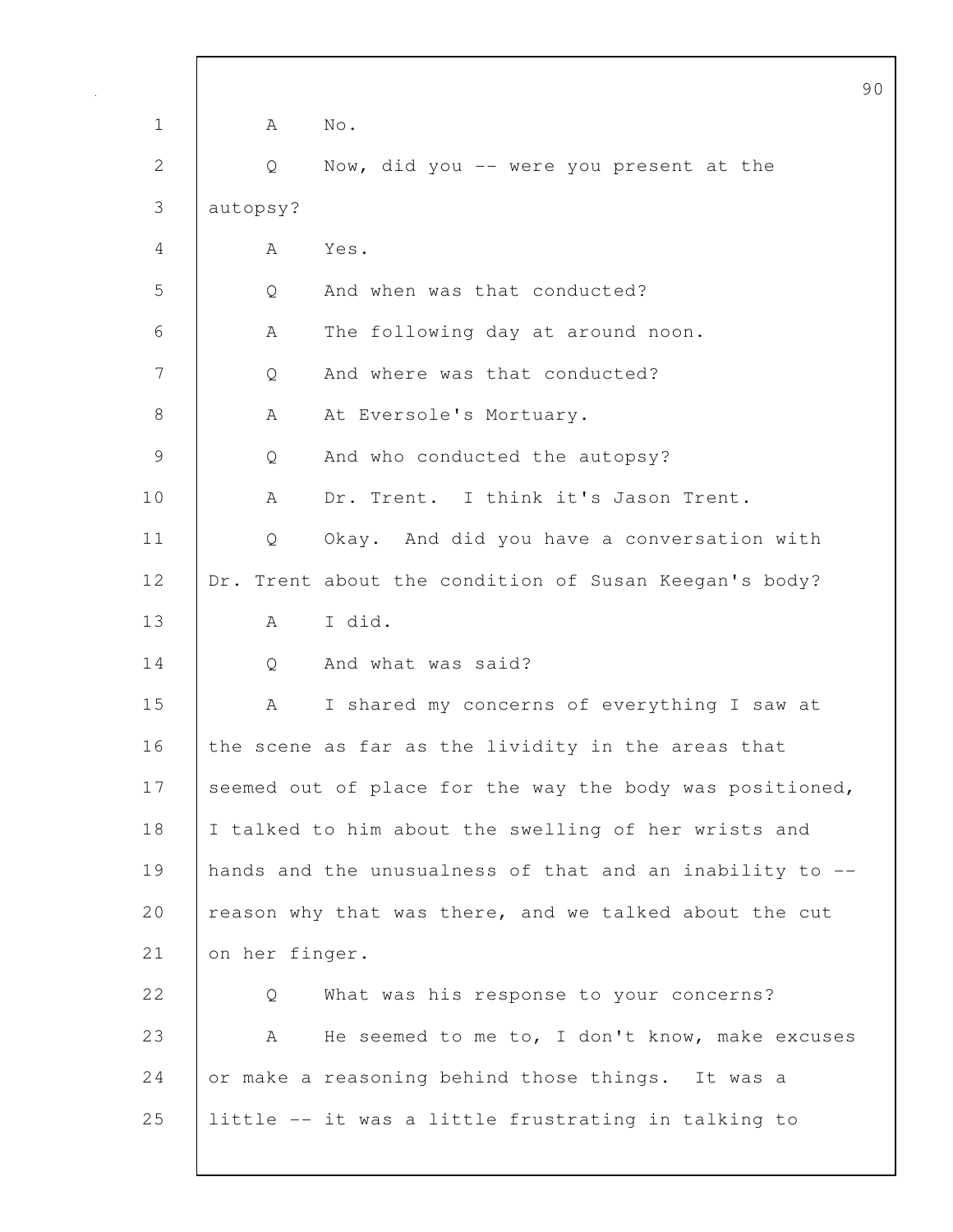A No.

Q Now, did you -- were you present at the autopsy?

A Yes.

Q And when was that conducted?

A The following day at around noon.

Q And where was that conducted?

A At Eversole's Mortuary.

Q And who conducted the autopsy?

A Dr. Trent. I think it's Jason Trent.

Q Okay. And did you have a conversation with Dr. Trent about the condition of Susan Keegan's body?

A I did.

Q And what was said?

A I shared my concerns of everything I saw at the scene as far as the lividity in the areas that seemed out of place for the way the body was positioned, I talked to him about the swelling of her wrists and hands and the unusualness of that and an inability to -- reason why that was there, and we talked about the cut on her finger.

Q What was his response to your concerns?

A He seemed to me to, I don't know, make excuses or make a reasoning behind those things. It was a little -- it was a little frustrating in talking to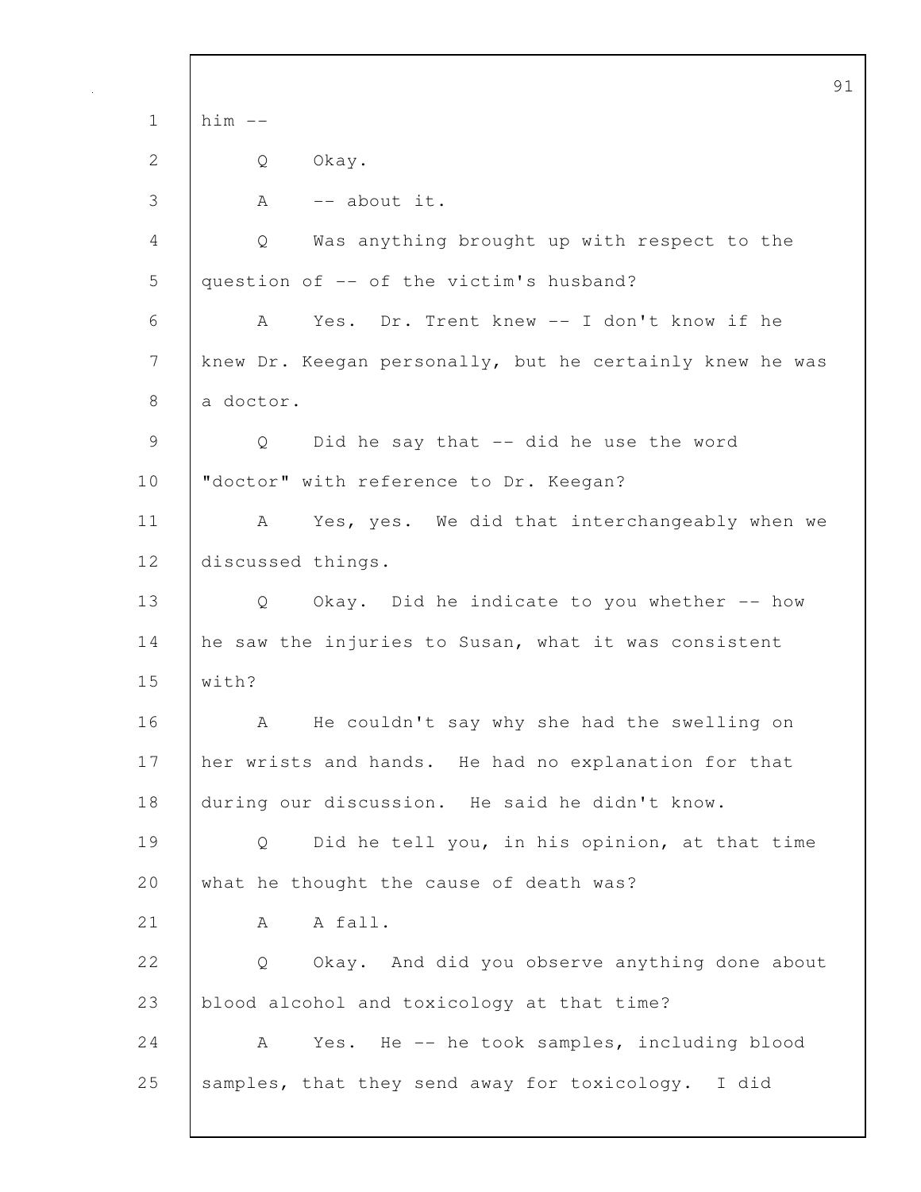him --

Q Okay.

A -- about it.

Q Was anything brought up with respect to the question of -- of the victim's husband?

A Yes. Dr. Trent knew -- I don't know if he knew Dr. Keegan personally, but he certainly knew he was a doctor.

Q Did he say that -- did he use the word "doctor" with reference to Dr. Keegan?

A Yes, yes. We did that interchangeably when we discussed things.

Q Okay. Did he indicate to you whether -- how he saw the injuries to Susan, what it was consistent with?

A He couldn't say why she had the swelling on her wrists and hands. He had no explanation for that during our discussion. He said he didn't know.

Q Did he tell you, in his opinion, at that time what he thought the cause of death was?

A A fall.

Q Okay. And did you observe anything done about blood alcohol and toxicology at that time?

A Yes. He -- he took samples, including blood samples, that they send away for toxicology. I did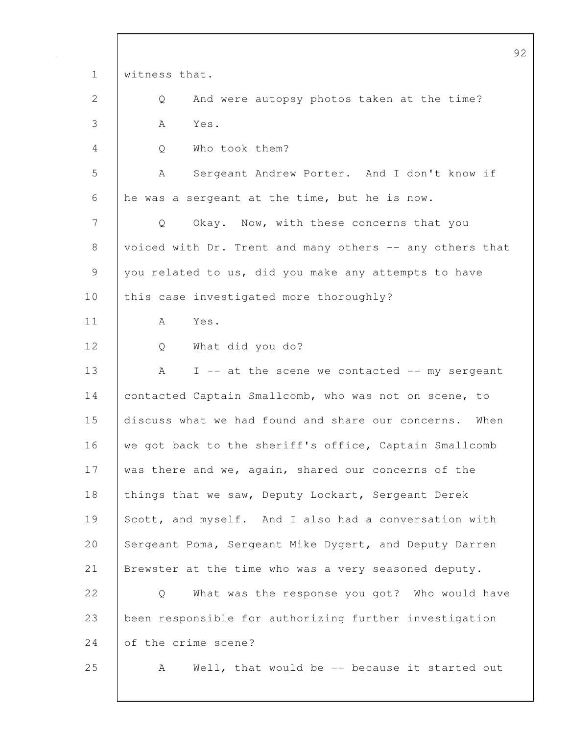witness that.

Q And were autopsy photos taken at the time?

A Yes.

Q Who took them?

A Sergeant Andrew Porter. And I don't know if he was a sergeant at the time, but he is now.

Q Okay. Now, with these concerns that you voiced with Dr. Trent and many others -- any others that you related to us, did you make any attempts to have this case investigated more thoroughly?

A Yes.

Q What did you do?

A I -- at the scene we contacted -- my sergeant contacted Captain Smallcomb, who was not on scene, to discuss what we had found and share our concerns. When we got back to the sheriff's office, Captain Smallcomb was there and we, again, shared our concerns of the things that we saw, Deputy Lockart, Sergeant Derek Scott, and myself. And I also had a conversation with Sergeant Poma, Sergeant Mike Dygert, and Deputy Darren Brewster at the time who was a very seasoned deputy.

Q What was the response you got? Who would have been responsible for authorizing further investigation of the crime scene?

A Well, that would be -- because it started out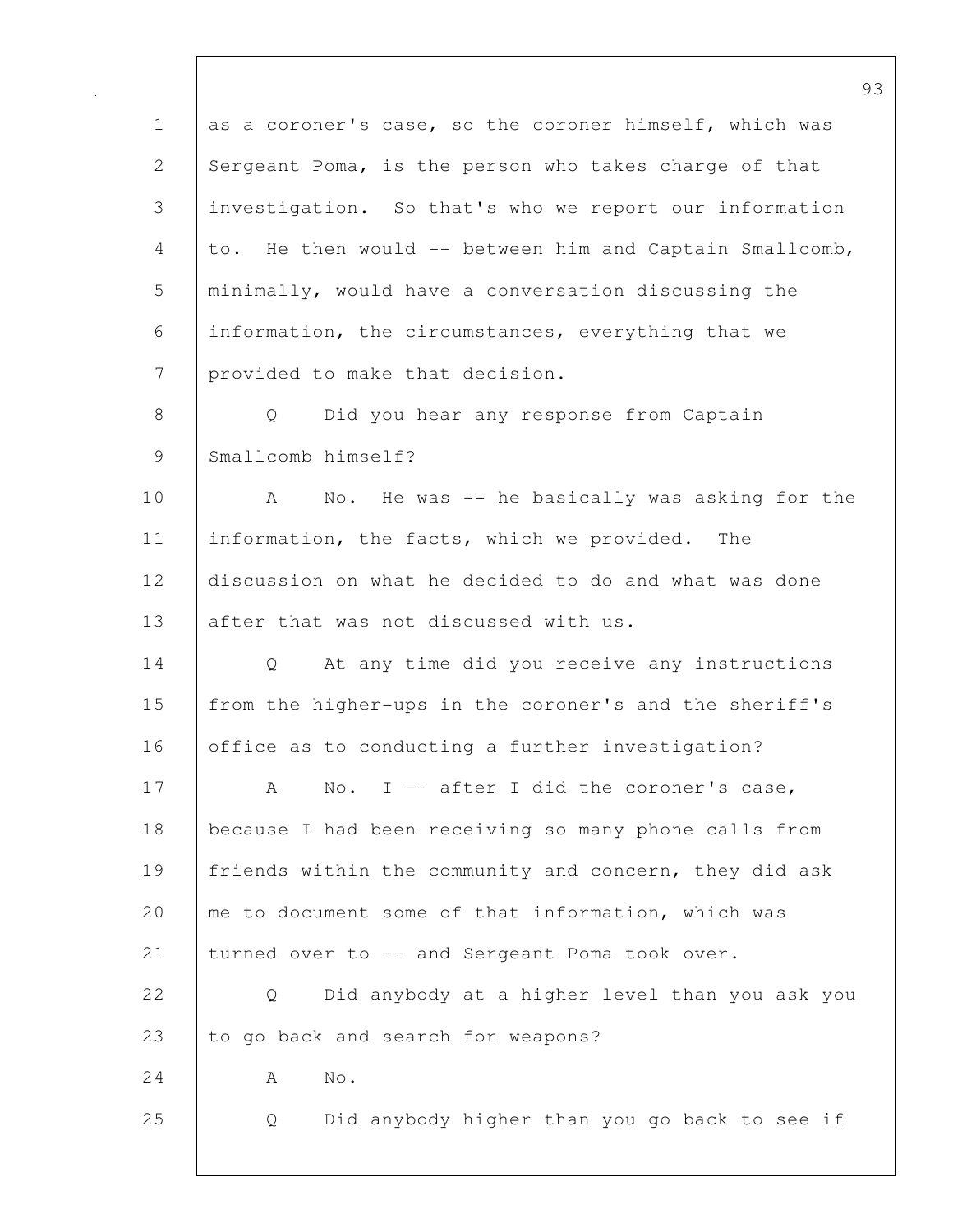as a coroner's case, so the coroner himself, which was Sergeant Poma, is the person who takes charge of that investigation. So that's who we report our information to. He then would -- between him and Captain Smallcomb, minimally, would have a conversation discussing the information, the circumstances, everything that we provided to make that decision.

Q Did you hear any response from Captain Smallcomb himself?

A No. He was -- he basically was asking for the information, the facts, which we provided. The discussion on what he decided to do and what was done after that was not discussed with us.

Q At any time did you receive any instructions from the higher-ups in the coroner's and the sheriff's office as to conducting a further investigation?

A No. I -- after I did the coroner's case, because I had been receiving so many phone calls from friends within the community and concern, they did ask me to document some of that information, which was turned over to -- and Sergeant Poma took over.

Q Did anybody at a higher level than you ask you to go back and search for weapons?

A No.

Q Did anybody higher than you go back to see if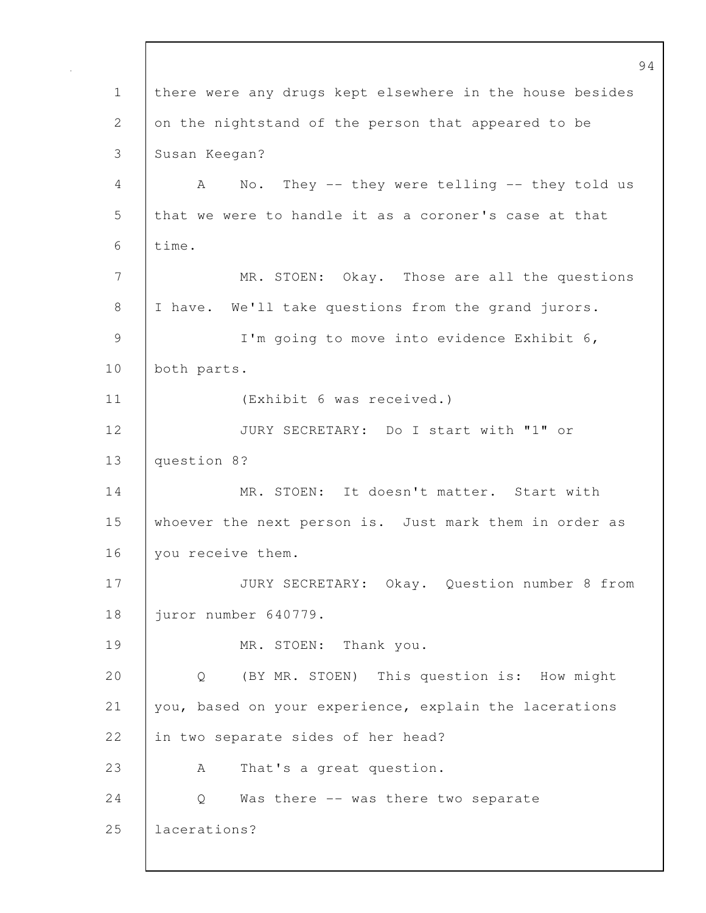there were any drugs kept elsewhere in the house besides on the nightstand of the person that appeared to be Susan Keegan?

A No. They -- they were telling -- they told us that we were to handle it as a coroner's case at that time.

MR. STOEN: Okay. Those are all the questions I have. We'll take questions from the grand jurors.

I'm going to move into evidence Exhibit 6, both parts.

(Exhibit 6 was received.)

JURY SECRETARY: Do I start with "1" or question 8?

MR. STOEN: It doesn't matter. Start with whoever the next person is. Just mark them in order as you receive them.

JURY SECRETARY: Okay. Question number 8 from juror number 640779.

MR. STOEN: Thank you.

Q (BY MR. STOEN) This question is: How might you, based on your experience, explain the lacerations in two separate sides of her head?

A That's a great question.

Q Was there -- was there two separate lacerations?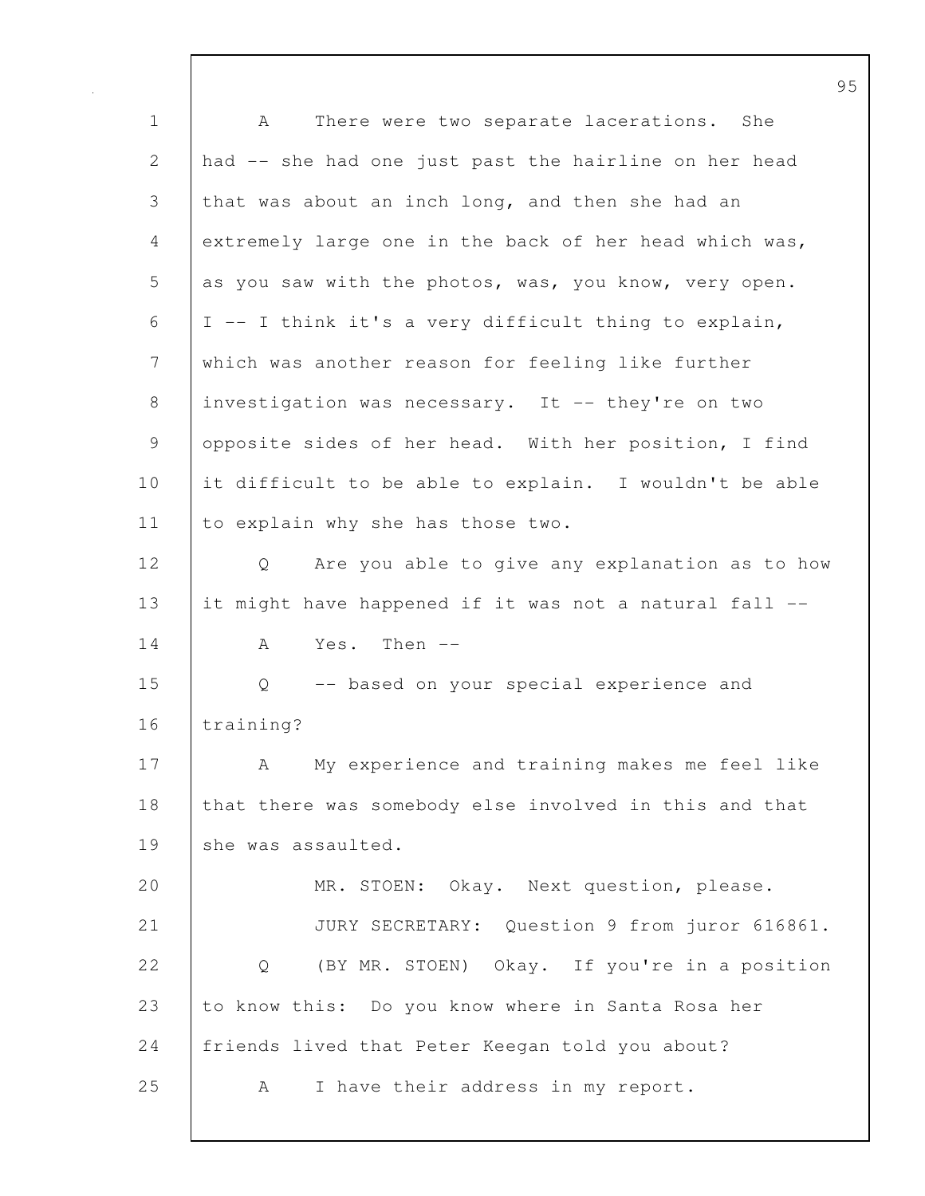A There were two separate lacerations. She had -- she had one just past the hairline on her head that was about an inch long, and then she had an extremely large one in the back of her head which was, as you saw with the photos, was, you know, very open. I -- I think it's a very difficult thing to explain, which was another reason for feeling like further investigation was necessary. It -- they're on two opposite sides of her head. With her position, I find it difficult to be able to explain. I wouldn't be able to explain why she has those two.

Q Are you able to give any explanation as to how it might have happened if it was not a natural fall --

A Yes. Then --

Q -- based on your special experience and training?

A My experience and training makes me feel like that there was somebody else involved in this and that she was assaulted.

MR. STOEN: Okay. Next question, please.

JURY SECRETARY: Question 9 from juror 616861.

Q (BY MR. STOEN) Okay. If you're in a position to know this: Do you know where in Santa Rosa her friends lived that Peter Keegan told you about?

A I have their address in my report.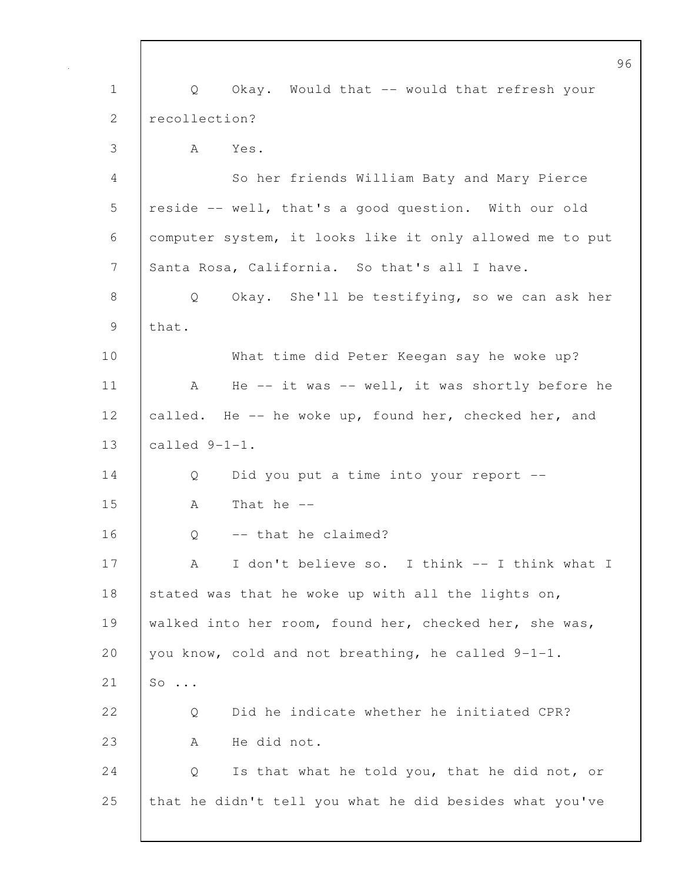Q Okay. Would that -- would that refresh your recollection?

A Yes.

So her friends William Baty and Mary Pierce reside -- well, that's a good question. With our old computer system, it looks like it only allowed me to put Santa Rosa, California. So that's all I have.

Q Okay. She'll be testifying, so we can ask her that.

What time did Peter Keegan say he woke up?

A He -- it was -- well, it was shortly before he called. He -- he woke up, found her, checked her, and called 9-1-1.

Q Did you put a time into your report --

A That he --

Q -- that he claimed?

A I don't believe so. I think -- I think what I stated was that he woke up with all the lights on, walked into her room, found her, checked her, she was, you know, cold and not breathing, he called 9-1-1. So ...

Q Did he indicate whether he initiated CPR?

A He did not.

Q Is that what he told you, that he did not, or that he didn't tell you what he did besides what you've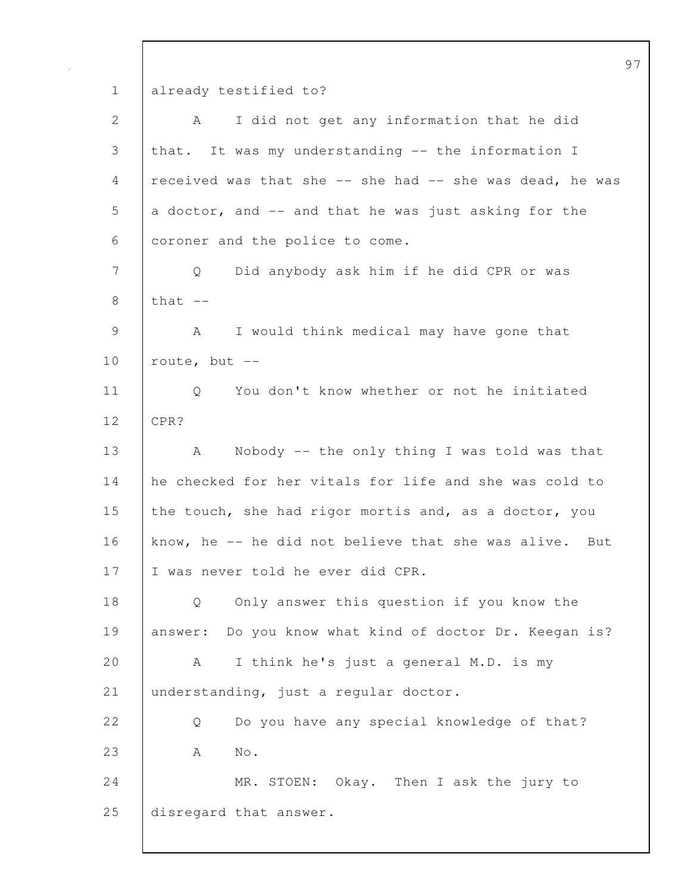already testified to?

A I did not get any information that he did that. It was my understanding -- the information I received was that she -- she had -- she was dead, he was a doctor, and -- and that he was just asking for the coroner and the police to come.

Q Did anybody ask him if he did CPR or was that --

A I would think medical may have gone that route, but --

Q You don't know whether or not he initiated CPR?

A Nobody -- the only thing I was told was that he checked for her vitals for life and she was cold to the touch, she had rigor mortis and, as a doctor, you know, he -- he did not believe that she was alive. But I was never told he ever did CPR.

Q Only answer this question if you know the answer: Do you know what kind of doctor Dr. Keegan is?

A I think he's just a general M.D. is my understanding, just a regular doctor.

Q Do you have any special knowledge of that?

A No.

MR. STOEN: Okay. Then I ask the jury to disregard that answer.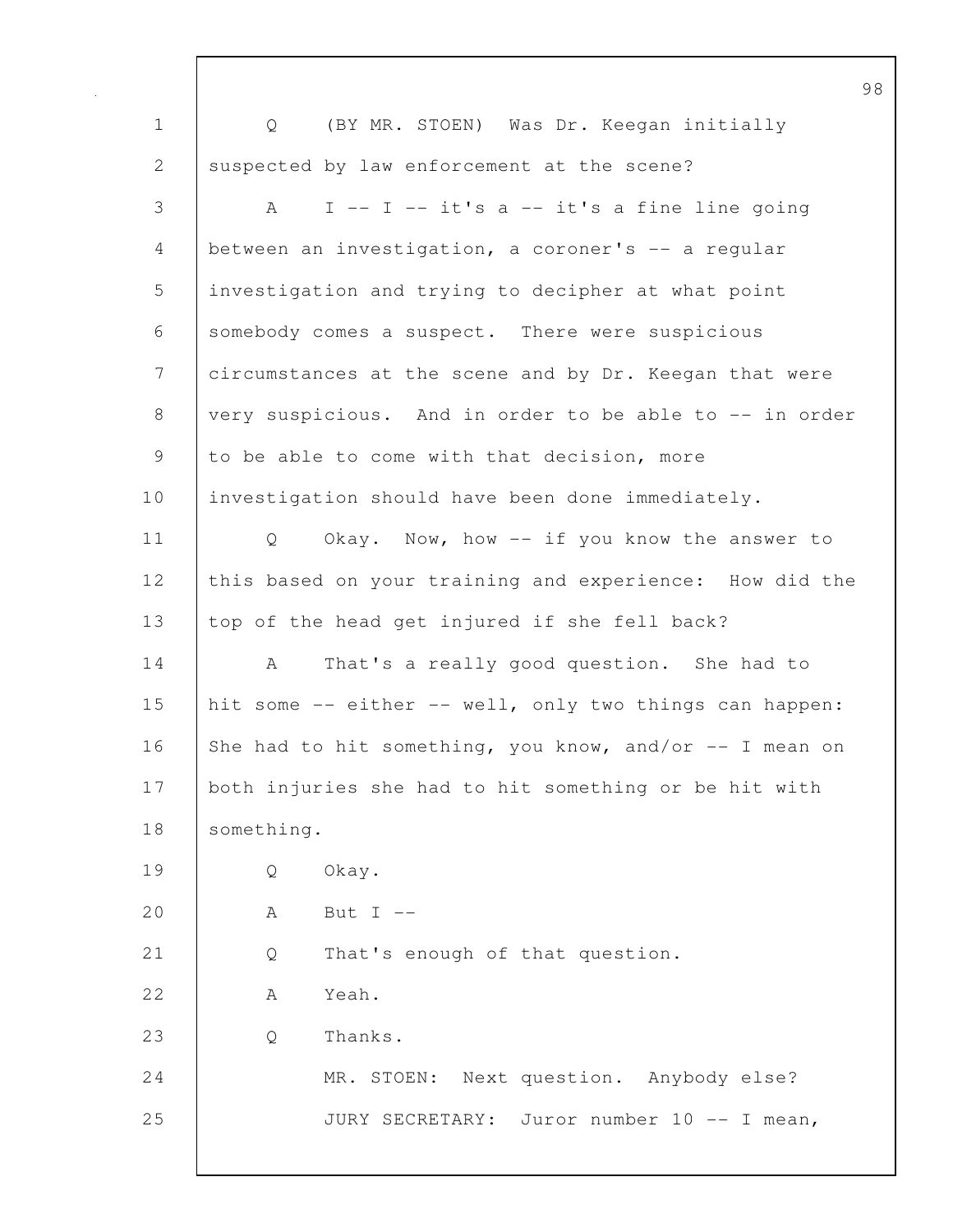Q (BY MR. STOEN) Was Dr. Keegan initially suspected by law enforcement at the scene?

A I -- I -- it's a -- it's a fine line going between an investigation, a coroner's -- a regular investigation and trying to decipher at what point somebody comes a suspect. There were suspicious circumstances at the scene and by Dr. Keegan that were very suspicious. And in order to be able to -- in order to be able to come with that decision, more investigation should have been done immediately.

Q Okay. Now, how -- if you know the answer to this based on your training and experience: How did the top of the head get injured if she fell back?

A That's a really good question. She had to hit some -- either -- well, only two things can happen: She had to hit something, you know, and/or -- I mean on both injuries she had to hit something or be hit with something.

Q Okay.

A But I --

Q That's enough of that question.

A Yeah.

Q Thanks.

MR. STOEN: Next question. Anybody else?

JURY SECRETARY: Juror number 10 -- I mean,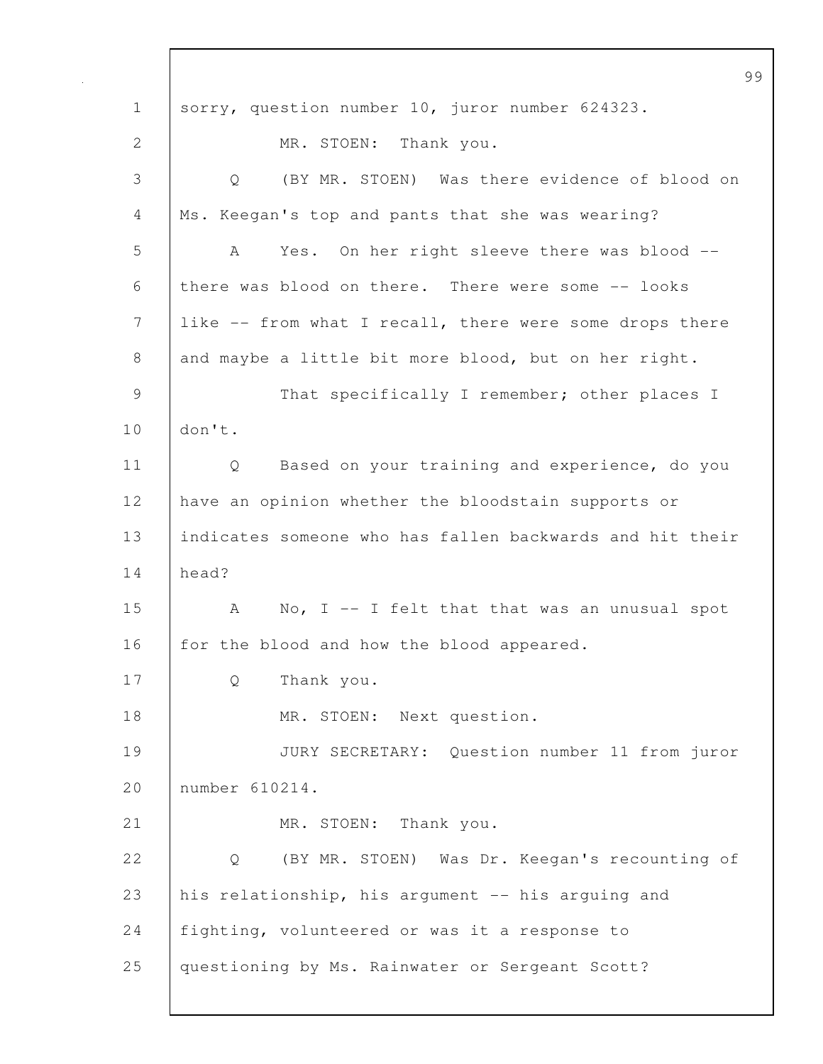sorry, question number 10, juror number 624323.

MR. STOEN: Thank you.

Q (BY MR. STOEN) Was there evidence of blood on Ms. Keegan's top and pants that she was wearing?

A Yes. On her right sleeve there was blood -- there was blood on there. There were some -- looks like -- from what I recall, there were some drops there and maybe a little bit more blood, but on her right.

That specifically I remember; other places I don't.

Q Based on your training and experience, do you have an opinion whether the bloodstain supports or indicates someone who has fallen backwards and hit their head?

A No, I -- I felt that that was an unusual spot for the blood and how the blood appeared.

Q Thank you.

MR. STOEN: Next question.

JURY SECRETARY: Question number 11 from juror number 610214.

MR. STOEN: Thank you.

Q (BY MR. STOEN) Was Dr. Keegan's recounting of his relationship, his argument -- his arguing and fighting, volunteered or was it a response to questioning by Ms. Rainwater or Sergeant Scott?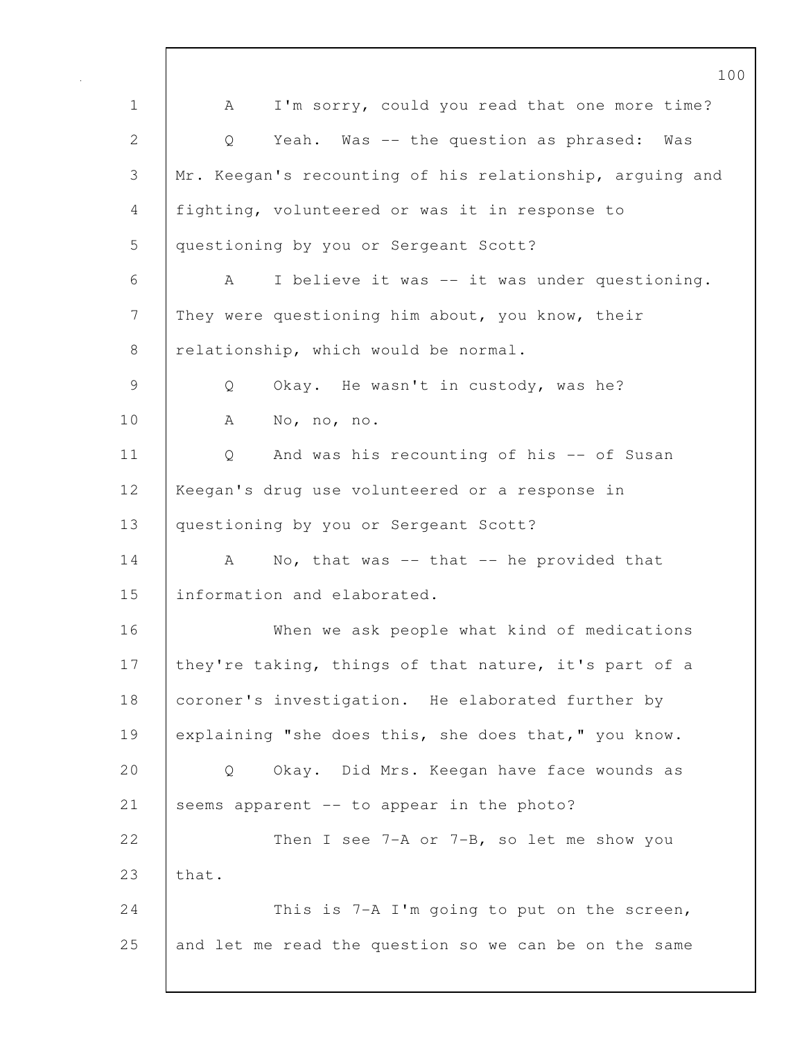A I'm sorry, could you read that one more time?

Q Yeah. Was -- the question as phrased: Was Mr. Keegan's recounting of his relationship, arguing and fighting, volunteered or was it in response to questioning by you or Sergeant Scott?

A I believe it was -- it was under questioning. They were questioning him about, you know, their relationship, which would be normal.

Q Okay. He wasn't in custody, was he?

A No, no, no.

Q And was his recounting of his -- of Susan Keegan's drug use volunteered or a response in questioning by you or Sergeant Scott?

A No, that was -- that -- he provided that information and elaborated.

When we ask people what kind of medications they're taking, things of that nature, it's part of a coroner's investigation. He elaborated further by explaining "she does this, she does that," you know.

Q Okay. Did Mrs. Keegan have face wounds as seems apparent -- to appear in the photo?

Then I see 7-A or 7-B, so let me show you that.

This is 7-A I'm going to put on the screen, and let me read the question so we can be on the same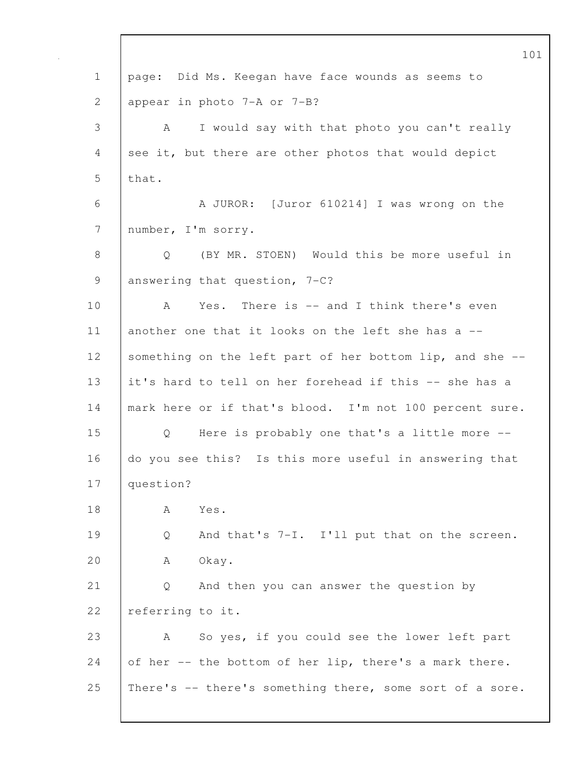page: Did Ms. Keegan have face wounds as seems to appear in photo 7-A or 7-B?

A I would say with that photo you can't really see it, but there are other photos that would depict that.

A JUROR: [Juror 610214] I was wrong on the number, I'm sorry.

Q (BY MR. STOEN) Would this be more useful in answering that question, 7-C?

A Yes. There is -- and I think there's even another one that it looks on the left she has a -- something on the left part of her bottom lip, and she -- it's hard to tell on her forehead if this -- she has a mark here or if that's blood. I'm not 100 percent sure.

Q Here is probably one that's a little more -- do you see this? Is this more useful in answering that question?

A Yes.

Q And that's 7-I. I'll put that on the screen.

A Okay.

Q And then you can answer the question by referring to it.

A So yes, if you could see the lower left part of her -- the bottom of her lip, there's a mark there. There's -- there's something there, some sort of a sore.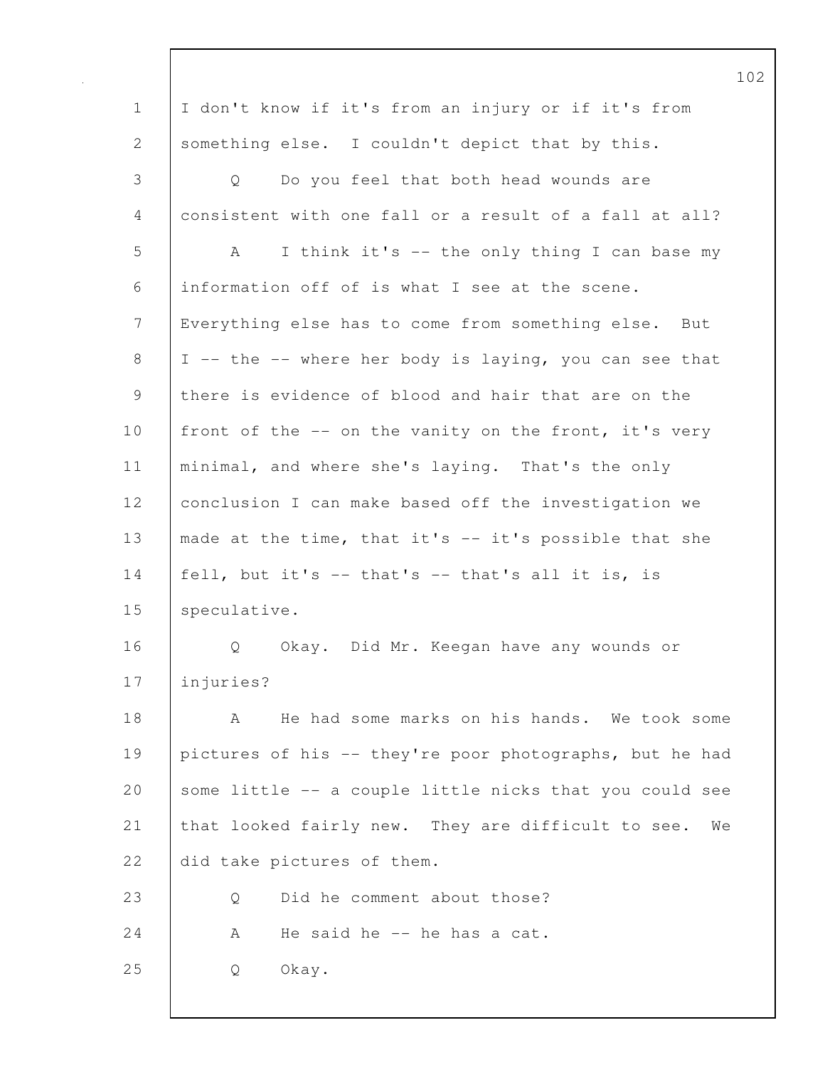I don't know if it's from an injury or if it's from something else. I couldn't depict that by this.

Q Do you feel that both head wounds are consistent with one fall or a result of a fall at all?

A I think it's -- the only thing I can base my information off of is what I see at the scene. Everything else has to come from something else. But I -- the -- where her body is laying, you can see that there is evidence of blood and hair that are on the front of the -- on the vanity on the front, it's very minimal, and where she's laying. That's the only conclusion I can make based off the investigation we made at the time, that it's -- it's possible that she fell, but it's -- that's -- that's all it is, is speculative.

Q Okay. Did Mr. Keegan have any wounds or injuries?

A He had some marks on his hands. We took some pictures of his -- they're poor photographs, but he had some little -- a couple little nicks that you could see that looked fairly new. They are difficult to see. We did take pictures of them.

Q Did he comment about those?

A He said he -- he has a cat.

Q Okay.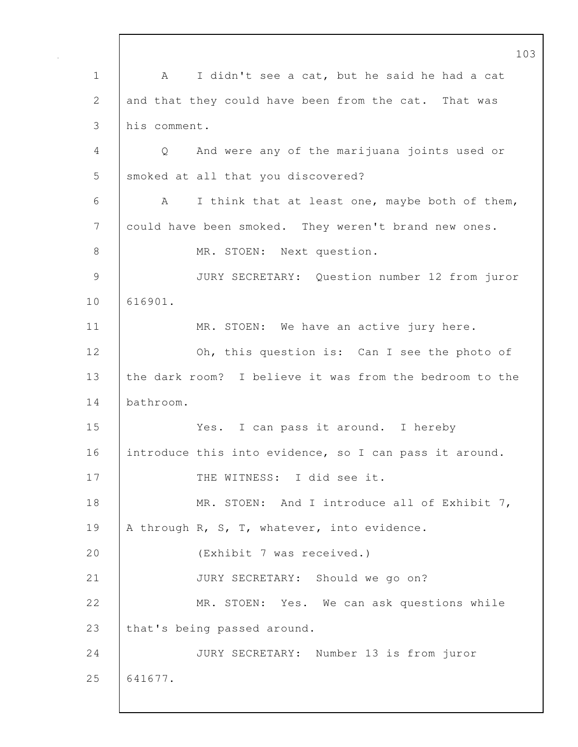A I didn't see a cat, but he said he had a cat and that they could have been from the cat. That was his comment.

Q And were any of the marijuana joints used or smoked at all that you discovered?

A I think that at least one, maybe both of them, could have been smoked. They weren't brand new ones.

MR. STOEN: Next question.

JURY SECRETARY: Question number 12 from juror 616901.

MR. STOEN: We have an active jury here.

Oh, this question is: Can I see the photo of the dark room? I believe it was from the bedroom to the bathroom.

Yes. I can pass it around. I hereby introduce this into evidence, so I can pass it around.

THE WITNESS: I did see it.

MR. STOEN: And I introduce all of Exhibit 7, A through R, S, T, whatever, into evidence.

(Exhibit 7 was received.)

JURY SECRETARY: Should we go on?

MR. STOEN: Yes. We can ask questions while that's being passed around.

JURY SECRETARY: Number 13 is from juror 641677.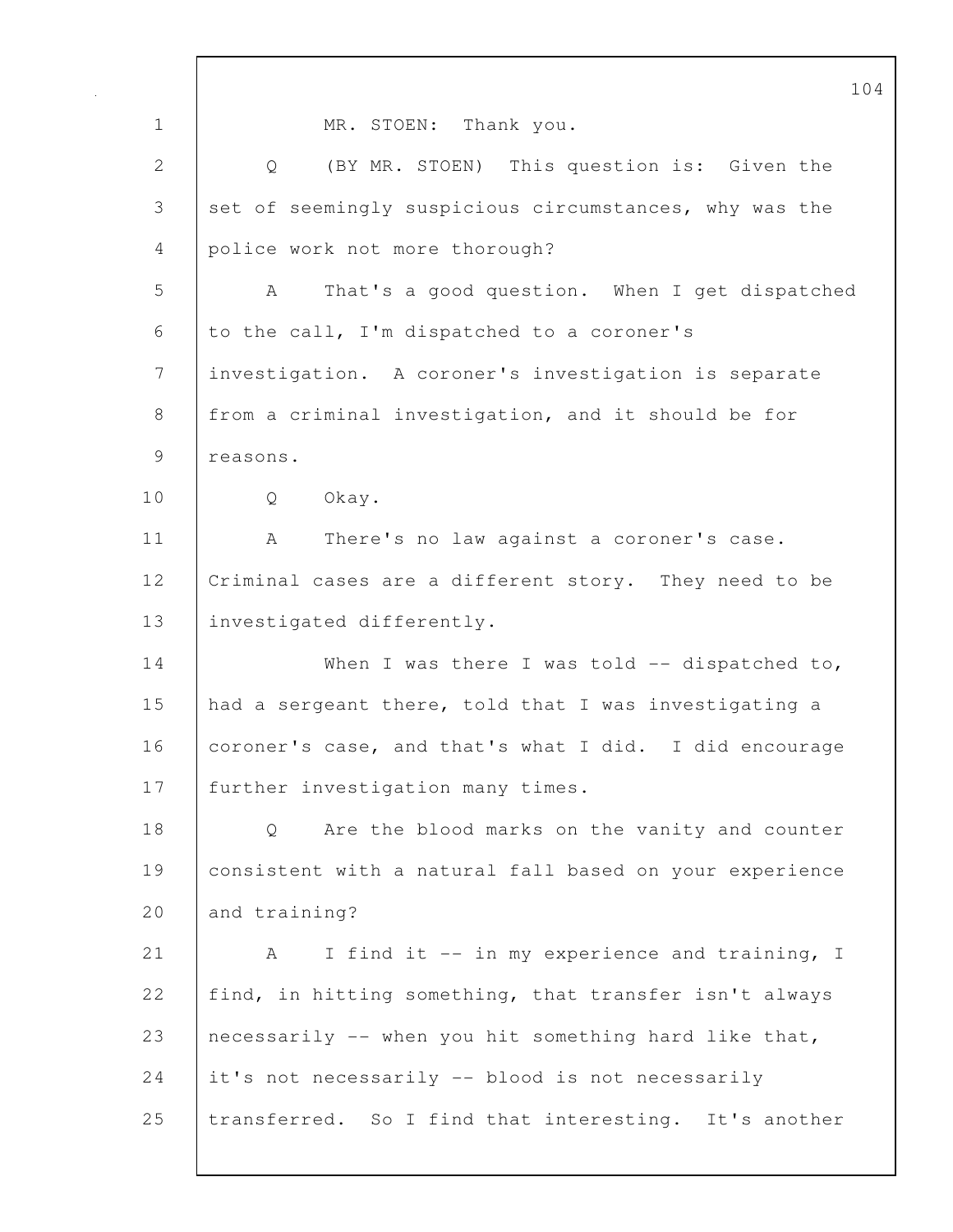MR. STOEN: Thank you.

Q (BY MR. STOEN) This question is: Given the set of seemingly suspicious circumstances, why was the police work not more thorough?

A That's a good question. When I get dispatched to the call, I'm dispatched to a coroner's investigation. A coroner's investigation is separate from a criminal investigation, and it should be for reasons.

Q Okay.

A There's no law against a coroner's case. Criminal cases are a different story. They need to be investigated differently.

When I was there I was told -- dispatched to, had a sergeant there, told that I was investigating a coroner's case, and that's what I did. I did encourage further investigation many times.

Q Are the blood marks on the vanity and counter consistent with a natural fall based on your experience and training?

A I find it -- in my experience and training, I find, in hitting something, that transfer isn't always necessarily -- when you hit something hard like that, it's not necessarily -- blood is not necessarily transferred. So I find that interesting. It's another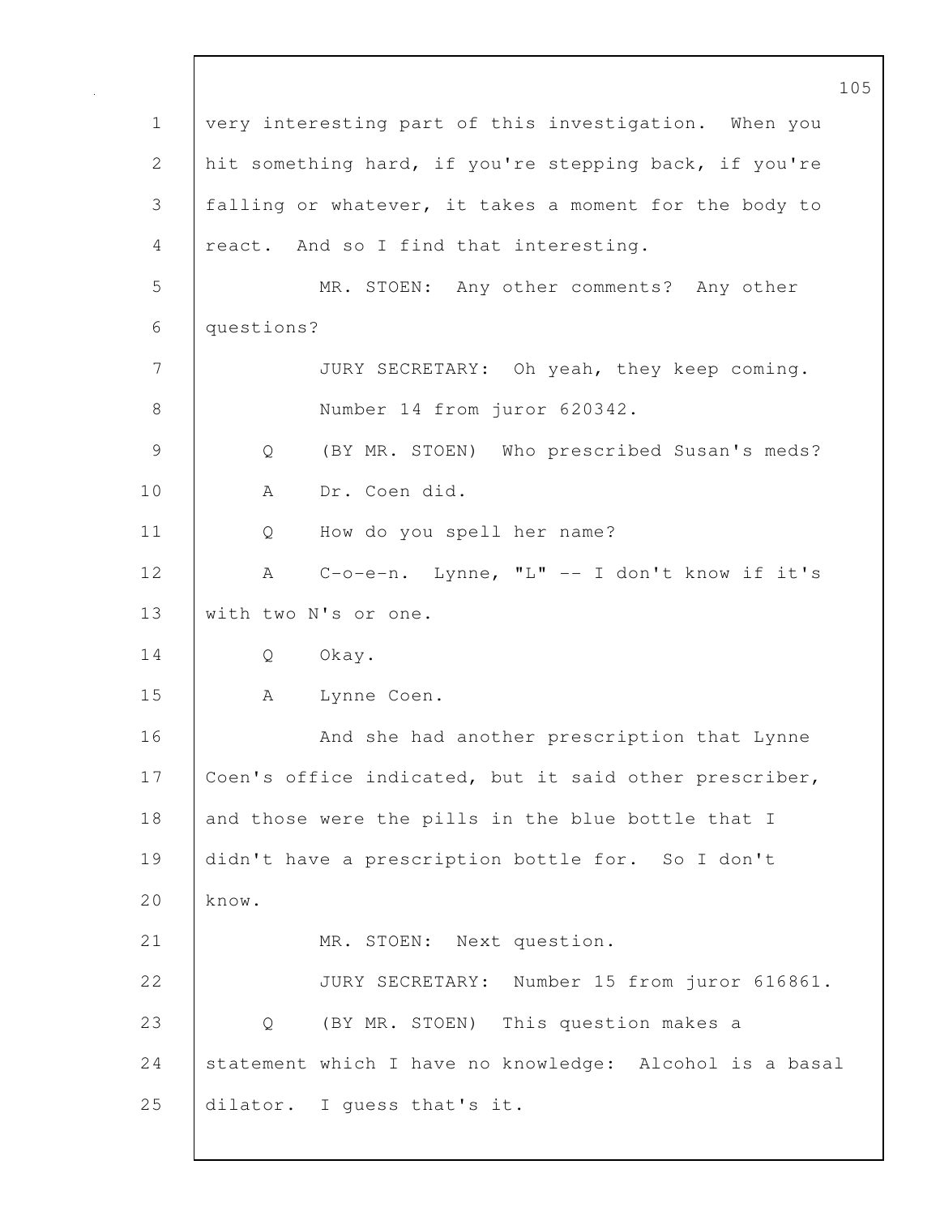very interesting part of this investigation. When you hit something hard, if you're stepping back, if you're falling or whatever, it takes a moment for the body to react. And so I find that interesting.

MR. STOEN: Any other comments? Any other questions?

JURY SECRETARY: Oh yeah, they keep coming. Number 14 from juror 620342.

Q (BY MR. STOEN) Who prescribed Susan's meds?

A Dr. Coen did.

Q How do you spell her name?

A C-o-e-n. Lynne, "L" -- I don't know if it's with two N's or one.

Q Okay.

A Lynne Coen.

And she had another prescription that Lynne Coen's office indicated, but it said other prescriber, and those were the pills in the blue bottle that I didn't have a prescription bottle for. So I don't know.

MR. STOEN: Next question.

JURY SECRETARY: Number 15 from juror 616861.

Q (BY MR. STOEN) This question makes a statement which I have no knowledge: Alcohol is a basal dilator. I guess that's it.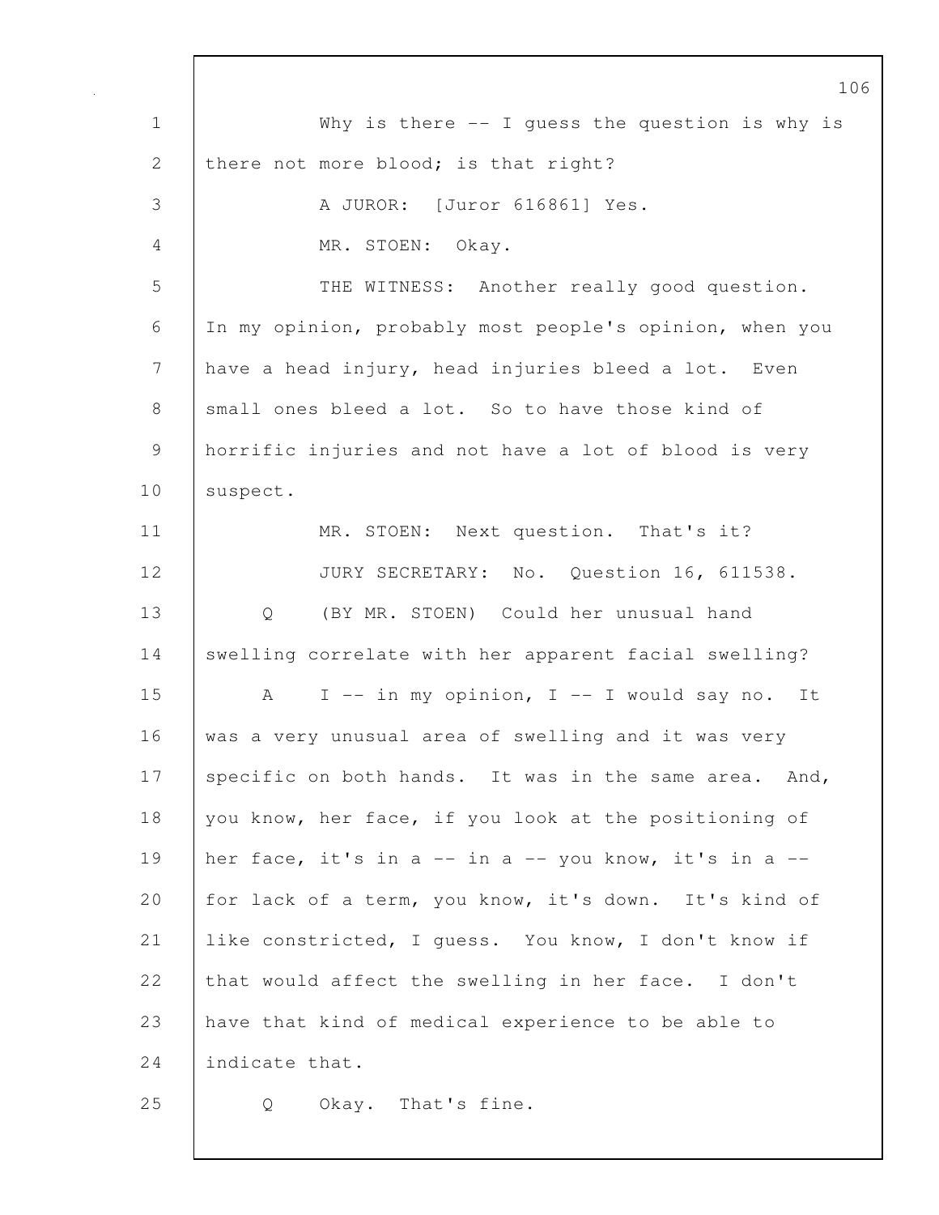Why is there -- I guess the question is why is there not more blood; is that right?

A JUROR: [Juror 616861] Yes.

MR. STOEN: Okay.

THE WITNESS: Another really good question. In my opinion, probably most people's opinion, when you have a head injury, head injuries bleed a lot. Even small ones bleed a lot. So to have those kind of horrific injuries and not have a lot of blood is very suspect.

MR. STOEN: Next question. That's it?

JURY SECRETARY: No. Question 16, 611538.

Q (BY MR. STOEN) Could her unusual hand swelling correlate with her apparent facial swelling?

A I -- in my opinion, I -- I would say no. It was a very unusual area of swelling and it was very specific on both hands. It was in the same area. And, you know, her face, if you look at the positioning of her face, it's in a -- in a -- you know, it's in a -- for lack of a term, you know, it's down. It's kind of like constricted, I guess. You know, I don't know if that would affect the swelling in her face. I don't have that kind of medical experience to be able to indicate that.

Q Okay. That's fine.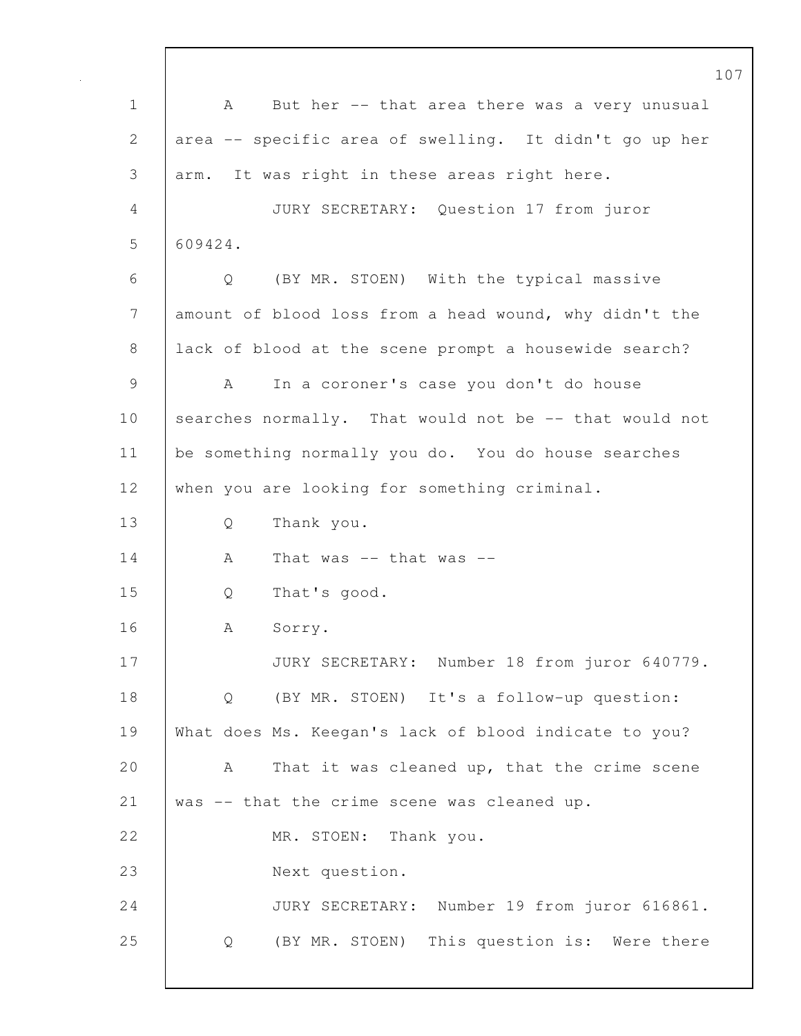A But her -- that area there was a very unusual area -- specific area of swelling. It didn't go up her arm. It was right in these areas right here.

JURY SECRETARY: Question 17 from juror 609424.

Q (BY MR. STOEN) With the typical massive amount of blood loss from a head wound, why didn't the lack of blood at the scene prompt a housewide search?

A In a coroner's case you don't do house searches normally. That would not be -- that would not be something normally you do. You do house searches when you are looking for something criminal.

Q Thank you.

A That was -- that was --

Q That's good.

A Sorry.

JURY SECRETARY: Number 18 from juror 640779.

Q (BY MR. STOEN) It's a follow-up question: What does Ms. Keegan's lack of blood indicate to you?

A That it was cleaned up, that the crime scene was -- that the crime scene was cleaned up.

MR. STOEN: Thank you.

Next question.

JURY SECRETARY: Number 19 from juror 616861.

Q (BY MR. STOEN) This question is: Were there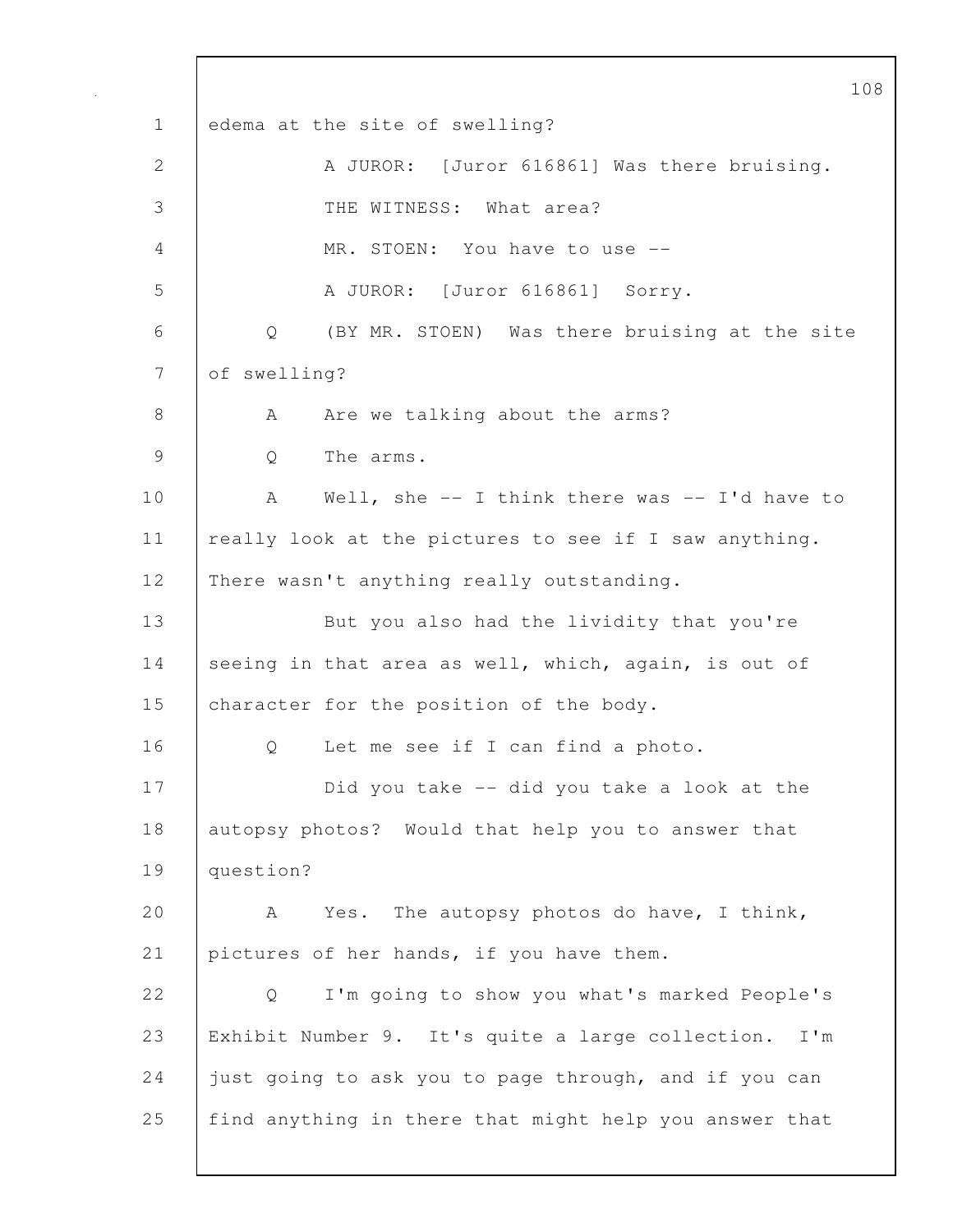edema at the site of swelling?

A JUROR: [Juror 616861] Was there bruising.

THE WITNESS: What area?

MR. STOEN: You have to use --

A JUROR: [Juror 616861] Sorry.

Q (BY MR. STOEN) Was there bruising at the site of swelling?

A Are we talking about the arms?

Q The arms.

A Well, she -- I think there was -- I'd have to really look at the pictures to see if I saw anything. There wasn't anything really outstanding.

But you also had the lividity that you're seeing in that area as well, which, again, is out of character for the position of the body.

Q Let me see if I can find a photo.

Did you take -- did you take a look at the autopsy photos? Would that help you to answer that question?

A Yes. The autopsy photos do have, I think, pictures of her hands, if you have them.

Q I'm going to show you what's marked People's Exhibit Number 9. It's quite a large collection. I'm just going to ask you to page through, and if you can find anything in there that might help you answer that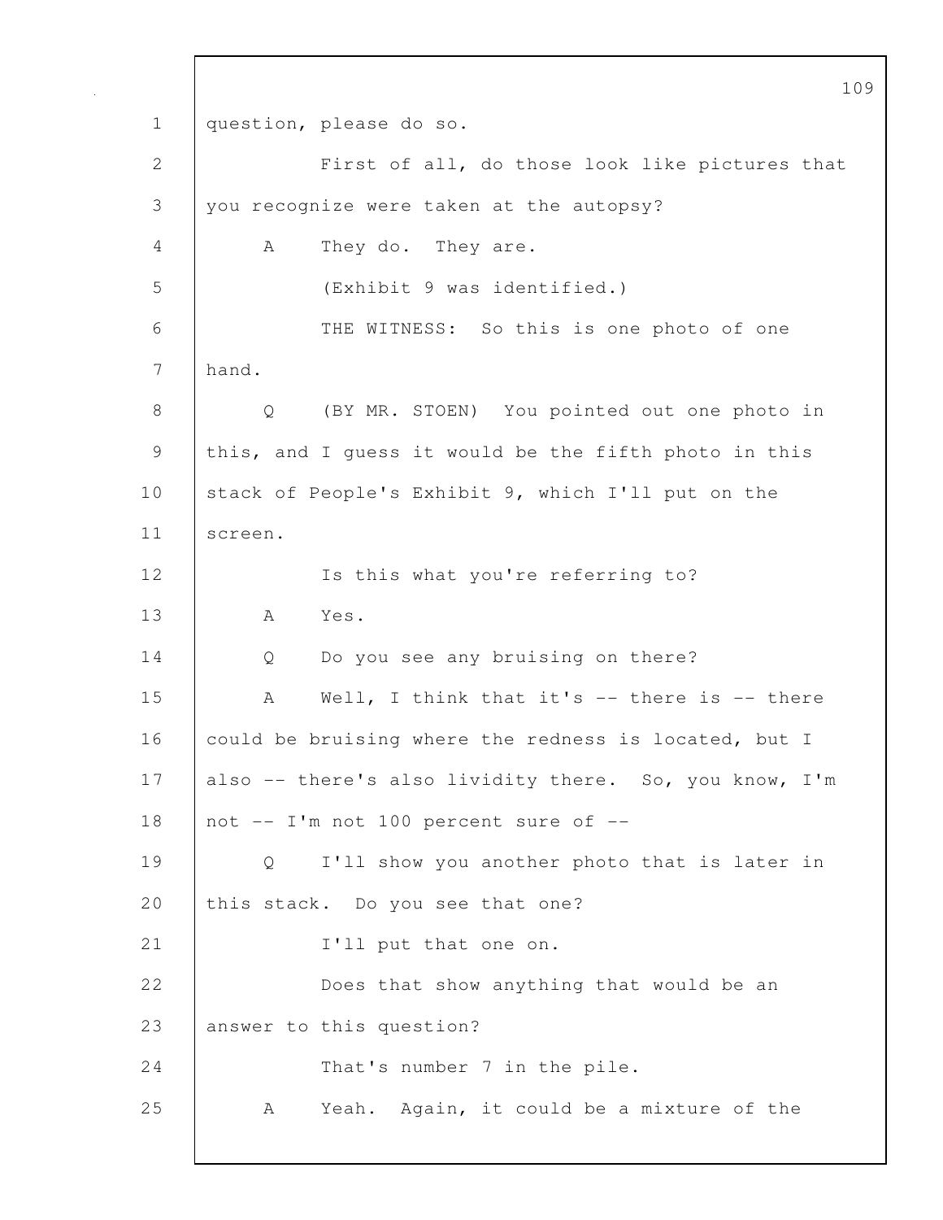question, please do so.

First of all, do those look like pictures that you recognize were taken at the autopsy?

A They do. They are.

(Exhibit 9 was identified.)

THE WITNESS: So this is one photo of one hand.

Q (BY MR. STOEN) You pointed out one photo in this, and I guess it would be the fifth photo in this stack of People's Exhibit 9, which I'll put on the screen.

Is this what you're referring to?

A Yes.

Q Do you see any bruising on there?

A Well, I think that it's -- there is -- there could be bruising where the redness is located, but I also -- there's also lividity there. So, you know, I'm not -- I'm not 100 percent sure of --

Q I'll show you another photo that is later in this stack. Do you see that one?

I'll put that one on.

Does that show anything that would be an answer to this question?

That's number 7 in the pile.

A Yeah. Again, it could be a mixture of the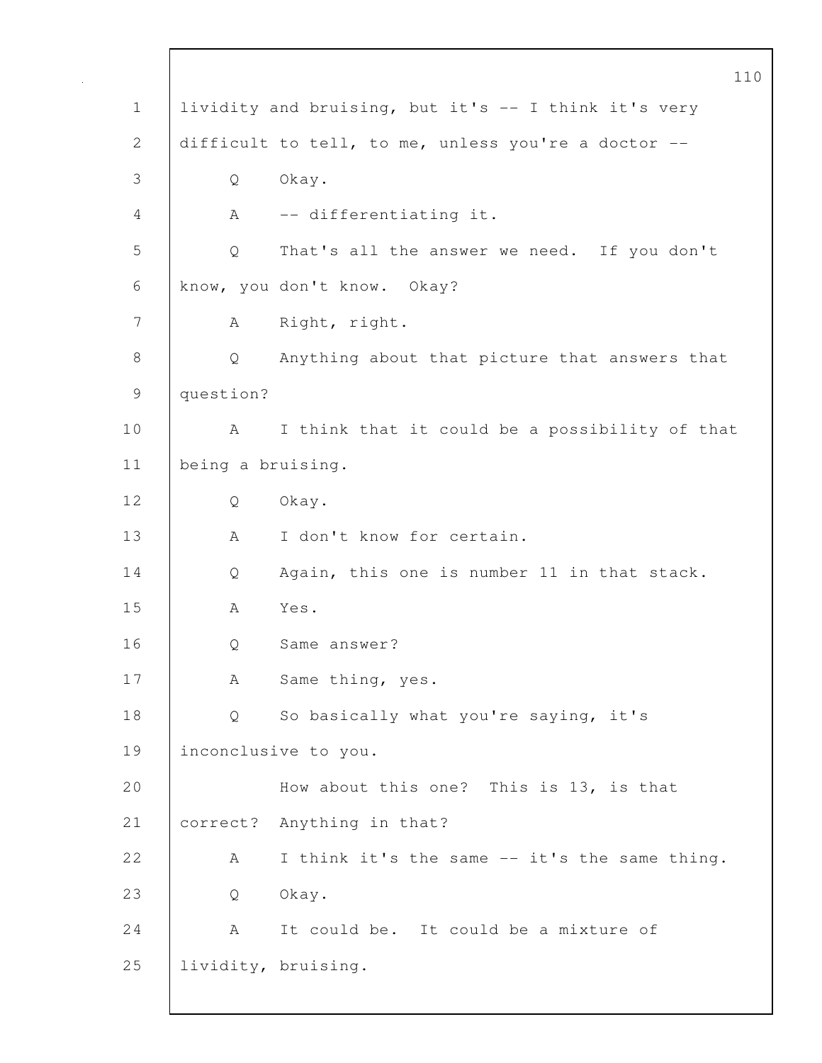lividity and bruising, but it's -- I think it's very difficult to tell, to me, unless you're a doctor --

Q Okay.

A -- differentiating it.

Q That's all the answer we need. If you don't know, you don't know. Okay?

A Right, right.

Q Anything about that picture that answers that question?

A I think that it could be a possibility of that being a bruising.

Q Okay.

A I don't know for certain.

Q Again, this one is number 11 in that stack.

A Yes.

Q Same answer?

A Same thing, yes.

Q So basically what you're saying, it's inconclusive to you.

How about this one? This is 13, is that correct? Anything in that?

A I think it's the same -- it's the same thing.

Q Okay.

A It could be. It could be a mixture of lividity, bruising.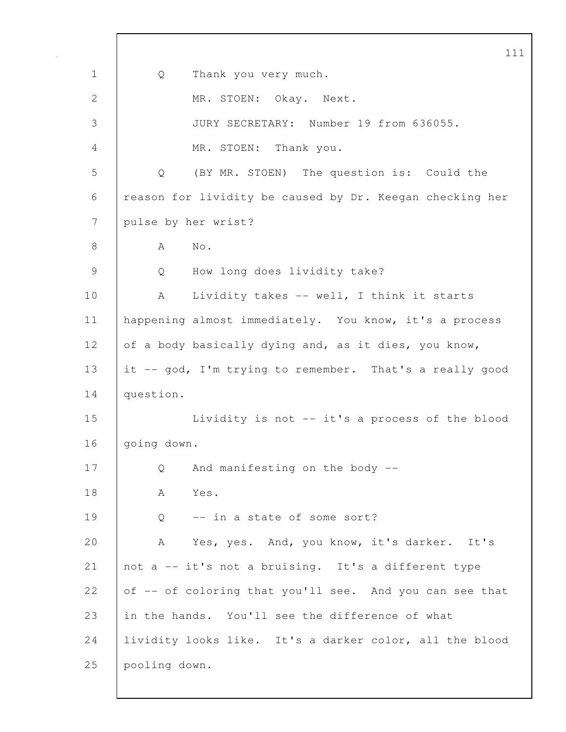Q Thank you very much.

MR. STOEN: Okay. Next.

JURY SECRETARY: Number 19 from 636055.

MR. STOEN: Thank you.

Q (BY MR. STOEN) The question is: Could the reason for lividity be caused by Dr. Keegan checking her pulse by her wrist?

A No.

Q How long does lividity take?

A Lividity takes -- well, I think it starts happening almost immediately. You know, it's a process of a body basically dying and, as it dies, you know, it -- god, I'm trying to remember. That's a really good question.

Lividity is not -- it's a process of the blood going down.

Q And manifesting on the body --

A Yes.

Q -- in a state of some sort?

A Yes, yes. And, you know, it's darker. It's not a -- it's not a bruising. It's a different type of -- of coloring that you'll see. And you can see that in the hands. You'll see the difference of what lividity looks like. It's a darker color, all the blood pooling down.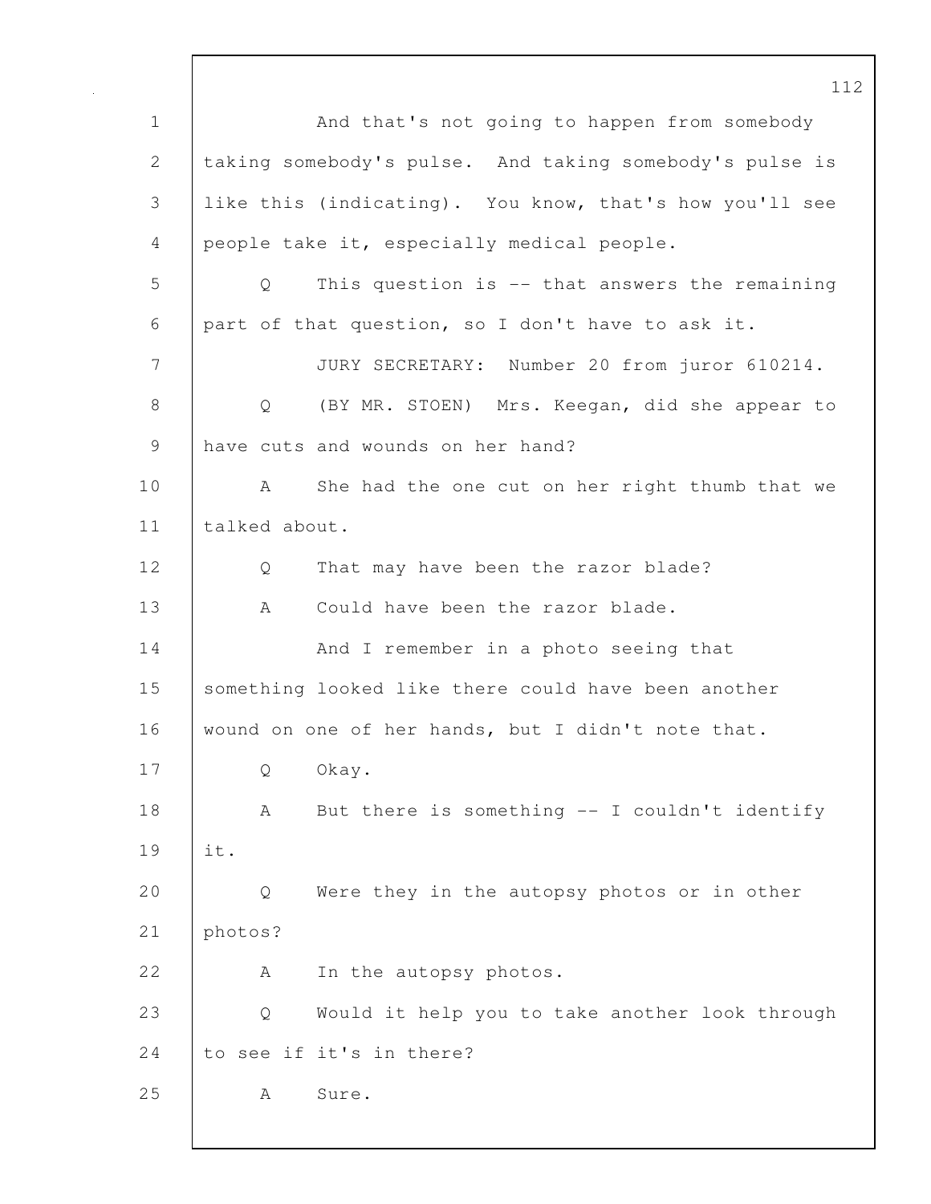And that's not going to happen from somebody taking somebody's pulse. And taking somebody's pulse is like this (indicating). You know, that's how you'll see people take it, especially medical people.

Q This question is -- that answers the remaining part of that question, so I don't have to ask it.

JURY SECRETARY: Number 20 from juror 610214.

Q (BY MR. STOEN) Mrs. Keegan, did she appear to have cuts and wounds on her hand?

A She had the one cut on her right thumb that we talked about.

Q That may have been the razor blade?

A Could have been the razor blade.

And I remember in a photo seeing that something looked like there could have been another wound on one of her hands, but I didn't note that.

Q Okay.

A But there is something -- I couldn't identify it.

Q Were they in the autopsy photos or in other photos?

A In the autopsy photos.

Q Would it help you to take another look through to see if it's in there?

A Sure.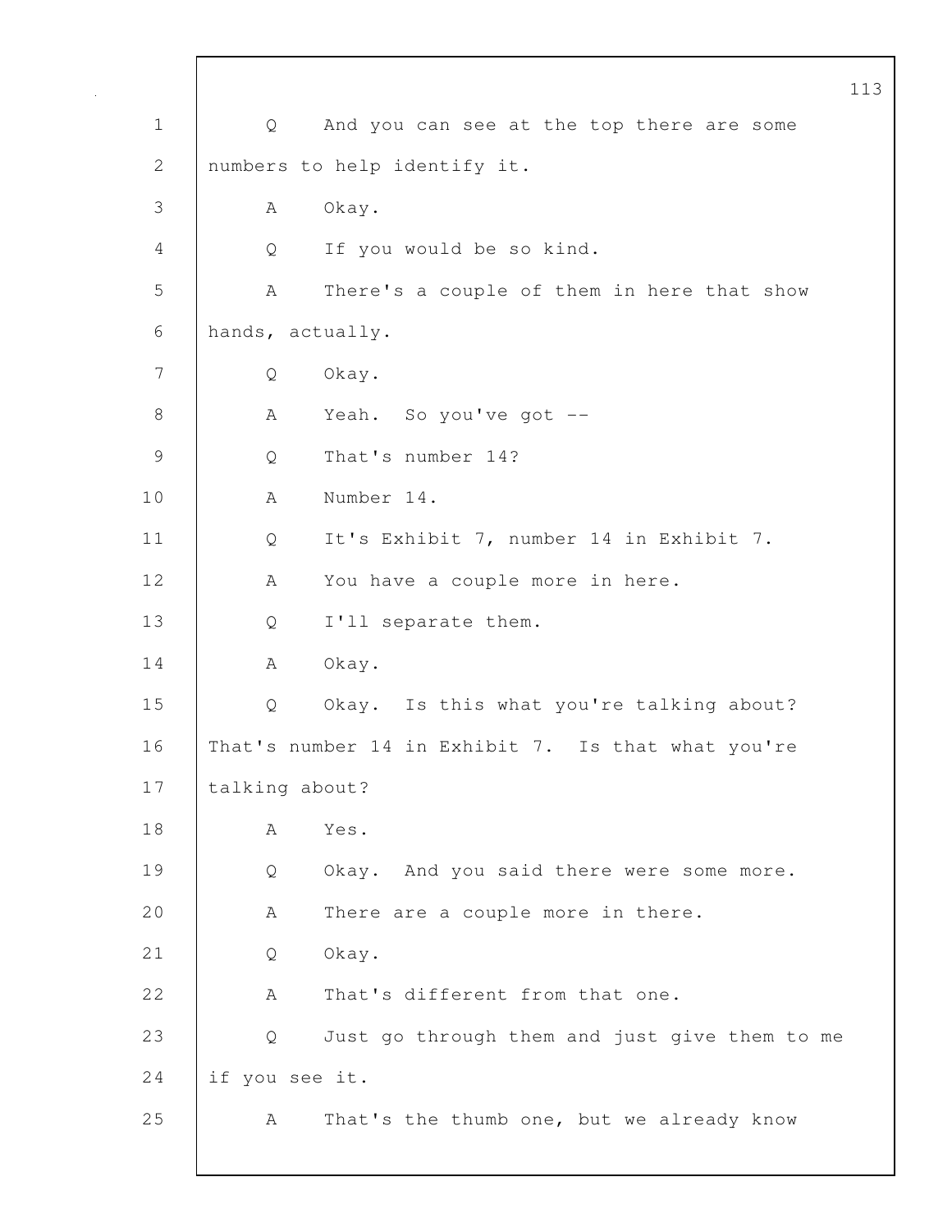Q And you can see at the top there are some numbers to help identify it.

A Okay.

Q If you would be so kind.

A There's a couple of them in here that show hands, actually.

Q Okay.

A Yeah. So you've got --

Q That's number 14?

A Number 14.

Q It's Exhibit 7, number 14 in Exhibit 7.

A You have a couple more in here.

Q I'll separate them.

A Okay.

Q Okay. Is this what you're talking about? That's number 14 in Exhibit 7. Is that what you're talking about?

A Yes.

Q Okay. And you said there were some more.

A There are a couple more in there.

Q Okay.

A That's different from that one.

Q Just go through them and just give them to me if you see it.

A That's the thumb one, but we already know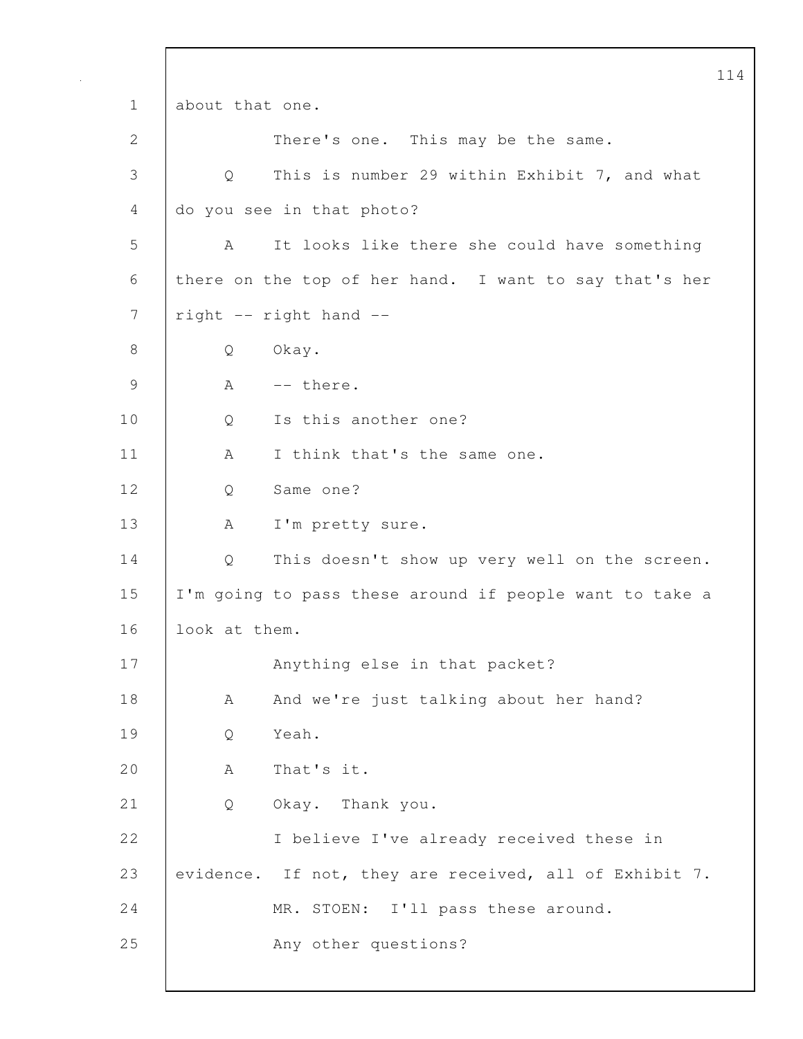about that one.

There's one. This may be the same.

Q This is number 29 within Exhibit 7, and what do you see in that photo?

A It looks like there she could have something there on the top of her hand. I want to say that's her right -- right hand --

Q Okay.

A -- there.

Q Is this another one?

A I think that's the same one.

Q Same one?

A I'm pretty sure.

Q This doesn't show up very well on the screen. I'm going to pass these around if people want to take a look at them.

Anything else in that packet?

A And we're just talking about her hand?

Q Yeah.

A That's it.

Q Okay. Thank you.

I believe I've already received these in evidence. If not, they are received, all of Exhibit 7.

MR. STOEN: I'll pass these around.

Any other questions?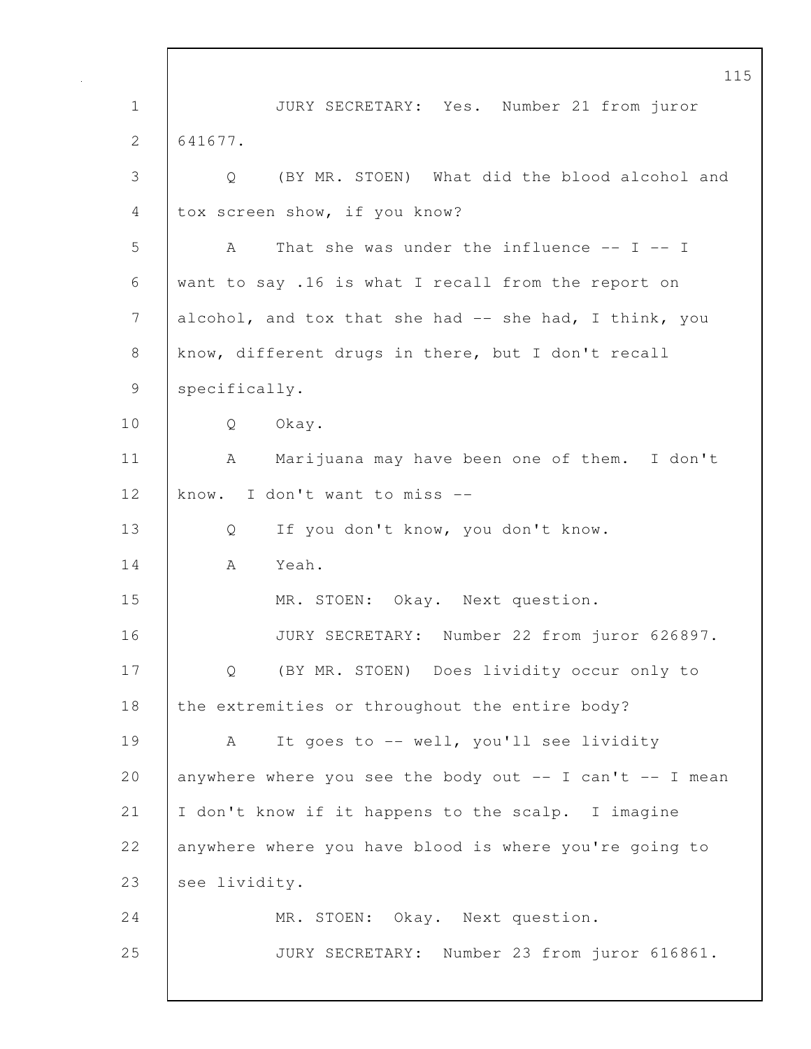JURY SECRETARY: Yes. Number 21 from juror 641677.

Q (BY MR. STOEN) What did the blood alcohol and tox screen show, if you know?

A That she was under the influence -- I -- I want to say .16 is what I recall from the report on alcohol, and tox that she had -- she had, I think, you know, different drugs in there, but I don't recall specifically.

Q Okay.

A Marijuana may have been one of them. I don't know. I don't want to miss --

Q If you don't know, you don't know.

A Yeah.

MR. STOEN: Okay. Next question.

JURY SECRETARY: Number 22 from juror 626897.

Q (BY MR. STOEN) Does lividity occur only to the extremities or throughout the entire body?

A It goes to -- well, you'll see lividity anywhere where you see the body out -- I can't -- I mean I don't know if it happens to the scalp. I imagine anywhere where you have blood is where you're going to see lividity.

MR. STOEN: Okay. Next question.

JURY SECRETARY: Number 23 from juror 616861.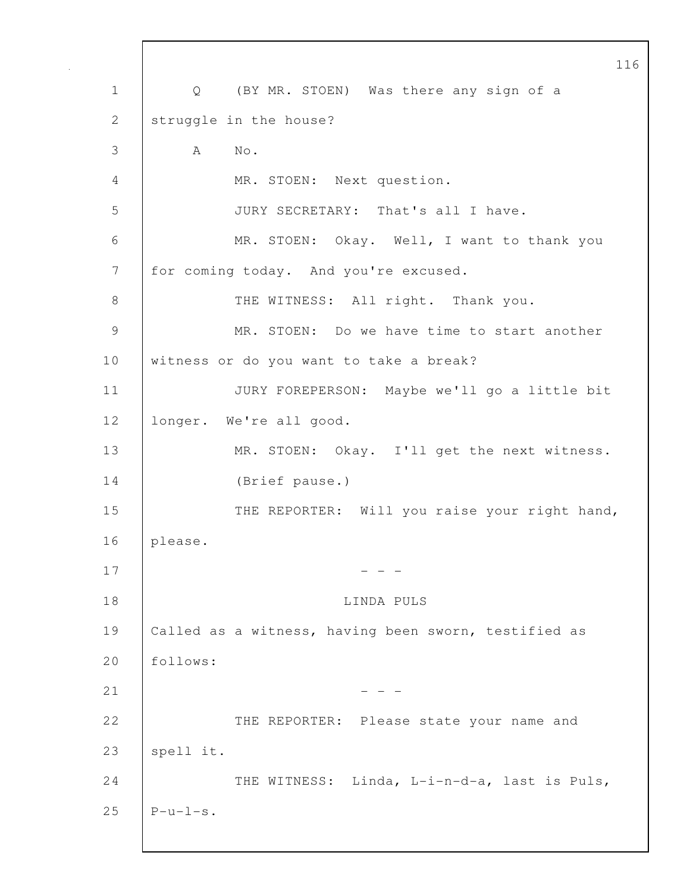Q (BY MR. STOEN) Was there any sign of a struggle in the house?

A No.

MR. STOEN: Next question.

JURY SECRETARY: That's all I have.

MR. STOEN: Okay. Well, I want to thank you for coming today. And you're excused.

THE WITNESS: All right. Thank you.

MR. STOEN: Do we have time to start another witness or do you want to take a break?

JURY FOREPERSON: Maybe we'll go a little bit longer. We're all good.

MR. STOEN: Okay. I'll get the next witness.

(Brief pause.)

THE REPORTER: Will you raise your right hand, please.

\- - -

LINDA PULS

Called as a witness, having been sworn, testified as follows:

\- - -

THE REPORTER: Please state your name and spell it.

THE WITNESS: Linda, L-i-n-d-a, last is Puls, P-u-l-s.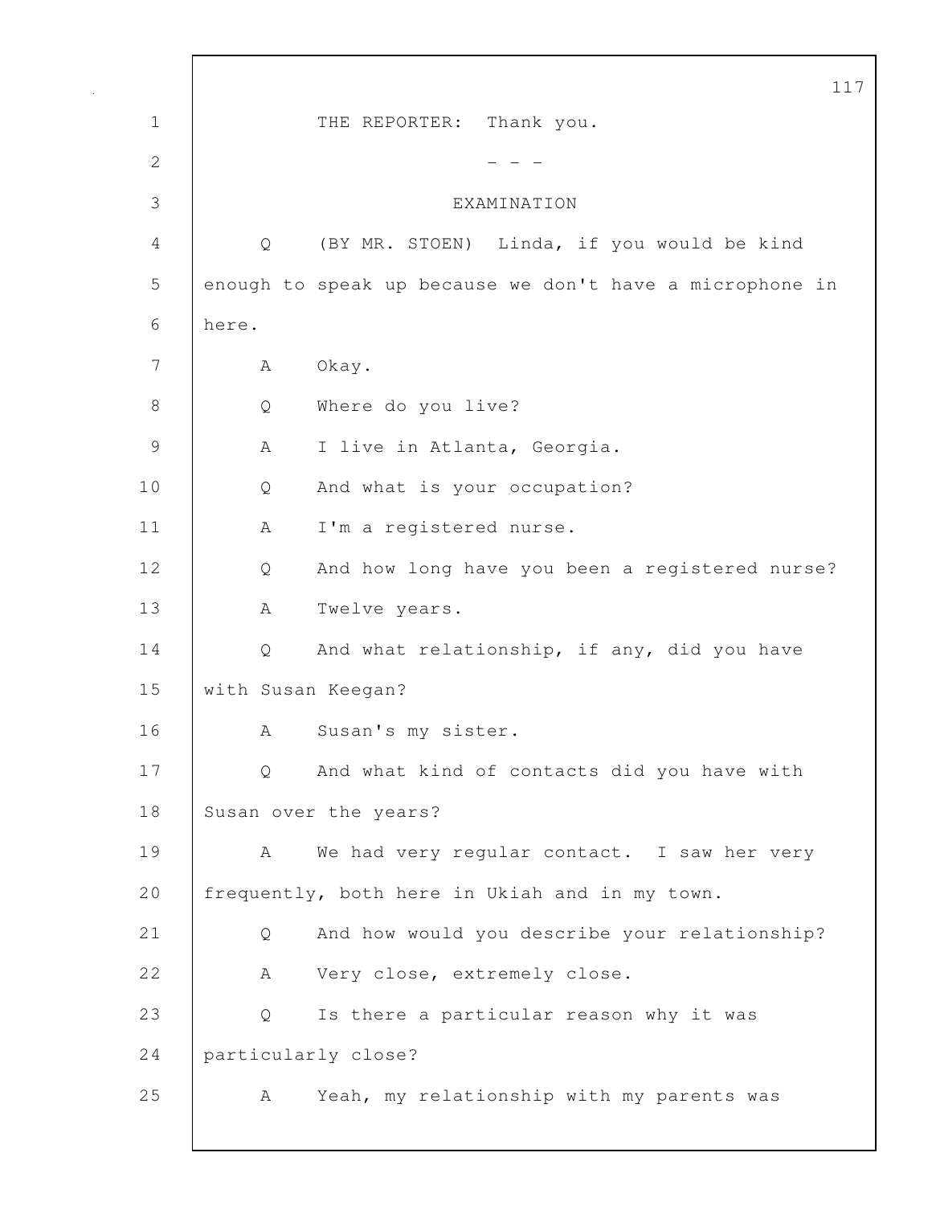THE REPORTER: Thank you.

- - -

EXAMINATION

Q (BY MR. STOEN) Linda, if you would be kind enough to speak up because we don't have a microphone in here.

A Okay.

Q Where do you live?

A I live in Atlanta, Georgia.

Q And what is your occupation?

A I'm a registered nurse.

Q And how long have you been a registered nurse?

A Twelve years.

Q And what relationship, if any, did you have with Susan Keegan?

A Susan's my sister.

Q And what kind of contacts did you have with Susan over the years?

A We had very regular contact. I saw her very frequently, both here in Ukiah and in my town.

Q And how would you describe your relationship?

A Very close, extremely close.

Q Is there a particular reason why it was particularly close?

A Yeah, my relationship with my parents was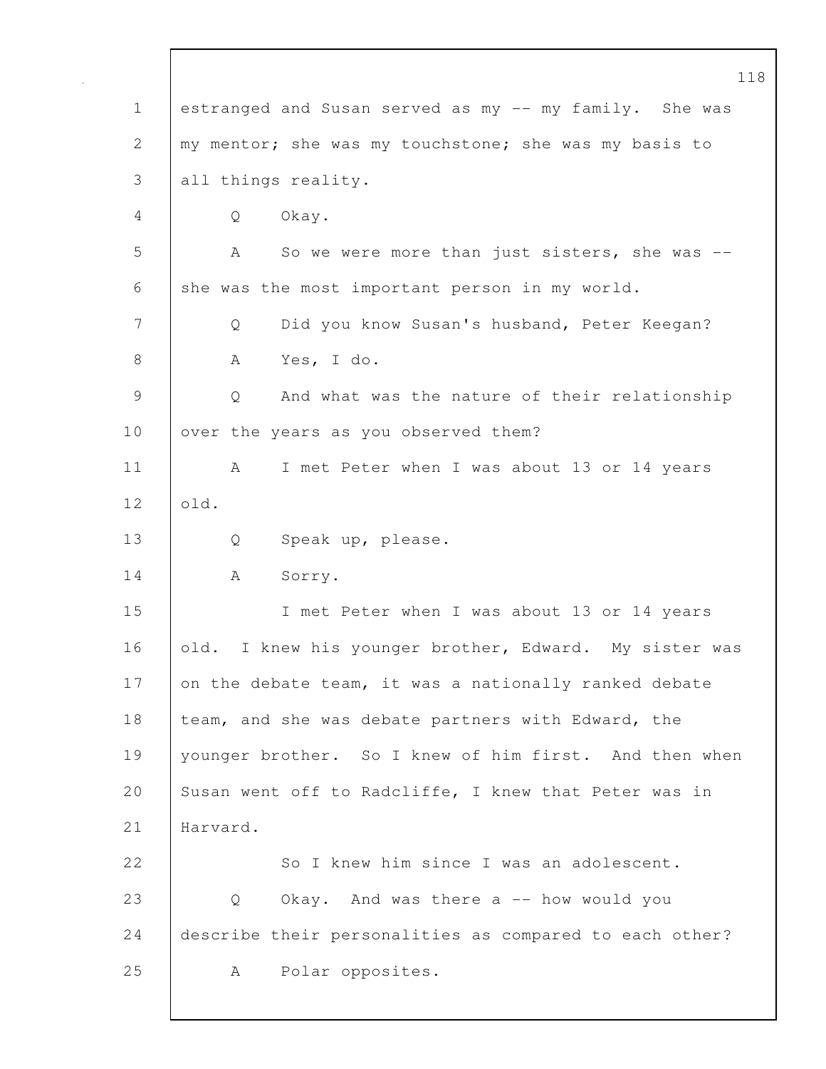1 estranged and Susan served as my -- my family. She was
2 my mentor; she was my touchstone; she was my basis to
3 all things reality.

4 Q Okay.

5 A So we were more than just sisters, she was --
6 she was the most important person in my world.

7 Q Did you know Susan's husband, Peter Keegan?

8 A Yes, I do.

9 Q And what was the nature of their relationship
10 over the years as you observed them?

11 A I met Peter when I was about 13 or 14 years
12 old.

13 Q Speak up, please.

14 A Sorry.

15 I met Peter when I was about 13 or 14 years
16 old. I knew his younger brother, Edward. My sister was
17 on the debate team, it was a nationally ranked debate
18 team, and she was debate partners with Edward, the
19 younger brother. So I knew of him first. And then when
20 Susan went off to Radcliffe, I knew that Peter was in
21 Harvard.

22 So I knew him since I was an adolescent.

23 Q Okay. And was there a -- how would you
24 describe their personalities as compared to each other?

25 A Polar opposites.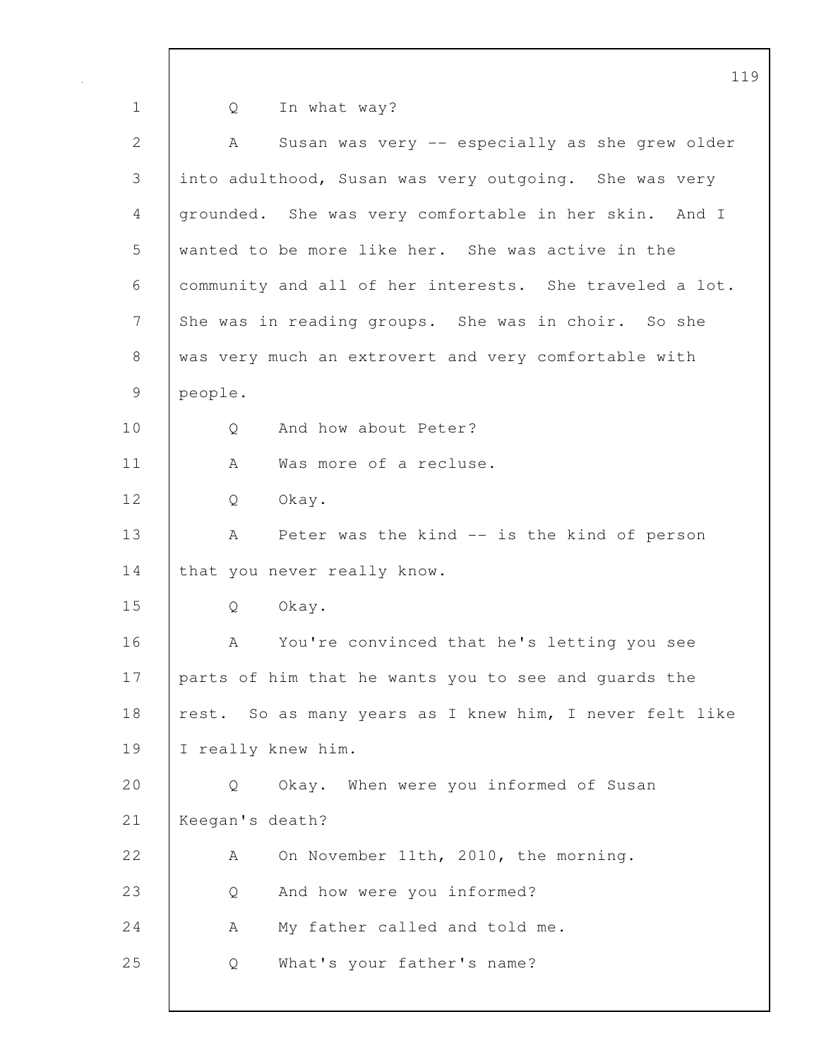Q In what way?

A Susan was very -- especially as she grew older into adulthood, Susan was very outgoing. She was very grounded. She was very comfortable in her skin. And I wanted to be more like her. She was active in the community and all of her interests. She traveled a lot. She was in reading groups. She was in choir. So she was very much an extrovert and very comfortable with people.

Q And how about Peter?

A Was more of a recluse.

Q Okay.

A Peter was the kind -- is the kind of person that you never really know.

Q Okay.

A You're convinced that he's letting you see parts of him that he wants you to see and guards the rest. So as many years as I knew him, I never felt like I really knew him.

Q Okay. When were you informed of Susan Keegan's death?

A On November 11th, 2010, the morning.

Q And how were you informed?

A My father called and told me.

Q What's your father's name?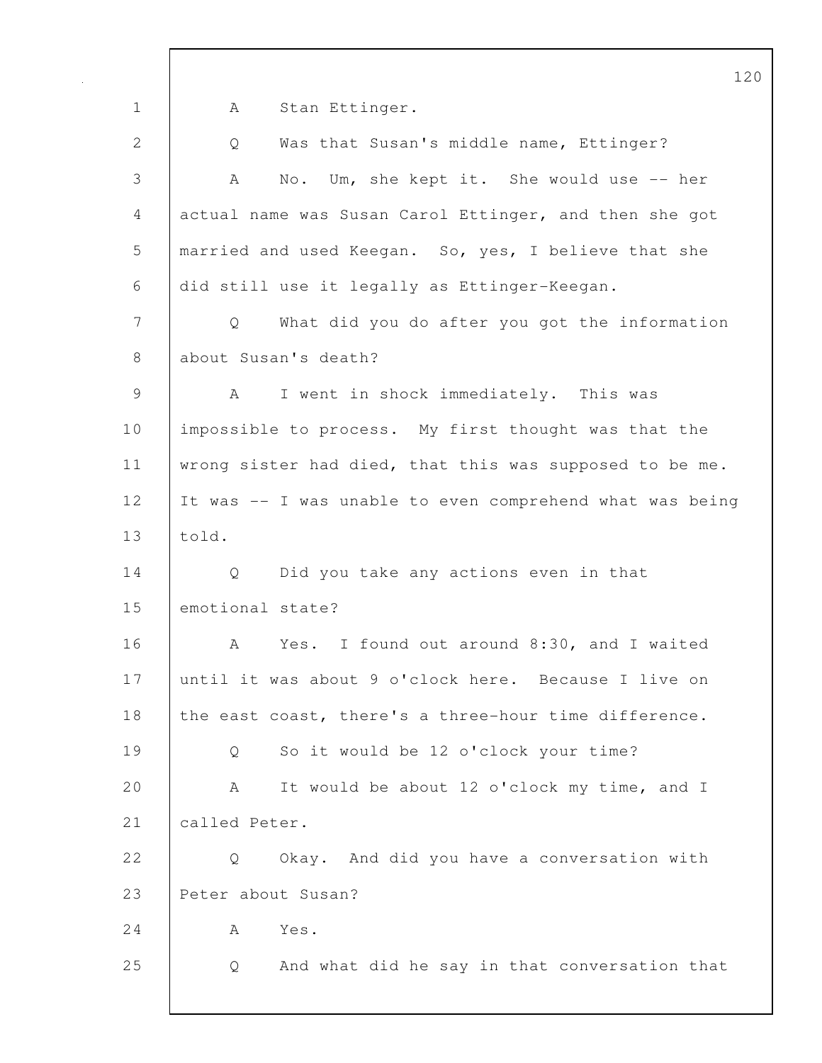A Stan Ettinger.

Q Was that Susan's middle name, Ettinger?

A No. Um, she kept it. She would use -- her actual name was Susan Carol Ettinger, and then she got married and used Keegan. So, yes, I believe that she did still use it legally as Ettinger-Keegan.

Q What did you do after you got the information about Susan's death?

A I went in shock immediately. This was impossible to process. My first thought was that the wrong sister had died, that this was supposed to be me. It was -- I was unable to even comprehend what was being told.

Q Did you take any actions even in that emotional state?

A Yes. I found out around 8:30, and I waited until it was about 9 o'clock here. Because I live on the east coast, there's a three-hour time difference.

Q So it would be 12 o'clock your time?

A It would be about 12 o'clock my time, and I called Peter.

Q Okay. And did you have a conversation with Peter about Susan?

A Yes.

Q And what did he say in that conversation that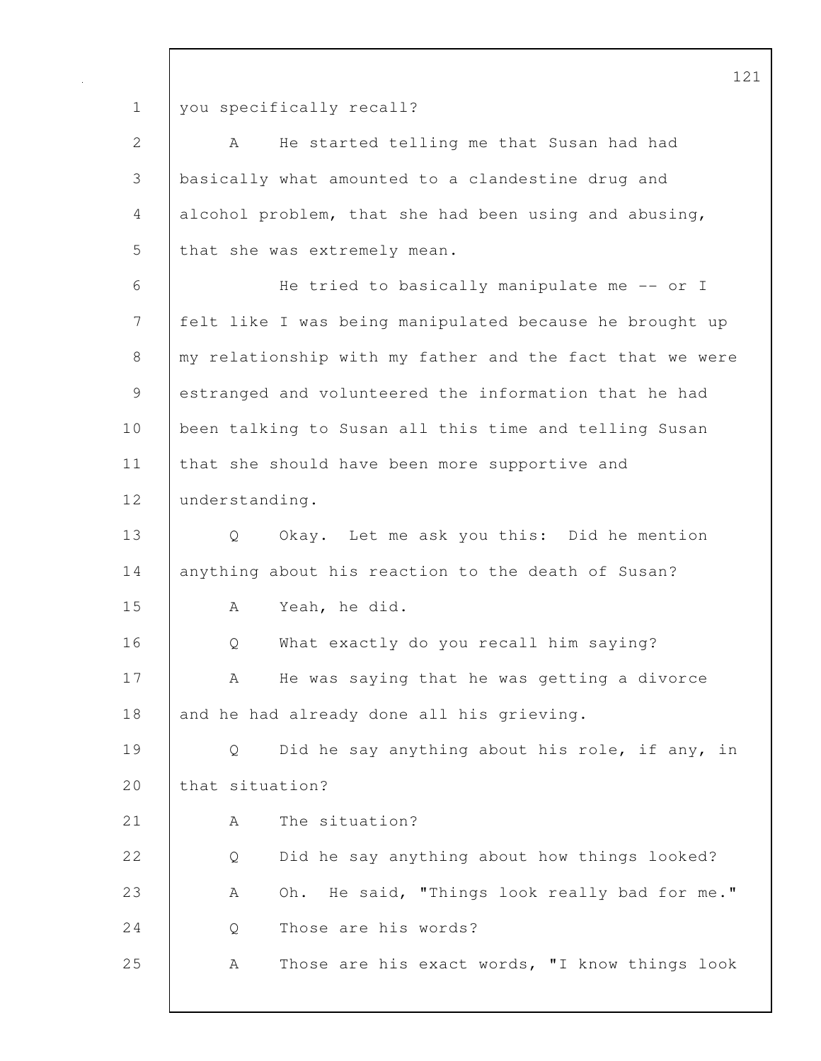you specifically recall?

A He started telling me that Susan had had basically what amounted to a clandestine drug and alcohol problem, that she had been using and abusing, that she was extremely mean.

He tried to basically manipulate me -- or I felt like I was being manipulated because he brought up my relationship with my father and the fact that we were estranged and volunteered the information that he had been talking to Susan all this time and telling Susan that she should have been more supportive and understanding.

Q Okay. Let me ask you this: Did he mention anything about his reaction to the death of Susan?

A Yeah, he did.

Q What exactly do you recall him saying?

A He was saying that he was getting a divorce and he had already done all his grieving.

Q Did he say anything about his role, if any, in that situation?

A The situation?

Q Did he say anything about how things looked?

A Oh. He said, "Things look really bad for me."

Q Those are his words?

A Those are his exact words, "I know things look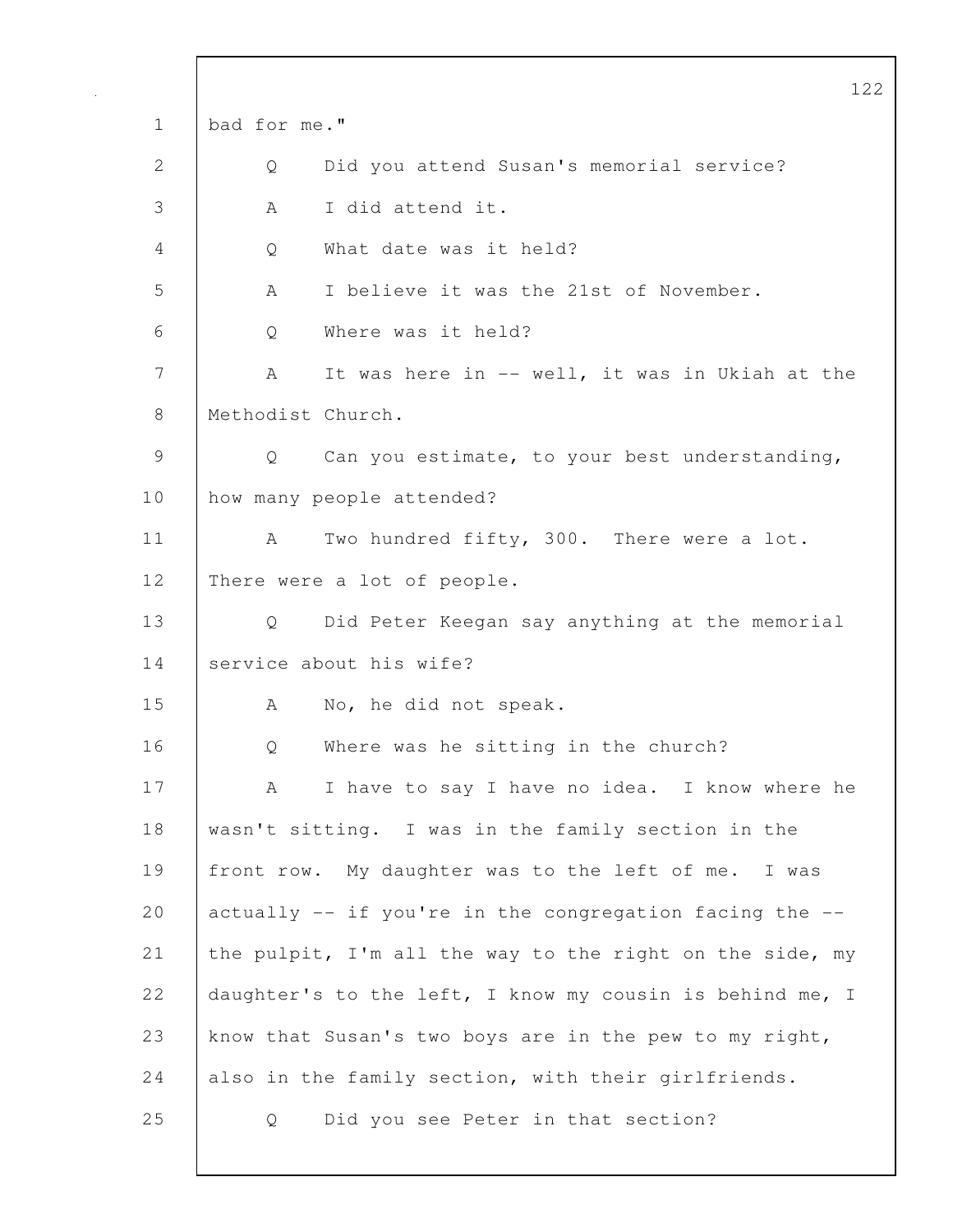bad for me."

Q Did you attend Susan's memorial service?

A I did attend it.

Q What date was it held?

A I believe it was the 21st of November.

Q Where was it held?

A It was here in -- well, it was in Ukiah at the Methodist Church.

Q Can you estimate, to your best understanding, how many people attended?

A Two hundred fifty, 300. There were a lot. There were a lot of people.

Q Did Peter Keegan say anything at the memorial service about his wife?

A No, he did not speak.

Q Where was he sitting in the church?

A I have to say I have no idea. I know where he wasn't sitting. I was in the family section in the front row. My daughter was to the left of me. I was actually -- if you're in the congregation facing the -- the pulpit, I'm all the way to the right on the side, my daughter's to the left, I know my cousin is behind me, I know that Susan's two boys are in the pew to my right, also in the family section, with their girlfriends.

Q Did you see Peter in that section?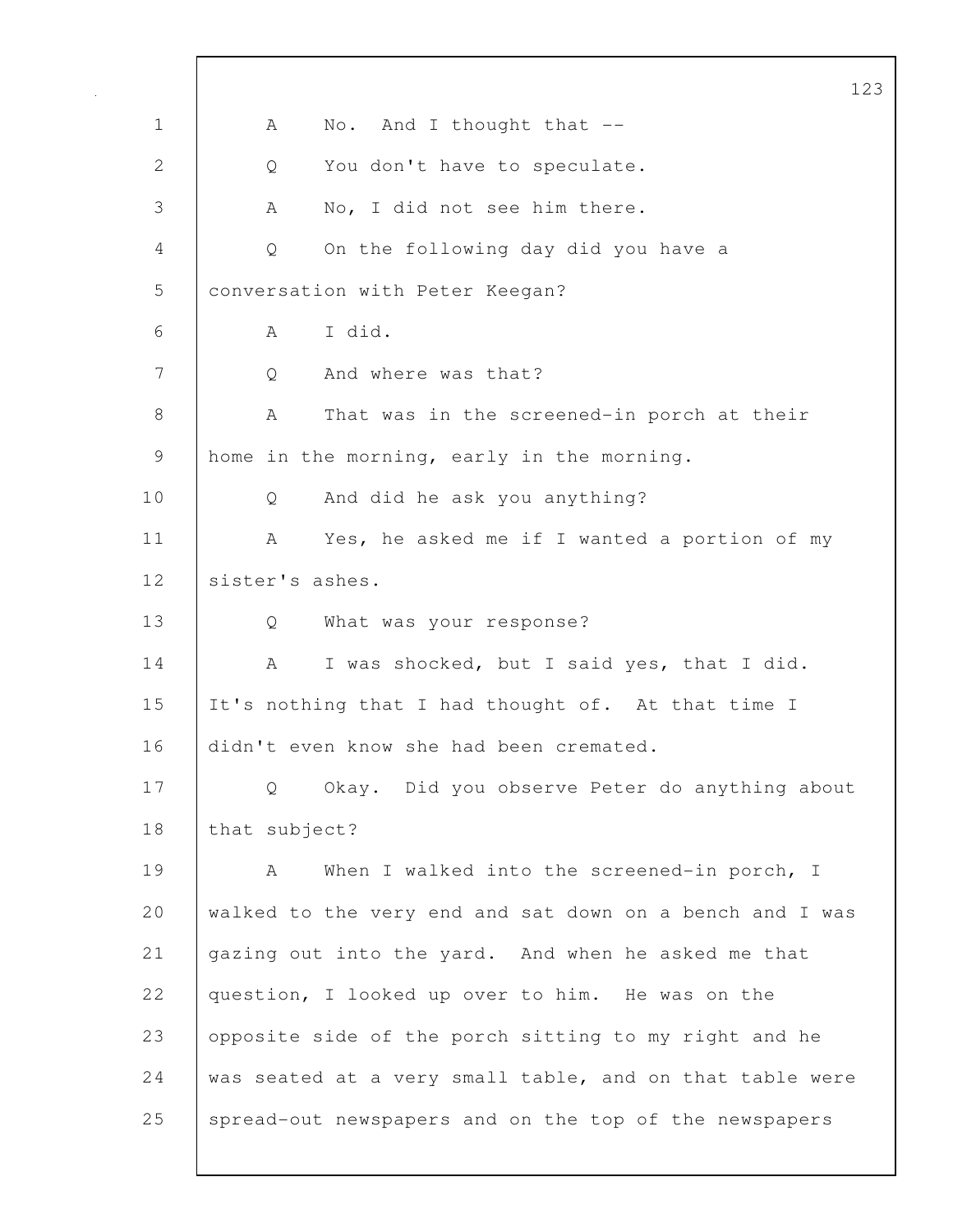1 A No. And I thought that --

2 Q You don't have to speculate.

3 A No, I did not see him there.

4 Q On the following day did you have a

5 conversation with Peter Keegan?

6 A I did.

7 Q And where was that?

8 A That was in the screened-in porch at their

9 home in the morning, early in the morning.

10 Q And did he ask you anything?

11 A Yes, he asked me if I wanted a portion of my

12 sister's ashes.

13 Q What was your response?

14 A I was shocked, but I said yes, that I did.

15 It's nothing that I had thought of. At that time I

16 didn't even know she had been cremated.

17 Q Okay. Did you observe Peter do anything about

18 that subject?

19 A When I walked into the screened-in porch, I

20 walked to the very end and sat down on a bench and I was

21 gazing out into the yard. And when he asked me that

22 question, I looked up over to him. He was on the

23 opposite side of the porch sitting to my right and he

24 was seated at a very small table, and on that table were

25 spread-out newspapers and on the top of the newspapers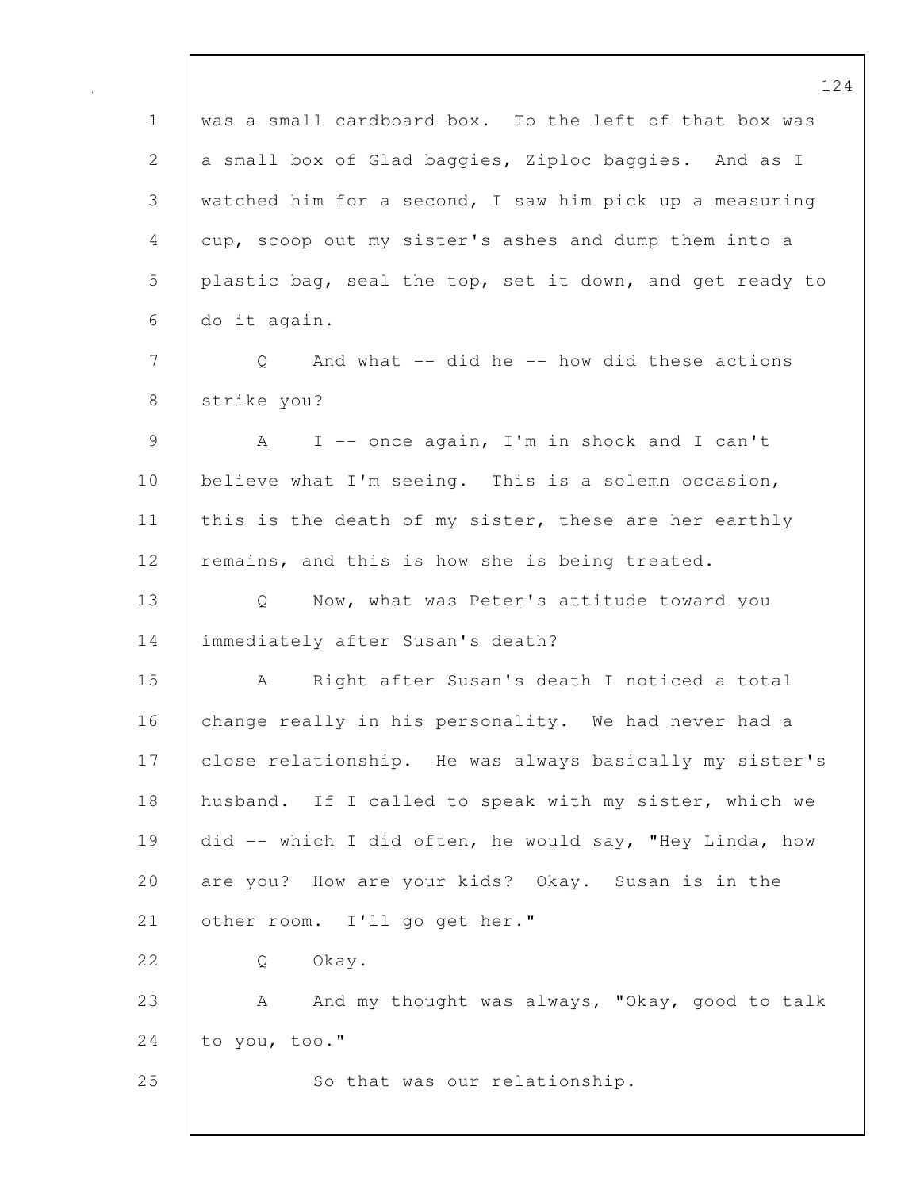was a small cardboard box. To the left of that box was a small box of Glad baggies, Ziploc baggies. And as I watched him for a second, I saw him pick up a measuring cup, scoop out my sister's ashes and dump them into a plastic bag, seal the top, set it down, and get ready to do it again.

Q And what -- did he -- how did these actions strike you?

A I -- once again, I'm in shock and I can't believe what I'm seeing. This is a solemn occasion, this is the death of my sister, these are her earthly remains, and this is how she is being treated.

Q Now, what was Peter's attitude toward you immediately after Susan's death?

A Right after Susan's death I noticed a total change really in his personality. We had never had a close relationship. He was always basically my sister's husband. If I called to speak with my sister, which we did -- which I did often, he would say, "Hey Linda, how are you? How are your kids? Okay. Susan is in the other room. I'll go get her."

Q Okay.

A And my thought was always, "Okay, good to talk to you, too."

So that was our relationship.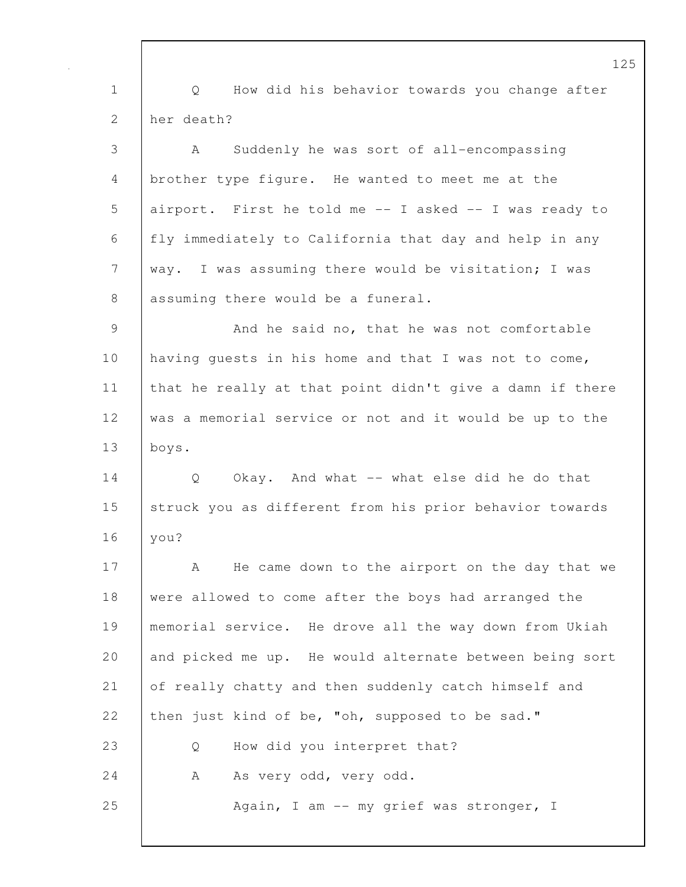Q How did his behavior towards you change after her death?

A Suddenly he was sort of all-encompassing brother type figure. He wanted to meet me at the airport. First he told me -- I asked -- I was ready to fly immediately to California that day and help in any way. I was assuming there would be visitation; I was assuming there would be a funeral.

And he said no, that he was not comfortable having guests in his home and that I was not to come, that he really at that point didn't give a damn if there was a memorial service or not and it would be up to the boys.

Q Okay. And what -- what else did he do that struck you as different from his prior behavior towards you?

A He came down to the airport on the day that we were allowed to come after the boys had arranged the memorial service. He drove all the way down from Ukiah and picked me up. He would alternate between being sort of really chatty and then suddenly catch himself and then just kind of be, "oh, supposed to be sad."

Q How did you interpret that?

A As very odd, very odd.

Again, I am -- my grief was stronger, I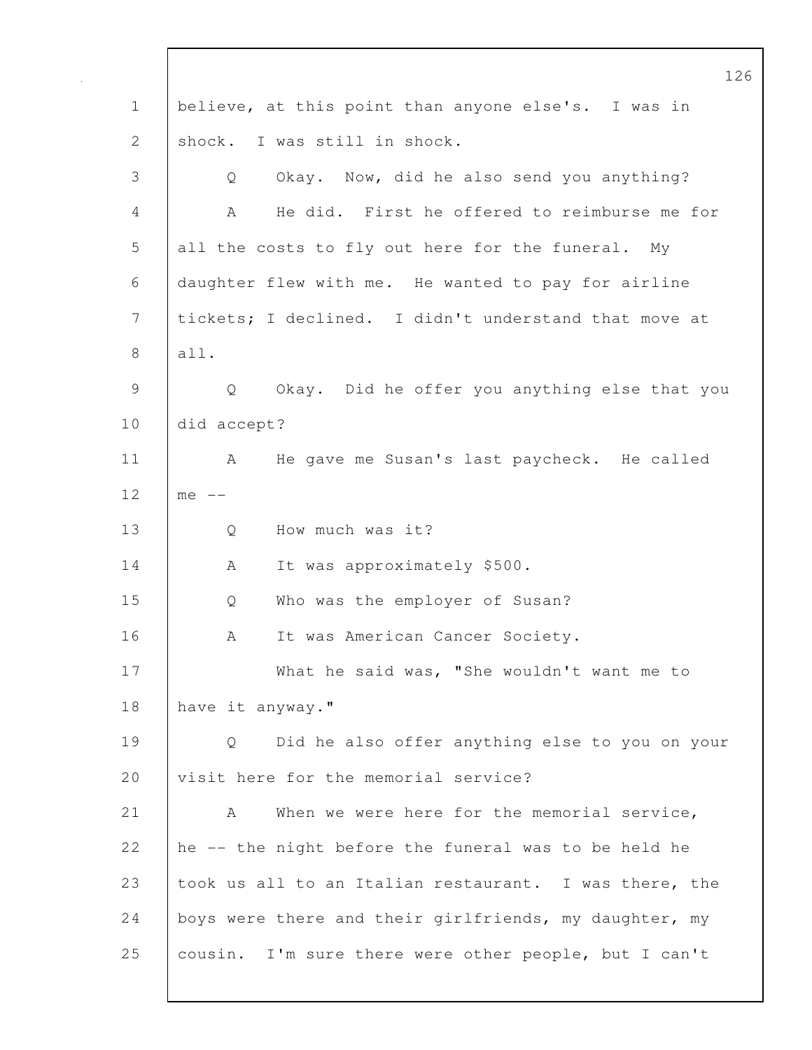believe, at this point than anyone else's. I was in shock. I was still in shock.

Q Okay. Now, did he also send you anything?

A He did. First he offered to reimburse me for all the costs to fly out here for the funeral. My daughter flew with me. He wanted to pay for airline tickets; I declined. I didn't understand that move at all.

Q Okay. Did he offer you anything else that you did accept?

A He gave me Susan's last paycheck. He called me --

Q How much was it?

A It was approximately $500.

Q Who was the employer of Susan?

A It was American Cancer Society.

What he said was, "She wouldn't want me to have it anyway."

Q Did he also offer anything else to you on your visit here for the memorial service?

A When we were here for the memorial service, he -- the night before the funeral was to be held he took us all to an Italian restaurant. I was there, the boys were there and their girlfriends, my daughter, my cousin. I'm sure there were other people, but I can't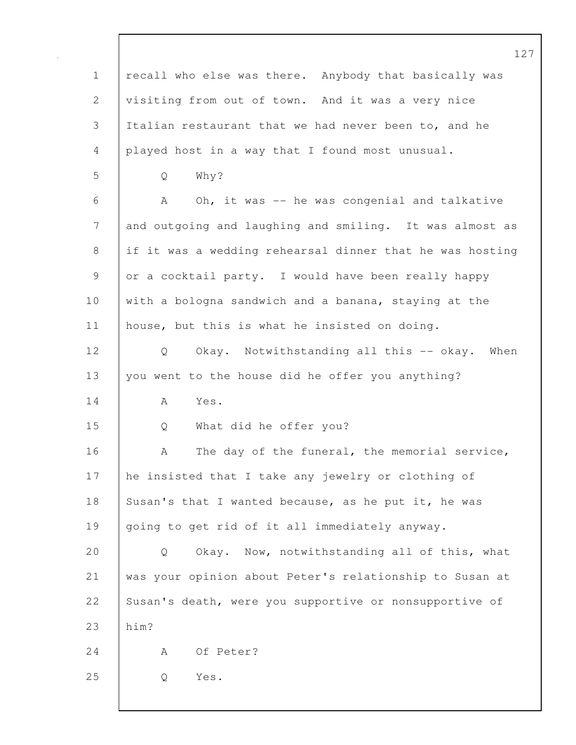recall who else was there. Anybody that basically was visiting from out of town. And it was a very nice Italian restaurant that we had never been to, and he played host in a way that I found most unusual.

Q Why?

A Oh, it was -- he was congenial and talkative and outgoing and laughing and smiling. It was almost as if it was a wedding rehearsal dinner that he was hosting or a cocktail party. I would have been really happy with a bologna sandwich and a banana, staying at the house, but this is what he insisted on doing.

Q Okay. Notwithstanding all this -- okay. When you went to the house did he offer you anything?

A Yes.

Q What did he offer you?

A The day of the funeral, the memorial service, he insisted that I take any jewelry or clothing of Susan's that I wanted because, as he put it, he was going to get rid of it all immediately anyway.

Q Okay. Now, notwithstanding all of this, what was your opinion about Peter's relationship to Susan at Susan's death, were you supportive or nonsupportive of him?

A Of Peter?

Q Yes.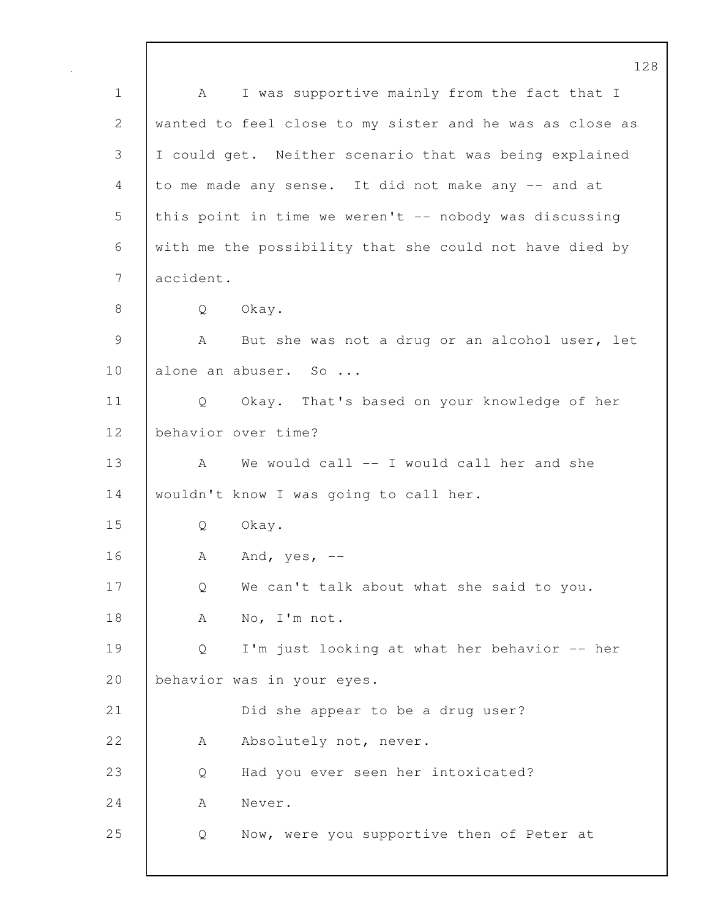A I was supportive mainly from the fact that I wanted to feel close to my sister and he was as close as I could get. Neither scenario that was being explained to me made any sense. It did not make any -- and at this point in time we weren't -- nobody was discussing with me the possibility that she could not have died by accident.

Q Okay.

A But she was not a drug or an alcohol user, let alone an abuser. So ...

Q Okay. That's based on your knowledge of her behavior over time?

A We would call -- I would call her and she wouldn't know I was going to call her.

Q Okay.

A And, yes, --

Q We can't talk about what she said to you.

A No, I'm not.

Q I'm just looking at what her behavior -- her behavior was in your eyes.

Did she appear to be a drug user?

A Absolutely not, never.

Q Had you ever seen her intoxicated?

A Never.

Q Now, were you supportive then of Peter at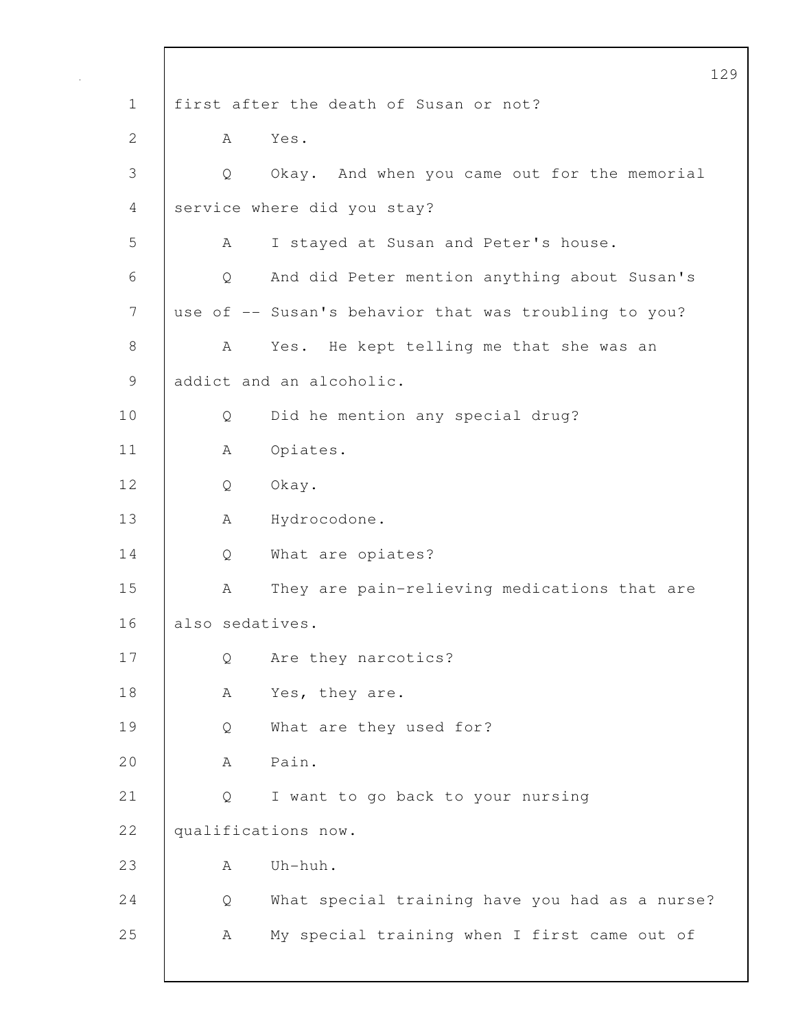1 first after the death of Susan or not?

2 A Yes.

3 Q Okay. And when you came out for the memorial

4 service where did you stay?

5 A I stayed at Susan and Peter's house.

6 Q And did Peter mention anything about Susan's

7 use of -- Susan's behavior that was troubling to you?

8 A Yes. He kept telling me that she was an

9 addict and an alcoholic.

10 Q Did he mention any special drug?

11 A Opiates.

12 Q Okay.

13 A Hydrocodone.

14 Q What are opiates?

15 A They are pain-relieving medications that are

16 also sedatives.

17 Q Are they narcotics?

18 A Yes, they are.

19 Q What are they used for?

20 A Pain.

21 Q I want to go back to your nursing

22 qualifications now.

23 A Uh-huh.

24 Q What special training have you had as a nurse?

25 A My special training when I first came out of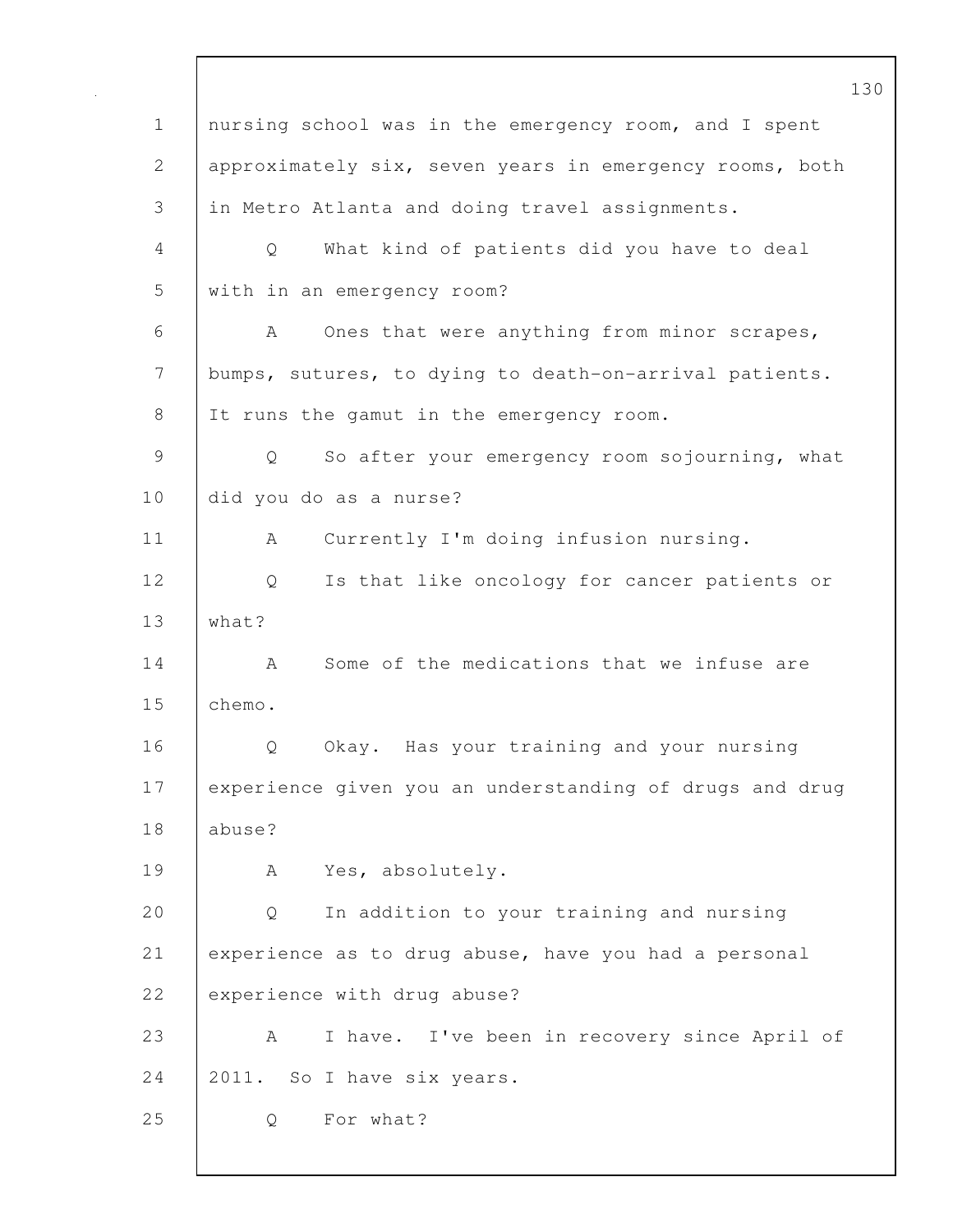nursing school was in the emergency room, and I spent approximately six, seven years in emergency rooms, both in Metro Atlanta and doing travel assignments.

Q What kind of patients did you have to deal with in an emergency room?

A Ones that were anything from minor scrapes, bumps, sutures, to dying to death-on-arrival patients. It runs the gamut in the emergency room.

Q So after your emergency room sojourning, what did you do as a nurse?

A Currently I'm doing infusion nursing.

Q Is that like oncology for cancer patients or what?

A Some of the medications that we infuse are chemo.

Q Okay. Has your training and your nursing experience given you an understanding of drugs and drug abuse?

A Yes, absolutely.

Q In addition to your training and nursing experience as to drug abuse, have you had a personal experience with drug abuse?

A I have. I've been in recovery since April of 2011. So I have six years.

Q For what?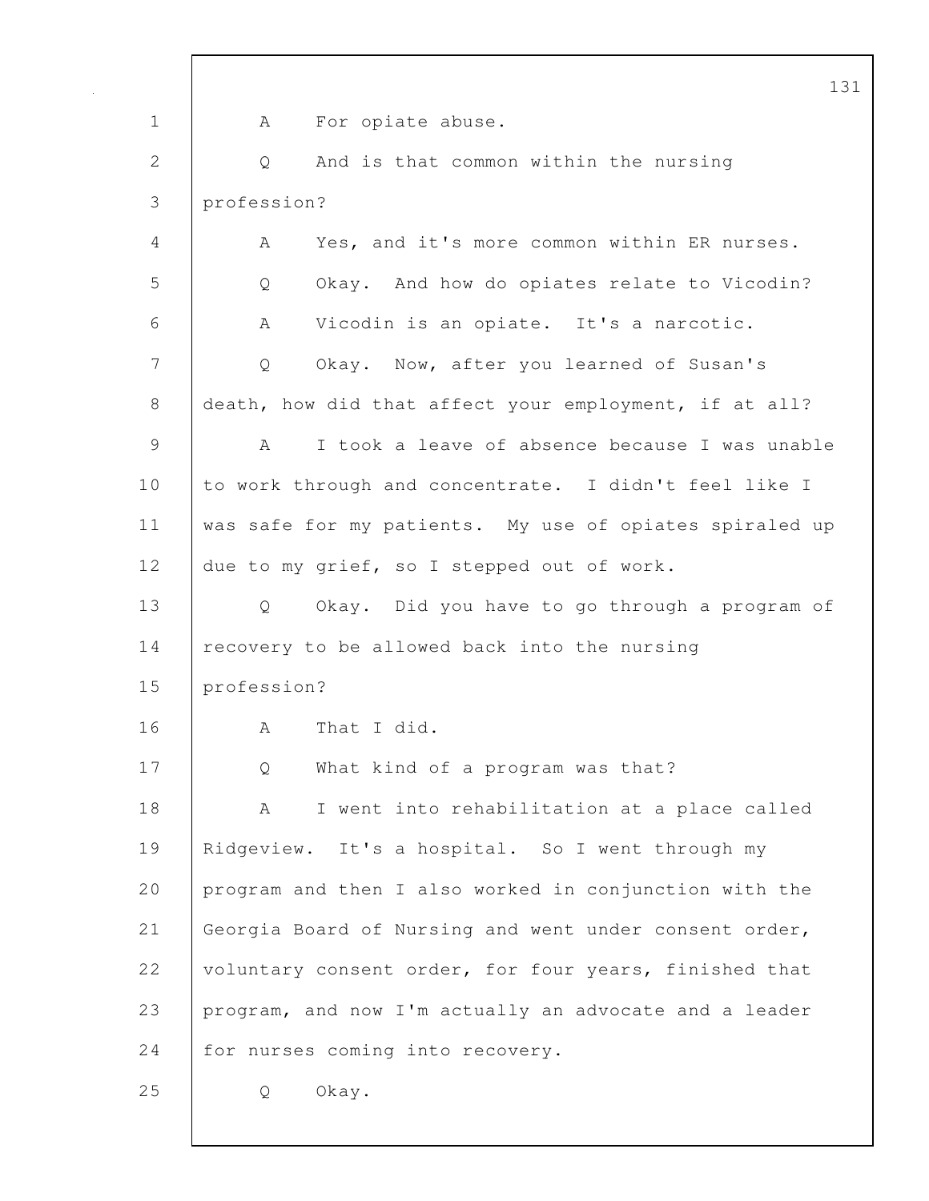A For opiate abuse.

Q And is that common within the nursing profession?

A Yes, and it's more common within ER nurses.

Q Okay. And how do opiates relate to Vicodin?

A Vicodin is an opiate. It's a narcotic.

Q Okay. Now, after you learned of Susan's death, how did that affect your employment, if at all?

A I took a leave of absence because I was unable to work through and concentrate. I didn't feel like I was safe for my patients. My use of opiates spiraled up due to my grief, so I stepped out of work.

Q Okay. Did you have to go through a program of recovery to be allowed back into the nursing profession?

A That I did.

Q What kind of a program was that?

A I went into rehabilitation at a place called Ridgeview. It's a hospital. So I went through my program and then I also worked in conjunction with the Georgia Board of Nursing and went under consent order, voluntary consent order, for four years, finished that program, and now I'm actually an advocate and a leader for nurses coming into recovery.

Q Okay.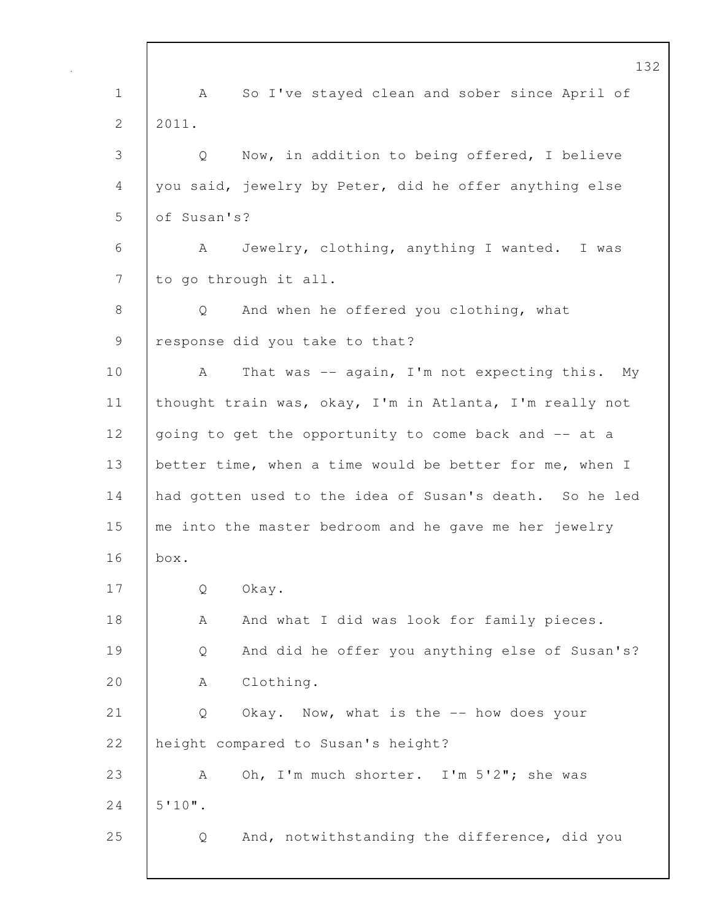A So I've stayed clean and sober since April of 2011.

Q Now, in addition to being offered, I believe you said, jewelry by Peter, did he offer anything else of Susan's?

A Jewelry, clothing, anything I wanted. I was to go through it all.

Q And when he offered you clothing, what response did you take to that?

A That was -- again, I'm not expecting this. My thought train was, okay, I'm in Atlanta, I'm really not going to get the opportunity to come back and -- at a better time, when a time would be better for me, when I had gotten used to the idea of Susan's death. So he led me into the master bedroom and he gave me her jewelry box.

Q Okay.

A And what I did was look for family pieces.

Q And did he offer you anything else of Susan's?

A Clothing.

Q Okay. Now, what is the -- how does your height compared to Susan's height?

A Oh, I'm much shorter. I'm 5'2"; she was 5'10".

Q And, notwithstanding the difference, did you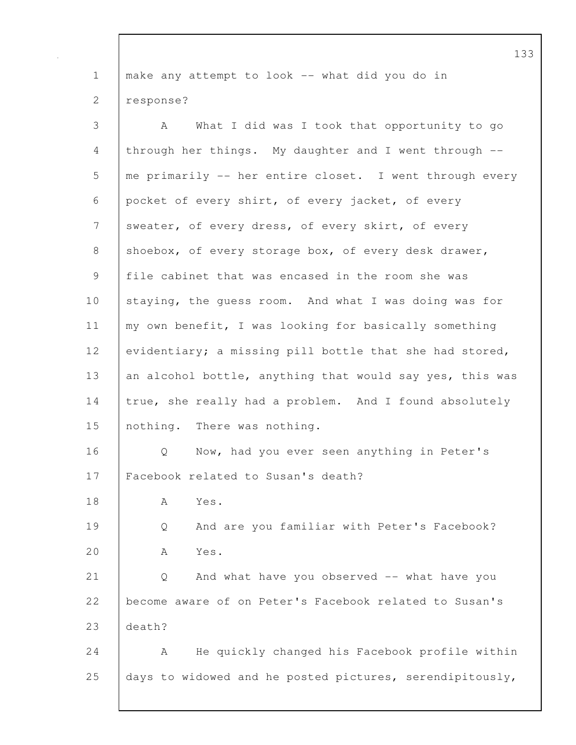make any attempt to look -- what did you do in response?

A What I did was I took that opportunity to go through her things. My daughter and I went through -- me primarily -- her entire closet. I went through every pocket of every shirt, of every jacket, of every sweater, of every dress, of every skirt, of every shoebox, of every storage box, of every desk drawer, file cabinet that was encased in the room she was staying, the guess room. And what I was doing was for my own benefit, I was looking for basically something evidentiary; a missing pill bottle that she had stored, an alcohol bottle, anything that would say yes, this was true, she really had a problem. And I found absolutely nothing. There was nothing.

Q Now, had you ever seen anything in Peter's Facebook related to Susan's death?

A Yes.

Q And are you familiar with Peter's Facebook?

A Yes.

Q And what have you observed -- what have you become aware of on Peter's Facebook related to Susan's death?

A He quickly changed his Facebook profile within days to widowed and he posted pictures, serendipitously,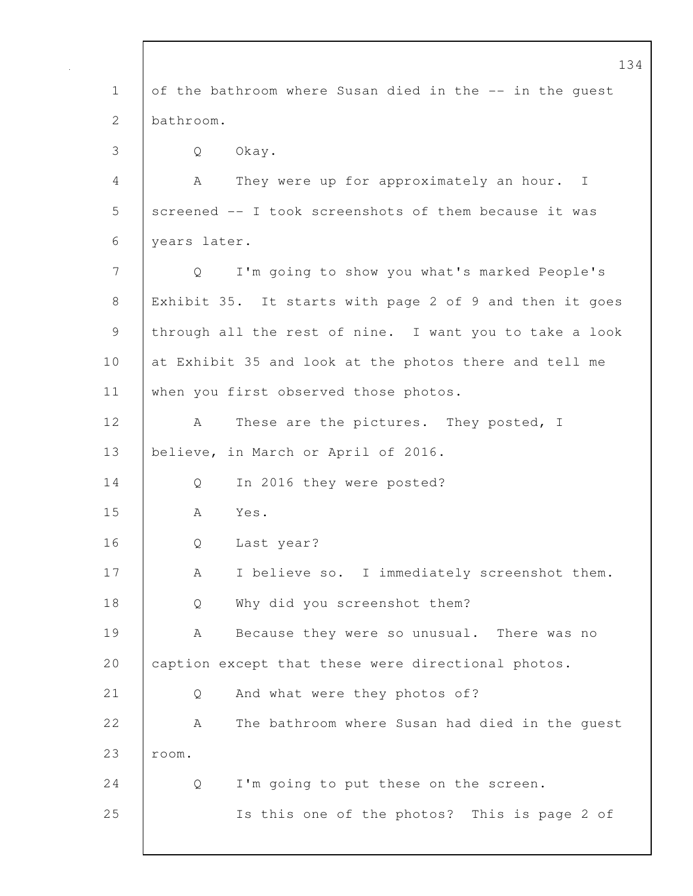of the bathroom where Susan died in the -- in the guest bathroom.

Q Okay.

A They were up for approximately an hour. I screened -- I took screenshots of them because it was years later.

Q I'm going to show you what's marked People's Exhibit 35. It starts with page 2 of 9 and then it goes through all the rest of nine. I want you to take a look at Exhibit 35 and look at the photos there and tell me when you first observed those photos.

A These are the pictures. They posted, I believe, in March or April of 2016.

Q In 2016 they were posted?

A Yes.

Q Last year?

A I believe so. I immediately screenshot them.

Q Why did you screenshot them?

A Because they were so unusual. There was no caption except that these were directional photos.

Q And what were they photos of?

A The bathroom where Susan had died in the guest room.

Q I'm going to put these on the screen.

Is this one of the photos? This is page 2 of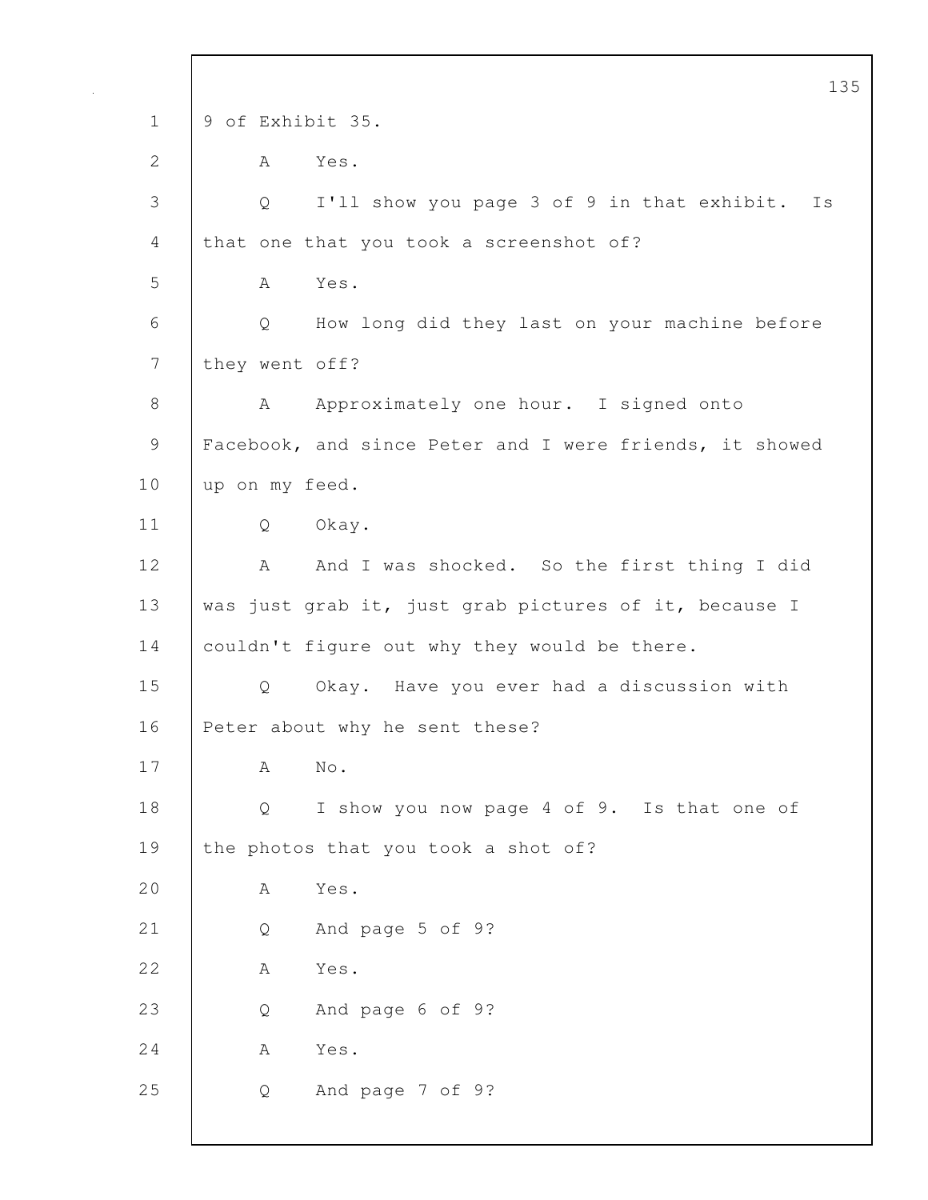9 of Exhibit 35.

A Yes.

Q I'll show you page 3 of 9 in that exhibit. Is that one that you took a screenshot of?

A Yes.

Q How long did they last on your machine before they went off?

A Approximately one hour. I signed onto Facebook, and since Peter and I were friends, it showed up on my feed.

Q Okay.

A And I was shocked. So the first thing I did was just grab it, just grab pictures of it, because I couldn't figure out why they would be there.

Q Okay. Have you ever had a discussion with Peter about why he sent these?

A No.

Q I show you now page 4 of 9. Is that one of the photos that you took a shot of?

A Yes.

Q And page 5 of 9?

A Yes.

Q And page 6 of 9?

A Yes.

Q And page 7 of 9?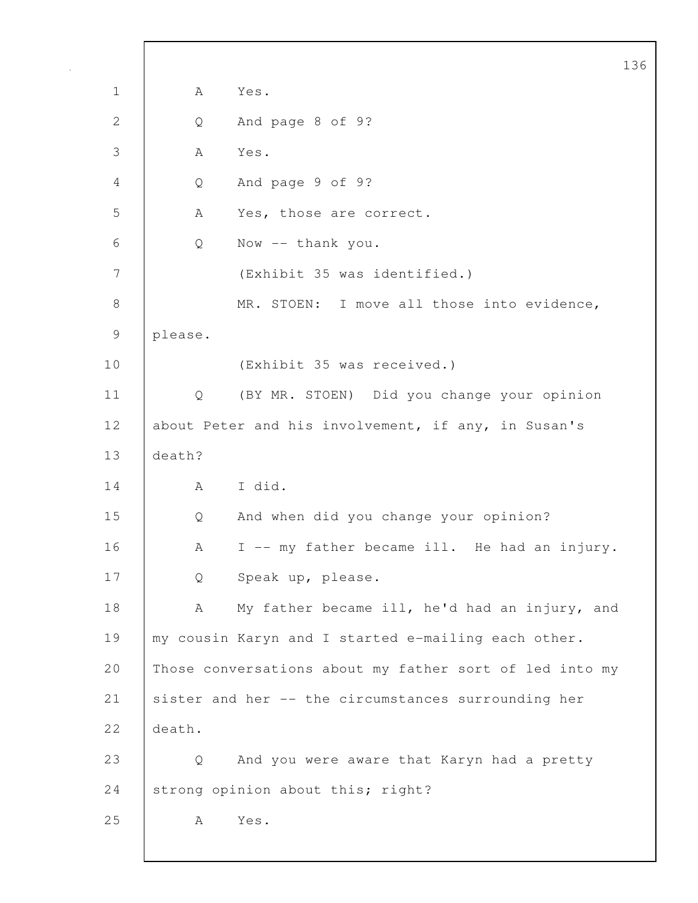A Yes.

Q And page 8 of 9?

A Yes.

Q And page 9 of 9?

A Yes, those are correct.

Q Now -- thank you.

(Exhibit 35 was identified.)

MR. STOEN: I move all those into evidence, please.

(Exhibit 35 was received.)

Q (BY MR. STOEN) Did you change your opinion about Peter and his involvement, if any, in Susan's death?

A I did.

Q And when did you change your opinion?

A I -- my father became ill. He had an injury.

Q Speak up, please.

A My father became ill, he'd had an injury, and my cousin Karyn and I started e-mailing each other. Those conversations about my father sort of led into my sister and her -- the circumstances surrounding her death.

Q And you were aware that Karyn had a pretty strong opinion about this; right?

A Yes.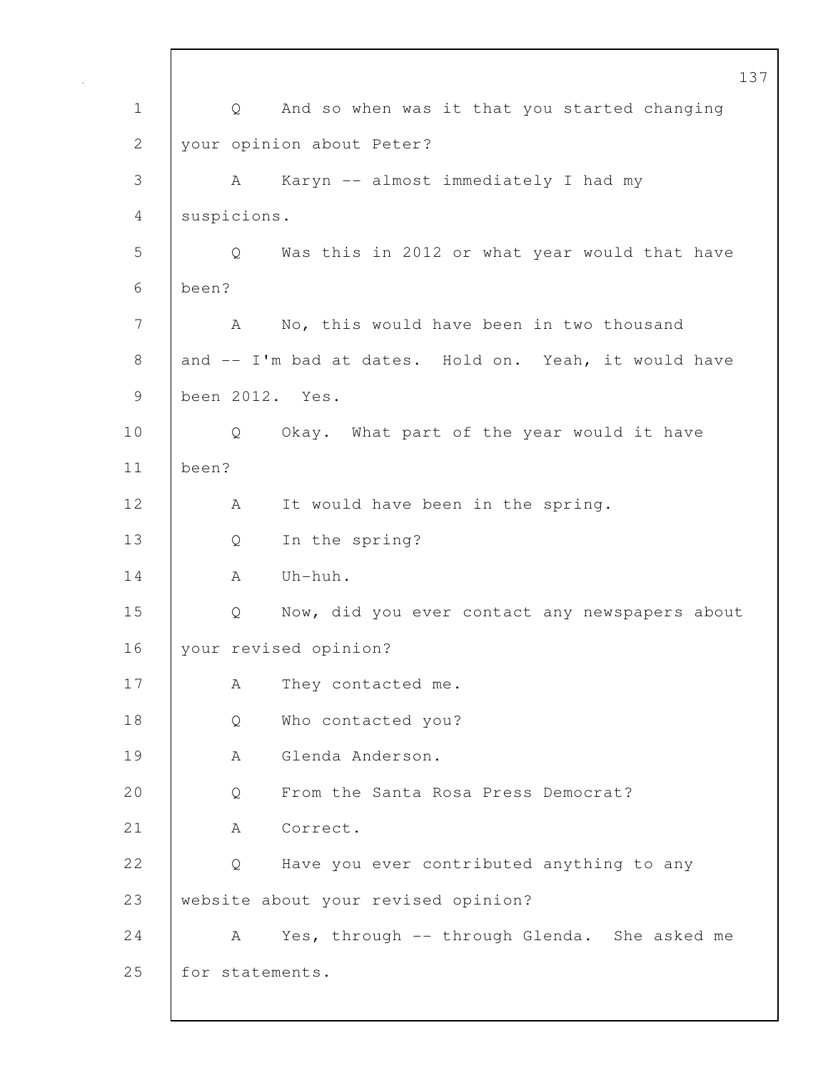1 Q And so when was it that you started changing
2 your opinion about Peter?
3 A Karyn -- almost immediately I had my
4 suspicions.
5 Q Was this in 2012 or what year would that have
6 been?
7 A No, this would have been in two thousand
8 and -- I'm bad at dates. Hold on. Yeah, it would have
9 been 2012. Yes.
10 Q Okay. What part of the year would it have
11 been?
12 A It would have been in the spring.
13 Q In the spring?
14 A Uh-huh.
15 Q Now, did you ever contact any newspapers about
16 your revised opinion?
17 A They contacted me.
18 Q Who contacted you?
19 A Glenda Anderson.
20 Q From the Santa Rosa Press Democrat?
21 A Correct.
22 Q Have you ever contributed anything to any
23 website about your revised opinion?
24 A Yes, through -- through Glenda. She asked me
25 for statements.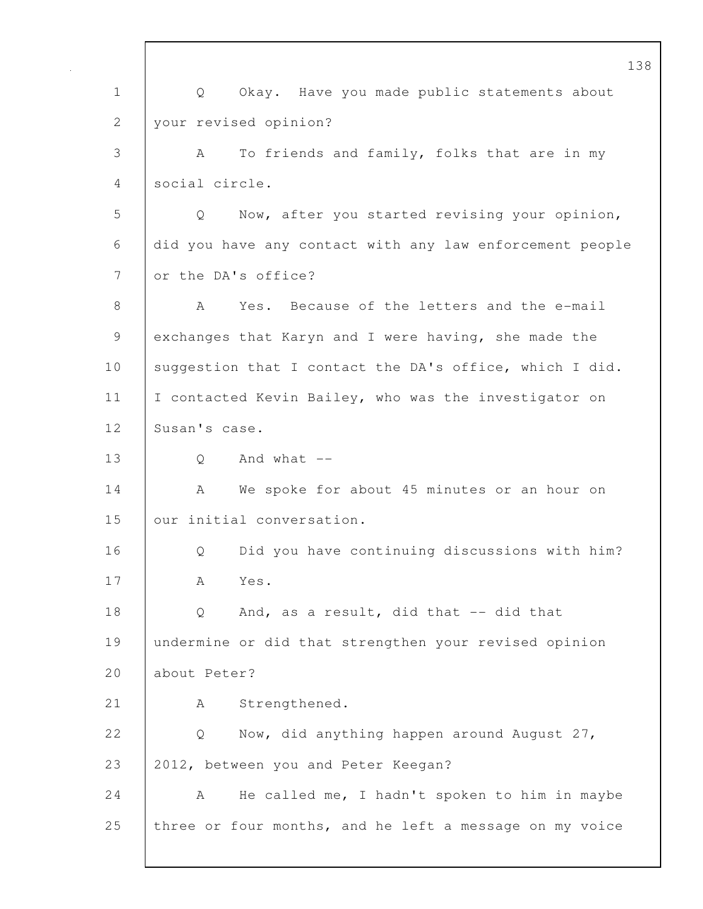Q Okay. Have you made public statements about your revised opinion?

A To friends and family, folks that are in my social circle.

Q Now, after you started revising your opinion, did you have any contact with any law enforcement people or the DA's office?

A Yes. Because of the letters and the e-mail exchanges that Karyn and I were having, she made the suggestion that I contact the DA's office, which I did. I contacted Kevin Bailey, who was the investigator on Susan's case.

Q And what --

A We spoke for about 45 minutes or an hour on our initial conversation.

Q Did you have continuing discussions with him?

A Yes.

Q And, as a result, did that -- did that undermine or did that strengthen your revised opinion about Peter?

A Strengthened.

Q Now, did anything happen around August 27, 2012, between you and Peter Keegan?

A He called me, I hadn't spoken to him in maybe three or four months, and he left a message on my voice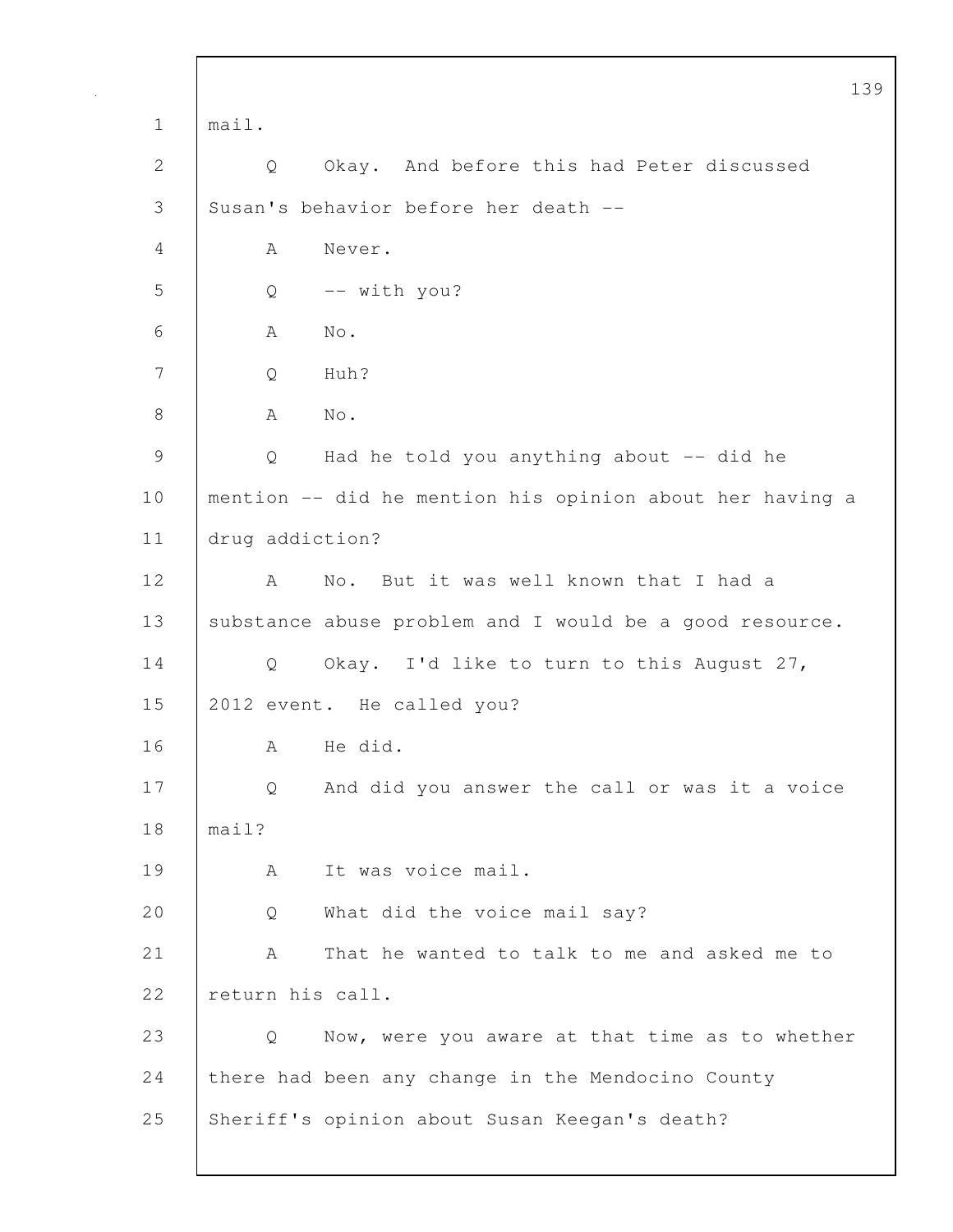mail.

Q Okay. And before this had Peter discussed Susan's behavior before her death --

A Never.

Q -- with you?

A No.

Q Huh?

A No.

Q Had he told you anything about -- did he mention -- did he mention his opinion about her having a drug addiction?

A No. But it was well known that I had a substance abuse problem and I would be a good resource.

Q Okay. I'd like to turn to this August 27, 2012 event. He called you?

A He did.

Q And did you answer the call or was it a voice mail?

A It was voice mail.

Q What did the voice mail say?

A That he wanted to talk to me and asked me to return his call.

Q Now, were you aware at that time as to whether there had been any change in the Mendocino County Sheriff's opinion about Susan Keegan's death?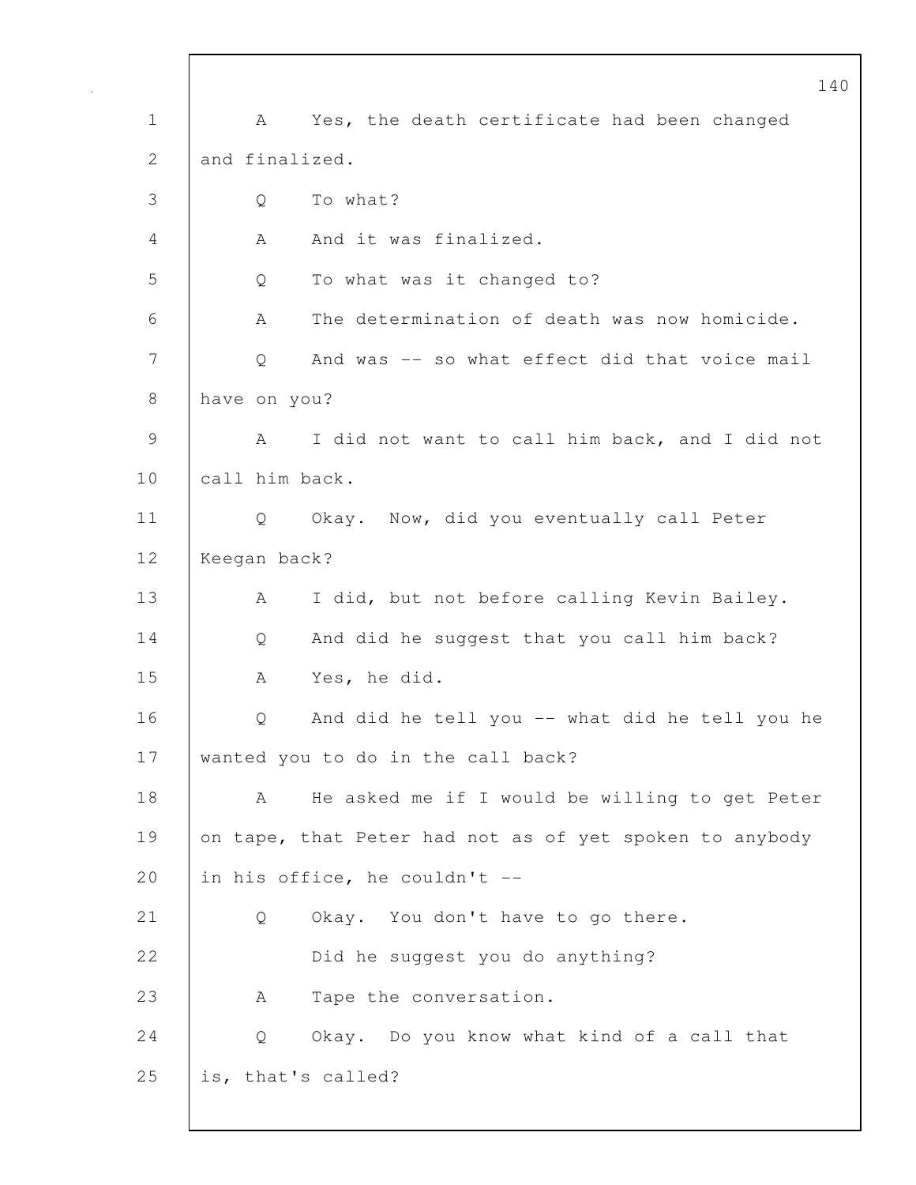1 A Yes, the death certificate had been changed

2 and finalized.

3 Q To what?

4 A And it was finalized.

5 Q To what was it changed to?

6 A The determination of death was now homicide.

7 Q And was -- so what effect did that voice mail

8 have on you?

9 A I did not want to call him back, and I did not

10 call him back.

11 Q Okay. Now, did you eventually call Peter

12 Keegan back?

13 A I did, but not before calling Kevin Bailey.

14 Q And did he suggest that you call him back?

15 A Yes, he did.

16 Q And did he tell you -- what did he tell you he

17 wanted you to do in the call back?

18 A He asked me if I would be willing to get Peter

19 on tape, that Peter had not as of yet spoken to anybody

20 in his office, he couldn't --

21 Q Okay. You don't have to go there.

22 Did he suggest you do anything?

23 A Tape the conversation.

24 Q Okay. Do you know what kind of a call that

25 is, that's called?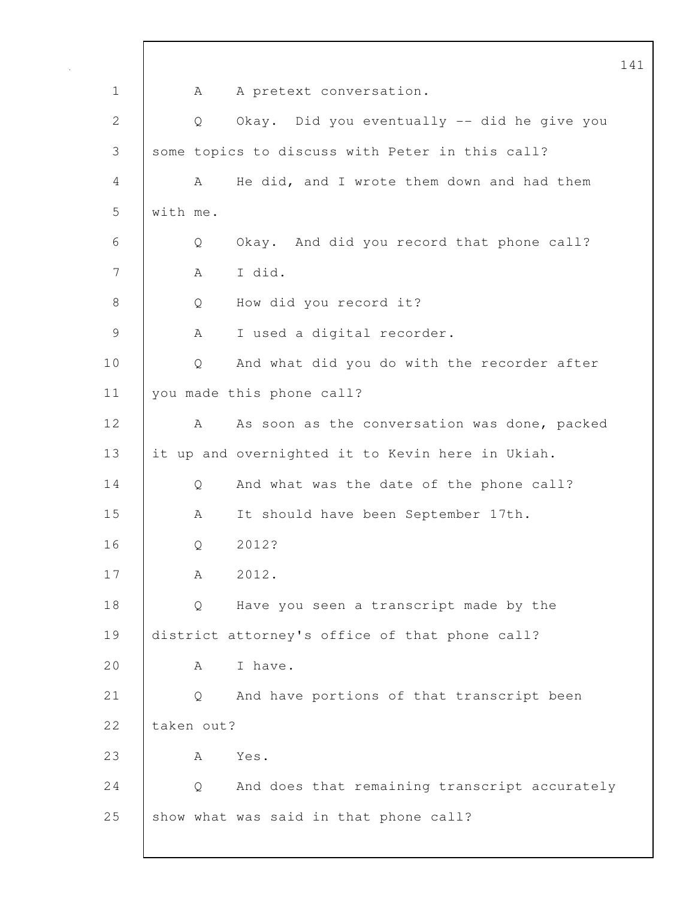1 A A pretext conversation.

2 Q Okay. Did you eventually -- did he give you

3 some topics to discuss with Peter in this call?

4 A He did, and I wrote them down and had them

5 with me.

6 Q Okay. And did you record that phone call?

7 A I did.

8 Q How did you record it?

9 A I used a digital recorder.

10 Q And what did you do with the recorder after

11 you made this phone call?

12 A As soon as the conversation was done, packed

13 it up and overnighted it to Kevin here in Ukiah.

14 Q And what was the date of the phone call?

15 A It should have been September 17th.

16 Q 2012?

17 A 2012.

18 Q Have you seen a transcript made by the

19 district attorney's office of that phone call?

20 A I have.

21 Q And have portions of that transcript been

22 taken out?

23 A Yes.

24 Q And does that remaining transcript accurately

25 show what was said in that phone call?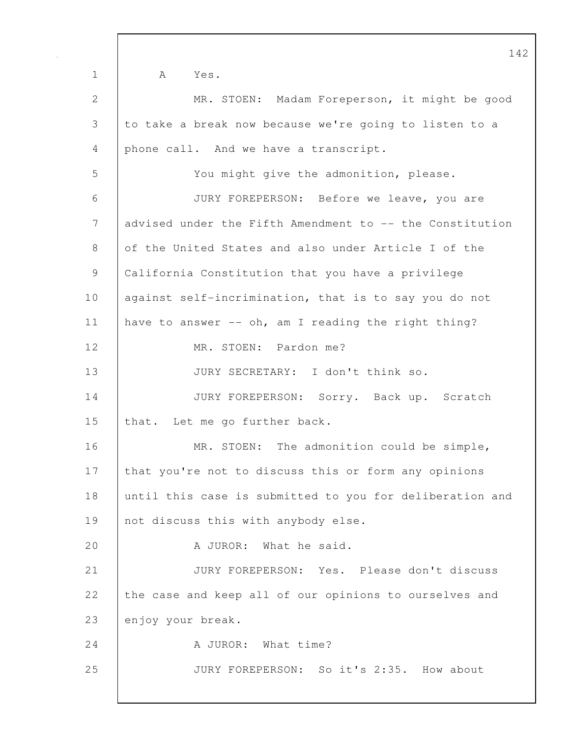A Yes.

MR. STOEN: Madam Foreperson, it might be good to take a break now because we're going to listen to a phone call. And we have a transcript.

You might give the admonition, please.

JURY FOREPERSON: Before we leave, you are advised under the Fifth Amendment to -- the Constitution of the United States and also under Article I of the California Constitution that you have a privilege against self-incrimination, that is to say you do not have to answer -- oh, am I reading the right thing?

MR. STOEN: Pardon me?

JURY SECRETARY: I don't think so.

JURY FOREPERSON: Sorry. Back up. Scratch that. Let me go further back.

MR. STOEN: The admonition could be simple, that you're not to discuss this or form any opinions until this case is submitted to you for deliberation and not discuss this with anybody else.

A JUROR: What he said.

JURY FOREPERSON: Yes. Please don't discuss the case and keep all of our opinions to ourselves and enjoy your break.

A JUROR: What time?

JURY FOREPERSON: So it's 2:35. How about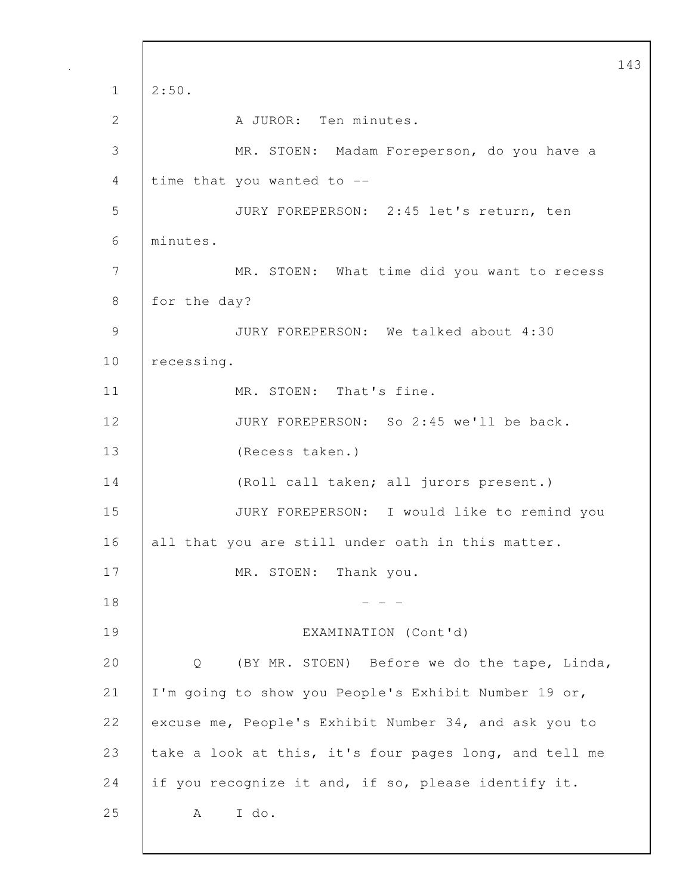2:50.

A JUROR: Ten minutes.

MR. STOEN: Madam Foreperson, do you have a time that you wanted to --

JURY FOREPERSON: 2:45 let's return, ten minutes.

MR. STOEN: What time did you want to recess for the day?

JURY FOREPERSON: We talked about 4:30 recessing.

MR. STOEN: That's fine.

JURY FOREPERSON: So 2:45 we'll be back.

(Recess taken.)

(Roll call taken; all jurors present.)

JURY FOREPERSON: I would like to remind you all that you are still under oath in this matter.

MR. STOEN: Thank you.

- - -

EXAMINATION (Cont'd)

Q (BY MR. STOEN) Before we do the tape, Linda, I'm going to show you People's Exhibit Number 19 or, excuse me, People's Exhibit Number 34, and ask you to take a look at this, it's four pages long, and tell me if you recognize it and, if so, please identify it.

A I do.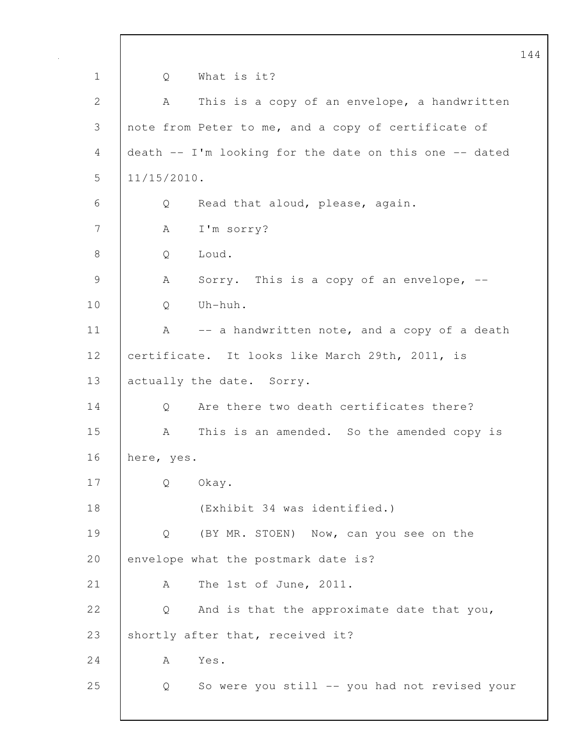Q What is it?

A This is a copy of an envelope, a handwritten note from Peter to me, and a copy of certificate of death -- I'm looking for the date on this one -- dated 11/15/2010.

Q Read that aloud, please, again.

A I'm sorry?

Q Loud.

A Sorry. This is a copy of an envelope, --

Q Uh-huh.

A -- a handwritten note, and a copy of a death certificate. It looks like March 29th, 2011, is actually the date. Sorry.

Q Are there two death certificates there?

A This is an amended. So the amended copy is here, yes.

Q Okay.

(Exhibit 34 was identified.)

Q (BY MR. STOEN) Now, can you see on the envelope what the postmark date is?

A The 1st of June, 2011.

Q And is that the approximate date that you, shortly after that, received it?

A Yes.

Q So were you still -- you had not revised your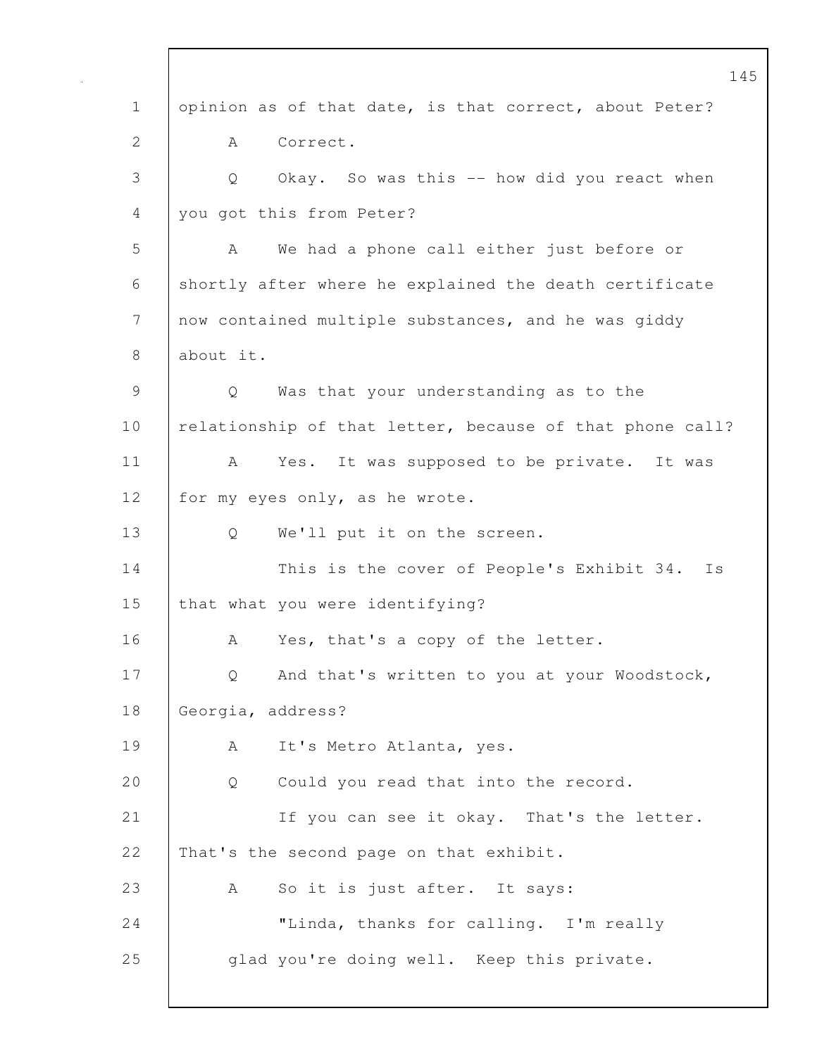opinion as of that date, is that correct, about Peter?

A Correct.

Q Okay. So was this -- how did you react when you got this from Peter?

A We had a phone call either just before or shortly after where he explained the death certificate now contained multiple substances, and he was giddy about it.

Q Was that your understanding as to the relationship of that letter, because of that phone call?

A Yes. It was supposed to be private. It was for my eyes only, as he wrote.

Q We'll put it on the screen.

This is the cover of People's Exhibit 34. Is that what you were identifying?

A Yes, that's a copy of the letter.

Q And that's written to you at your Woodstock, Georgia, address?

A It's Metro Atlanta, yes.

Q Could you read that into the record.

If you can see it okay. That's the letter. That's the second page on that exhibit.

A So it is just after. It says:

"Linda, thanks for calling. I'm really glad you're doing well. Keep this private.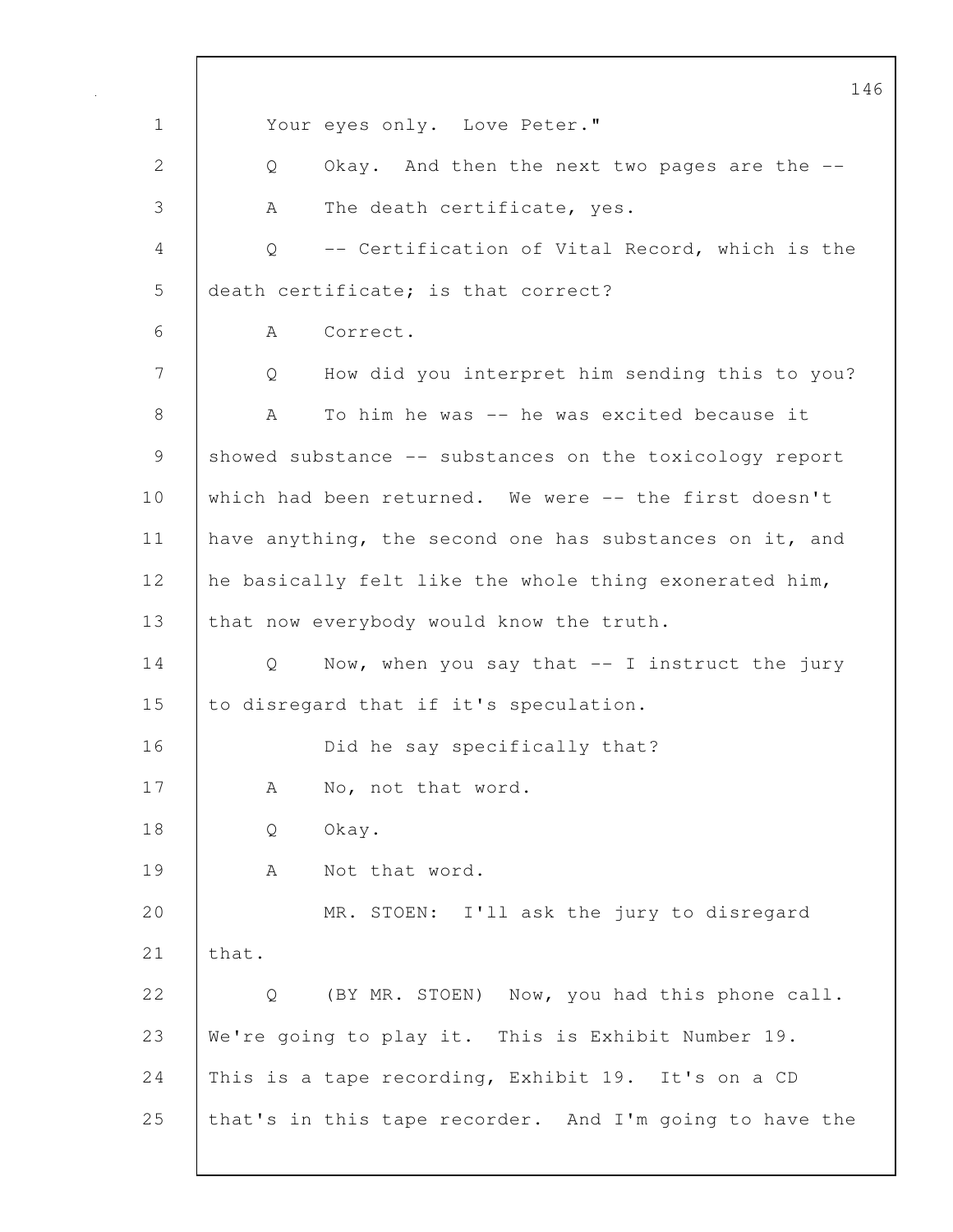1 Your eyes only. Love Peter."

2 Q Okay. And then the next two pages are the --

3 A The death certificate, yes.

4 Q -- Certification of Vital Record, which is the

5 death certificate; is that correct?

6 A Correct.

7 Q How did you interpret him sending this to you?

8 A To him he was -- he was excited because it

9 showed substance -- substances on the toxicology report

10 which had been returned. We were -- the first doesn't

11 have anything, the second one has substances on it, and

12 he basically felt like the whole thing exonerated him,

13 that now everybody would know the truth.

14 Q Now, when you say that -- I instruct the jury

15 to disregard that if it's speculation.

16 Did he say specifically that?

17 A No, not that word.

18 Q Okay.

19 A Not that word.

20 MR. STOEN: I'll ask the jury to disregard

21 that.

22 Q (BY MR. STOEN) Now, you had this phone call.

23 We're going to play it. This is Exhibit Number 19.

24 This is a tape recording, Exhibit 19. It's on a CD

25 that's in this tape recorder. And I'm going to have the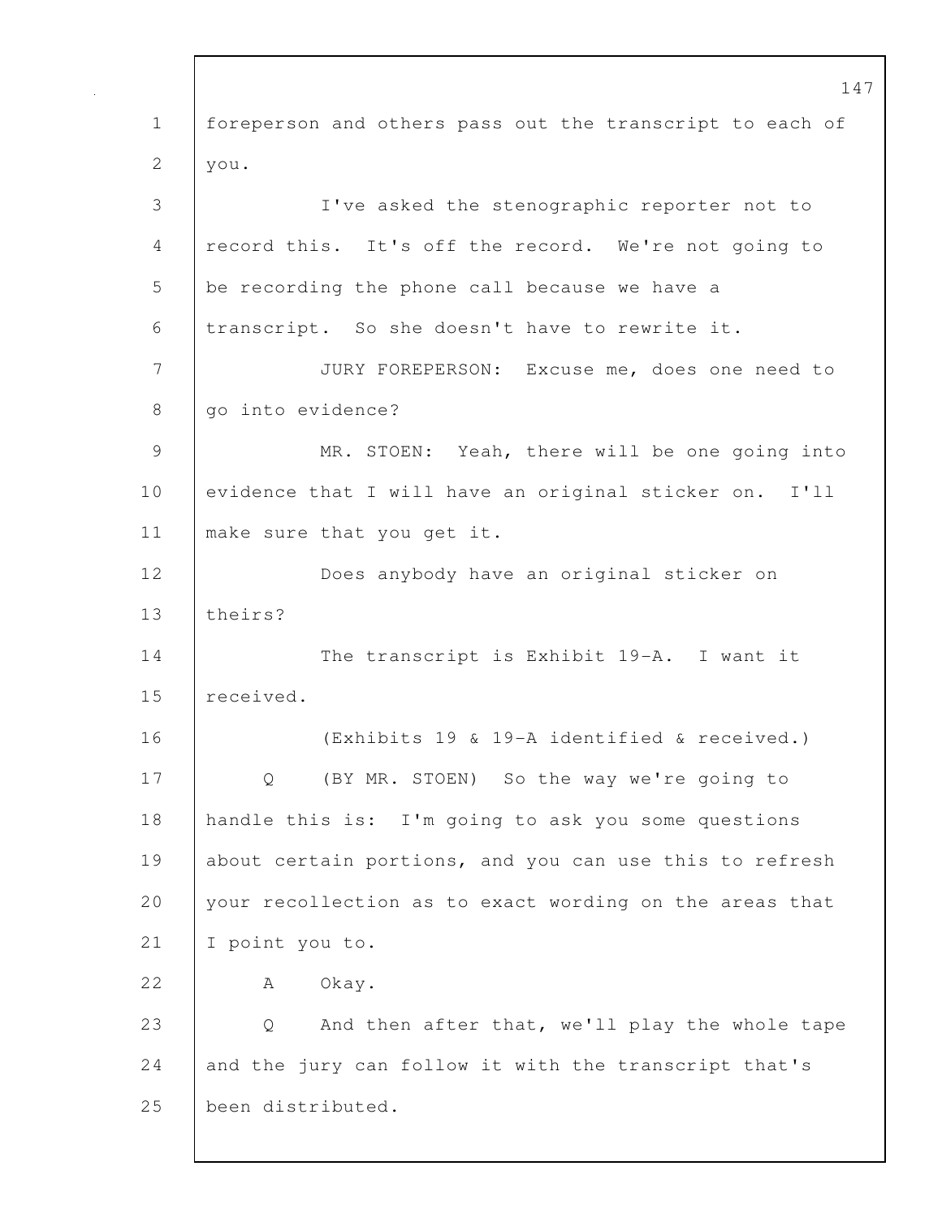foreperson and others pass out the transcript to each of you.

I've asked the stenographic reporter not to record this. It's off the record. We're not going to be recording the phone call because we have a transcript. So she doesn't have to rewrite it.

JURY FOREPERSON: Excuse me, does one need to go into evidence?

MR. STOEN: Yeah, there will be one going into evidence that I will have an original sticker on. I'll make sure that you get it.

Does anybody have an original sticker on theirs?

The transcript is Exhibit 19-A. I want it received.

(Exhibits 19 & 19-A identified & received.)

Q (BY MR. STOEN) So the way we're going to handle this is: I'm going to ask you some questions about certain portions, and you can use this to refresh your recollection as to exact wording on the areas that I point you to.

A Okay.

Q And then after that, we'll play the whole tape and the jury can follow it with the transcript that's been distributed.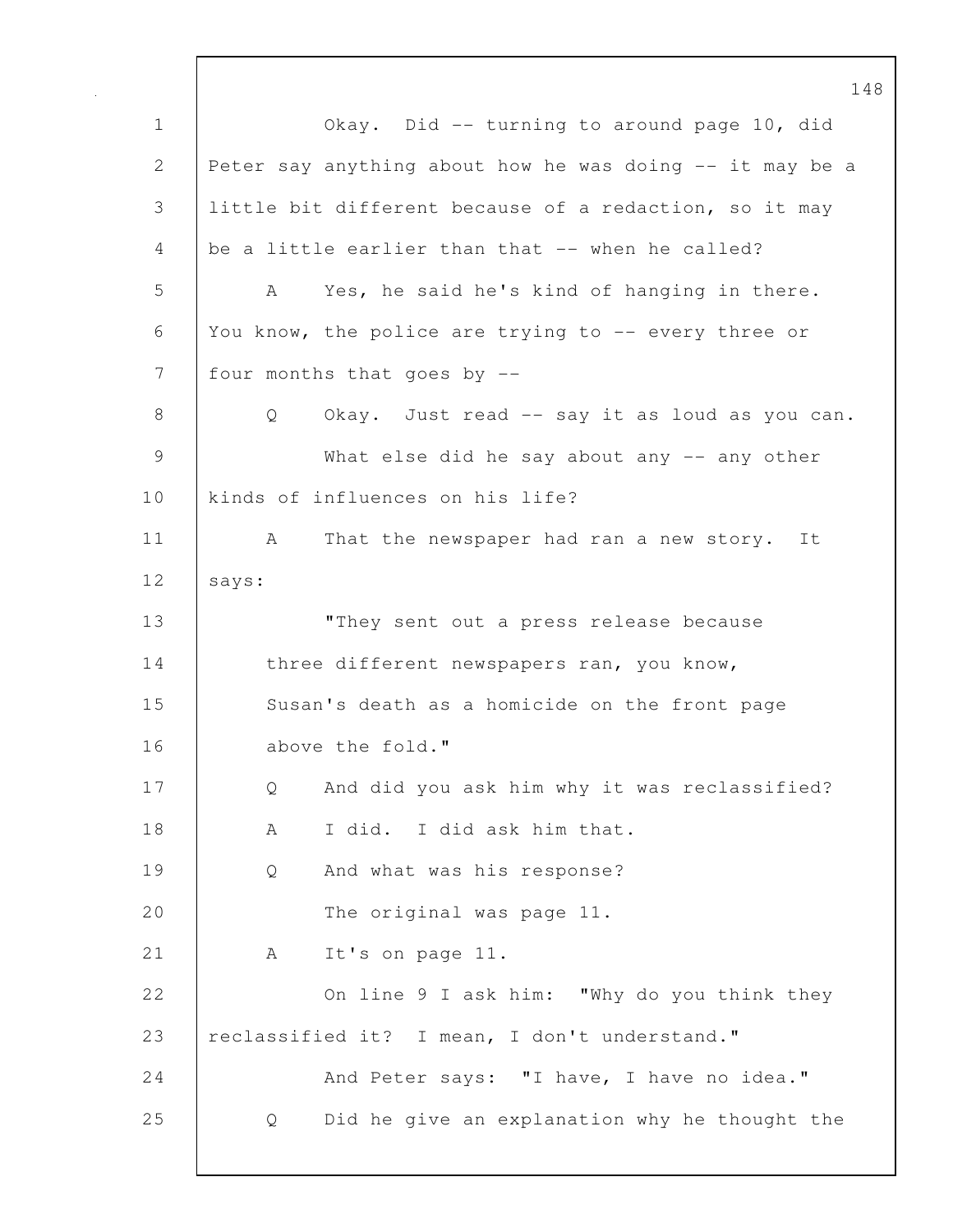1 Okay. Did -- turning to around page 10, did
2 Peter say anything about how he was doing -- it may be a
3 little bit different because of a redaction, so it may
4 be a little earlier than that -- when he called?
5 A Yes, he said he's kind of hanging in there.
6 You know, the police are trying to -- every three or
7 four months that goes by --
8 Q Okay. Just read -- say it as loud as you can.
9 What else did he say about any -- any other
10 kinds of influences on his life?
11 A That the newspaper had ran a new story. It
12 says:
13 "They sent out a press release because
14 three different newspapers ran, you know,
15 Susan's death as a homicide on the front page
16 above the fold."
17 Q And did you ask him why it was reclassified?
18 A I did. I did ask him that.
19 Q And what was his response?
20 The original was page 11.
21 A It's on page 11.
22 On line 9 I ask him: "Why do you think they
23 reclassified it? I mean, I don't understand."
24 And Peter says: "I have, I have no idea."
25 Q Did he give an explanation why he thought the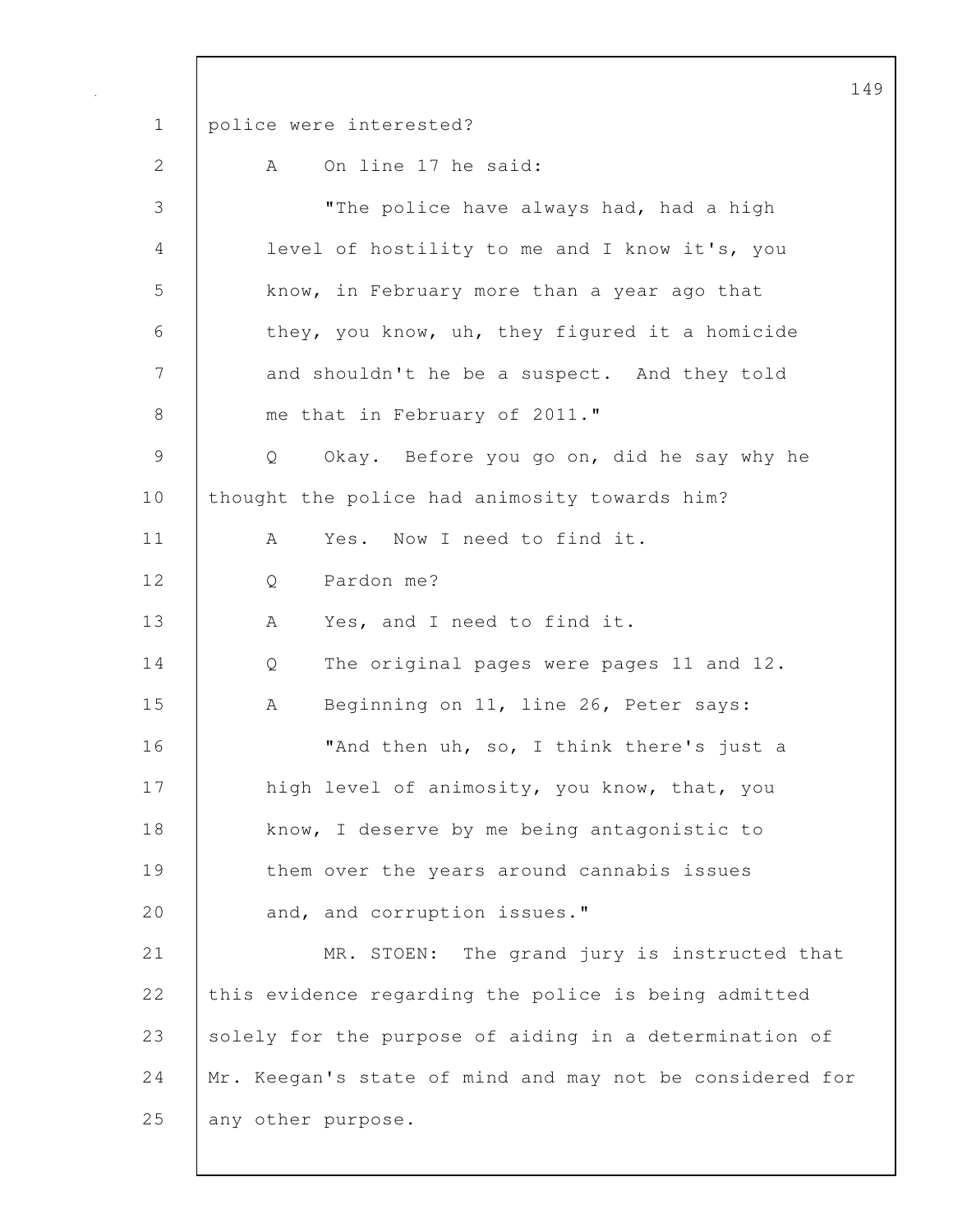police were interested?

A On line 17 he said:

"The police have always had, had a high level of hostility to me and I know it's, you know, in February more than a year ago that they, you know, uh, they figured it a homicide and shouldn't he be a suspect. And they told me that in February of 2011."

Q Okay. Before you go on, did he say why he thought the police had animosity towards him?

A Yes. Now I need to find it.

Q Pardon me?

A Yes, and I need to find it.

Q The original pages were pages 11 and 12.

A Beginning on 11, line 26, Peter says:

"And then uh, so, I think there's just a high level of animosity, you know, that, you know, I deserve by me being antagonistic to them over the years around cannabis issues and, and corruption issues."

MR. STOEN: The grand jury is instructed that this evidence regarding the police is being admitted solely for the purpose of aiding in a determination of Mr. Keegan's state of mind and may not be considered for any other purpose.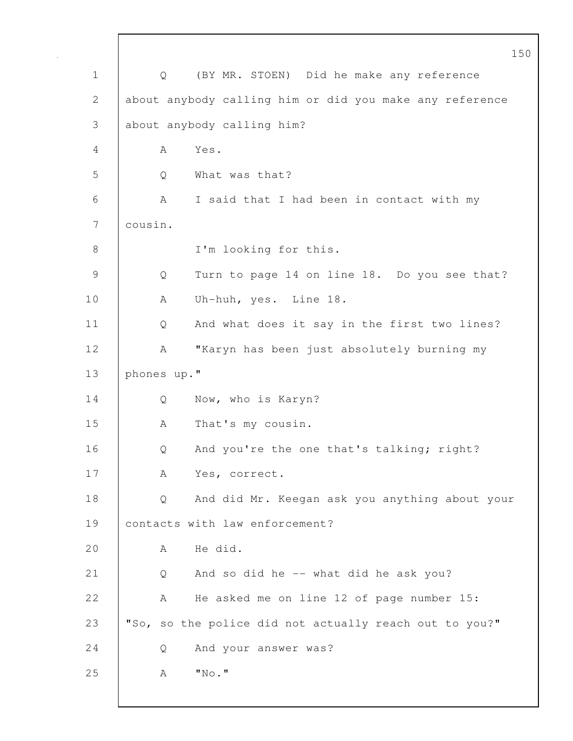Q (BY MR. STOEN) Did he make any reference about anybody calling him or did you make any reference about anybody calling him?

A Yes.

Q What was that?

A I said that I had been in contact with my cousin.

I'm looking for this.

Q Turn to page 14 on line 18. Do you see that?

A Uh-huh, yes. Line 18.

Q And what does it say in the first two lines?

A "Karyn has been just absolutely burning my phones up."

Q Now, who is Karyn?

A That's my cousin.

Q And you're the one that's talking; right?

A Yes, correct.

Q And did Mr. Keegan ask you anything about your contacts with law enforcement?

A He did.

Q And so did he -- what did he ask you?

A He asked me on line 12 of page number 15: "So, so the police did not actually reach out to you?"

Q And your answer was?

A "No."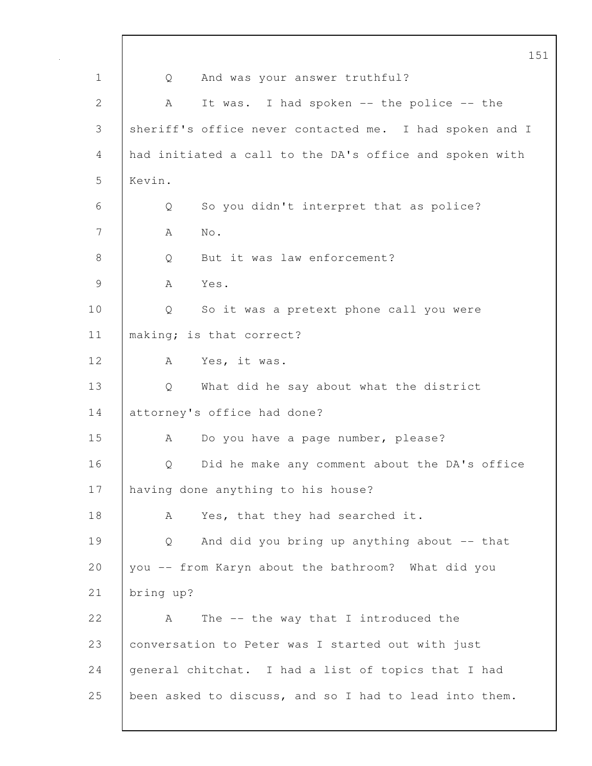Q And was your answer truthful?

A It was. I had spoken -- the police -- the sheriff's office never contacted me. I had spoken and I had initiated a call to the DA's office and spoken with Kevin.

Q So you didn't interpret that as police?

A No.

Q But it was law enforcement?

A Yes.

Q So it was a pretext phone call you were making; is that correct?

A Yes, it was.

Q What did he say about what the district attorney's office had done?

A Do you have a page number, please?

Q Did he make any comment about the DA's office having done anything to his house?

A Yes, that they had searched it.

Q And did you bring up anything about -- that you -- from Karyn about the bathroom? What did you bring up?

A The -- the way that I introduced the conversation to Peter was I started out with just general chitchat. I had a list of topics that I had been asked to discuss, and so I had to lead into them.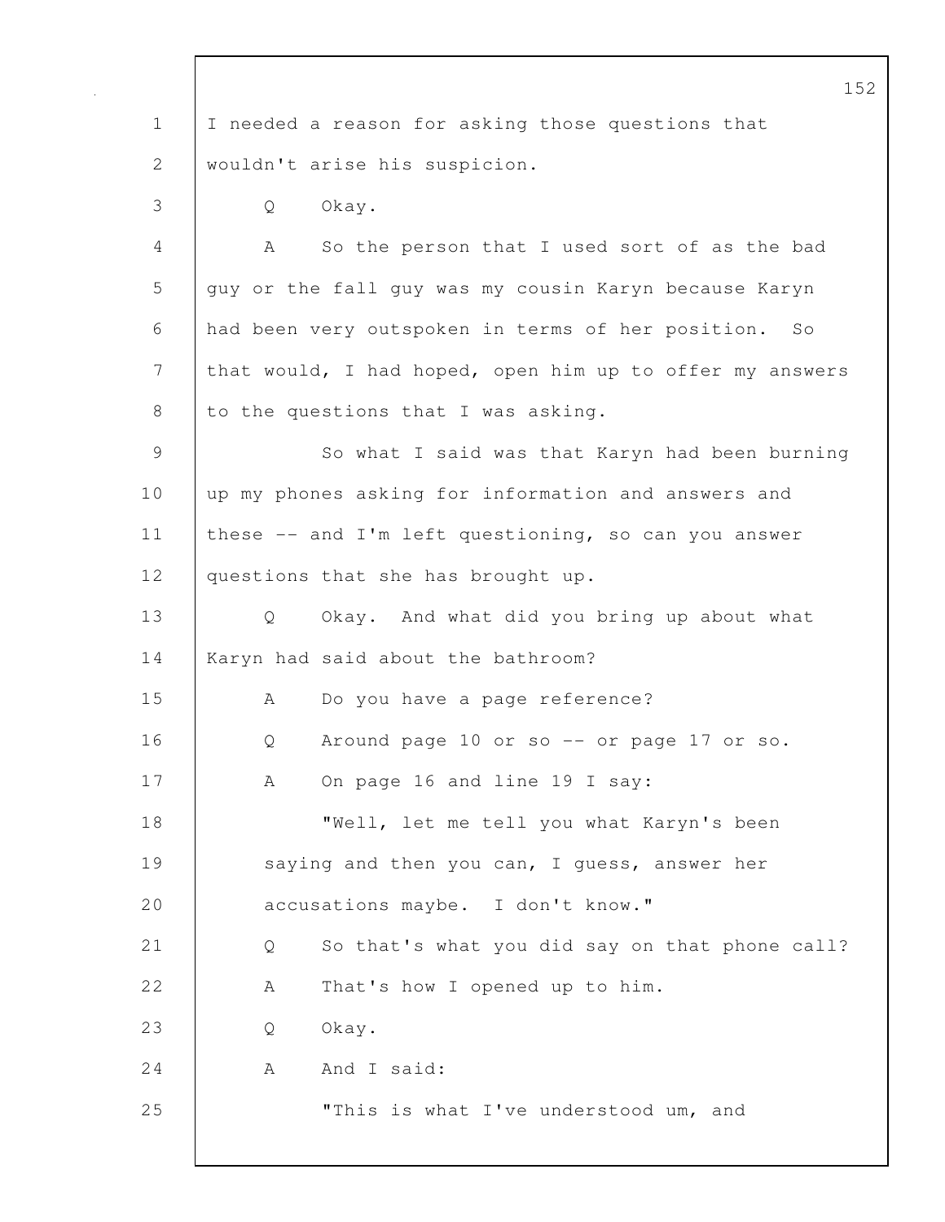I needed a reason for asking those questions that wouldn't arise his suspicion.

Q Okay.

A So the person that I used sort of as the bad guy or the fall guy was my cousin Karyn because Karyn had been very outspoken in terms of her position. So that would, I had hoped, open him up to offer my answers to the questions that I was asking.

So what I said was that Karyn had been burning up my phones asking for information and answers and these -- and I'm left questioning, so can you answer questions that she has brought up.

Q Okay. And what did you bring up about what Karyn had said about the bathroom?

A Do you have a page reference?

Q Around page 10 or so -- or page 17 or so.

A On page 16 and line 19 I say:

"Well, let me tell you what Karyn's been saying and then you can, I guess, answer her accusations maybe. I don't know."

Q So that's what you did say on that phone call?

A That's how I opened up to him.

Q Okay.

A And I said:

"This is what I've understood um, and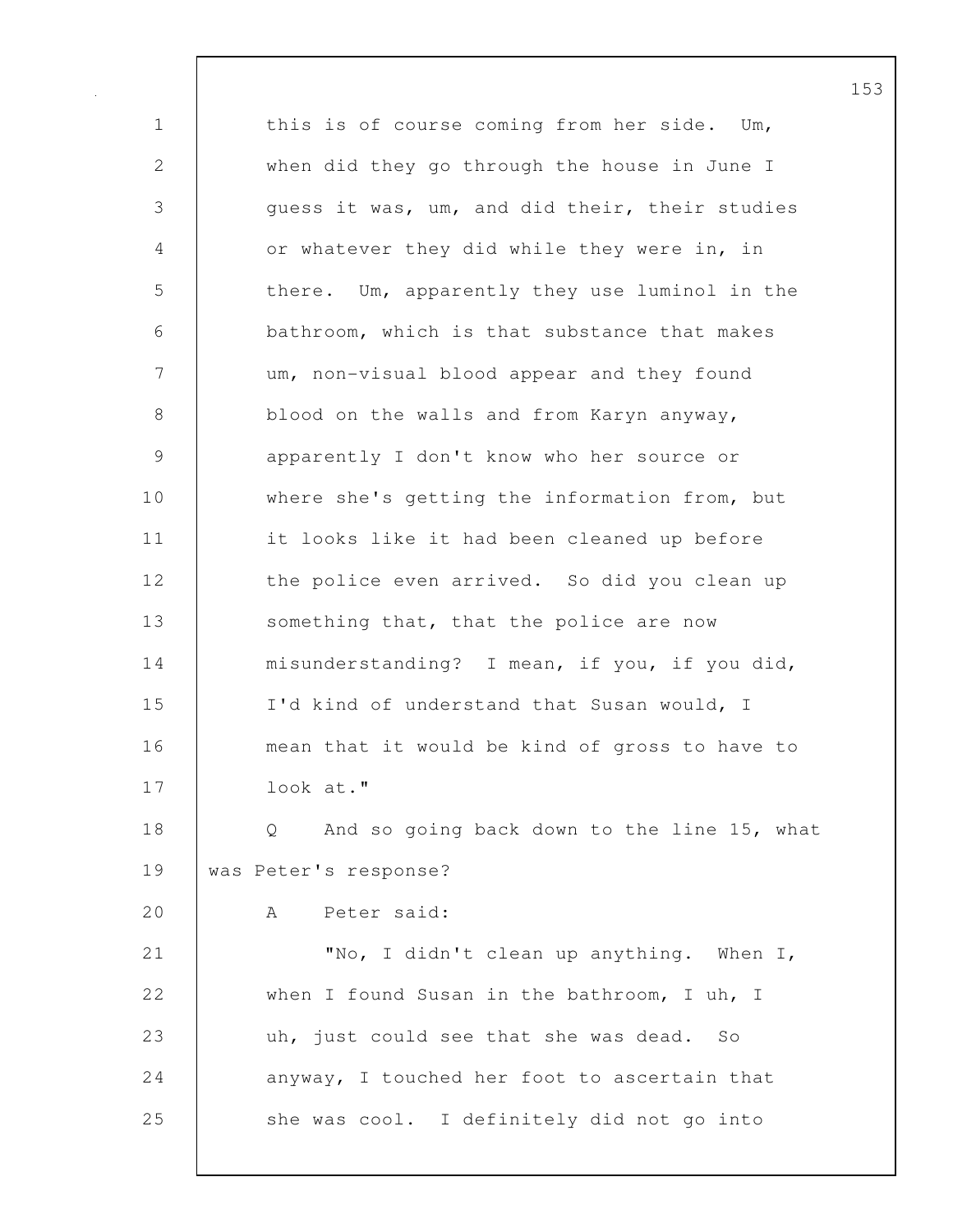this is of course coming from her side. Um, when did they go through the house in June I guess it was, um, and did their, their studies or whatever they did while they were in, in there. Um, apparently they use luminol in the bathroom, which is that substance that makes um, non-visual blood appear and they found blood on the walls and from Karyn anyway, apparently I don't know who her source or where she's getting the information from, but it looks like it had been cleaned up before the police even arrived. So did you clean up something that, that the police are now misunderstanding? I mean, if you, if you did, I'd kind of understand that Susan would, I mean that it would be kind of gross to have to look at."

Q And so going back down to the line 15, what was Peter's response?

A Peter said:

"No, I didn't clean up anything. When I, when I found Susan in the bathroom, I uh, I uh, just could see that she was dead. So anyway, I touched her foot to ascertain that she was cool. I definitely did not go into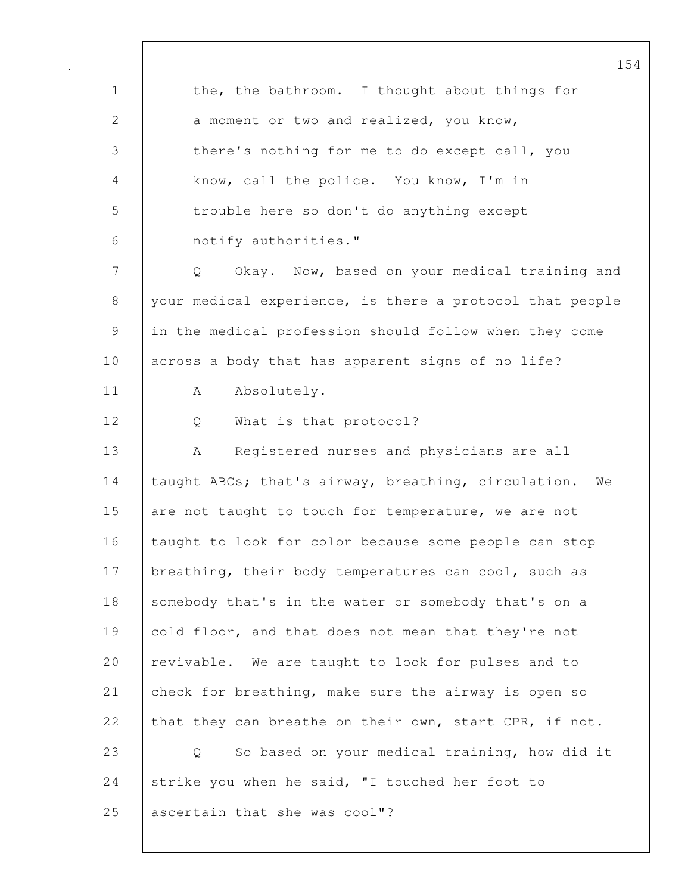the, the bathroom. I thought about things for a moment or two and realized, you know, there's nothing for me to do except call, you know, call the police. You know, I'm in trouble here so don't do anything except notify authorities."

Q Okay. Now, based on your medical training and your medical experience, is there a protocol that people in the medical profession should follow when they come across a body that has apparent signs of no life?

A Absolutely.

Q What is that protocol?

A Registered nurses and physicians are all taught ABCs; that's airway, breathing, circulation. We are not taught to touch for temperature, we are not taught to look for color because some people can stop breathing, their body temperatures can cool, such as somebody that's in the water or somebody that's on a cold floor, and that does not mean that they're not revivable. We are taught to look for pulses and to check for breathing, make sure the airway is open so that they can breathe on their own, start CPR, if not.

Q So based on your medical training, how did it strike you when he said, "I touched her foot to ascertain that she was cool"?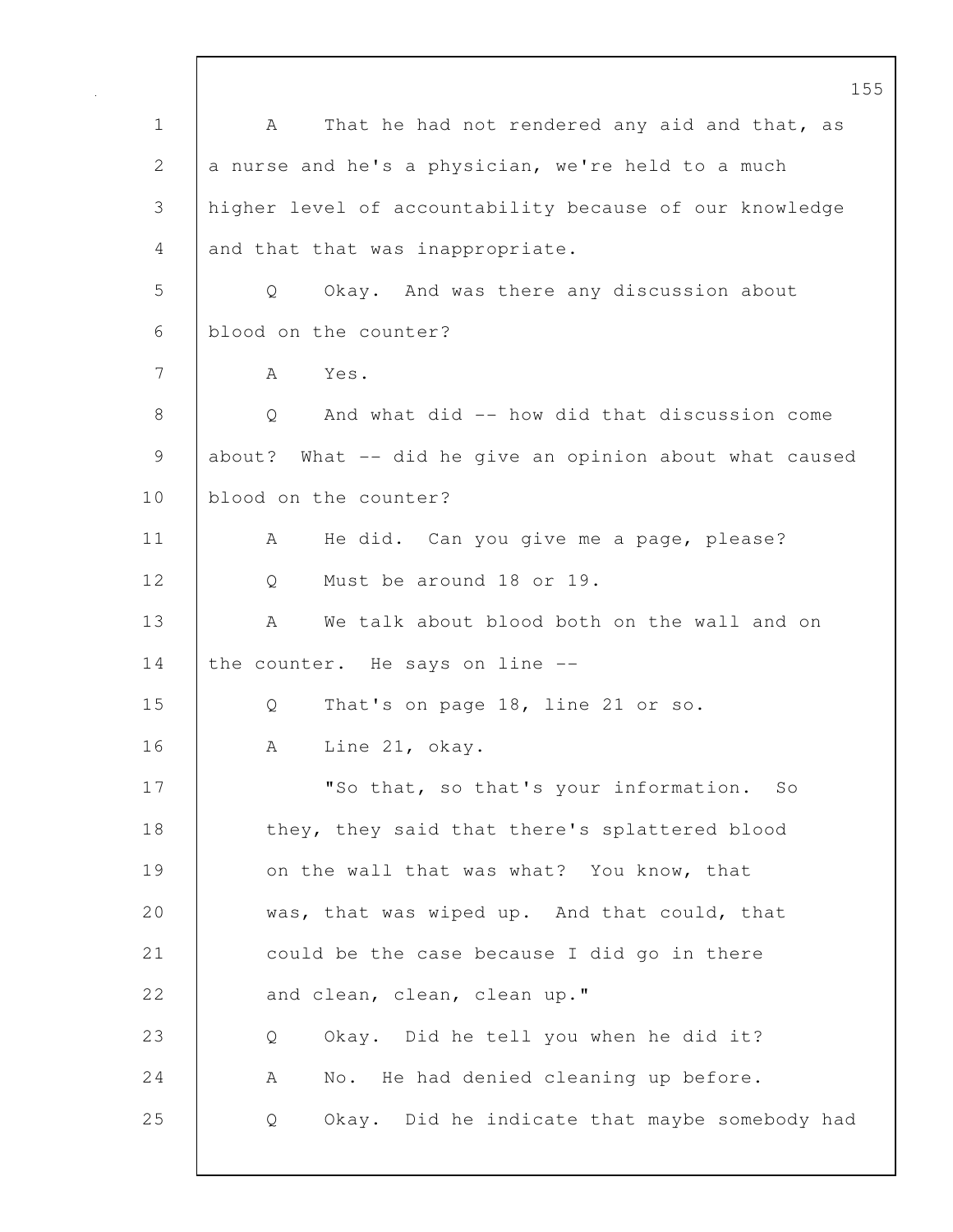A That he had not rendered any aid and that, as a nurse and he's a physician, we're held to a much higher level of accountability because of our knowledge and that that was inappropriate.

Q Okay. And was there any discussion about blood on the counter?

A Yes.

Q And what did -- how did that discussion come about? What -- did he give an opinion about what caused blood on the counter?

A He did. Can you give me a page, please?

Q Must be around 18 or 19.

A We talk about blood both on the wall and on the counter. He says on line --

Q That's on page 18, line 21 or so.

A Line 21, okay.

"So that, so that's your information. So they, they said that there's splattered blood on the wall that was what? You know, that was, that was wiped up. And that could, that could be the case because I did go in there and clean, clean, clean up."

Q Okay. Did he tell you when he did it?

A No. He had denied cleaning up before.

Q Okay. Did he indicate that maybe somebody had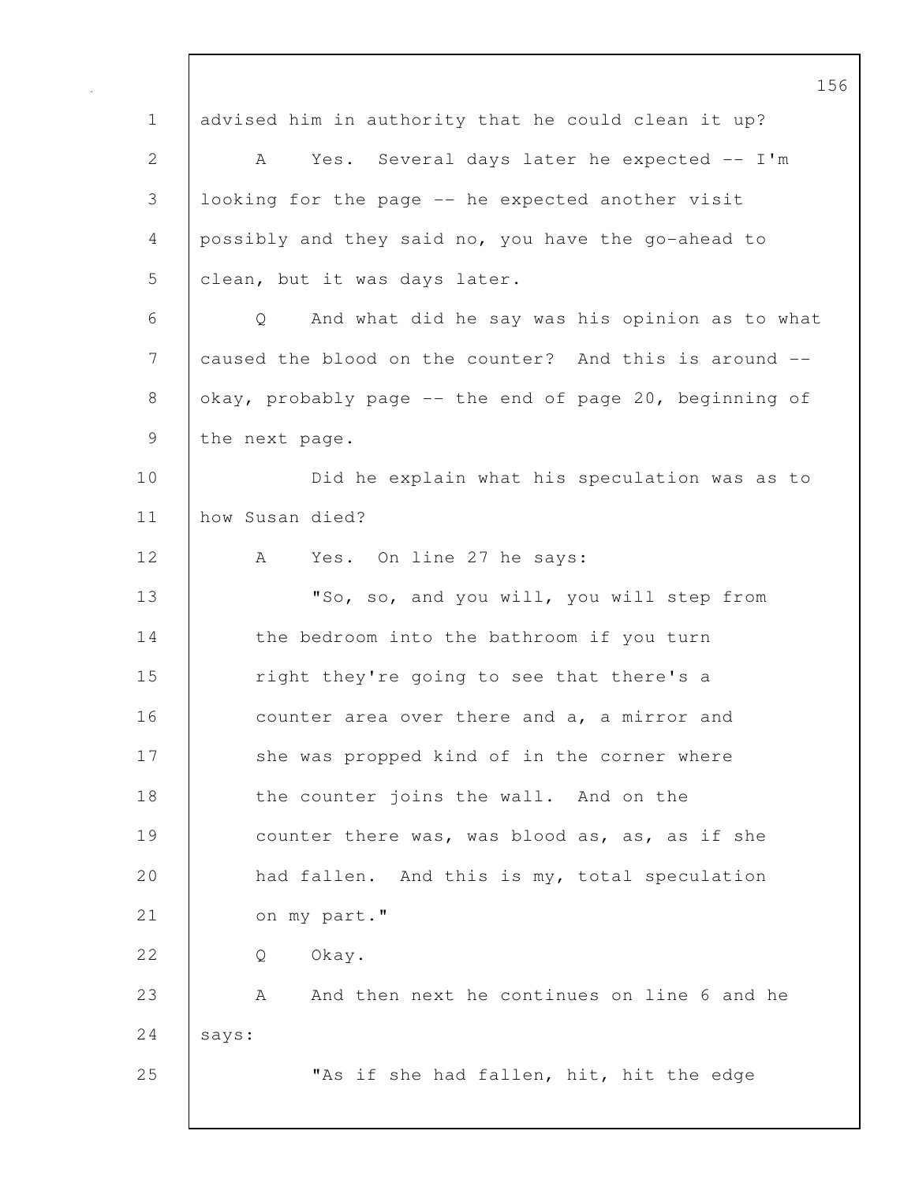advised him in authority that he could clean it up?

A Yes. Several days later he expected -- I'm looking for the page -- he expected another visit possibly and they said no, you have the go-ahead to clean, but it was days later.

Q And what did he say was his opinion as to what caused the blood on the counter? And this is around -- okay, probably page -- the end of page 20, beginning of the next page.

Did he explain what his speculation was as to how Susan died?

A Yes. On line 27 he says:

"So, so, and you will, you will step from the bedroom into the bathroom if you turn right they're going to see that there's a counter area over there and a, a mirror and she was propped kind of in the corner where the counter joins the wall. And on the counter there was, was blood as, as, as if she had fallen. And this is my, total speculation on my part."

Q Okay.

A And then next he continues on line 6 and he says:

"As if she had fallen, hit, hit the edge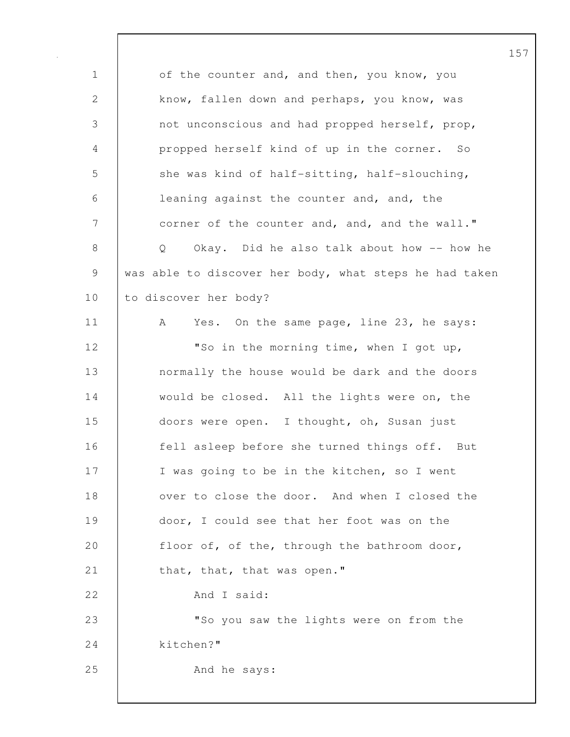of the counter and, and then, you know, you know, fallen down and perhaps, you know, was not unconscious and had propped herself, prop, propped herself kind of up in the corner. So she was kind of half-sitting, half-slouching, leaning against the counter and, and, the corner of the counter and, and, and the wall."

Q Okay. Did he also talk about how -- how he was able to discover her body, what steps he had taken to discover her body?

A Yes. On the same page, line 23, he says:

"So in the morning time, when I got up, normally the house would be dark and the doors would be closed. All the lights were on, the doors were open. I thought, oh, Susan just fell asleep before she turned things off. But I was going to be in the kitchen, so I went over to close the door. And when I closed the door, I could see that her foot was on the floor of, of the, through the bathroom door, that, that, that was open."

And I said:

"So you saw the lights were on from the kitchen?"

And he says: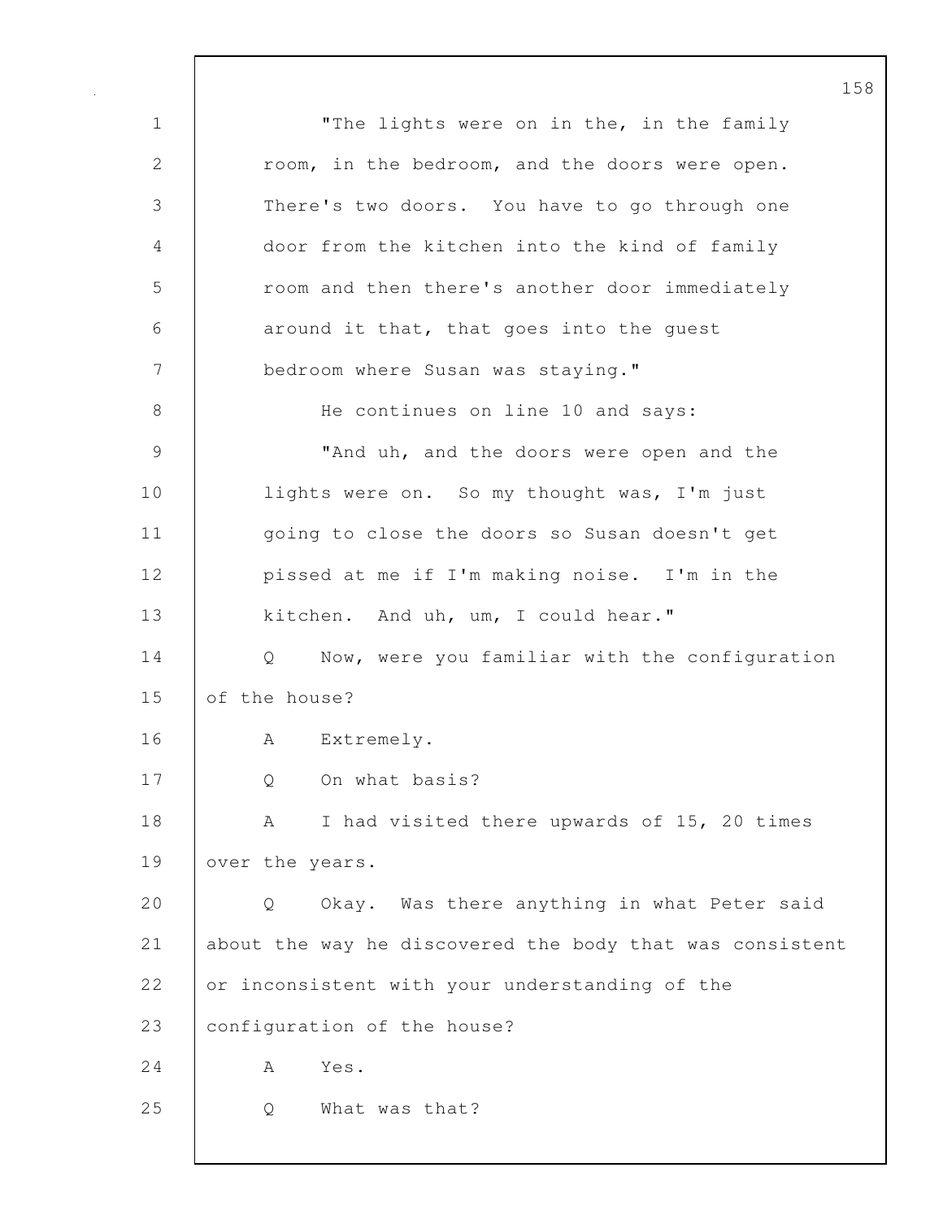"The lights were on in the, in the family room, in the bedroom, and the doors were open. There's two doors. You have to go through one door from the kitchen into the kind of family room and then there's another door immediately around it that, that goes into the guest bedroom where Susan was staying."

He continues on line 10 and says:

"And uh, and the doors were open and the lights were on. So my thought was, I'm just going to close the doors so Susan doesn't get pissed at me if I'm making noise. I'm in the kitchen. And uh, um, I could hear."

Q Now, were you familiar with the configuration of the house?

A Extremely.

Q On what basis?

A I had visited there upwards of 15, 20 times over the years.

Q Okay. Was there anything in what Peter said about the way he discovered the body that was consistent or inconsistent with your understanding of the configuration of the house?

A Yes.

Q What was that?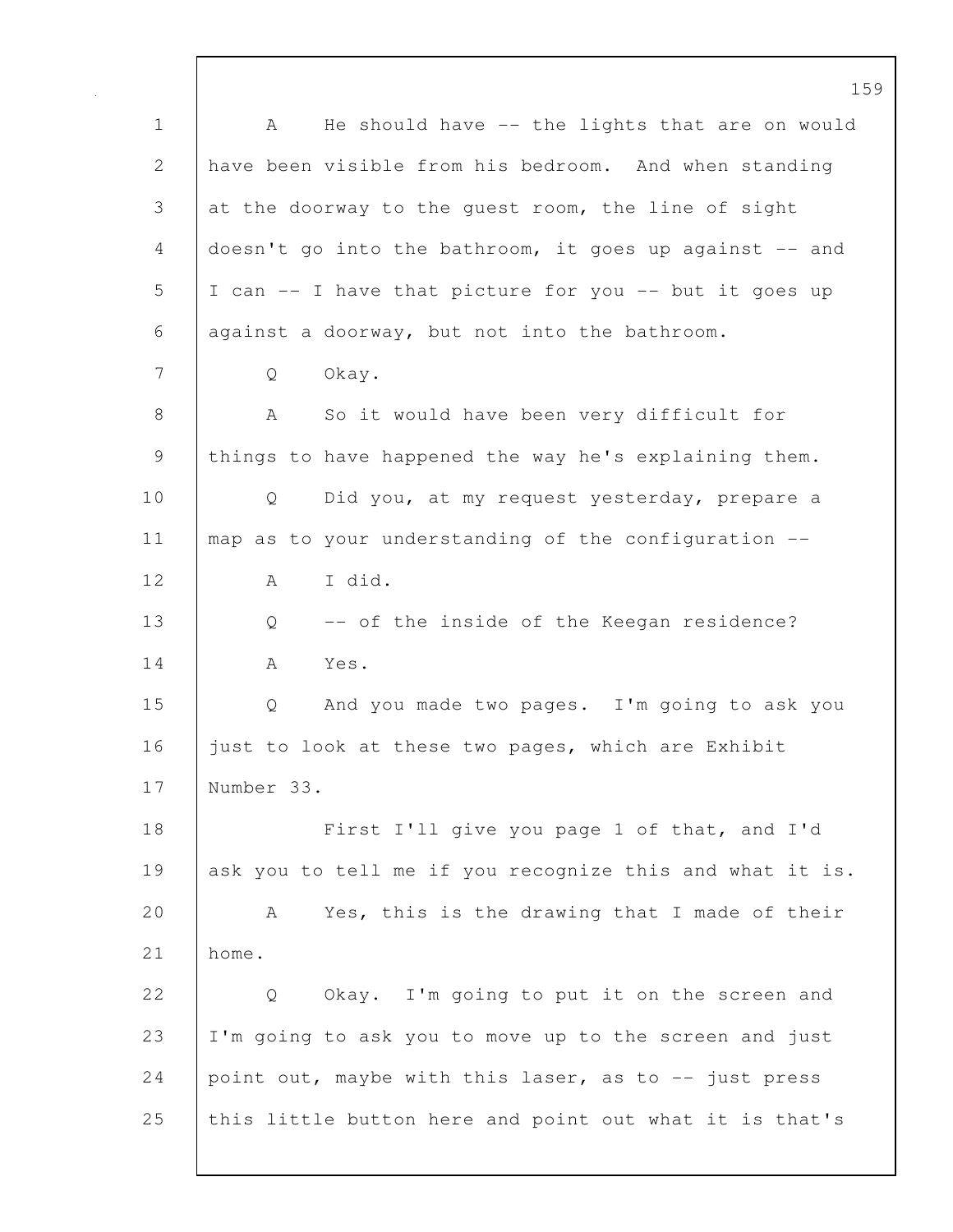A He should have -- the lights that are on would have been visible from his bedroom. And when standing at the doorway to the guest room, the line of sight doesn't go into the bathroom, it goes up against -- and I can -- I have that picture for you -- but it goes up against a doorway, but not into the bathroom.

Q Okay.

A So it would have been very difficult for things to have happened the way he's explaining them.

Q Did you, at my request yesterday, prepare a map as to your understanding of the configuration --

A I did.

Q -- of the inside of the Keegan residence?

A Yes.

Q And you made two pages. I'm going to ask you just to look at these two pages, which are Exhibit Number 33.

First I'll give you page 1 of that, and I'd ask you to tell me if you recognize this and what it is.

A Yes, this is the drawing that I made of their home.

Q Okay. I'm going to put it on the screen and I'm going to ask you to move up to the screen and just point out, maybe with this laser, as to -- just press this little button here and point out what it is that's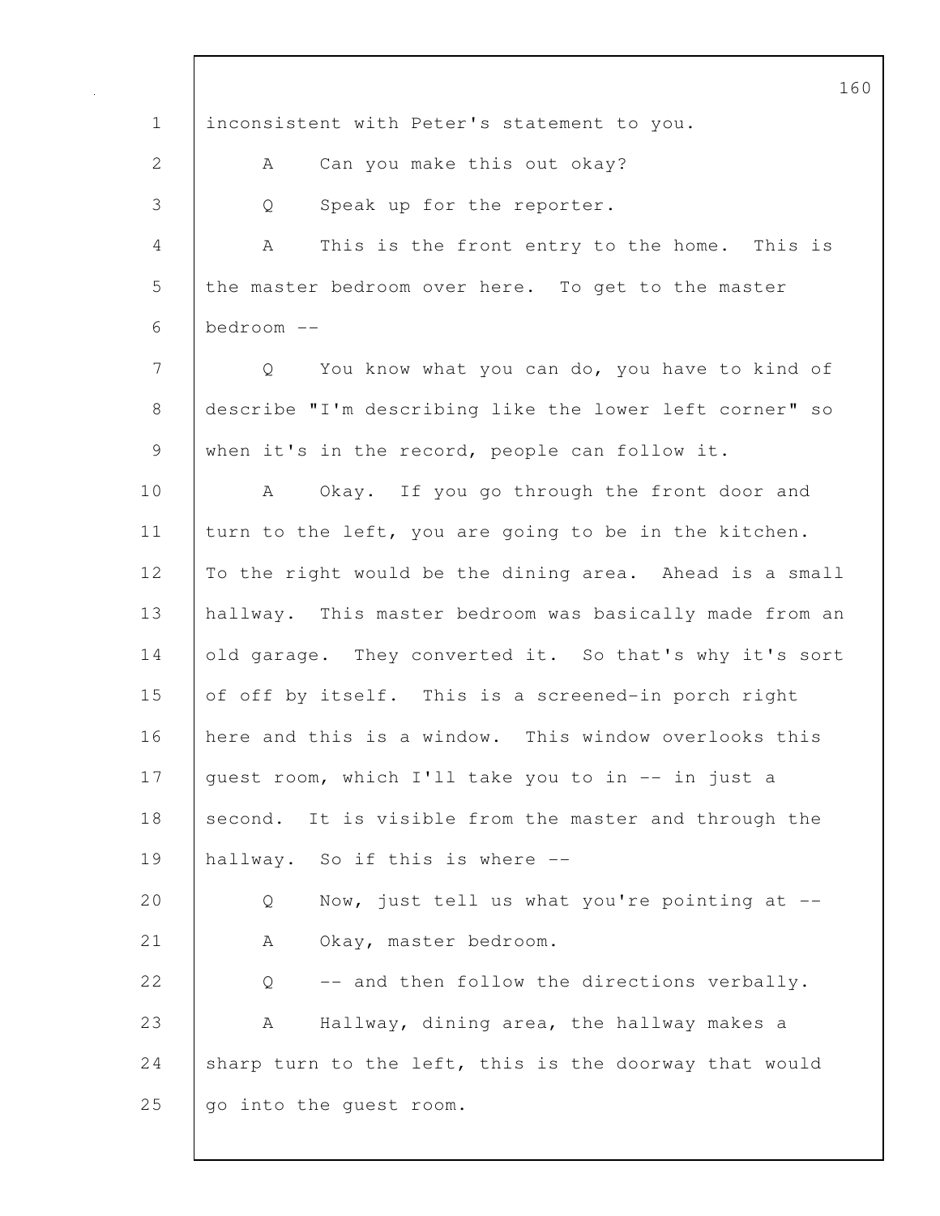inconsistent with Peter's statement to you.

A Can you make this out okay?

Q Speak up for the reporter.

A This is the front entry to the home. This is the master bedroom over here. To get to the master bedroom --

Q You know what you can do, you have to kind of describe "I'm describing like the lower left corner" so when it's in the record, people can follow it.

A Okay. If you go through the front door and turn to the left, you are going to be in the kitchen. To the right would be the dining area. Ahead is a small hallway. This master bedroom was basically made from an old garage. They converted it. So that's why it's sort of off by itself. This is a screened-in porch right here and this is a window. This window overlooks this guest room, which I'll take you to in -- in just a second. It is visible from the master and through the hallway. So if this is where --

Q Now, just tell us what you're pointing at --

A Okay, master bedroom.

Q -- and then follow the directions verbally.

A Hallway, dining area, the hallway makes a sharp turn to the left, this is the doorway that would go into the guest room.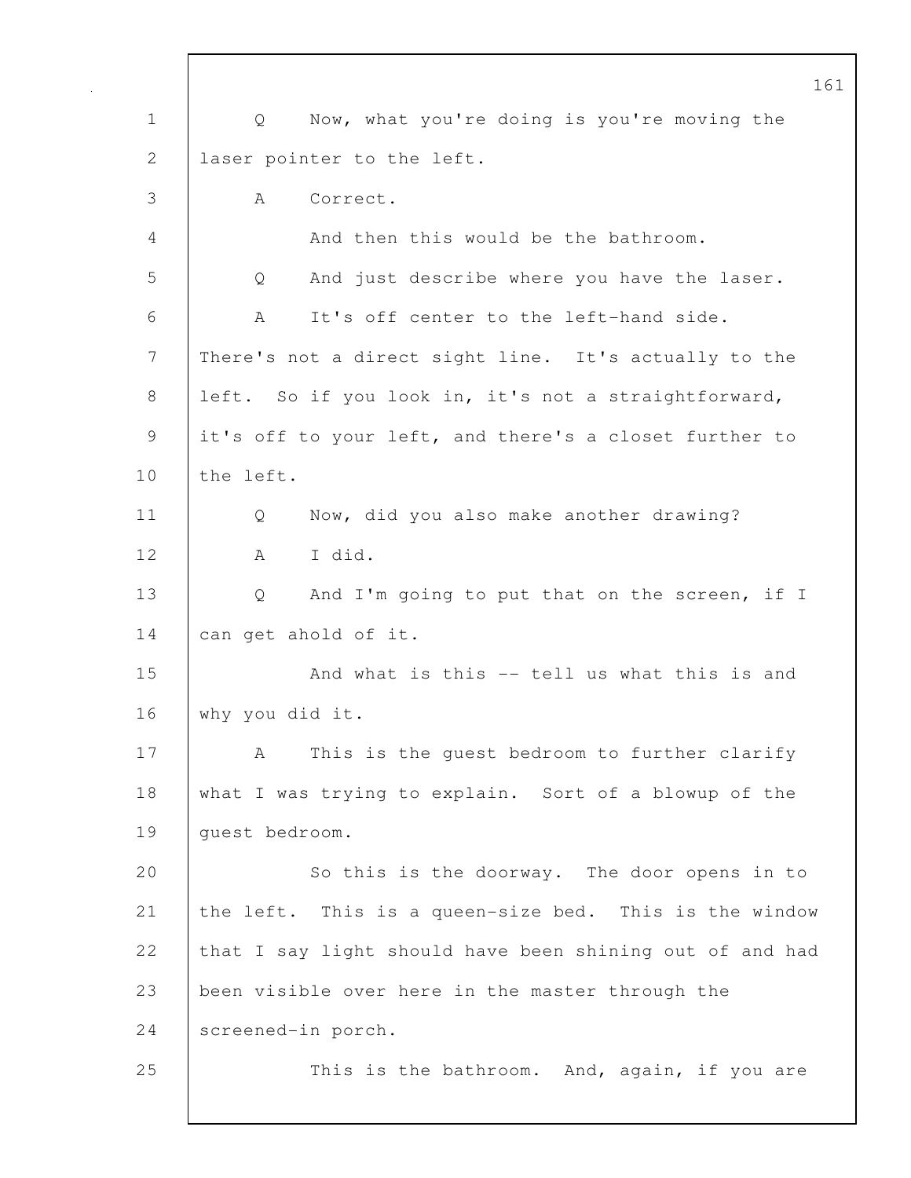Q Now, what you're doing is you're moving the laser pointer to the left.

A Correct.

And then this would be the bathroom.

Q And just describe where you have the laser.

A It's off center to the left-hand side. There's not a direct sight line. It's actually to the left. So if you look in, it's not a straightforward, it's off to your left, and there's a closet further to the left.

Q Now, did you also make another drawing?

A I did.

Q And I'm going to put that on the screen, if I can get ahold of it.

And what is this -- tell us what this is and why you did it.

A This is the guest bedroom to further clarify what I was trying to explain. Sort of a blowup of the guest bedroom.

So this is the doorway. The door opens in to the left. This is a queen-size bed. This is the window that I say light should have been shining out of and had been visible over here in the master through the screened-in porch.

This is the bathroom. And, again, if you are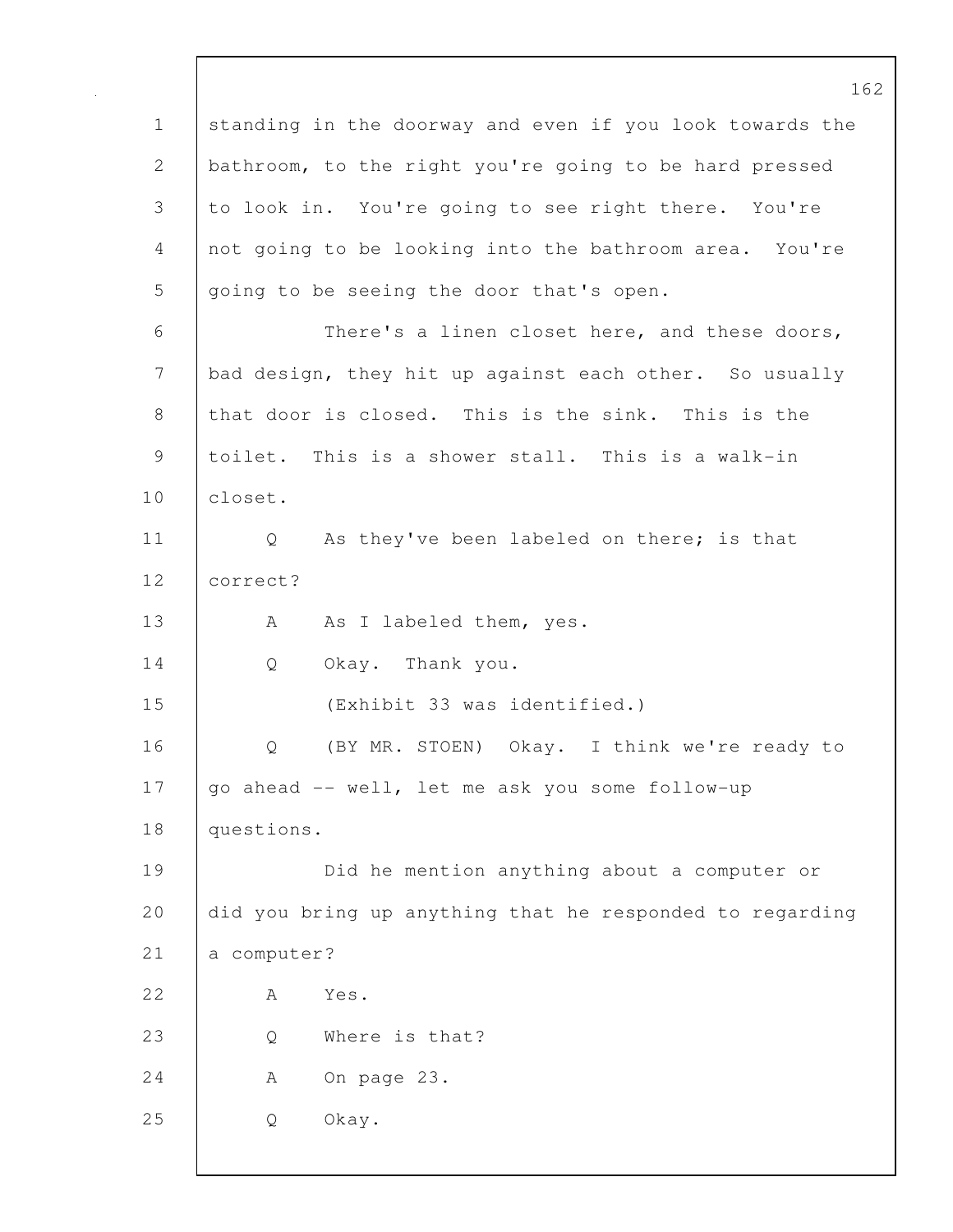standing in the doorway and even if you look towards the bathroom, to the right you're going to be hard pressed to look in. You're going to see right there. You're not going to be looking into the bathroom area. You're going to be seeing the door that's open.

There's a linen closet here, and these doors, bad design, they hit up against each other. So usually that door is closed. This is the sink. This is the toilet. This is a shower stall. This is a walk-in closet.

Q As they've been labeled on there; is that correct?

A As I labeled them, yes.

Q Okay. Thank you.

(Exhibit 33 was identified.)

Q (BY MR. STOEN) Okay. I think we're ready to go ahead -- well, let me ask you some follow-up questions.

Did he mention anything about a computer or did you bring up anything that he responded to regarding a computer?

A Yes.

Q Where is that?

A On page 23.

Q Okay.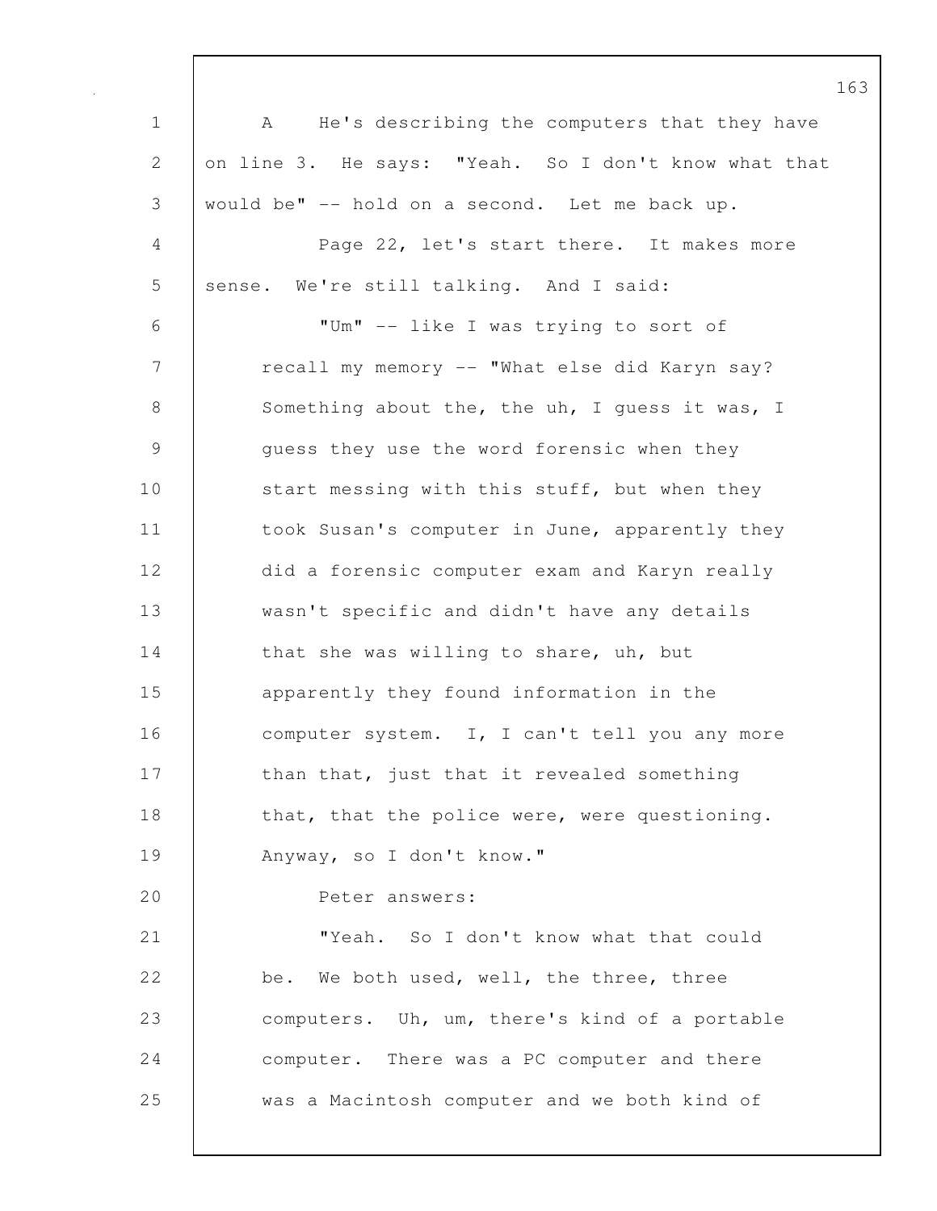A He's describing the computers that they have on line 3. He says: "Yeah. So I don't know what that would be" -- hold on a second. Let me back up.

Page 22, let's start there. It makes more sense. We're still talking. And I said:

"Um" -- like I was trying to sort of recall my memory -- "What else did Karyn say? Something about the, the uh, I guess it was, I guess they use the word forensic when they start messing with this stuff, but when they took Susan's computer in June, apparently they did a forensic computer exam and Karyn really wasn't specific and didn't have any details that she was willing to share, uh, but apparently they found information in the computer system. I, I can't tell you any more than that, just that it revealed something that, that the police were, were questioning. Anyway, so I don't know."

Peter answers:

"Yeah. So I don't know what that could be. We both used, well, the three, three computers. Uh, um, there's kind of a portable computer. There was a PC computer and there was a Macintosh computer and we both kind of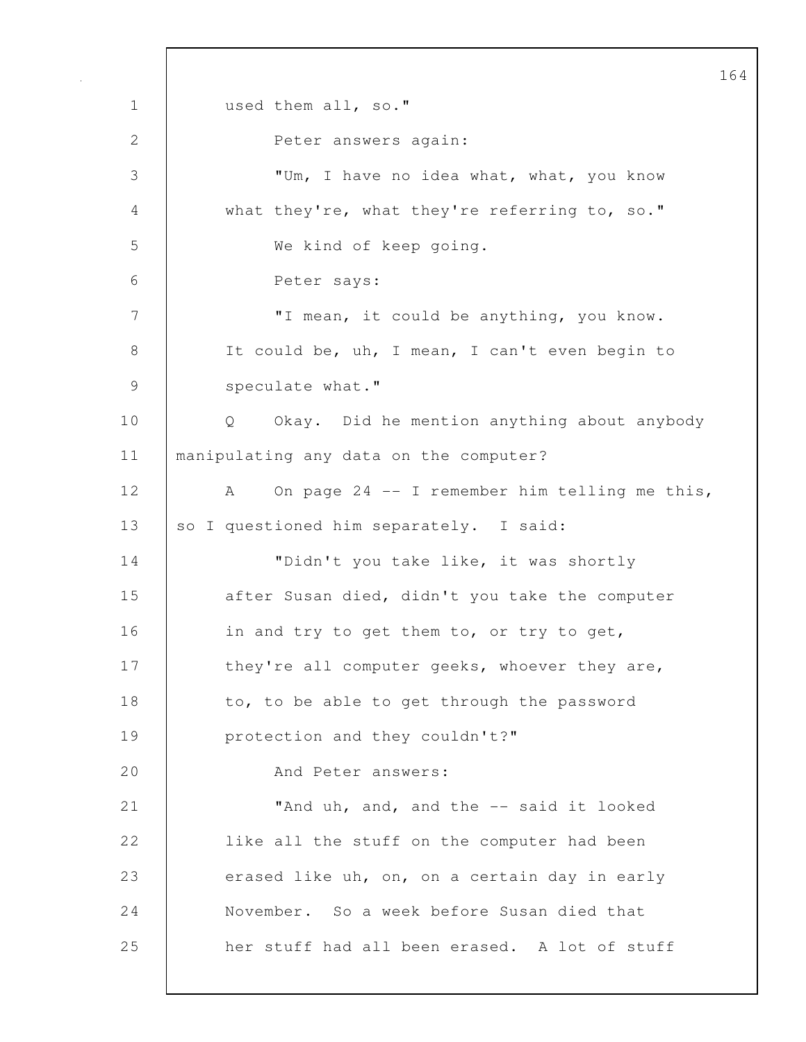used them all, so."

Peter answers again:

"Um, I have no idea what, what, you know what they're, what they're referring to, so."

We kind of keep going.

Peter says:

"I mean, it could be anything, you know. It could be, uh, I mean, I can't even begin to speculate what."

Q Okay. Did he mention anything about anybody manipulating any data on the computer?

A On page 24 -- I remember him telling me this, so I questioned him separately. I said:

"Didn't you take like, it was shortly after Susan died, didn't you take the computer in and try to get them to, or try to get, they're all computer geeks, whoever they are, to, to be able to get through the password protection and they couldn't?"

And Peter answers:

"And uh, and, and the -- said it looked like all the stuff on the computer had been erased like uh, on, on a certain day in early November. So a week before Susan died that her stuff had all been erased. A lot of stuff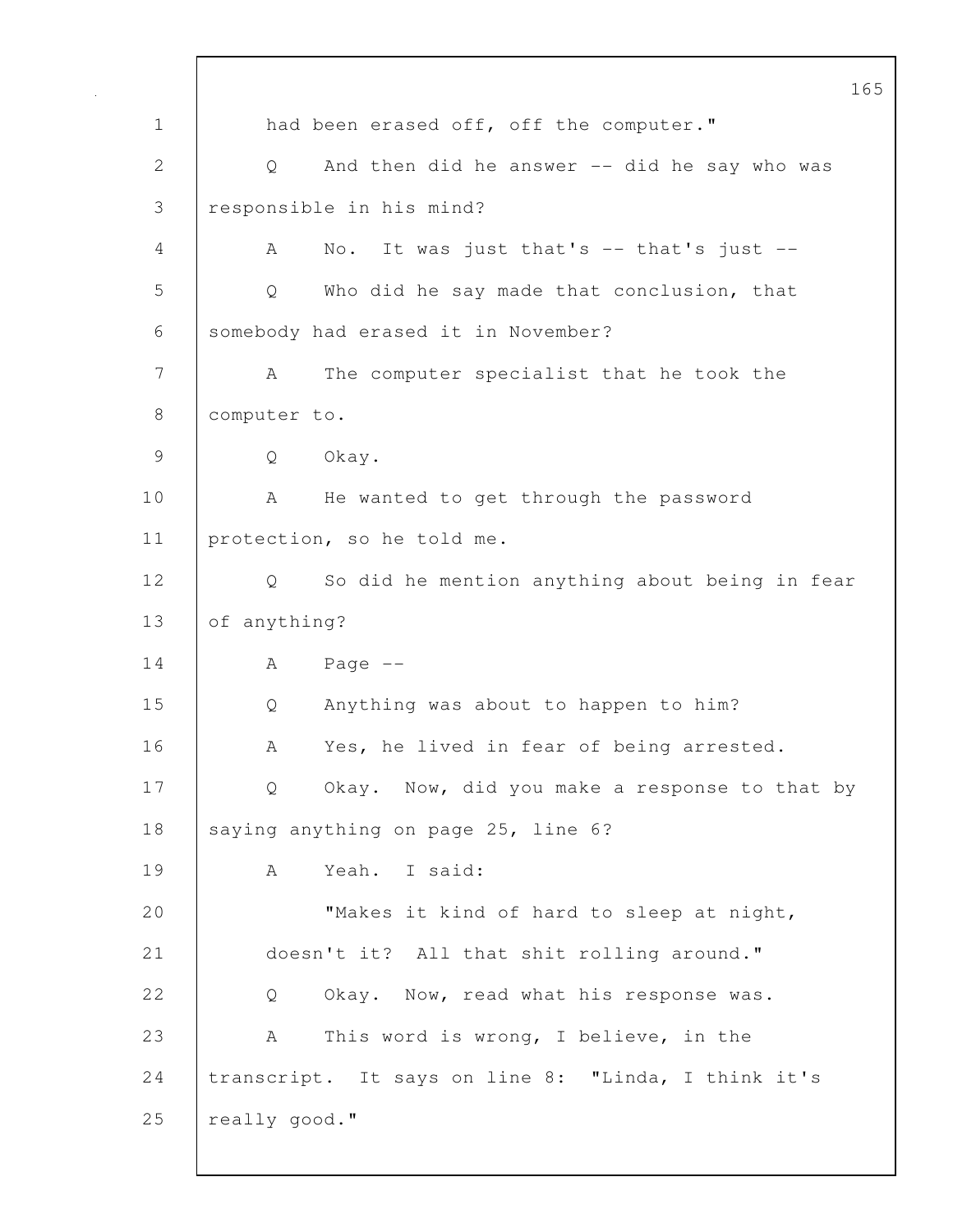had been erased off, off the computer."

Q And then did he answer -- did he say who was responsible in his mind?

A No. It was just that's -- that's just --

Q Who did he say made that conclusion, that somebody had erased it in November?

A The computer specialist that he took the computer to.

Q Okay.

A He wanted to get through the password protection, so he told me.

Q So did he mention anything about being in fear of anything?

A Page --

Q Anything was about to happen to him?

A Yes, he lived in fear of being arrested.

Q Okay. Now, did you make a response to that by saying anything on page 25, line 6?

A Yeah. I said:

"Makes it kind of hard to sleep at night, doesn't it? All that shit rolling around."

Q Okay. Now, read what his response was.

A This word is wrong, I believe, in the transcript. It says on line 8: "Linda, I think it's really good."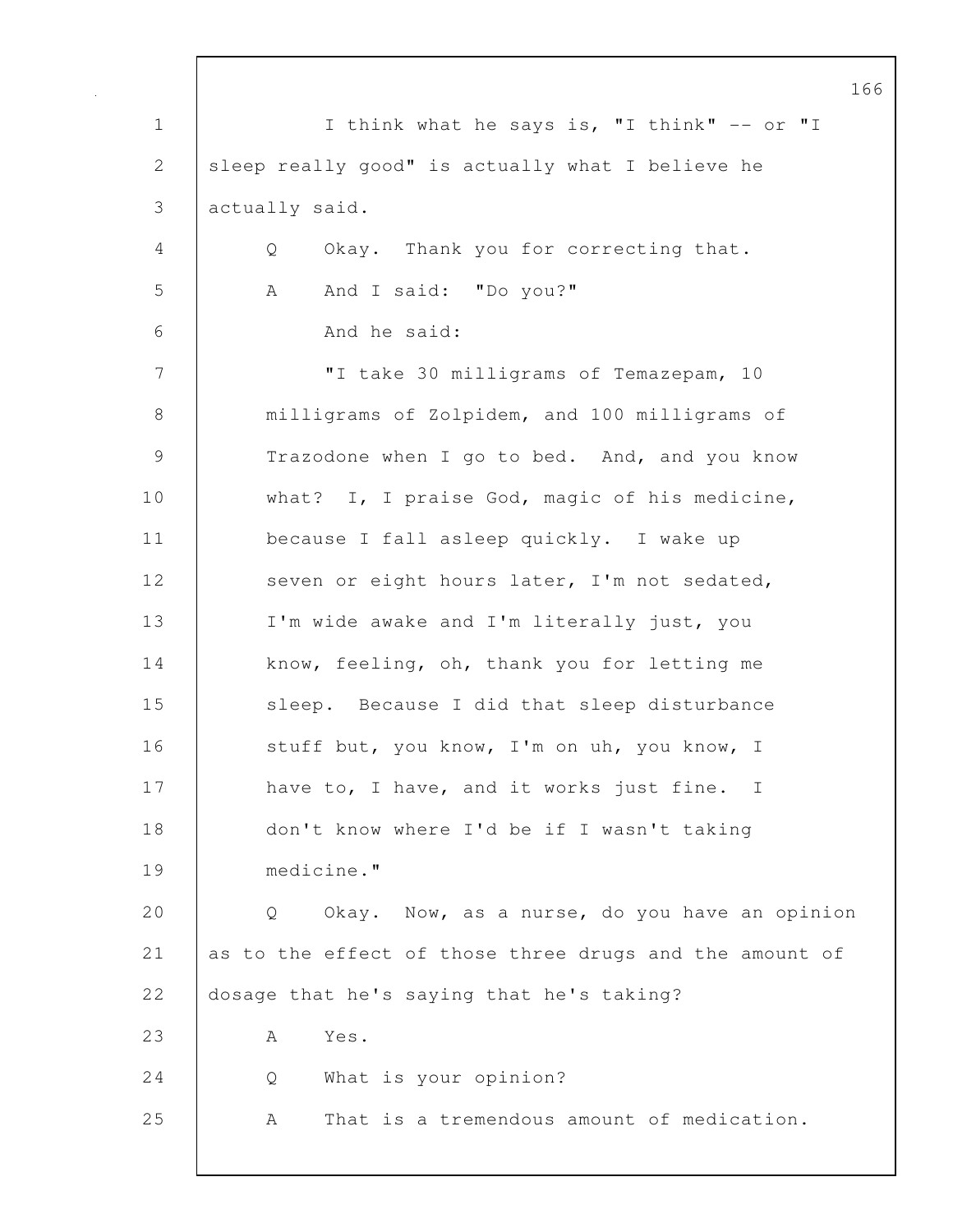I think what he says is, "I think" -- or "I sleep really good" is actually what I believe he actually said.

Q Okay. Thank you for correcting that.

A And I said: "Do you?"

And he said:

> "I take 30 milligrams of Temazepam, 10 milligrams of Zolpidem, and 100 milligrams of Trazodone when I go to bed. And, and you know what? I, I praise God, magic of his medicine, because I fall asleep quickly. I wake up seven or eight hours later, I'm not sedated, I'm wide awake and I'm literally just, you know, feeling, oh, thank you for letting me sleep. Because I did that sleep disturbance stuff but, you know, I'm on uh, you know, I have to, I have, and it works just fine. I don't know where I'd be if I wasn't taking medicine."

Q Okay. Now, as a nurse, do you have an opinion as to the effect of those three drugs and the amount of dosage that he's saying that he's taking?

A Yes.

Q What is your opinion?

A That is a tremendous amount of medication.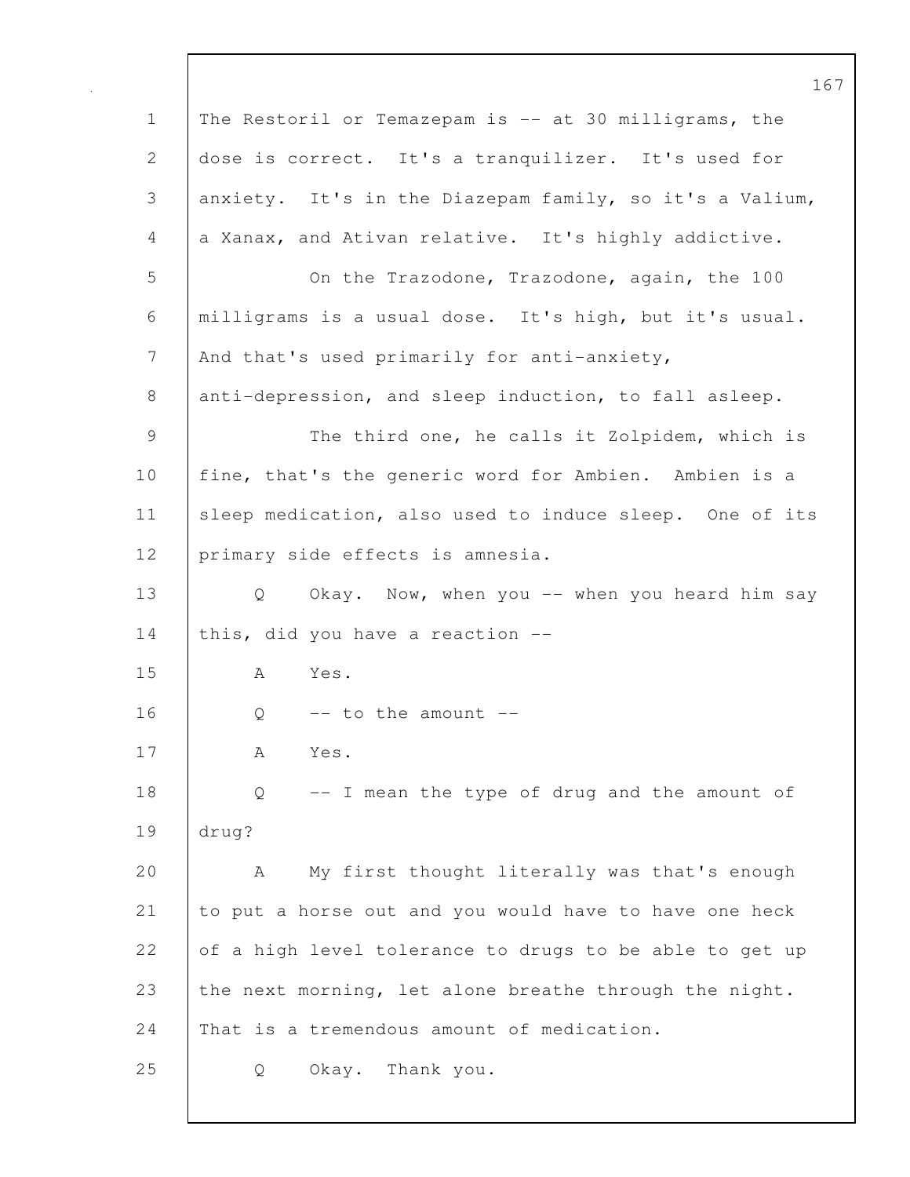The Restoril or Temazepam is -- at 30 milligrams, the dose is correct. It's a tranquilizer. It's used for anxiety. It's in the Diazepam family, so it's a Valium, a Xanax, and Ativan relative. It's highly addictive.

On the Trazodone, Trazodone, again, the 100 milligrams is a usual dose. It's high, but it's usual. And that's used primarily for anti-anxiety, anti-depression, and sleep induction, to fall asleep.

The third one, he calls it Zolpidem, which is fine, that's the generic word for Ambien. Ambien is a sleep medication, also used to induce sleep. One of its primary side effects is amnesia.

Q Okay. Now, when you -- when you heard him say this, did you have a reaction --

A Yes.

Q -- to the amount --

A Yes.

Q -- I mean the type of drug and the amount of drug?

A My first thought literally was that's enough to put a horse out and you would have to have one heck of a high level tolerance to drugs to be able to get up the next morning, let alone breathe through the night. That is a tremendous amount of medication.

Q Okay. Thank you.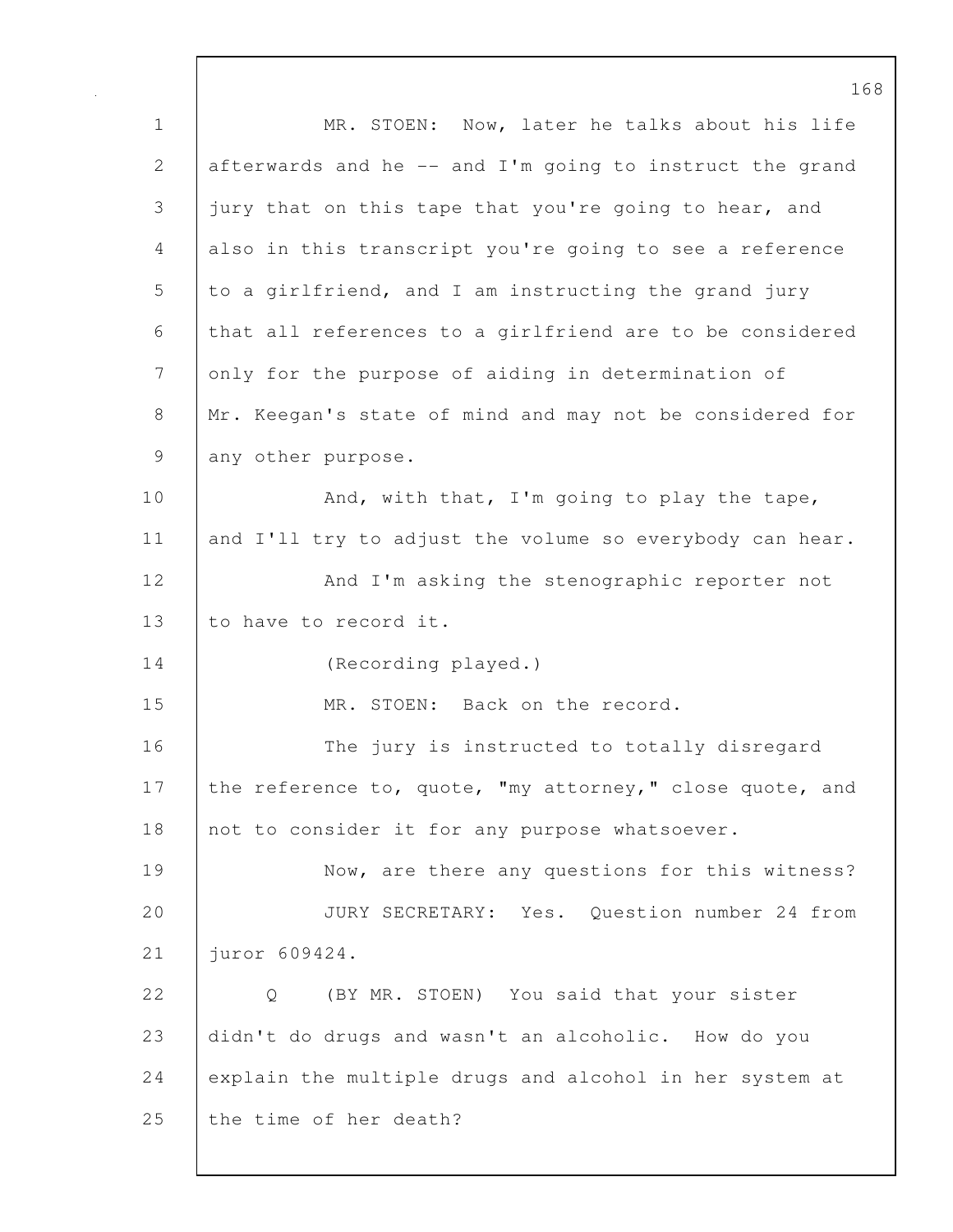MR. STOEN: Now, later he talks about his life afterwards and he -- and I'm going to instruct the grand jury that on this tape that you're going to hear, and also in this transcript you're going to see a reference to a girlfriend, and I am instructing the grand jury that all references to a girlfriend are to be considered only for the purpose of aiding in determination of Mr. Keegan's state of mind and may not be considered for any other purpose.

And, with that, I'm going to play the tape, and I'll try to adjust the volume so everybody can hear.

And I'm asking the stenographic reporter not to have to record it.

(Recording played.)

MR. STOEN: Back on the record.

The jury is instructed to totally disregard the reference to, quote, "my attorney," close quote, and not to consider it for any purpose whatsoever.

Now, are there any questions for this witness?

JURY SECRETARY: Yes. Question number 24 from juror 609424.

Q (BY MR. STOEN) You said that your sister didn't do drugs and wasn't an alcoholic. How do you explain the multiple drugs and alcohol in her system at the time of her death?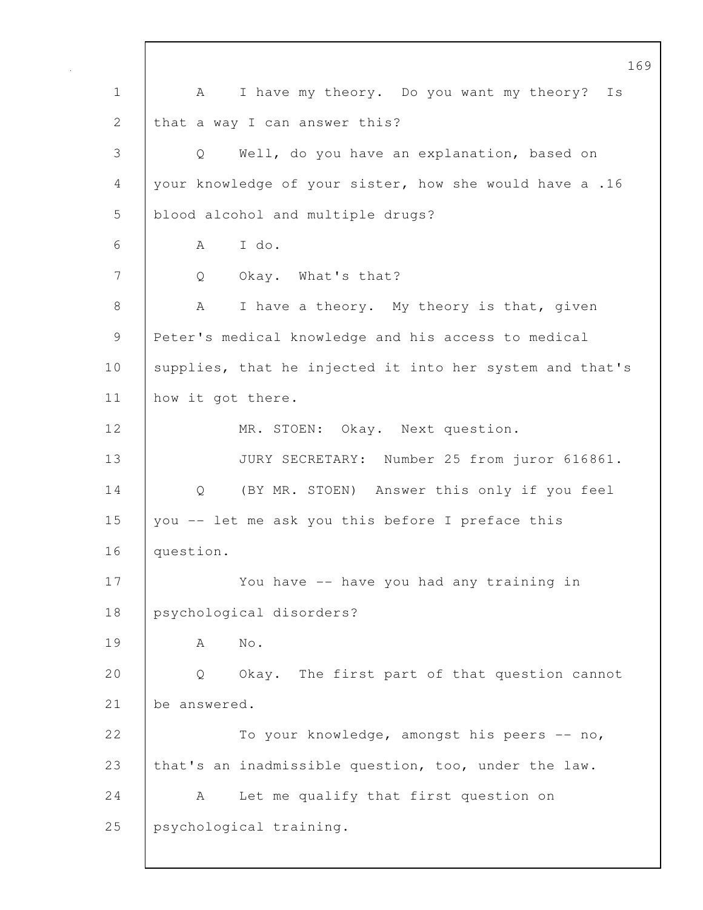A I have my theory. Do you want my theory? Is that a way I can answer this?

Q Well, do you have an explanation, based on your knowledge of your sister, how she would have a .16 blood alcohol and multiple drugs?

A I do.

Q Okay. What's that?

A I have a theory. My theory is that, given Peter's medical knowledge and his access to medical supplies, that he injected it into her system and that's how it got there.

MR. STOEN: Okay. Next question.

JURY SECRETARY: Number 25 from juror 616861.

Q (BY MR. STOEN) Answer this only if you feel you -- let me ask you this before I preface this question.

You have -- have you had any training in psychological disorders?

A No.

Q Okay. The first part of that question cannot be answered.

To your knowledge, amongst his peers -- no, that's an inadmissible question, too, under the law.

A Let me qualify that first question on psychological training.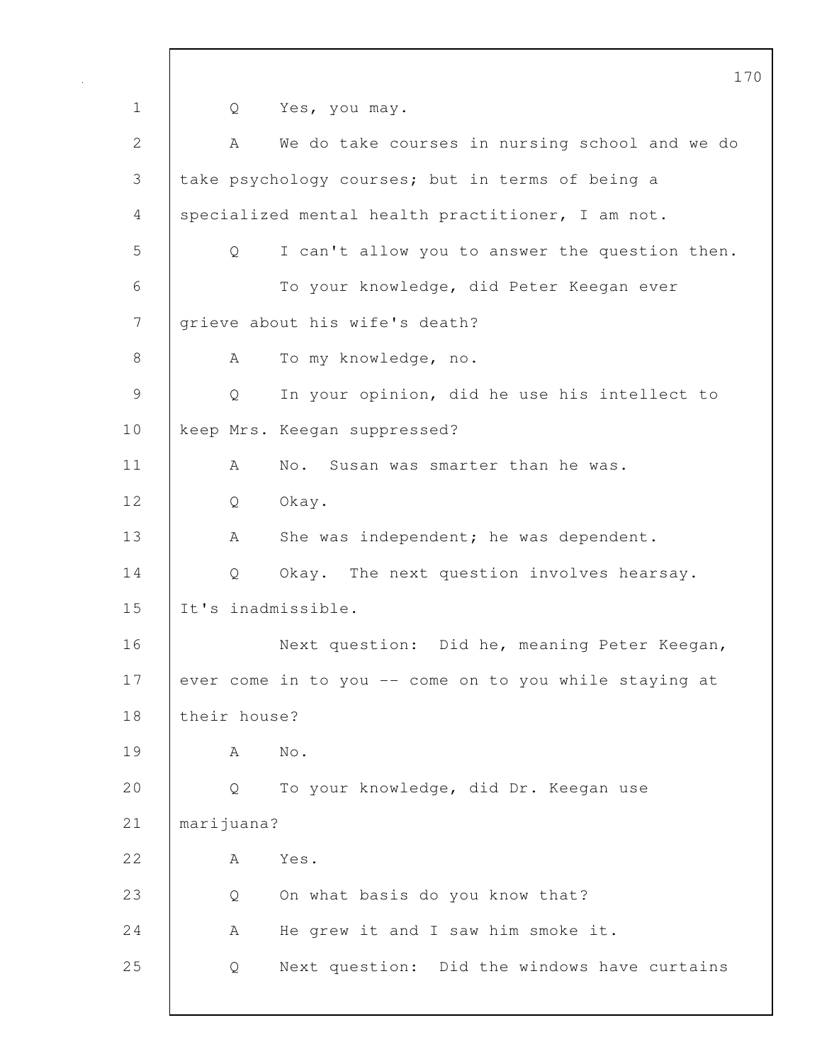Q Yes, you may.

A We do take courses in nursing school and we do take psychology courses; but in terms of being a specialized mental health practitioner, I am not.

Q I can't allow you to answer the question then.

To your knowledge, did Peter Keegan ever grieve about his wife's death?

A To my knowledge, no.

Q In your opinion, did he use his intellect to keep Mrs. Keegan suppressed?

A No. Susan was smarter than he was.

Q Okay.

A She was independent; he was dependent.

Q Okay. The next question involves hearsay. It's inadmissible.

Next question: Did he, meaning Peter Keegan, ever come in to you -- come on to you while staying at their house?

A No.

Q To your knowledge, did Dr. Keegan use marijuana?

A Yes.

Q On what basis do you know that?

A He grew it and I saw him smoke it.

Q Next question: Did the windows have curtains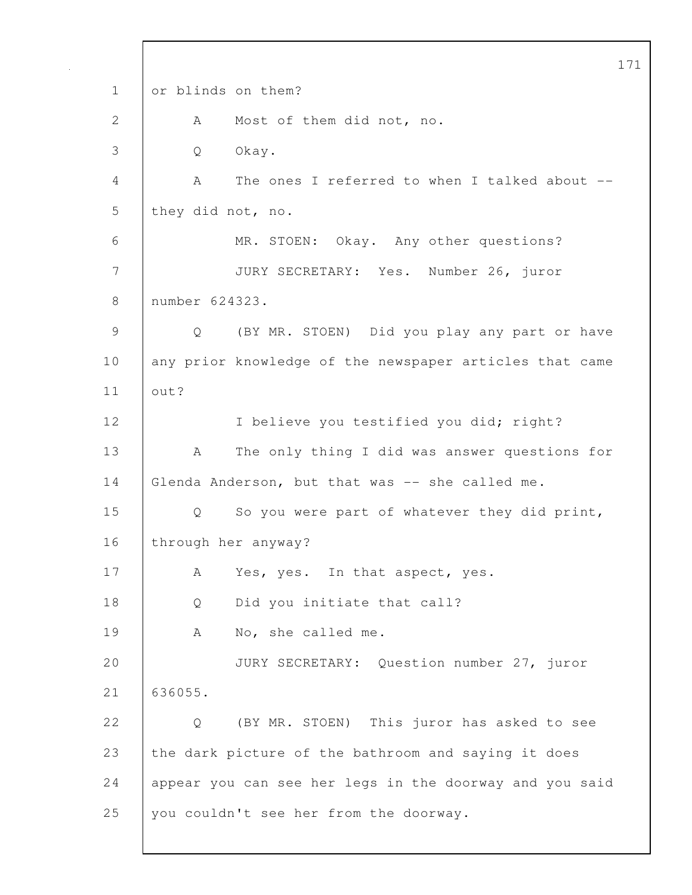or blinds on them?

A Most of them did not, no.

Q Okay.

A The ones I referred to when I talked about -- they did not, no.

MR. STOEN: Okay. Any other questions?

JURY SECRETARY: Yes. Number 26, juror number 624323.

Q (BY MR. STOEN) Did you play any part or have any prior knowledge of the newspaper articles that came out?

I believe you testified you did; right?

A The only thing I did was answer questions for Glenda Anderson, but that was -- she called me.

Q So you were part of whatever they did print, through her anyway?

A Yes, yes. In that aspect, yes.

Q Did you initiate that call?

A No, she called me.

JURY SECRETARY: Question number 27, juror 636055.

Q (BY MR. STOEN) This juror has asked to see the dark picture of the bathroom and saying it does appear you can see her legs in the doorway and you said you couldn't see her from the doorway.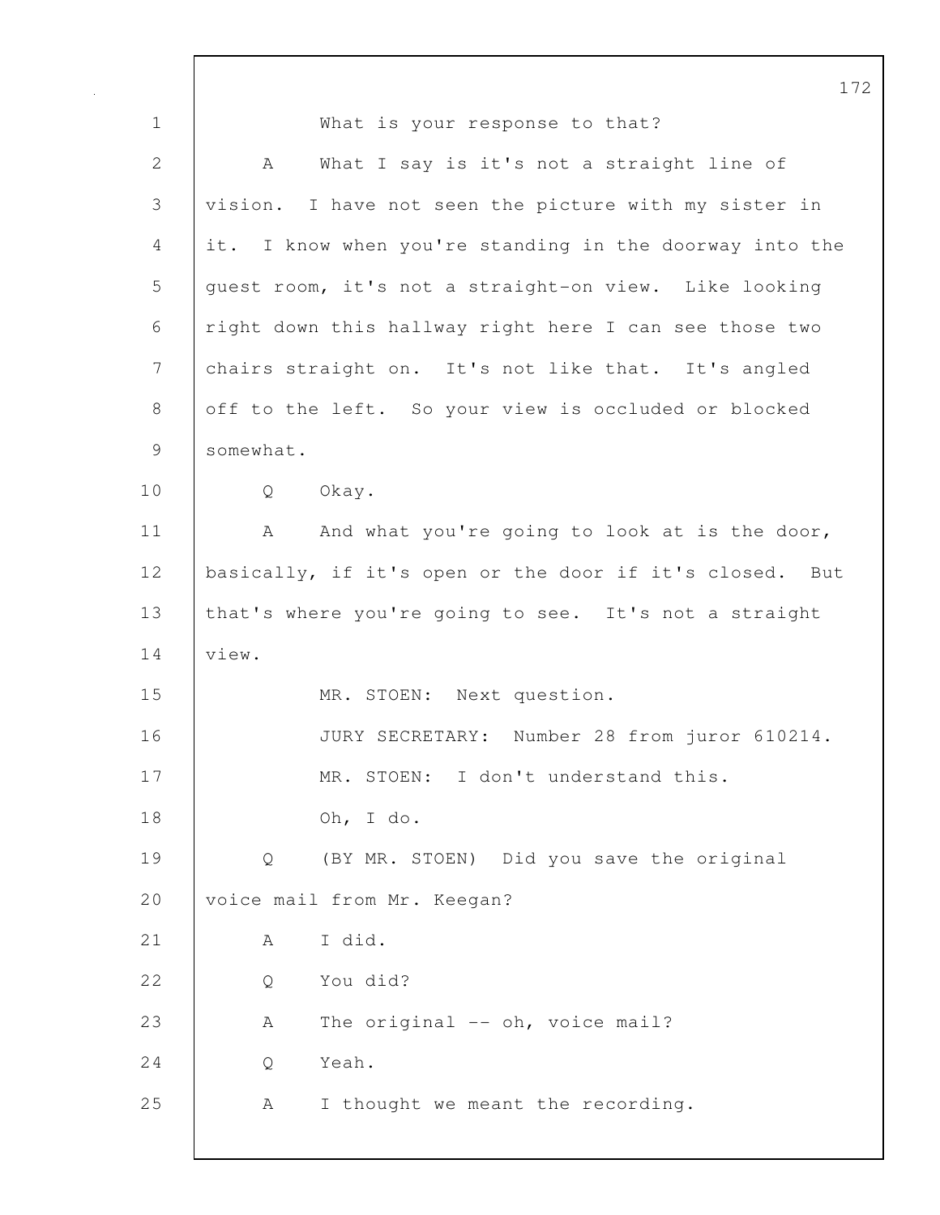1 What is your response to that?

2 A What I say is it's not a straight line of

3 vision. I have not seen the picture with my sister in

4 it. I know when you're standing in the doorway into the

5 guest room, it's not a straight-on view. Like looking

6 right down this hallway right here I can see those two

7 chairs straight on. It's not like that. It's angled

8 off to the left. So your view is occluded or blocked

9 somewhat.

10 Q Okay.

11 A And what you're going to look at is the door,

12 basically, if it's open or the door if it's closed. But

13 that's where you're going to see. It's not a straight

14 view.

15 MR. STOEN: Next question.

16 JURY SECRETARY: Number 28 from juror 610214.

17 MR. STOEN: I don't understand this.

18 Oh, I do.

19 Q (BY MR. STOEN) Did you save the original

20 voice mail from Mr. Keegan?

21 A I did.

22 Q You did?

23 A The original -- oh, voice mail?

24 Q Yeah.

25 A I thought we meant the recording.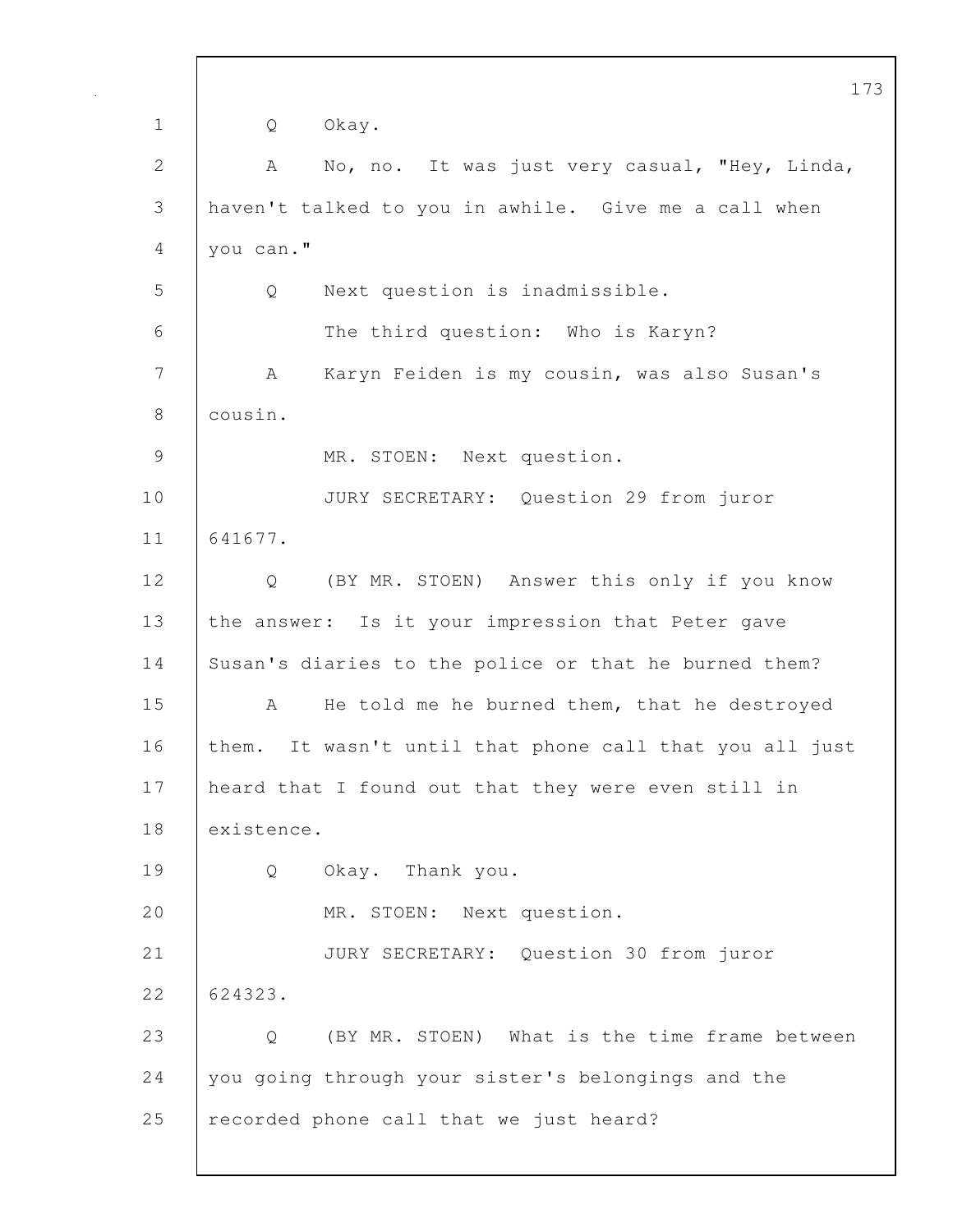Q Okay.

A No, no. It was just very casual, "Hey, Linda, haven't talked to you in awhile. Give me a call when you can."

Q Next question is inadmissible.

The third question: Who is Karyn?

A Karyn Feiden is my cousin, was also Susan's cousin.

MR. STOEN: Next question.

JURY SECRETARY: Question 29 from juror 641677.

Q (BY MR. STOEN) Answer this only if you know the answer: Is it your impression that Peter gave Susan's diaries to the police or that he burned them?

A He told me he burned them, that he destroyed them. It wasn't until that phone call that you all just heard that I found out that they were even still in existence.

Q Okay. Thank you.

MR. STOEN: Next question.

JURY SECRETARY: Question 30 from juror 624323.

Q (BY MR. STOEN) What is the time frame between you going through your sister's belongings and the recorded phone call that we just heard?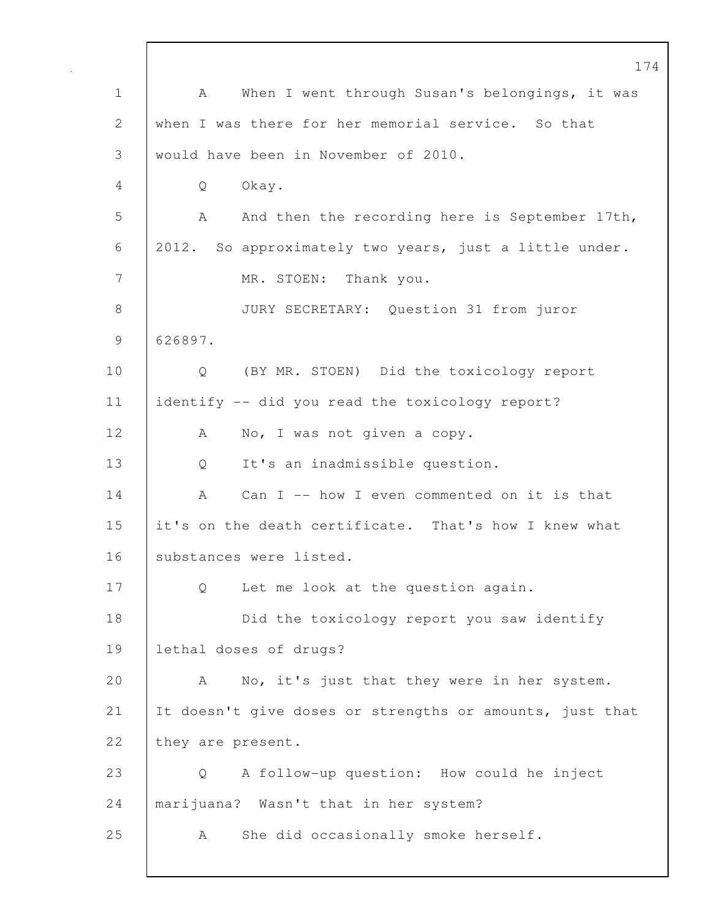A When I went through Susan's belongings, it was when I was there for her memorial service. So that would have been in November of 2010.

Q Okay.

A And then the recording here is September 17th, 2012. So approximately two years, just a little under.

MR. STOEN: Thank you.

JURY SECRETARY: Question 31 from juror 626897.

Q (BY MR. STOEN) Did the toxicology report identify -- did you read the toxicology report?

A No, I was not given a copy.

Q It's an inadmissible question.

A Can I -- how I even commented on it is that it's on the death certificate. That's how I knew what substances were listed.

Q Let me look at the question again.

Did the toxicology report you saw identify lethal doses of drugs?

A No, it's just that they were in her system. It doesn't give doses or strengths or amounts, just that they are present.

Q A follow-up question: How could he inject marijuana? Wasn't that in her system?

A She did occasionally smoke herself.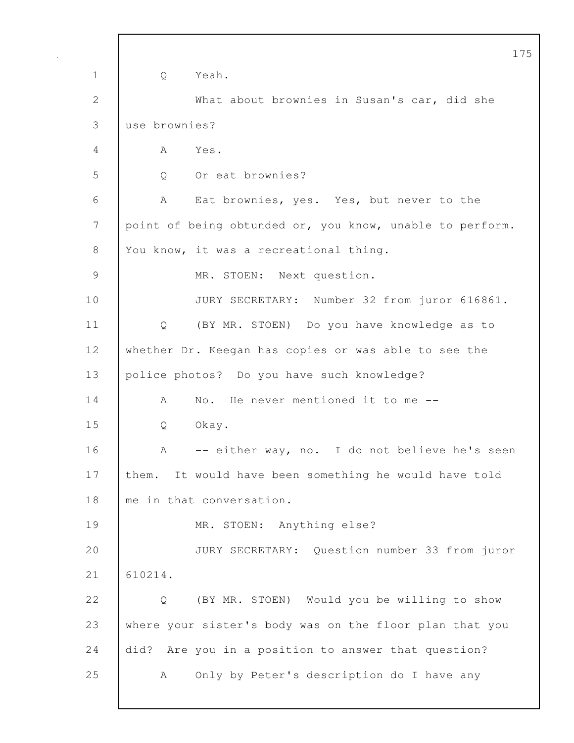Q Yeah.

What about brownies in Susan's car, did she use brownies?

A Yes.

Q Or eat brownies?

A Eat brownies, yes. Yes, but never to the point of being obtunded or, you know, unable to perform. You know, it was a recreational thing.

MR. STOEN: Next question.

JURY SECRETARY: Number 32 from juror 616861.

Q (BY MR. STOEN) Do you have knowledge as to whether Dr. Keegan has copies or was able to see the police photos? Do you have such knowledge?

A No. He never mentioned it to me --

Q Okay.

A -- either way, no. I do not believe he's seen them. It would have been something he would have told me in that conversation.

MR. STOEN: Anything else?

JURY SECRETARY: Question number 33 from juror 610214.

Q (BY MR. STOEN) Would you be willing to show where your sister's body was on the floor plan that you did? Are you in a position to answer that question?

A Only by Peter's description do I have any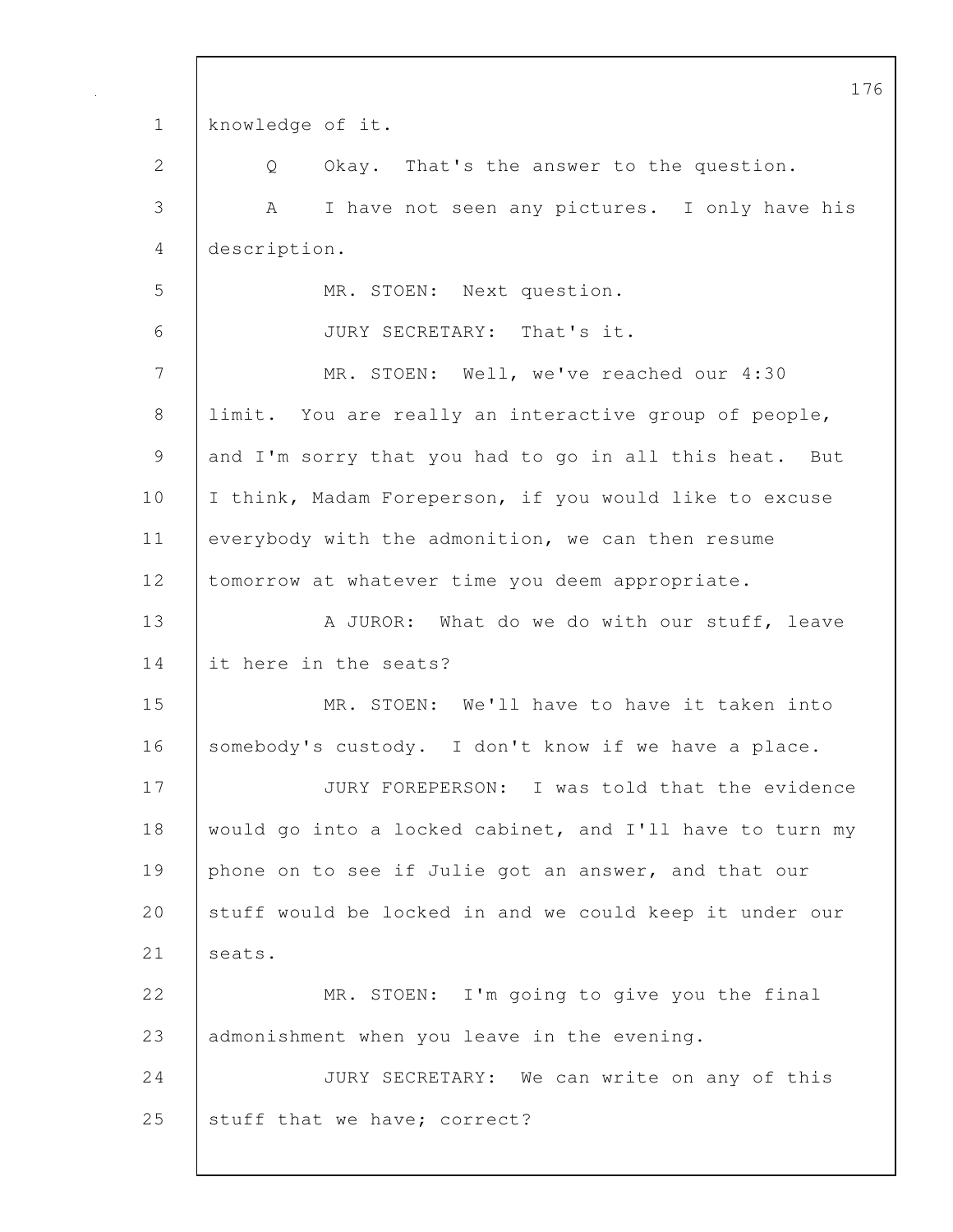knowledge of it.

Q Okay. That's the answer to the question.

A I have not seen any pictures. I only have his description.

MR. STOEN: Next question.

JURY SECRETARY: That's it.

MR. STOEN: Well, we've reached our 4:30 limit. You are really an interactive group of people, and I'm sorry that you had to go in all this heat. But I think, Madam Foreperson, if you would like to excuse everybody with the admonition, we can then resume tomorrow at whatever time you deem appropriate.

A JUROR: What do we do with our stuff, leave it here in the seats?

MR. STOEN: We'll have to have it taken into somebody's custody. I don't know if we have a place.

JURY FOREPERSON: I was told that the evidence would go into a locked cabinet, and I'll have to turn my phone on to see if Julie got an answer, and that our stuff would be locked in and we could keep it under our seats.

MR. STOEN: I'm going to give you the final admonishment when you leave in the evening.

JURY SECRETARY: We can write on any of this stuff that we have; correct?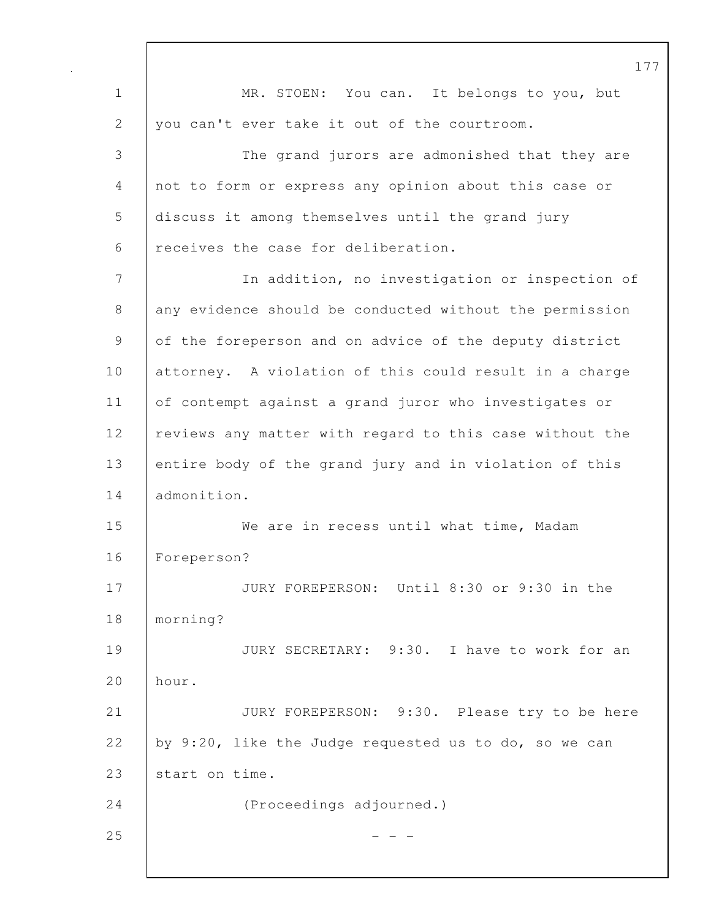MR. STOEN: You can. It belongs to you, but you can't ever take it out of the courtroom.

The grand jurors are admonished that they are not to form or express any opinion about this case or discuss it among themselves until the grand jury receives the case for deliberation.

In addition, no investigation or inspection of any evidence should be conducted without the permission of the foreperson and on advice of the deputy district attorney. A violation of this could result in a charge of contempt against a grand juror who investigates or reviews any matter with regard to this case without the entire body of the grand jury and in violation of this admonition.

We are in recess until what time, Madam Foreperson?

JURY FOREPERSON: Until 8:30 or 9:30 in the morning?

JURY SECRETARY: 9:30. I have to work for an hour.

JURY FOREPERSON: 9:30. Please try to be here by 9:20, like the Judge requested us to do, so we can start on time.

(Proceedings adjourned.)

- - -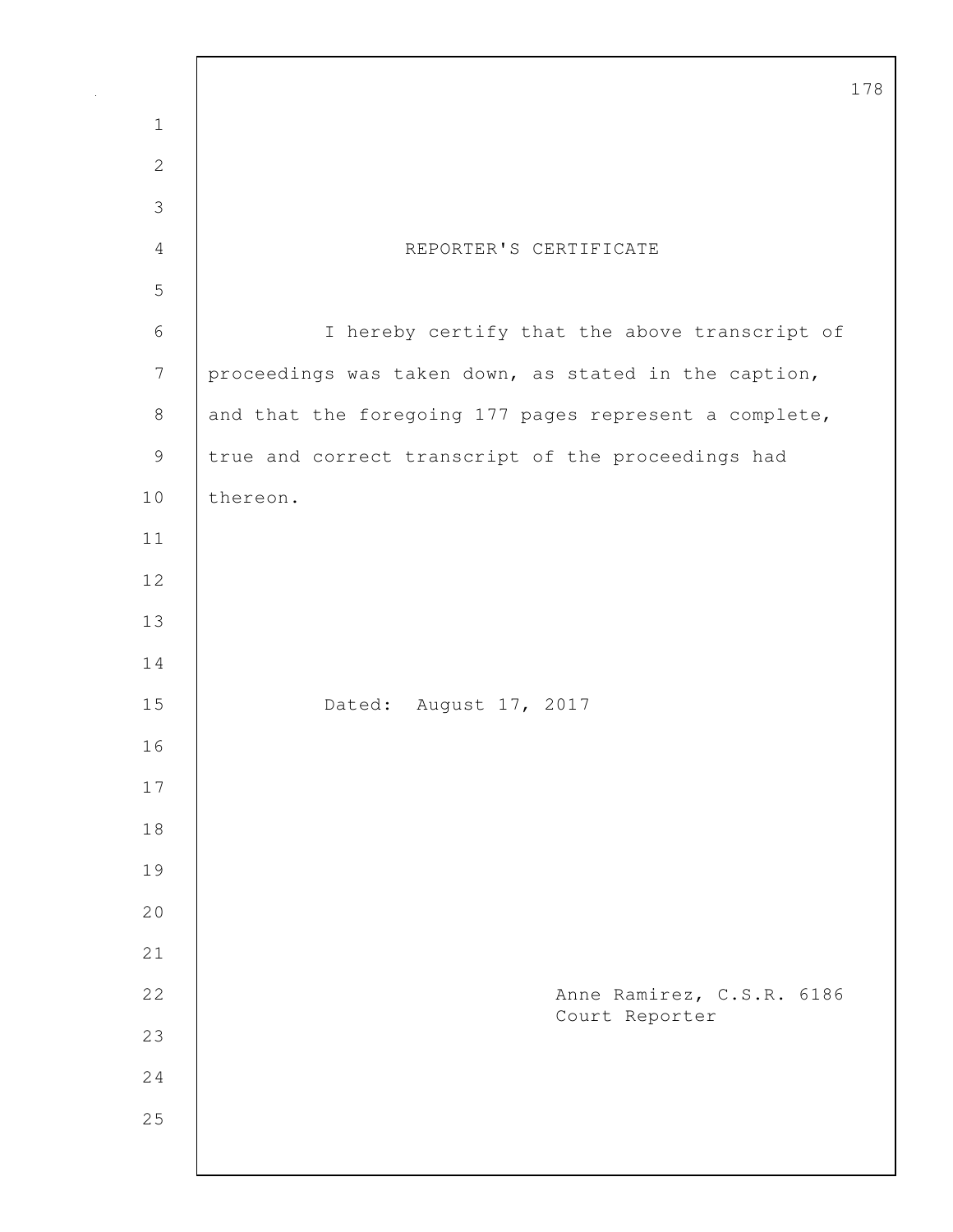# REPORTER'S CERTIFICATE

I hereby certify that the above transcript of proceedings was taken down, as stated in the caption, and that the foregoing 177 pages represent a complete, true and correct transcript of the proceedings had thereon.

Dated: August 17, 2017

Anne Ramirez, C.S.R. 6186
Court Reporter